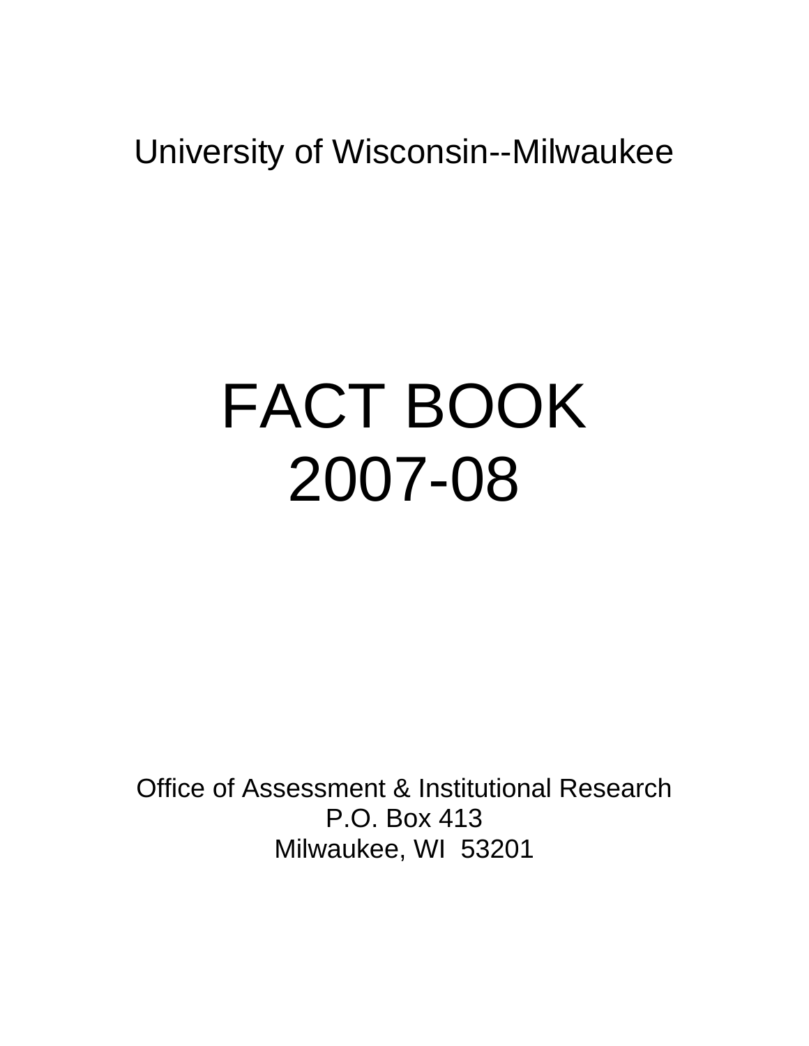University of Wisconsin--Milwaukee

# FACT BOOK
# 2007-08

Office of Assessment & Institutional Research
P.O. Box 413
Milwaukee, WI 53201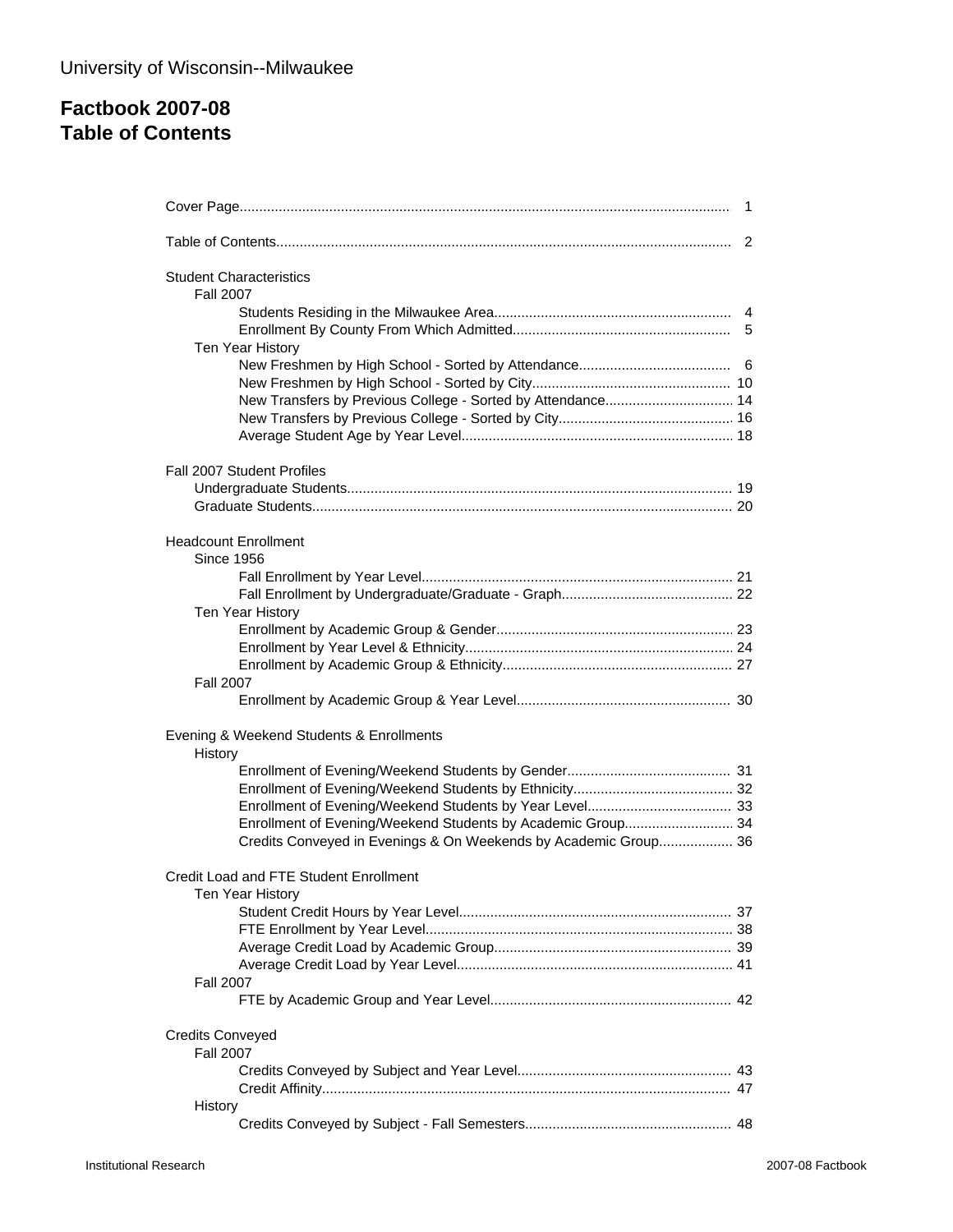University of Wisconsin--Milwaukee

# Factbook 2007-08
# Table of Contents

Cover Page ........ 1

Table of Contents ........ 2

Student Characteristics
- Fall 2007
  - Students Residing in the Milwaukee Area ........ 4
  - Enrollment By County From Which Admitted ........ 5
- Ten Year History
  - New Freshmen by High School - Sorted by Attendance ........ 6
  - New Freshmen by High School - Sorted by City ........ 10
  - New Transfers by Previous College - Sorted by Attendance ........ 14
  - New Transfers by Previous College - Sorted by City ........ 16
  - Average Student Age by Year Level ........ 18

Fall 2007 Student Profiles
- Undergraduate Students ........ 19
- Graduate Students ........ 20

Headcount Enrollment
- Since 1956
  - Fall Enrollment by Year Level ........ 21
  - Fall Enrollment by Undergraduate/Graduate - Graph ........ 22
- Ten Year History
  - Enrollment by Academic Group & Gender ........ 23
  - Enrollment by Year Level & Ethnicity ........ 24
  - Enrollment by Academic Group & Ethnicity ........ 27
- Fall 2007
  - Enrollment by Academic Group & Year Level ........ 30

Evening & Weekend Students & Enrollments
- History
  - Enrollment of Evening/Weekend Students by Gender ........ 31
  - Enrollment of Evening/Weekend Students by Ethnicity ........ 32
  - Enrollment of Evening/Weekend Students by Year Level ........ 33
  - Enrollment of Evening/Weekend Students by Academic Group ........ 34
  - Credits Conveyed in Evenings & On Weekends by Academic Group ........ 36

Credit Load and FTE Student Enrollment
- Ten Year History
  - Student Credit Hours by Year Level ........ 37
  - FTE Enrollment by Year Level ........ 38
  - Average Credit Load by Academic Group ........ 39
  - Average Credit Load by Year Level ........ 41
- Fall 2007
  - FTE by Academic Group and Year Level ........ 42

Credits Conveyed
- Fall 2007
  - Credits Conveyed by Subject and Year Level ........ 43
  - Credit Affinity ........ 47
- History
  - Credits Conveyed by Subject - Fall Semesters ........ 48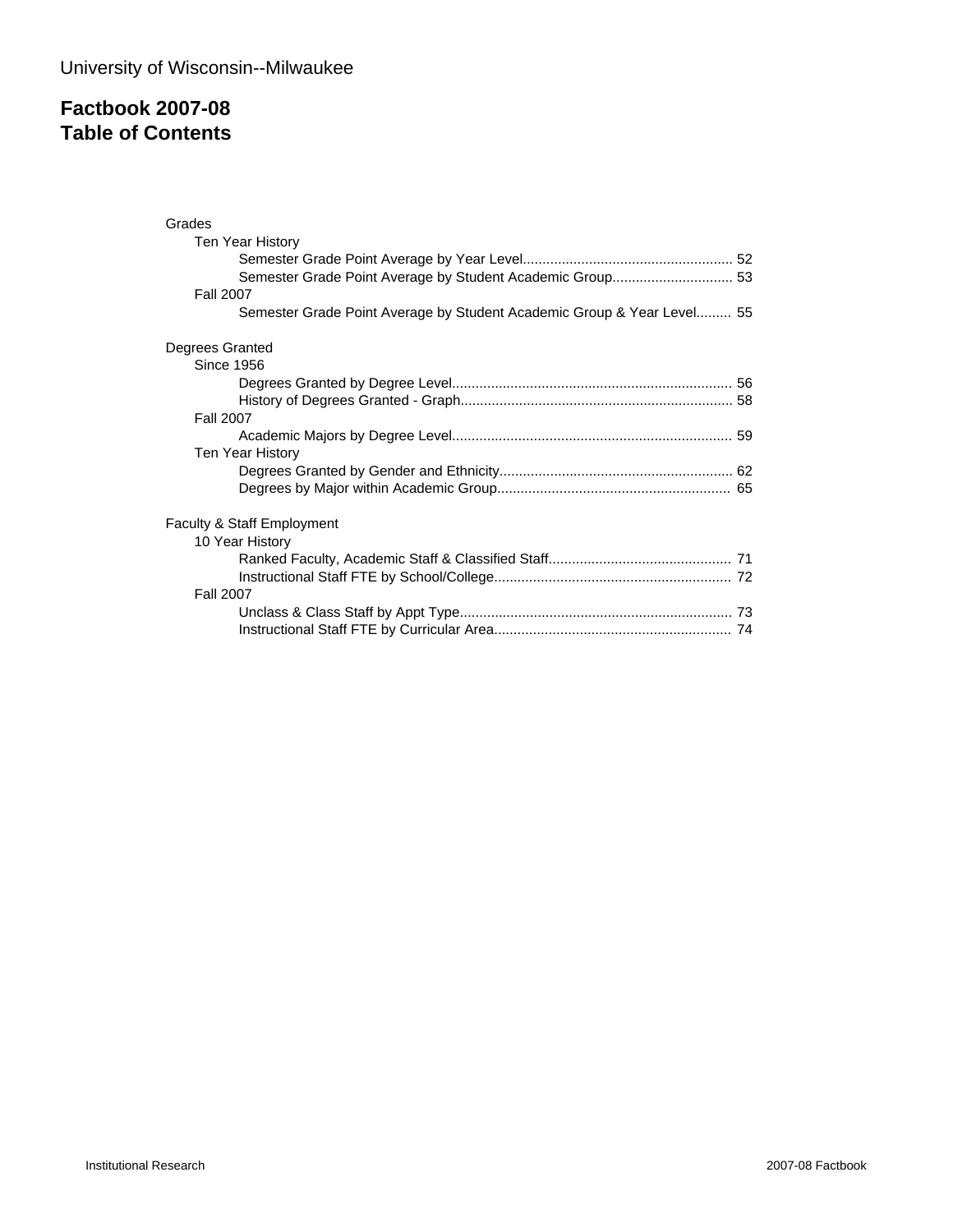University of Wisconsin--Milwaukee

# Factbook 2007-08
# Table of Contents

Grades
- Ten Year History
  - Semester Grade Point Average by Year Level...................................................... 52
  - Semester Grade Point Average by Student Academic Group............................... 53
- Fall 2007
  - Semester Grade Point Average by Student Academic Group & Year Level......... 55

Degrees Granted
- Since 1956
  - Degrees Granted by Degree Level....................................................................... 56
  - History of Degrees Granted - Graph..................................................................... 58
- Fall 2007
  - Academic Majors by Degree Level....................................................................... 59
- Ten Year History
  - Degrees Granted by Gender and Ethnicity........................................................... 62
  - Degrees by Major within Academic Group............................................................ 65

Faculty & Staff Employment
- 10 Year History
  - Ranked Faculty, Academic Staff & Classified Staff............................................... 71
  - Instructional Staff FTE by School/College............................................................ 72
- Fall 2007
  - Unclass & Class Staff by Appt Type...................................................................... 73
  - Instructional Staff FTE by Curricular Area............................................................ 74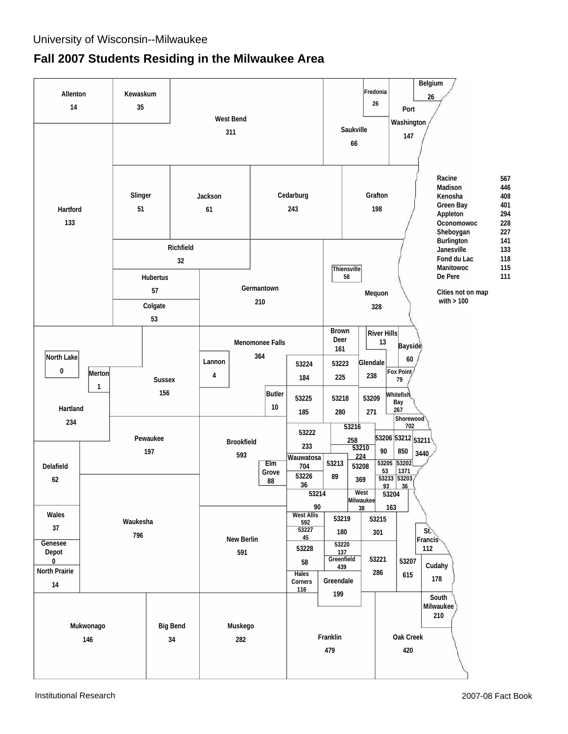University of Wisconsin--Milwaukee

# Fall 2007 Students Residing in the Milwaukee Area

| Area | Students |
|---|---|
| Allenton | 14 |
| Kewaskum | 35 |
| West Bend | 311 |
| Saukville | 66 |
| Fredonia | 26 |
| Belgium | 26 |
| Port Washington | 147 |
| Hartford | 133 |
| Slinger | 51 |
| Jackson | 61 |
| Cedarburg | 243 |
| Grafton | 198 |
| Richfield | 32 |
| Hubertus | 57 |
| Colgate | 53 |
| Germantown | 210 |
| Thiensville | 58 |
| Mequon | 328 |
| North Lake | 0 |
| Merton | 1 |
| Hartland | 234 |
| Sussex | 156 |
| Lannon | 4 |
| Menomonee Falls | 364 |
| Butler | 10 |
| Brown Deer | 161 |
| River Hills | 13 |
| Bayside | 60 |
| Glendale | 238 |
| Fox Point | 79 |
| Whitefish Bay | 267 |
| Shorewood | 702 |
| 53224 | 184 |
| 53223 | 225 |
| 53225 | 185 |
| 53218 | 280 |
| 53209 | 271 |
| 53222 | 233 |
| 53216 | 258 |
| 53210 | 224 |
| 53206 | 90 |
| 53212 | 850 |
| 53211 | 3440 |
| Pewaukee | 197 |
| Brookfield | 593 |
| Elm Grove | 88 |
| Wauwatosa | 704 |
| 53226 | 36 |
| 53213 | 89 |
| 53208 | 369 |
| 53205 | 53 |
| 53202 | 1371 |
| 53233 | 93 |
| 53203 | 36 |
| 53214 | 90 |
| West Milwaukee | 38 |
| 53204 | 163 |
| Delafield | 62 |
| Wales | 37 |
| Genesee Depot | 0 |
| North Prairie | 14 |
| Waukesha | 796 |
| New Berlin | 591 |
| West Allis | 592 |
| 53227 | 45 |
| 53228 | 58 |
| 53219 | 180 |
| 53215 | 301 |
| 53220 | 137 |
| Greenfield | 439 |
| 53221 | 286 |
| 53207 | 615 |
| St. Francis | 112 |
| Cudahy | 178 |
| Hales Corners | 116 |
| Greendale | 199 |
| South Milwaukee | 210 |
| Mukwonago | 146 |
| Big Bend | 34 |
| Muskego | 282 |
| Franklin | 479 |
| Oak Creek | 420 |

Cities not on map with > 100

| City | Students |
|---|---|
| Racine | 567 |
| Madison | 446 |
| Kenosha | 408 |
| Green Bay | 401 |
| Appleton | 294 |
| Oconomowoc | 228 |
| Sheboygan | 227 |
| Burlington | 141 |
| Janesville | 133 |
| Fond du Lac | 118 |
| Manitowoc | 115 |
| De Pere | 111 |

Institutional Research

2007-08 Fact Book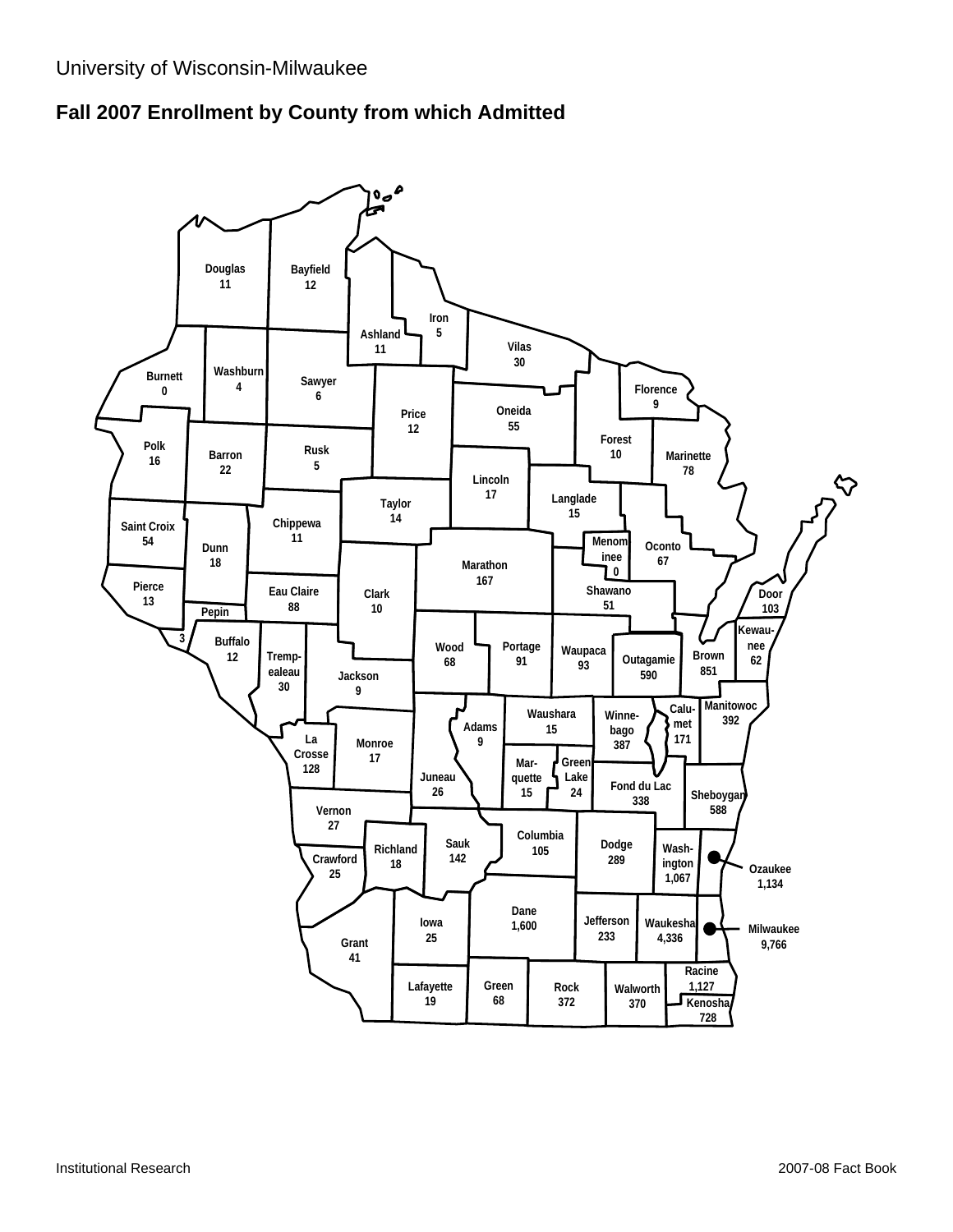University of Wisconsin-Milwaukee

## Fall 2007 Enrollment by County from which Admitted

| County | Enrollment |
|---|---|
| Douglas | 11 |
| Bayfield | 12 |
| Iron | 5 |
| Ashland | 11 |
| Vilas | 30 |
| Burnett | 0 |
| Washburn | 4 |
| Sawyer | 6 |
| Florence | 9 |
| Oneida | 55 |
| Price | 12 |
| Forest | 10 |
| Polk | 16 |
| Barron | 22 |
| Rusk | 5 |
| Marinette | 78 |
| Lincoln | 17 |
| Langlade | 15 |
| Taylor | 14 |
| Saint Croix | 54 |
| Chippewa | 11 |
| Dunn | 18 |
| Menominee | 0 |
| Oconto | 67 |
| Marathon | 167 |
| Pierce | 13 |
| Eau Claire | 88 |
| Clark | 10 |
| Shawano | 51 |
| Door | 103 |
| Pepin | 3 |
| Kewaunee | 62 |
| Buffalo | 12 |
| Trempealeau | 30 |
| Wood | 68 |
| Portage | 91 |
| Waupaca | 93 |
| Outagamie | 590 |
| Brown | 851 |
| Jackson | 9 |
| Manitowoc | 392 |
| Calumet | 171 |
| Waushara | 15 |
| Winnebago | 387 |
| Adams | 9 |
| La Crosse | 128 |
| Monroe | 17 |
| Marquette | 15 |
| Green Lake | 24 |
| Juneau | 26 |
| Fond du Lac | 338 |
| Sheboygan | 588 |
| Vernon | 27 |
| Columbia | 105 |
| Sauk | 142 |
| Dodge | 289 |
| Washington | 1,067 |
| Richland | 18 |
| Crawford | 25 |
| Ozaukee | 1,134 |
| Dane | 1,600 |
| Iowa | 25 |
| Jefferson | 233 |
| Waukesha | 4,336 |
| Milwaukee | 9,766 |
| Grant | 41 |
| Racine | 1,127 |
| Lafayette | 19 |
| Green | 68 |
| Rock | 372 |
| Walworth | 370 |
| Kenosha | 728 |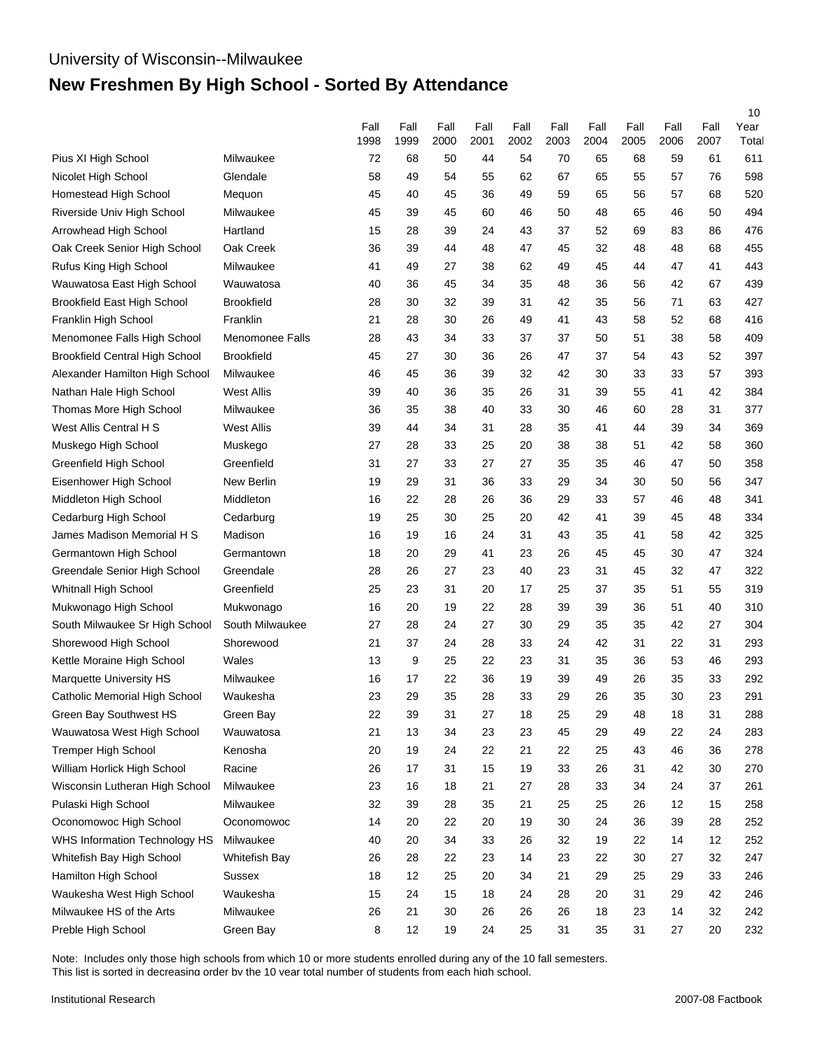University of Wisconsin--Milwaukee

# New Freshmen By High School - Sorted By Attendance

| | | Fall 1998 | Fall 1999 | Fall 2000 | Fall 2001 | Fall 2002 | Fall 2003 | Fall 2004 | Fall 2005 | Fall 2006 | Fall 2007 | 10 Year Total |
|---|---|---|---|---|---|---|---|---|---|---|---|---|
| Pius XI High School | Milwaukee | 72 | 68 | 50 | 44 | 54 | 70 | 65 | 68 | 59 | 61 | 611 |
| Nicolet High School | Glendale | 58 | 49 | 54 | 55 | 62 | 67 | 65 | 55 | 57 | 76 | 598 |
| Homestead High School | Mequon | 45 | 40 | 45 | 36 | 49 | 59 | 65 | 56 | 57 | 68 | 520 |
| Riverside Univ High School | Milwaukee | 45 | 39 | 45 | 60 | 46 | 50 | 48 | 65 | 46 | 50 | 494 |
| Arrowhead High School | Hartland | 15 | 28 | 39 | 24 | 43 | 37 | 52 | 69 | 83 | 86 | 476 |
| Oak Creek Senior High School | Oak Creek | 36 | 39 | 44 | 48 | 47 | 45 | 32 | 48 | 48 | 68 | 455 |
| Rufus King High School | Milwaukee | 41 | 49 | 27 | 38 | 62 | 49 | 45 | 44 | 47 | 41 | 443 |
| Wauwatosa East High School | Wauwatosa | 40 | 36 | 45 | 34 | 35 | 48 | 36 | 56 | 42 | 67 | 439 |
| Brookfield East High School | Brookfield | 28 | 30 | 32 | 39 | 31 | 42 | 35 | 56 | 71 | 63 | 427 |
| Franklin High School | Franklin | 21 | 28 | 30 | 26 | 49 | 41 | 43 | 58 | 52 | 68 | 416 |
| Menomonee Falls High School | Menomonee Falls | 28 | 43 | 34 | 33 | 37 | 37 | 50 | 51 | 38 | 58 | 409 |
| Brookfield Central High School | Brookfield | 45 | 27 | 30 | 36 | 26 | 47 | 37 | 54 | 43 | 52 | 397 |
| Alexander Hamilton High School | Milwaukee | 46 | 45 | 36 | 39 | 32 | 42 | 30 | 33 | 33 | 57 | 393 |
| Nathan Hale High School | West Allis | 39 | 40 | 36 | 35 | 26 | 31 | 39 | 55 | 41 | 42 | 384 |
| Thomas More High School | Milwaukee | 36 | 35 | 38 | 40 | 33 | 30 | 46 | 60 | 28 | 31 | 377 |
| West Allis Central H S | West Allis | 39 | 44 | 34 | 31 | 28 | 35 | 41 | 44 | 39 | 34 | 369 |
| Muskego High School | Muskego | 27 | 28 | 33 | 25 | 20 | 38 | 38 | 51 | 42 | 58 | 360 |
| Greenfield High School | Greenfield | 31 | 27 | 33 | 27 | 27 | 35 | 35 | 46 | 47 | 50 | 358 |
| Eisenhower High School | New Berlin | 19 | 29 | 31 | 36 | 33 | 29 | 34 | 30 | 50 | 56 | 347 |
| Middleton High School | Middleton | 16 | 22 | 28 | 26 | 36 | 29 | 33 | 57 | 46 | 48 | 341 |
| Cedarburg High School | Cedarburg | 19 | 25 | 30 | 25 | 20 | 42 | 41 | 39 | 45 | 48 | 334 |
| James Madison Memorial H S | Madison | 16 | 19 | 16 | 24 | 31 | 43 | 35 | 41 | 58 | 42 | 325 |
| Germantown High School | Germantown | 18 | 20 | 29 | 41 | 23 | 26 | 45 | 45 | 30 | 47 | 324 |
| Greendale Senior High School | Greendale | 28 | 26 | 27 | 23 | 40 | 23 | 31 | 45 | 32 | 47 | 322 |
| Whitnall High School | Greenfield | 25 | 23 | 31 | 20 | 17 | 25 | 37 | 35 | 51 | 55 | 319 |
| Mukwonago High School | Mukwonago | 16 | 20 | 19 | 22 | 28 | 39 | 39 | 36 | 51 | 40 | 310 |
| South Milwaukee Sr High School | South Milwaukee | 27 | 28 | 24 | 27 | 30 | 29 | 35 | 35 | 42 | 27 | 304 |
| Shorewood High School | Shorewood | 21 | 37 | 24 | 28 | 33 | 24 | 42 | 31 | 22 | 31 | 293 |
| Kettle Moraine High School | Wales | 13 | 9 | 25 | 22 | 23 | 31 | 35 | 36 | 53 | 46 | 293 |
| Marquette University HS | Milwaukee | 16 | 17 | 22 | 36 | 19 | 39 | 49 | 26 | 35 | 33 | 292 |
| Catholic Memorial High School | Waukesha | 23 | 29 | 35 | 28 | 33 | 29 | 26 | 35 | 30 | 23 | 291 |
| Green Bay Southwest HS | Green Bay | 22 | 39 | 31 | 27 | 18 | 25 | 29 | 48 | 18 | 31 | 288 |
| Wauwatosa West High School | Wauwatosa | 21 | 13 | 34 | 23 | 23 | 45 | 29 | 49 | 22 | 24 | 283 |
| Tremper High School | Kenosha | 20 | 19 | 24 | 22 | 21 | 22 | 25 | 43 | 46 | 36 | 278 |
| William Horlick High School | Racine | 26 | 17 | 31 | 15 | 19 | 33 | 26 | 31 | 42 | 30 | 270 |
| Wisconsin Lutheran High School | Milwaukee | 23 | 16 | 18 | 21 | 27 | 28 | 33 | 34 | 24 | 37 | 261 |
| Pulaski High School | Milwaukee | 32 | 39 | 28 | 35 | 21 | 25 | 25 | 26 | 12 | 15 | 258 |
| Oconomowoc High School | Oconomowoc | 14 | 20 | 22 | 20 | 19 | 30 | 24 | 36 | 39 | 28 | 252 |
| WHS Information Technology HS | Milwaukee | 40 | 20 | 34 | 33 | 26 | 32 | 19 | 22 | 14 | 12 | 252 |
| Whitefish Bay High School | Whitefish Bay | 26 | 28 | 22 | 23 | 14 | 23 | 22 | 30 | 27 | 32 | 247 |
| Hamilton High School | Sussex | 18 | 12 | 25 | 20 | 34 | 21 | 29 | 25 | 29 | 33 | 246 |
| Waukesha West High School | Waukesha | 15 | 24 | 15 | 18 | 24 | 28 | 20 | 31 | 29 | 42 | 246 |
| Milwaukee HS of the Arts | Milwaukee | 26 | 21 | 30 | 26 | 26 | 26 | 18 | 23 | 14 | 32 | 242 |
| Preble High School | Green Bay | 8 | 12 | 19 | 24 | 25 | 31 | 35 | 31 | 27 | 20 | 232 |

Note: Includes only those high schools from which 10 or more students enrolled during any of the 10 fall semesters.
This list is sorted in decreasing order by the 10 year total number of students from each high school.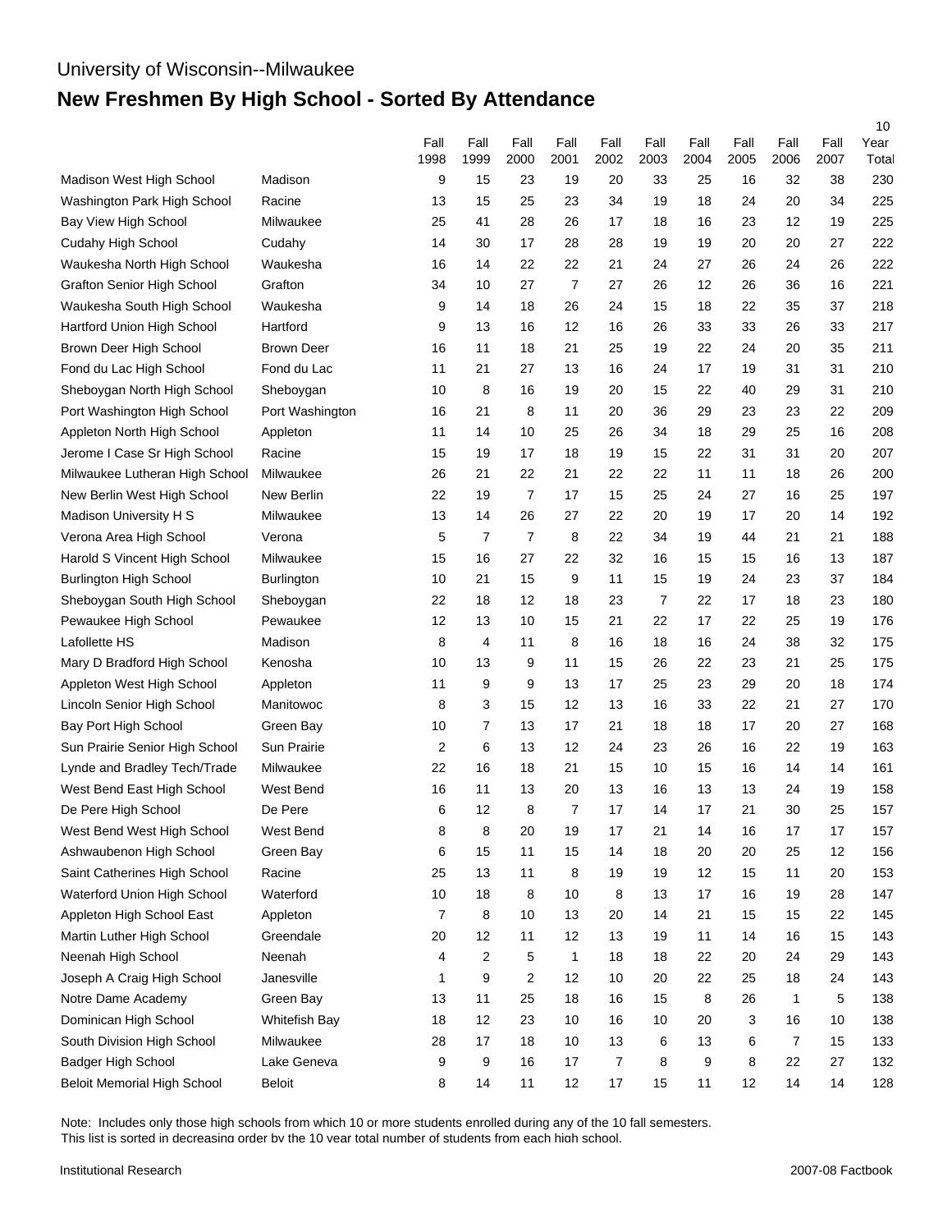University of Wisconsin--Milwaukee

# New Freshmen By High School - Sorted By Attendance

| | | Fall 1998 | Fall 1999 | Fall 2000 | Fall 2001 | Fall 2002 | Fall 2003 | Fall 2004 | Fall 2005 | Fall 2006 | Fall 2007 | 10 Year Total |
|---|---|---|---|---|---|---|---|---|---|---|---|---|
| Madison West High School | Madison | 9 | 15 | 23 | 19 | 20 | 33 | 25 | 16 | 32 | 38 | 230 |
| Washington Park High School | Racine | 13 | 15 | 25 | 23 | 34 | 19 | 18 | 24 | 20 | 34 | 225 |
| Bay View High School | Milwaukee | 25 | 41 | 28 | 26 | 17 | 18 | 16 | 23 | 12 | 19 | 225 |
| Cudahy High School | Cudahy | 14 | 30 | 17 | 28 | 28 | 19 | 19 | 20 | 20 | 27 | 222 |
| Waukesha North High School | Waukesha | 16 | 14 | 22 | 22 | 21 | 24 | 27 | 26 | 24 | 26 | 222 |
| Grafton Senior High School | Grafton | 34 | 10 | 27 | 7 | 27 | 26 | 12 | 26 | 36 | 16 | 221 |
| Waukesha South High School | Waukesha | 9 | 14 | 18 | 26 | 24 | 15 | 18 | 22 | 35 | 37 | 218 |
| Hartford Union High School | Hartford | 9 | 13 | 16 | 12 | 16 | 26 | 33 | 33 | 26 | 33 | 217 |
| Brown Deer High School | Brown Deer | 16 | 11 | 18 | 21 | 25 | 19 | 22 | 24 | 20 | 35 | 211 |
| Fond du Lac High School | Fond du Lac | 11 | 21 | 27 | 13 | 16 | 24 | 17 | 19 | 31 | 31 | 210 |
| Sheboygan North High School | Sheboygan | 10 | 8 | 16 | 19 | 20 | 15 | 22 | 40 | 29 | 31 | 210 |
| Port Washington High School | Port Washington | 16 | 21 | 8 | 11 | 20 | 36 | 29 | 23 | 23 | 22 | 209 |
| Appleton North High School | Appleton | 11 | 14 | 10 | 25 | 26 | 34 | 18 | 29 | 25 | 16 | 208 |
| Jerome I Case Sr High School | Racine | 15 | 19 | 17 | 18 | 19 | 15 | 22 | 31 | 31 | 20 | 207 |
| Milwaukee Lutheran High School | Milwaukee | 26 | 21 | 22 | 21 | 22 | 22 | 11 | 11 | 18 | 26 | 200 |
| New Berlin West High School | New Berlin | 22 | 19 | 7 | 17 | 15 | 25 | 24 | 27 | 16 | 25 | 197 |
| Madison University H S | Milwaukee | 13 | 14 | 26 | 27 | 22 | 20 | 19 | 17 | 20 | 14 | 192 |
| Verona Area High School | Verona | 5 | 7 | 7 | 8 | 22 | 34 | 19 | 44 | 21 | 21 | 188 |
| Harold S Vincent High School | Milwaukee | 15 | 16 | 27 | 22 | 32 | 16 | 15 | 15 | 16 | 13 | 187 |
| Burlington High School | Burlington | 10 | 21 | 15 | 9 | 11 | 15 | 19 | 24 | 23 | 37 | 184 |
| Sheboygan South High School | Sheboygan | 22 | 18 | 12 | 18 | 23 | 7 | 22 | 17 | 18 | 23 | 180 |
| Pewaukee High School | Pewaukee | 12 | 13 | 10 | 15 | 21 | 22 | 17 | 22 | 25 | 19 | 176 |
| Lafollette HS | Madison | 8 | 4 | 11 | 8 | 16 | 18 | 16 | 24 | 38 | 32 | 175 |
| Mary D Bradford High School | Kenosha | 10 | 13 | 9 | 11 | 15 | 26 | 22 | 23 | 21 | 25 | 175 |
| Appleton West High School | Appleton | 11 | 9 | 9 | 13 | 17 | 25 | 23 | 29 | 20 | 18 | 174 |
| Lincoln Senior High School | Manitowoc | 8 | 3 | 15 | 12 | 13 | 16 | 33 | 22 | 21 | 27 | 170 |
| Bay Port High School | Green Bay | 10 | 7 | 13 | 17 | 21 | 18 | 18 | 17 | 20 | 27 | 168 |
| Sun Prairie Senior High School | Sun Prairie | 2 | 6 | 13 | 12 | 24 | 23 | 26 | 16 | 22 | 19 | 163 |
| Lynde and Bradley Tech/Trade | Milwaukee | 22 | 16 | 18 | 21 | 15 | 10 | 15 | 16 | 14 | 14 | 161 |
| West Bend East High School | West Bend | 16 | 11 | 13 | 20 | 13 | 16 | 13 | 13 | 24 | 19 | 158 |
| De Pere High School | De Pere | 6 | 12 | 8 | 7 | 17 | 14 | 17 | 21 | 30 | 25 | 157 |
| West Bend West High School | West Bend | 8 | 8 | 20 | 19 | 17 | 21 | 14 | 16 | 17 | 17 | 157 |
| Ashwaubenon High School | Green Bay | 6 | 15 | 11 | 15 | 14 | 18 | 20 | 20 | 25 | 12 | 156 |
| Saint Catherines High School | Racine | 25 | 13 | 11 | 8 | 19 | 19 | 12 | 15 | 11 | 20 | 153 |
| Waterford Union High School | Waterford | 10 | 18 | 8 | 10 | 8 | 13 | 17 | 16 | 19 | 28 | 147 |
| Appleton High School East | Appleton | 7 | 8 | 10 | 13 | 20 | 14 | 21 | 15 | 15 | 22 | 145 |
| Martin Luther High School | Greendale | 20 | 12 | 11 | 12 | 13 | 19 | 11 | 14 | 16 | 15 | 143 |
| Neenah High School | Neenah | 4 | 2 | 5 | 1 | 18 | 18 | 22 | 20 | 24 | 29 | 143 |
| Joseph A Craig High School | Janesville | 1 | 9 | 2 | 12 | 10 | 20 | 22 | 25 | 18 | 24 | 143 |
| Notre Dame Academy | Green Bay | 13 | 11 | 25 | 18 | 16 | 15 | 8 | 26 | 1 | 5 | 138 |
| Dominican High School | Whitefish Bay | 18 | 12 | 23 | 10 | 16 | 10 | 20 | 3 | 16 | 10 | 138 |
| South Division High School | Milwaukee | 28 | 17 | 18 | 10 | 13 | 6 | 13 | 6 | 7 | 15 | 133 |
| Badger High School | Lake Geneva | 9 | 9 | 16 | 17 | 7 | 8 | 9 | 8 | 22 | 27 | 132 |
| Beloit Memorial High School | Beloit | 8 | 14 | 11 | 12 | 17 | 15 | 11 | 12 | 14 | 14 | 128 |

Note: Includes only those high schools from which 10 or more students enrolled during any of the 10 fall semesters.
This list is sorted in decreasing order by the 10 year total number of students from each high school.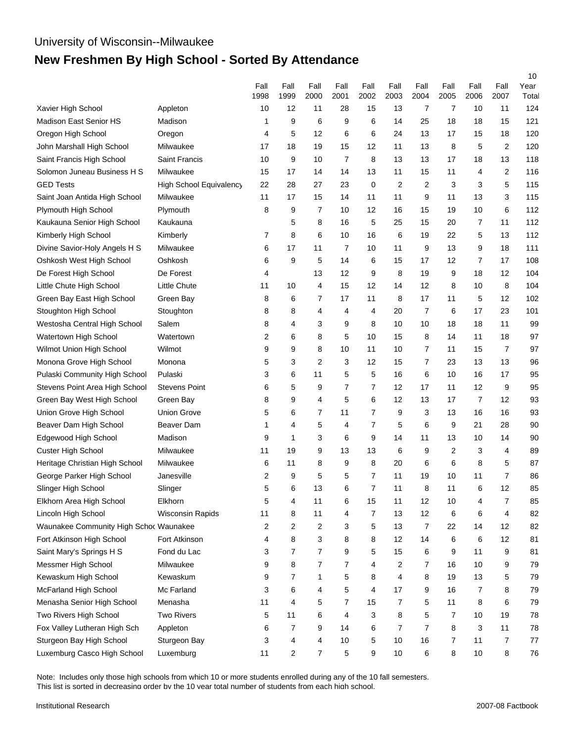University of Wisconsin--Milwaukee

# New Freshmen By High School - Sorted By Attendance

| | | Fall 1998 | Fall 1999 | Fall 2000 | Fall 2001 | Fall 2002 | Fall 2003 | Fall 2004 | Fall 2005 | Fall 2006 | Fall 2007 | 10 Year Total |
|---|---|---|---|---|---|---|---|---|---|---|---|---|
| Xavier High School | Appleton | 10 | 12 | 11 | 28 | 15 | 13 | 7 | 7 | 10 | 11 | 124 |
| Madison East Senior HS | Madison | 1 | 9 | 6 | 9 | 6 | 14 | 25 | 18 | 18 | 15 | 121 |
| Oregon High School | Oregon | 4 | 5 | 12 | 6 | 6 | 24 | 13 | 17 | 15 | 18 | 120 |
| John Marshall High School | Milwaukee | 17 | 18 | 19 | 15 | 12 | 11 | 13 | 8 | 5 | 2 | 120 |
| Saint Francis High School | Saint Francis | 10 | 9 | 10 | 7 | 8 | 13 | 13 | 17 | 18 | 13 | 118 |
| Solomon Juneau Business H S | Milwaukee | 15 | 17 | 14 | 14 | 13 | 11 | 15 | 11 | 4 | 2 | 116 |
| GED Tests | High School Equivalency | 22 | 28 | 27 | 23 | 0 | 2 | 2 | 3 | 3 | 5 | 115 |
| Saint Joan Antida High School | Milwaukee | 11 | 17 | 15 | 14 | 11 | 11 | 9 | 11 | 13 | 3 | 115 |
| Plymouth High School | Plymouth | 8 | 9 | 7 | 10 | 12 | 16 | 15 | 19 | 10 | 6 | 112 |
| Kaukauna Senior High School | Kaukauna | | 5 | 8 | 16 | 5 | 25 | 15 | 20 | 7 | 11 | 112 |
| Kimberly High School | Kimberly | 7 | 8 | 6 | 10 | 16 | 6 | 19 | 22 | 5 | 13 | 112 |
| Divine Savior-Holy Angels H S | Milwaukee | 6 | 17 | 11 | 7 | 10 | 11 | 9 | 13 | 9 | 18 | 111 |
| Oshkosh West High School | Oshkosh | 6 | 9 | 5 | 14 | 6 | 15 | 17 | 12 | 7 | 17 | 108 |
| De Forest High School | De Forest | 4 | | 13 | 12 | 9 | 8 | 19 | 9 | 18 | 12 | 104 |
| Little Chute High School | Little Chute | 11 | 10 | 4 | 15 | 12 | 14 | 12 | 8 | 10 | 8 | 104 |
| Green Bay East High School | Green Bay | 8 | 6 | 7 | 17 | 11 | 8 | 17 | 11 | 5 | 12 | 102 |
| Stoughton High School | Stoughton | 8 | 8 | 4 | 4 | 4 | 20 | 7 | 6 | 17 | 23 | 101 |
| Westosha Central High School | Salem | 8 | 4 | 3 | 9 | 8 | 10 | 10 | 18 | 18 | 11 | 99 |
| Watertown High School | Watertown | 2 | 6 | 8 | 5 | 10 | 15 | 8 | 14 | 11 | 18 | 97 |
| Wilmot Union High School | Wilmot | 9 | 9 | 8 | 10 | 11 | 10 | 7 | 11 | 15 | 7 | 97 |
| Monona Grove High School | Monona | 5 | 3 | 2 | 3 | 12 | 15 | 7 | 23 | 13 | 13 | 96 |
| Pulaski Community High School | Pulaski | 3 | 6 | 11 | 5 | 5 | 16 | 6 | 10 | 16 | 17 | 95 |
| Stevens Point Area High School | Stevens Point | 6 | 5 | 9 | 7 | 7 | 12 | 17 | 11 | 12 | 9 | 95 |
| Green Bay West High School | Green Bay | 8 | 9 | 4 | 5 | 6 | 12 | 13 | 17 | 7 | 12 | 93 |
| Union Grove High School | Union Grove | 5 | 6 | 7 | 11 | 7 | 9 | 3 | 13 | 16 | 16 | 93 |
| Beaver Dam High School | Beaver Dam | 1 | 4 | 5 | 4 | 7 | 5 | 6 | 9 | 21 | 28 | 90 |
| Edgewood High School | Madison | 9 | 1 | 3 | 6 | 9 | 14 | 11 | 13 | 10 | 14 | 90 |
| Custer High School | Milwaukee | 11 | 19 | 9 | 13 | 13 | 6 | 9 | 2 | 3 | 4 | 89 |
| Heritage Christian High School | Milwaukee | 6 | 11 | 8 | 9 | 8 | 20 | 6 | 6 | 8 | 5 | 87 |
| George Parker High School | Janesville | 2 | 9 | 5 | 5 | 7 | 11 | 19 | 10 | 11 | 7 | 86 |
| Slinger High School | Slinger | 5 | 6 | 13 | 6 | 7 | 11 | 8 | 11 | 6 | 12 | 85 |
| Elkhorn Area High School | Elkhorn | 5 | 4 | 11 | 6 | 15 | 11 | 12 | 10 | 4 | 7 | 85 |
| Lincoln High School | Wisconsin Rapids | 11 | 8 | 11 | 4 | 7 | 13 | 12 | 6 | 6 | 4 | 82 |
| Waunakee Community High Schoo | Waunakee | 2 | 2 | 2 | 3 | 5 | 13 | 7 | 22 | 14 | 12 | 82 |
| Fort Atkinson High School | Fort Atkinson | 4 | 8 | 3 | 8 | 8 | 12 | 14 | 6 | 6 | 12 | 81 |
| Saint Mary's Springs H S | Fond du Lac | 3 | 7 | 7 | 9 | 5 | 15 | 6 | 9 | 11 | 9 | 81 |
| Messmer High School | Milwaukee | 9 | 8 | 7 | 7 | 4 | 2 | 7 | 16 | 10 | 9 | 79 |
| Kewaskum High School | Kewaskum | 9 | 7 | 1 | 5 | 8 | 4 | 8 | 19 | 13 | 5 | 79 |
| McFarland High School | Mc Farland | 3 | 6 | 4 | 5 | 4 | 17 | 9 | 16 | 7 | 8 | 79 |
| Menasha Senior High School | Menasha | 11 | 4 | 5 | 7 | 15 | 7 | 5 | 11 | 8 | 6 | 79 |
| Two Rivers High School | Two Rivers | 5 | 11 | 6 | 4 | 3 | 8 | 5 | 7 | 10 | 19 | 78 |
| Fox Valley Lutheran High Sch | Appleton | 6 | 7 | 9 | 14 | 6 | 7 | 7 | 8 | 3 | 11 | 78 |
| Sturgeon Bay High School | Sturgeon Bay | 3 | 4 | 4 | 10 | 5 | 10 | 16 | 7 | 11 | 7 | 77 |
| Luxemburg Casco High School | Luxemburg | 11 | 2 | 7 | 5 | 9 | 10 | 6 | 8 | 10 | 8 | 76 |

Note: Includes only those high schools from which 10 or more students enrolled during any of the 10 fall semesters.
This list is sorted in decreasing order by the 10 year total number of students from each high school.

Institutional Research | 2007-08 Factbook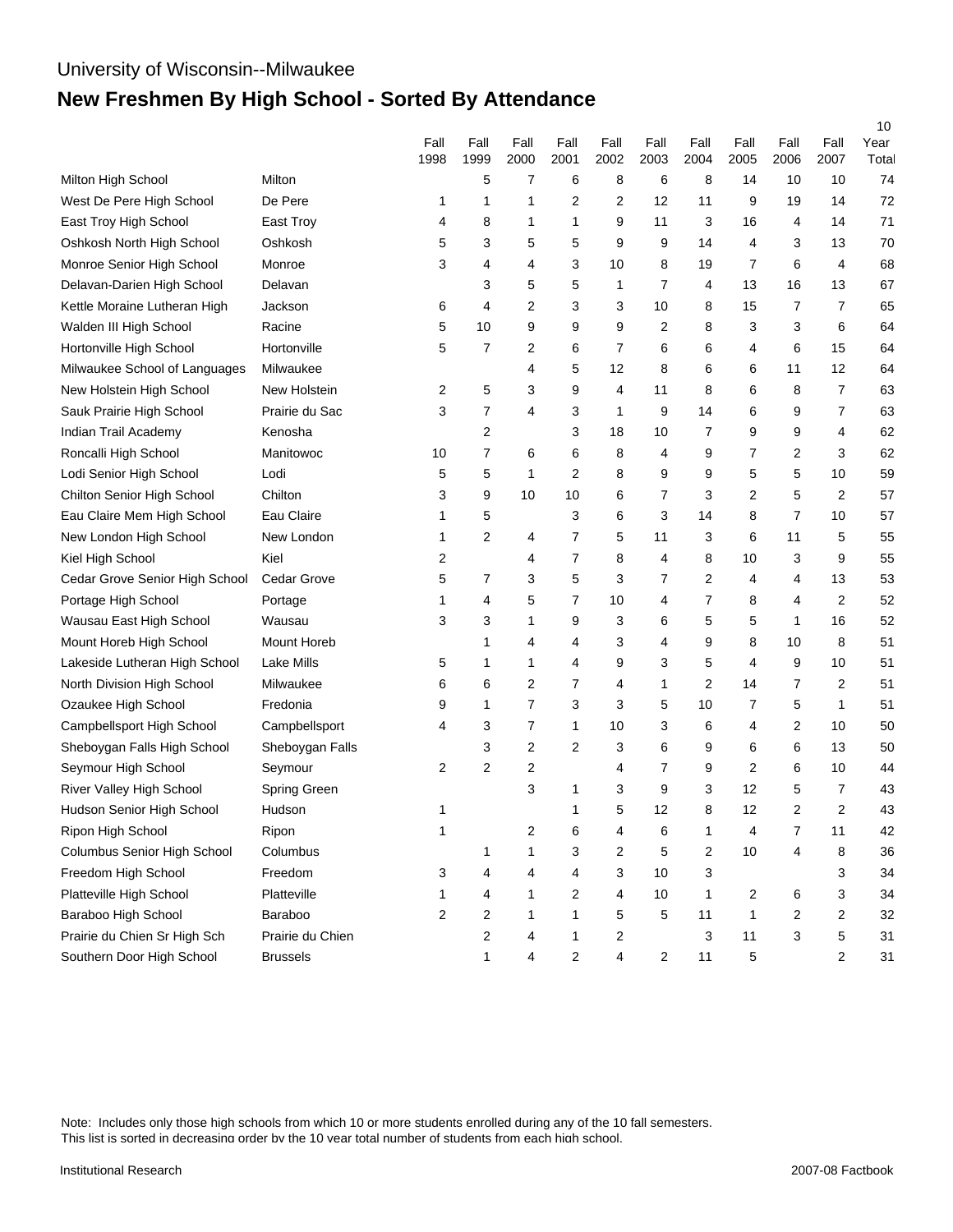University of Wisconsin--Milwaukee

# New Freshmen By High School - Sorted By Attendance

| | | Fall 1998 | Fall 1999 | Fall 2000 | Fall 2001 | Fall 2002 | Fall 2003 | Fall 2004 | Fall 2005 | Fall 2006 | Fall 2007 | 10 Year Total |
|---|---|---|---|---|---|---|---|---|---|---|---|---|
| Milton High School | Milton | | 5 | 7 | 6 | 8 | 6 | 8 | 14 | 10 | 10 | 74 |
| West De Pere High School | De Pere | 1 | 1 | 1 | 2 | 2 | 12 | 11 | 9 | 19 | 14 | 72 |
| East Troy High School | East Troy | 4 | 8 | 1 | 1 | 9 | 11 | 3 | 16 | 4 | 14 | 71 |
| Oshkosh North High School | Oshkosh | 5 | 3 | 5 | 5 | 9 | 9 | 14 | 4 | 3 | 13 | 70 |
| Monroe Senior High School | Monroe | 3 | 4 | 4 | 3 | 10 | 8 | 19 | 7 | 6 | 4 | 68 |
| Delavan-Darien High School | Delavan | | 3 | 5 | 5 | 1 | 7 | 4 | 13 | 16 | 13 | 67 |
| Kettle Moraine Lutheran High | Jackson | 6 | 4 | 2 | 3 | 3 | 10 | 8 | 15 | 7 | 7 | 65 |
| Walden III High School | Racine | 5 | 10 | 9 | 9 | 9 | 2 | 8 | 3 | 3 | 6 | 64 |
| Hortonville High School | Hortonville | 5 | 7 | 2 | 6 | 7 | 6 | 6 | 4 | 6 | 15 | 64 |
| Milwaukee School of Languages | Milwaukee | | | 4 | 5 | 12 | 8 | 6 | 6 | 11 | 12 | 64 |
| New Holstein High School | New Holstein | 2 | 5 | 3 | 9 | 4 | 11 | 8 | 6 | 8 | 7 | 63 |
| Sauk Prairie High School | Prairie du Sac | 3 | 7 | 4 | 3 | 1 | 9 | 14 | 6 | 9 | 7 | 63 |
| Indian Trail Academy | Kenosha | | 2 | | 3 | 18 | 10 | 7 | 9 | 9 | 4 | 62 |
| Roncalli High School | Manitowoc | 10 | 7 | 6 | 6 | 8 | 4 | 9 | 7 | 2 | 3 | 62 |
| Lodi Senior High School | Lodi | 5 | 5 | 1 | 2 | 8 | 9 | 9 | 5 | 5 | 10 | 59 |
| Chilton Senior High School | Chilton | 3 | 9 | 10 | 10 | 6 | 7 | 3 | 2 | 5 | 2 | 57 |
| Eau Claire Mem High School | Eau Claire | 1 | 5 | | 3 | 6 | 3 | 14 | 8 | 7 | 10 | 57 |
| New London High School | New London | 1 | 2 | 4 | 7 | 5 | 11 | 3 | 6 | 11 | 5 | 55 |
| Kiel High School | Kiel | 2 | | 4 | 7 | 8 | 4 | 8 | 10 | 3 | 9 | 55 |
| Cedar Grove Senior High School | Cedar Grove | 5 | 7 | 3 | 5 | 3 | 7 | 2 | 4 | 4 | 13 | 53 |
| Portage High School | Portage | 1 | 4 | 5 | 7 | 10 | 4 | 7 | 8 | 4 | 2 | 52 |
| Wausau East High School | Wausau | 3 | 3 | 1 | 9 | 3 | 6 | 5 | 5 | 1 | 16 | 52 |
| Mount Horeb High School | Mount Horeb | | 1 | 4 | 4 | 3 | 4 | 9 | 8 | 10 | 8 | 51 |
| Lakeside Lutheran High School | Lake Mills | 5 | 1 | 1 | 4 | 9 | 3 | 5 | 4 | 9 | 10 | 51 |
| North Division High School | Milwaukee | 6 | 6 | 2 | 7 | 4 | 1 | 2 | 14 | 7 | 2 | 51 |
| Ozaukee High School | Fredonia | 9 | 1 | 7 | 3 | 3 | 5 | 10 | 7 | 5 | 1 | 51 |
| Campbellsport High School | Campbellsport | 4 | 3 | 7 | 1 | 10 | 3 | 6 | 4 | 2 | 10 | 50 |
| Sheboygan Falls High School | Sheboygan Falls | | 3 | 2 | 2 | 3 | 6 | 9 | 6 | 6 | 13 | 50 |
| Seymour High School | Seymour | 2 | 2 | 2 | | 4 | 7 | 9 | 2 | 6 | 10 | 44 |
| River Valley High School | Spring Green | | | 3 | 1 | 3 | 9 | 3 | 12 | 5 | 7 | 43 |
| Hudson Senior High School | Hudson | 1 | | | 1 | 5 | 12 | 8 | 12 | 2 | 2 | 43 |
| Ripon High School | Ripon | 1 | | 2 | 6 | 4 | 6 | 1 | 4 | 7 | 11 | 42 |
| Columbus Senior High School | Columbus | | 1 | 1 | 3 | 2 | 5 | 2 | 10 | 4 | 8 | 36 |
| Freedom High School | Freedom | 3 | 4 | 4 | 4 | 3 | 10 | 3 | | | 3 | 34 |
| Platteville High School | Platteville | 1 | 4 | 1 | 2 | 4 | 10 | 1 | 2 | 6 | 3 | 34 |
| Baraboo High School | Baraboo | 2 | 2 | 1 | 1 | 5 | 5 | 11 | 1 | 2 | 2 | 32 |
| Prairie du Chien Sr High Sch | Prairie du Chien | | 2 | 4 | 1 | 2 | | 3 | 11 | 3 | 5 | 31 |
| Southern Door High School | Brussels | | 1 | 4 | 2 | 4 | 2 | 11 | 5 | | 2 | 31 |

Note: Includes only those high schools from which 10 or more students enrolled during any of the 10 fall semesters.
This list is sorted in decreasing order by the 10 year total number of students from each high school.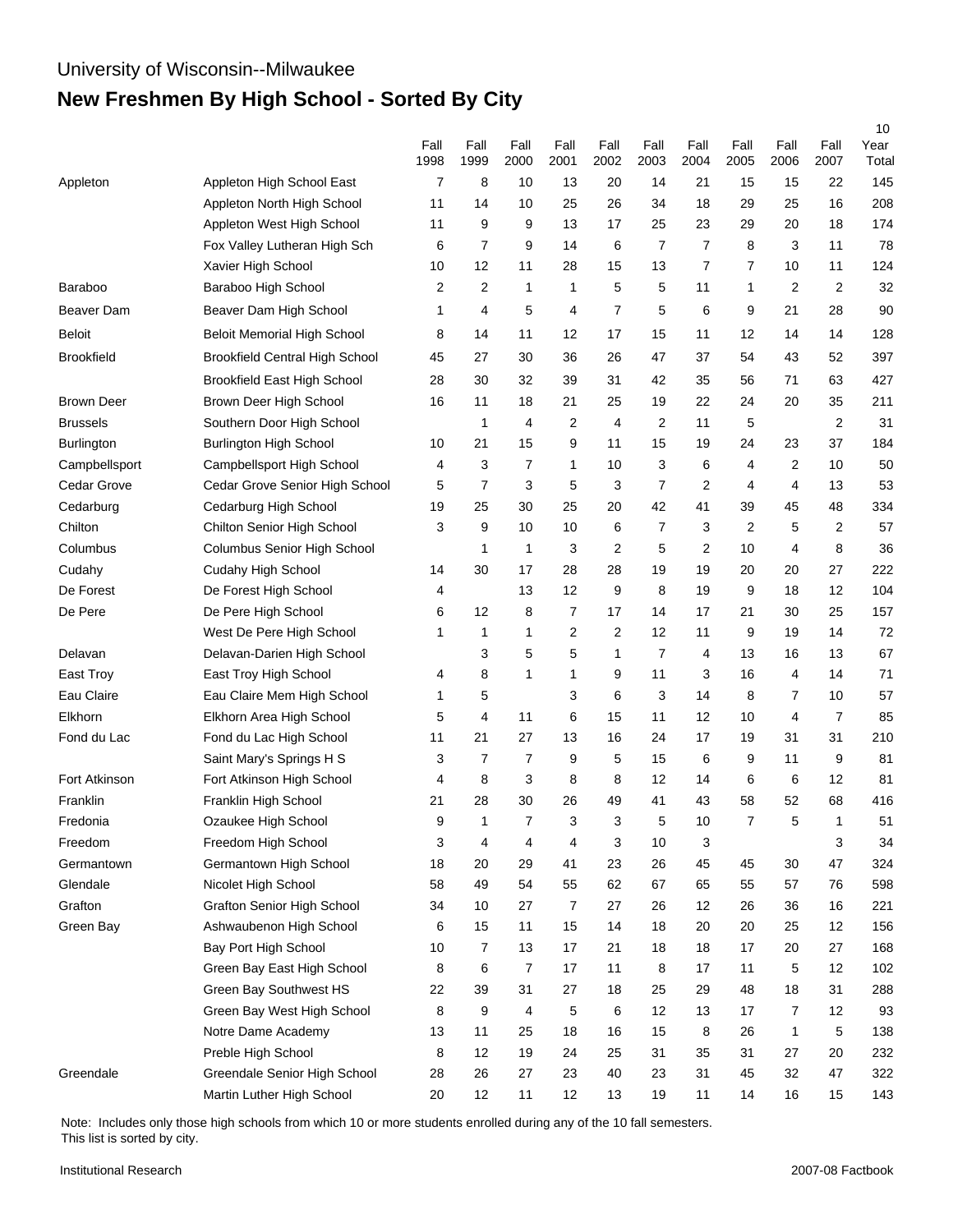University of Wisconsin--Milwaukee

# New Freshmen By High School - Sorted By City

| | | Fall 1998 | Fall 1999 | Fall 2000 | Fall 2001 | Fall 2002 | Fall 2003 | Fall 2004 | Fall 2005 | Fall 2006 | Fall 2007 | 10 Year Total |
|---|---|---|---|---|---|---|---|---|---|---|---|---|
| Appleton | Appleton High School East | 7 | 8 | 10 | 13 | 20 | 14 | 21 | 15 | 15 | 22 | 145 |
| | Appleton North High School | 11 | 14 | 10 | 25 | 26 | 34 | 18 | 29 | 25 | 16 | 208 |
| | Appleton West High School | 11 | 9 | 9 | 13 | 17 | 25 | 23 | 29 | 20 | 18 | 174 |
| | Fox Valley Lutheran High Sch | 6 | 7 | 9 | 14 | 6 | 7 | 7 | 8 | 3 | 11 | 78 |
| | Xavier High School | 10 | 12 | 11 | 28 | 15 | 13 | 7 | 7 | 10 | 11 | 124 |
| Baraboo | Baraboo High School | 2 | 2 | 1 | 1 | 5 | 5 | 11 | 1 | 2 | 2 | 32 |
| Beaver Dam | Beaver Dam High School | 1 | 4 | 5 | 4 | 7 | 5 | 6 | 9 | 21 | 28 | 90 |
| Beloit | Beloit Memorial High School | 8 | 14 | 11 | 12 | 17 | 15 | 11 | 12 | 14 | 14 | 128 |
| Brookfield | Brookfield Central High School | 45 | 27 | 30 | 36 | 26 | 47 | 37 | 54 | 43 | 52 | 397 |
| | Brookfield East High School | 28 | 30 | 32 | 39 | 31 | 42 | 35 | 56 | 71 | 63 | 427 |
| Brown Deer | Brown Deer High School | 16 | 11 | 18 | 21 | 25 | 19 | 22 | 24 | 20 | 35 | 211 |
| Brussels | Southern Door High School | | 1 | 4 | 2 | 4 | 2 | 11 | 5 | | 2 | 31 |
| Burlington | Burlington High School | 10 | 21 | 15 | 9 | 11 | 15 | 19 | 24 | 23 | 37 | 184 |
| Campbellsport | Campbellsport High School | 4 | 3 | 7 | 1 | 10 | 3 | 6 | 4 | 2 | 10 | 50 |
| Cedar Grove | Cedar Grove Senior High School | 5 | 7 | 3 | 5 | 3 | 7 | 2 | 4 | 4 | 13 | 53 |
| Cedarburg | Cedarburg High School | 19 | 25 | 30 | 25 | 20 | 42 | 41 | 39 | 45 | 48 | 334 |
| Chilton | Chilton Senior High School | 3 | 9 | 10 | 10 | 6 | 7 | 3 | 2 | 5 | 2 | 57 |
| Columbus | Columbus Senior High School | | 1 | 1 | 3 | 2 | 5 | 2 | 10 | 4 | 8 | 36 |
| Cudahy | Cudahy High School | 14 | 30 | 17 | 28 | 28 | 19 | 19 | 20 | 20 | 27 | 222 |
| De Forest | De Forest High School | 4 | | 13 | 12 | 9 | 8 | 19 | 9 | 18 | 12 | 104 |
| De Pere | De Pere High School | 6 | 12 | 8 | 7 | 17 | 14 | 17 | 21 | 30 | 25 | 157 |
| | West De Pere High School | 1 | 1 | 1 | 2 | 2 | 12 | 11 | 9 | 19 | 14 | 72 |
| Delavan | Delavan-Darien High School | | 3 | 5 | 5 | 1 | 7 | 4 | 13 | 16 | 13 | 67 |
| East Troy | East Troy High School | 4 | 8 | 1 | 1 | 9 | 11 | 3 | 16 | 4 | 14 | 71 |
| Eau Claire | Eau Claire Mem High School | 1 | 5 | | 3 | 6 | 3 | 14 | 8 | 7 | 10 | 57 |
| Elkhorn | Elkhorn Area High School | 5 | 4 | 11 | 6 | 15 | 11 | 12 | 10 | 4 | 7 | 85 |
| Fond du Lac | Fond du Lac High School | 11 | 21 | 27 | 13 | 16 | 24 | 17 | 19 | 31 | 31 | 210 |
| | Saint Mary's Springs H S | 3 | 7 | 7 | 9 | 5 | 15 | 6 | 9 | 11 | 9 | 81 |
| Fort Atkinson | Fort Atkinson High School | 4 | 8 | 3 | 8 | 8 | 12 | 14 | 6 | 6 | 12 | 81 |
| Franklin | Franklin High School | 21 | 28 | 30 | 26 | 49 | 41 | 43 | 58 | 52 | 68 | 416 |
| Fredonia | Ozaukee High School | 9 | 1 | 7 | 3 | 3 | 5 | 10 | 7 | 5 | 1 | 51 |
| Freedom | Freedom High School | 3 | 4 | 4 | 4 | 3 | 10 | 3 | | | 3 | 34 |
| Germantown | Germantown High School | 18 | 20 | 29 | 41 | 23 | 26 | 45 | 45 | 30 | 47 | 324 |
| Glendale | Nicolet High School | 58 | 49 | 54 | 55 | 62 | 67 | 65 | 55 | 57 | 76 | 598 |
| Grafton | Grafton Senior High School | 34 | 10 | 27 | 7 | 27 | 26 | 12 | 26 | 36 | 16 | 221 |
| Green Bay | Ashwaubenon High School | 6 | 15 | 11 | 15 | 14 | 18 | 20 | 20 | 25 | 12 | 156 |
| | Bay Port High School | 10 | 7 | 13 | 17 | 21 | 18 | 18 | 17 | 20 | 27 | 168 |
| | Green Bay East High School | 8 | 6 | 7 | 17 | 11 | 8 | 17 | 11 | 5 | 12 | 102 |
| | Green Bay Southwest HS | 22 | 39 | 31 | 27 | 18 | 25 | 29 | 48 | 18 | 31 | 288 |
| | Green Bay West High School | 8 | 9 | 4 | 5 | 6 | 12 | 13 | 17 | 7 | 12 | 93 |
| | Notre Dame Academy | 13 | 11 | 25 | 18 | 16 | 15 | 8 | 26 | 1 | 5 | 138 |
| | Preble High School | 8 | 12 | 19 | 24 | 25 | 31 | 35 | 31 | 27 | 20 | 232 |
| Greendale | Greendale Senior High School | 28 | 26 | 27 | 23 | 40 | 23 | 31 | 45 | 32 | 47 | 322 |
| | Martin Luther High School | 20 | 12 | 11 | 12 | 13 | 19 | 11 | 14 | 16 | 15 | 143 |

Note: Includes only those high schools from which 10 or more students enrolled during any of the 10 fall semesters.
This list is sorted by city.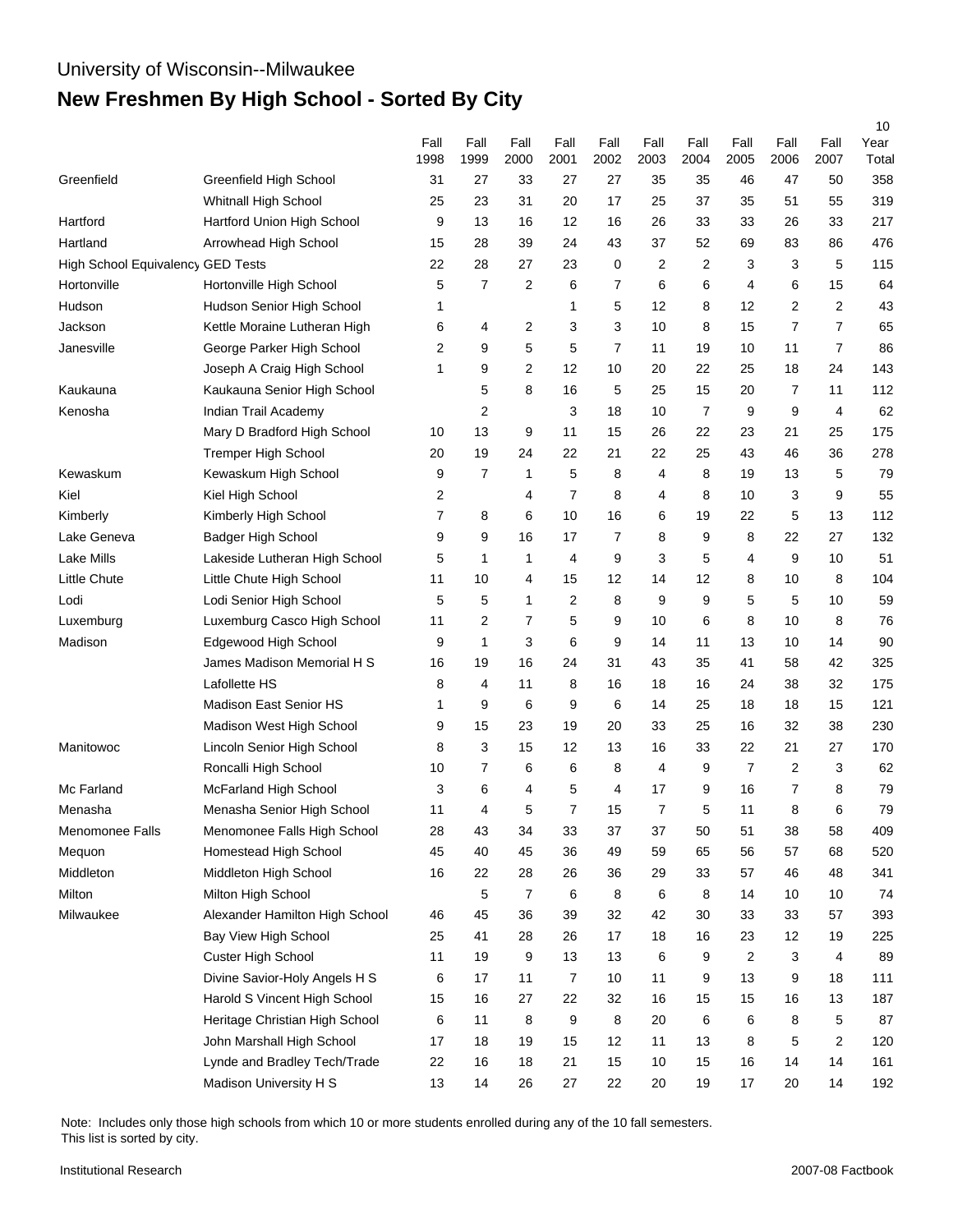University of Wisconsin--Milwaukee

# New Freshmen By High School - Sorted By City

| | | Fall 1998 | Fall 1999 | Fall 2000 | Fall 2001 | Fall 2002 | Fall 2003 | Fall 2004 | Fall 2005 | Fall 2006 | Fall 2007 | 10 Year Total |
|---|---|---|---|---|---|---|---|---|---|---|---|---|
| Greenfield | Greenfield High School | 31 | 27 | 33 | 27 | 27 | 35 | 35 | 46 | 47 | 50 | 358 |
| | Whitnall High School | 25 | 23 | 31 | 20 | 17 | 25 | 37 | 35 | 51 | 55 | 319 |
| Hartford | Hartford Union High School | 9 | 13 | 16 | 12 | 16 | 26 | 33 | 33 | 26 | 33 | 217 |
| Hartland | Arrowhead High School | 15 | 28 | 39 | 24 | 43 | 37 | 52 | 69 | 83 | 86 | 476 |
| High School Equivalency | GED Tests | 22 | 28 | 27 | 23 | 0 | 2 | 2 | 3 | 3 | 5 | 115 |
| Hortonville | Hortonville High School | 5 | 7 | 2 | 6 | 7 | 6 | 6 | 4 | 6 | 15 | 64 |
| Hudson | Hudson Senior High School | 1 | | | 1 | 5 | 12 | 8 | 12 | 2 | 2 | 43 |
| Jackson | Kettle Moraine Lutheran High | 6 | 4 | 2 | 3 | 3 | 10 | 8 | 15 | 7 | 7 | 65 |
| Janesville | George Parker High School | 2 | 9 | 5 | 5 | 7 | 11 | 19 | 10 | 11 | 7 | 86 |
| | Joseph A Craig High School | 1 | 9 | 2 | 12 | 10 | 20 | 22 | 25 | 18 | 24 | 143 |
| Kaukauna | Kaukauna Senior High School | | 5 | 8 | 16 | 5 | 25 | 15 | 20 | 7 | 11 | 112 |
| Kenosha | Indian Trail Academy | | 2 | | 3 | 18 | 10 | 7 | 9 | 9 | 4 | 62 |
| | Mary D Bradford High School | 10 | 13 | 9 | 11 | 15 | 26 | 22 | 23 | 21 | 25 | 175 |
| | Tremper High School | 20 | 19 | 24 | 22 | 21 | 22 | 25 | 43 | 46 | 36 | 278 |
| Kewaskum | Kewaskum High School | 9 | 7 | 1 | 5 | 8 | 4 | 8 | 19 | 13 | 5 | 79 |
| Kiel | Kiel High School | 2 | | 4 | 7 | 8 | 4 | 8 | 10 | 3 | 9 | 55 |
| Kimberly | Kimberly High School | 7 | 8 | 6 | 10 | 16 | 6 | 19 | 22 | 5 | 13 | 112 |
| Lake Geneva | Badger High School | 9 | 9 | 16 | 17 | 7 | 8 | 9 | 8 | 22 | 27 | 132 |
| Lake Mills | Lakeside Lutheran High School | 5 | 1 | 1 | 4 | 9 | 3 | 5 | 4 | 9 | 10 | 51 |
| Little Chute | Little Chute High School | 11 | 10 | 4 | 15 | 12 | 14 | 12 | 8 | 10 | 8 | 104 |
| Lodi | Lodi Senior High School | 5 | 5 | 1 | 2 | 8 | 9 | 9 | 5 | 5 | 10 | 59 |
| Luxemburg | Luxemburg Casco High School | 11 | 2 | 7 | 5 | 9 | 10 | 6 | 8 | 10 | 8 | 76 |
| Madison | Edgewood High School | 9 | 1 | 3 | 6 | 9 | 14 | 11 | 13 | 10 | 14 | 90 |
| | James Madison Memorial H S | 16 | 19 | 16 | 24 | 31 | 43 | 35 | 41 | 58 | 42 | 325 |
| | Lafollette HS | 8 | 4 | 11 | 8 | 16 | 18 | 16 | 24 | 38 | 32 | 175 |
| | Madison East Senior HS | 1 | 9 | 6 | 9 | 6 | 14 | 25 | 18 | 18 | 15 | 121 |
| | Madison West High School | 9 | 15 | 23 | 19 | 20 | 33 | 25 | 16 | 32 | 38 | 230 |
| Manitowoc | Lincoln Senior High School | 8 | 3 | 15 | 12 | 13 | 16 | 33 | 22 | 21 | 27 | 170 |
| | Roncalli High School | 10 | 7 | 6 | 6 | 8 | 4 | 9 | 7 | 2 | 3 | 62 |
| Mc Farland | McFarland High School | 3 | 6 | 4 | 5 | 4 | 17 | 9 | 16 | 7 | 8 | 79 |
| Menasha | Menasha Senior High School | 11 | 4 | 5 | 7 | 15 | 7 | 5 | 11 | 8 | 6 | 79 |
| Menomonee Falls | Menomonee Falls High School | 28 | 43 | 34 | 33 | 37 | 37 | 50 | 51 | 38 | 58 | 409 |
| Mequon | Homestead High School | 45 | 40 | 45 | 36 | 49 | 59 | 65 | 56 | 57 | 68 | 520 |
| Middleton | Middleton High School | 16 | 22 | 28 | 26 | 36 | 29 | 33 | 57 | 46 | 48 | 341 |
| Milton | Milton High School | | 5 | 7 | 6 | 8 | 6 | 8 | 14 | 10 | 10 | 74 |
| Milwaukee | Alexander Hamilton High School | 46 | 45 | 36 | 39 | 32 | 42 | 30 | 33 | 33 | 57 | 393 |
| | Bay View High School | 25 | 41 | 28 | 26 | 17 | 18 | 16 | 23 | 12 | 19 | 225 |
| | Custer High School | 11 | 19 | 9 | 13 | 13 | 6 | 9 | 2 | 3 | 4 | 89 |
| | Divine Savior-Holy Angels H S | 6 | 17 | 11 | 7 | 10 | 11 | 9 | 13 | 9 | 18 | 111 |
| | Harold S Vincent High School | 15 | 16 | 27 | 22 | 32 | 16 | 15 | 15 | 16 | 13 | 187 |
| | Heritage Christian High School | 6 | 11 | 8 | 9 | 8 | 20 | 6 | 6 | 8 | 5 | 87 |
| | John Marshall High School | 17 | 18 | 19 | 15 | 12 | 11 | 13 | 8 | 5 | 2 | 120 |
| | Lynde and Bradley Tech/Trade | 22 | 16 | 18 | 21 | 15 | 10 | 15 | 16 | 14 | 14 | 161 |
| | Madison University H S | 13 | 14 | 26 | 27 | 22 | 20 | 19 | 17 | 20 | 14 | 192 |

Note: Includes only those high schools from which 10 or more students enrolled during any of the 10 fall semesters.
This list is sorted by city.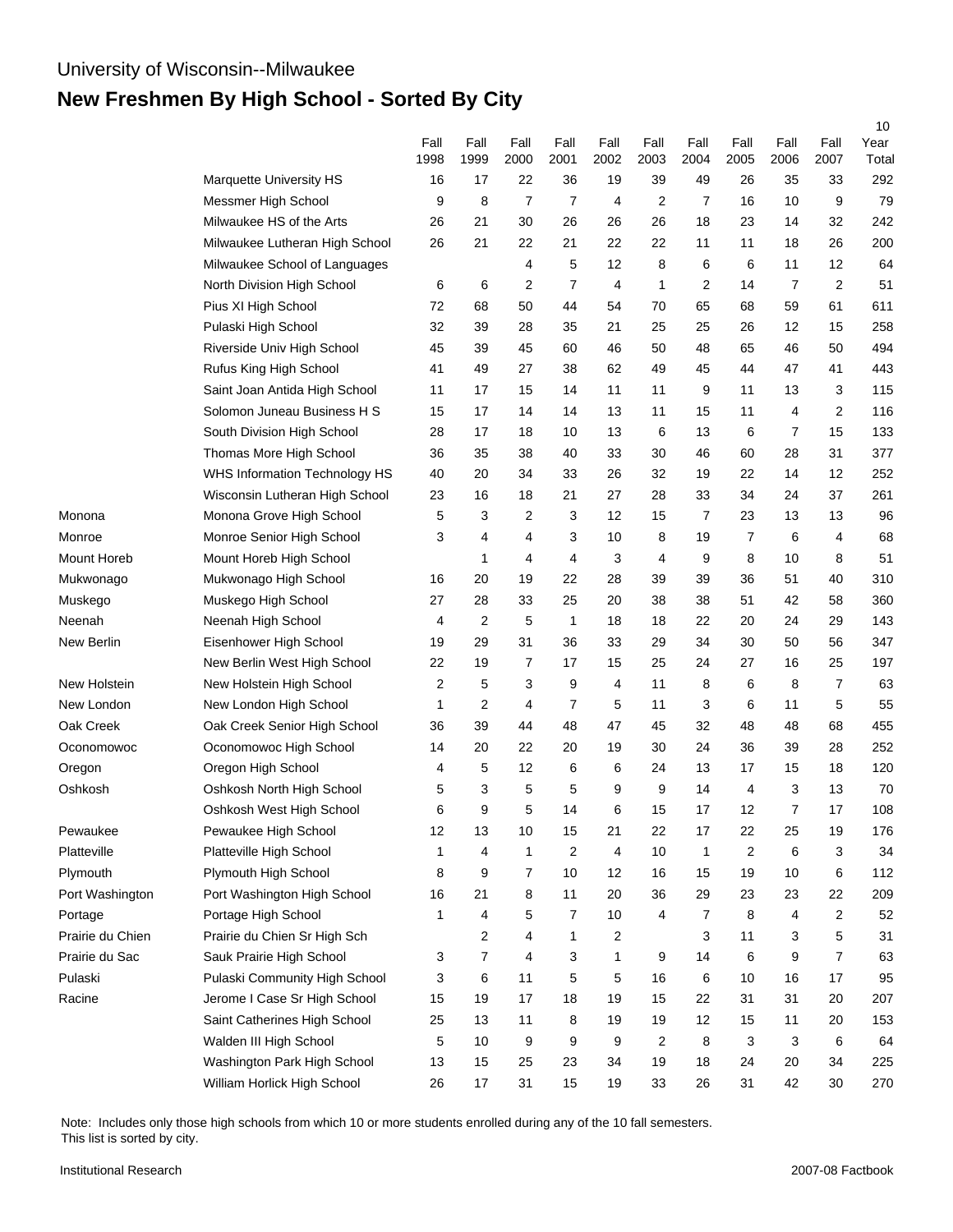University of Wisconsin--Milwaukee

# New Freshmen By High School - Sorted By City

| | | Fall 1998 | Fall 1999 | Fall 2000 | Fall 2001 | Fall 2002 | Fall 2003 | Fall 2004 | Fall 2005 | Fall 2006 | Fall 2007 | 10 Year Total |
|---|---|---|---|---|---|---|---|---|---|---|---|---|
| | Marquette University HS | 16 | 17 | 22 | 36 | 19 | 39 | 49 | 26 | 35 | 33 | 292 |
| | Messmer High School | 9 | 8 | 7 | 7 | 4 | 2 | 7 | 16 | 10 | 9 | 79 |
| | Milwaukee HS of the Arts | 26 | 21 | 30 | 26 | 26 | 26 | 18 | 23 | 14 | 32 | 242 |
| | Milwaukee Lutheran High School | 26 | 21 | 22 | 21 | 22 | 22 | 11 | 11 | 18 | 26 | 200 |
| | Milwaukee School of Languages | | | 4 | 5 | 12 | 8 | 6 | 6 | 11 | 12 | 64 |
| | North Division High School | 6 | 6 | 2 | 7 | 4 | 1 | 2 | 14 | 7 | 2 | 51 |
| | Pius XI High School | 72 | 68 | 50 | 44 | 54 | 70 | 65 | 68 | 59 | 61 | 611 |
| | Pulaski High School | 32 | 39 | 28 | 35 | 21 | 25 | 25 | 26 | 12 | 15 | 258 |
| | Riverside Univ High School | 45 | 39 | 45 | 60 | 46 | 50 | 48 | 65 | 46 | 50 | 494 |
| | Rufus King High School | 41 | 49 | 27 | 38 | 62 | 49 | 45 | 44 | 47 | 41 | 443 |
| | Saint Joan Antida High School | 11 | 17 | 15 | 14 | 11 | 11 | 9 | 11 | 13 | 3 | 115 |
| | Solomon Juneau Business H S | 15 | 17 | 14 | 14 | 13 | 11 | 15 | 11 | 4 | 2 | 116 |
| | South Division High School | 28 | 17 | 18 | 10 | 13 | 6 | 13 | 6 | 7 | 15 | 133 |
| | Thomas More High School | 36 | 35 | 38 | 40 | 33 | 30 | 46 | 60 | 28 | 31 | 377 |
| | WHS Information Technology HS | 40 | 20 | 34 | 33 | 26 | 32 | 19 | 22 | 14 | 12 | 252 |
| | Wisconsin Lutheran High School | 23 | 16 | 18 | 21 | 27 | 28 | 33 | 34 | 24 | 37 | 261 |
| Monona | Monona Grove High School | 5 | 3 | 2 | 3 | 12 | 15 | 7 | 23 | 13 | 13 | 96 |
| Monroe | Monroe Senior High School | 3 | 4 | 4 | 3 | 10 | 8 | 19 | 7 | 6 | 4 | 68 |
| Mount Horeb | Mount Horeb High School | | 1 | 4 | 4 | 3 | 4 | 9 | 8 | 10 | 8 | 51 |
| Mukwonago | Mukwonago High School | 16 | 20 | 19 | 22 | 28 | 39 | 39 | 36 | 51 | 40 | 310 |
| Muskego | Muskego High School | 27 | 28 | 33 | 25 | 20 | 38 | 38 | 51 | 42 | 58 | 360 |
| Neenah | Neenah High School | 4 | 2 | 5 | 1 | 18 | 18 | 22 | 20 | 24 | 29 | 143 |
| New Berlin | Eisenhower High School | 19 | 29 | 31 | 36 | 33 | 29 | 34 | 30 | 50 | 56 | 347 |
| | New Berlin West High School | 22 | 19 | 7 | 17 | 15 | 25 | 24 | 27 | 16 | 25 | 197 |
| New Holstein | New Holstein High School | 2 | 5 | 3 | 9 | 4 | 11 | 8 | 6 | 8 | 7 | 63 |
| New London | New London High School | 1 | 2 | 4 | 7 | 5 | 11 | 3 | 6 | 11 | 5 | 55 |
| Oak Creek | Oak Creek Senior High School | 36 | 39 | 44 | 48 | 47 | 45 | 32 | 48 | 48 | 68 | 455 |
| Oconomowoc | Oconomowoc High School | 14 | 20 | 22 | 20 | 19 | 30 | 24 | 36 | 39 | 28 | 252 |
| Oregon | Oregon High School | 4 | 5 | 12 | 6 | 6 | 24 | 13 | 17 | 15 | 18 | 120 |
| Oshkosh | Oshkosh North High School | 5 | 3 | 5 | 5 | 9 | 9 | 14 | 4 | 3 | 13 | 70 |
| | Oshkosh West High School | 6 | 9 | 5 | 14 | 6 | 15 | 17 | 12 | 7 | 17 | 108 |
| Pewaukee | Pewaukee High School | 12 | 13 | 10 | 15 | 21 | 22 | 17 | 22 | 25 | 19 | 176 |
| Platteville | Platteville High School | 1 | 4 | 1 | 2 | 4 | 10 | 1 | 2 | 6 | 3 | 34 |
| Plymouth | Plymouth High School | 8 | 9 | 7 | 10 | 12 | 16 | 15 | 19 | 10 | 6 | 112 |
| Port Washington | Port Washington High School | 16 | 21 | 8 | 11 | 20 | 36 | 29 | 23 | 23 | 22 | 209 |
| Portage | Portage High School | 1 | 4 | 5 | 7 | 10 | 4 | 7 | 8 | 4 | 2 | 52 |
| Prairie du Chien | Prairie du Chien Sr High Sch | | 2 | 4 | 1 | 2 | | 3 | 11 | 3 | 5 | 31 |
| Prairie du Sac | Sauk Prairie High School | 3 | 7 | 4 | 3 | 1 | 9 | 14 | 6 | 9 | 7 | 63 |
| Pulaski | Pulaski Community High School | 3 | 6 | 11 | 5 | 5 | 16 | 6 | 10 | 16 | 17 | 95 |
| Racine | Jerome I Case Sr High School | 15 | 19 | 17 | 18 | 19 | 15 | 22 | 31 | 31 | 20 | 207 |
| | Saint Catherines High School | 25 | 13 | 11 | 8 | 19 | 19 | 12 | 15 | 11 | 20 | 153 |
| | Walden III High School | 5 | 10 | 9 | 9 | 9 | 2 | 8 | 3 | 3 | 6 | 64 |
| | Washington Park High School | 13 | 15 | 25 | 23 | 34 | 19 | 18 | 24 | 20 | 34 | 225 |
| | William Horlick High School | 26 | 17 | 31 | 15 | 19 | 33 | 26 | 31 | 42 | 30 | 270 |

Note: Includes only those high schools from which 10 or more students enrolled during any of the 10 fall semesters.
This list is sorted by city.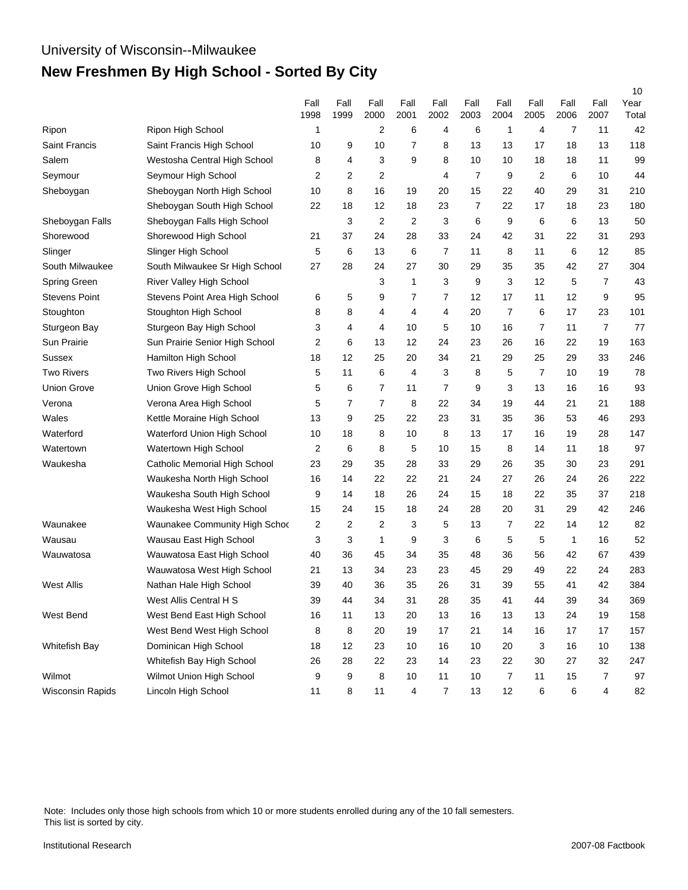University of Wisconsin--Milwaukee

# New Freshmen By High School - Sorted By City

| | | Fall 1998 | Fall 1999 | Fall 2000 | Fall 2001 | Fall 2002 | Fall 2003 | Fall 2004 | Fall 2005 | Fall 2006 | Fall 2007 | 10 Year Total |
|---|---|---|---|---|---|---|---|---|---|---|---|---|
| Ripon | Ripon High School | 1 | | 2 | 6 | 4 | 6 | 1 | 4 | 7 | 11 | 42 |
| Saint Francis | Saint Francis High School | 10 | 9 | 10 | 7 | 8 | 13 | 13 | 17 | 18 | 13 | 118 |
| Salem | Westosha Central High School | 8 | 4 | 3 | 9 | 8 | 10 | 10 | 18 | 18 | 11 | 99 |
| Seymour | Seymour High School | 2 | 2 | 2 | | 4 | 7 | 9 | 2 | 6 | 10 | 44 |
| Sheboygan | Sheboygan North High School | 10 | 8 | 16 | 19 | 20 | 15 | 22 | 40 | 29 | 31 | 210 |
| | Sheboygan South High School | 22 | 18 | 12 | 18 | 23 | 7 | 22 | 17 | 18 | 23 | 180 |
| Sheboygan Falls | Sheboygan Falls High School | | 3 | 2 | 2 | 3 | 6 | 9 | 6 | 6 | 13 | 50 |
| Shorewood | Shorewood High School | 21 | 37 | 24 | 28 | 33 | 24 | 42 | 31 | 22 | 31 | 293 |
| Slinger | Slinger High School | 5 | 6 | 13 | 6 | 7 | 11 | 8 | 11 | 6 | 12 | 85 |
| South Milwaukee | South Milwaukee Sr High School | 27 | 28 | 24 | 27 | 30 | 29 | 35 | 35 | 42 | 27 | 304 |
| Spring Green | River Valley High School | | | 3 | 1 | 3 | 9 | 3 | 12 | 5 | 7 | 43 |
| Stevens Point | Stevens Point Area High School | 6 | 5 | 9 | 7 | 7 | 12 | 17 | 11 | 12 | 9 | 95 |
| Stoughton | Stoughton High School | 8 | 8 | 4 | 4 | 4 | 20 | 7 | 6 | 17 | 23 | 101 |
| Sturgeon Bay | Sturgeon Bay High School | 3 | 4 | 4 | 10 | 5 | 10 | 16 | 7 | 11 | 7 | 77 |
| Sun Prairie | Sun Prairie Senior High School | 2 | 6 | 13 | 12 | 24 | 23 | 26 | 16 | 22 | 19 | 163 |
| Sussex | Hamilton High School | 18 | 12 | 25 | 20 | 34 | 21 | 29 | 25 | 29 | 33 | 246 |
| Two Rivers | Two Rivers High School | 5 | 11 | 6 | 4 | 3 | 8 | 5 | 7 | 10 | 19 | 78 |
| Union Grove | Union Grove High School | 5 | 6 | 7 | 11 | 7 | 9 | 3 | 13 | 16 | 16 | 93 |
| Verona | Verona Area High School | 5 | 7 | 7 | 8 | 22 | 34 | 19 | 44 | 21 | 21 | 188 |
| Wales | Kettle Moraine High School | 13 | 9 | 25 | 22 | 23 | 31 | 35 | 36 | 53 | 46 | 293 |
| Waterford | Waterford Union High School | 10 | 18 | 8 | 10 | 8 | 13 | 17 | 16 | 19 | 28 | 147 |
| Watertown | Watertown High School | 2 | 6 | 8 | 5 | 10 | 15 | 8 | 14 | 11 | 18 | 97 |
| Waukesha | Catholic Memorial High School | 23 | 29 | 35 | 28 | 33 | 29 | 26 | 35 | 30 | 23 | 291 |
| | Waukesha North High School | 16 | 14 | 22 | 22 | 21 | 24 | 27 | 26 | 24 | 26 | 222 |
| | Waukesha South High School | 9 | 14 | 18 | 26 | 24 | 15 | 18 | 22 | 35 | 37 | 218 |
| | Waukesha West High School | 15 | 24 | 15 | 18 | 24 | 28 | 20 | 31 | 29 | 42 | 246 |
| Waunakee | Waunakee Community High Schoc | 2 | 2 | 2 | 3 | 5 | 13 | 7 | 22 | 14 | 12 | 82 |
| Wausau | Wausau East High School | 3 | 3 | 1 | 9 | 3 | 6 | 5 | 5 | 1 | 16 | 52 |
| Wauwatosa | Wauwatosa East High School | 40 | 36 | 45 | 34 | 35 | 48 | 36 | 56 | 42 | 67 | 439 |
| | Wauwatosa West High School | 21 | 13 | 34 | 23 | 23 | 45 | 29 | 49 | 22 | 24 | 283 |
| West Allis | Nathan Hale High School | 39 | 40 | 36 | 35 | 26 | 31 | 39 | 55 | 41 | 42 | 384 |
| | West Allis Central H S | 39 | 44 | 34 | 31 | 28 | 35 | 41 | 44 | 39 | 34 | 369 |
| West Bend | West Bend East High School | 16 | 11 | 13 | 20 | 13 | 16 | 13 | 13 | 24 | 19 | 158 |
| | West Bend West High School | 8 | 8 | 20 | 19 | 17 | 21 | 14 | 16 | 17 | 17 | 157 |
| Whitefish Bay | Dominican High School | 18 | 12 | 23 | 10 | 16 | 10 | 20 | 3 | 16 | 10 | 138 |
| | Whitefish Bay High School | 26 | 28 | 22 | 23 | 14 | 23 | 22 | 30 | 27 | 32 | 247 |
| Wilmot | Wilmot Union High School | 9 | 9 | 8 | 10 | 11 | 10 | 7 | 11 | 15 | 7 | 97 |
| Wisconsin Rapids | Lincoln High School | 11 | 8 | 11 | 4 | 7 | 13 | 12 | 6 | 6 | 4 | 82 |

Note: Includes only those high schools from which 10 or more students enrolled during any of the 10 fall semesters.
This list is sorted by city.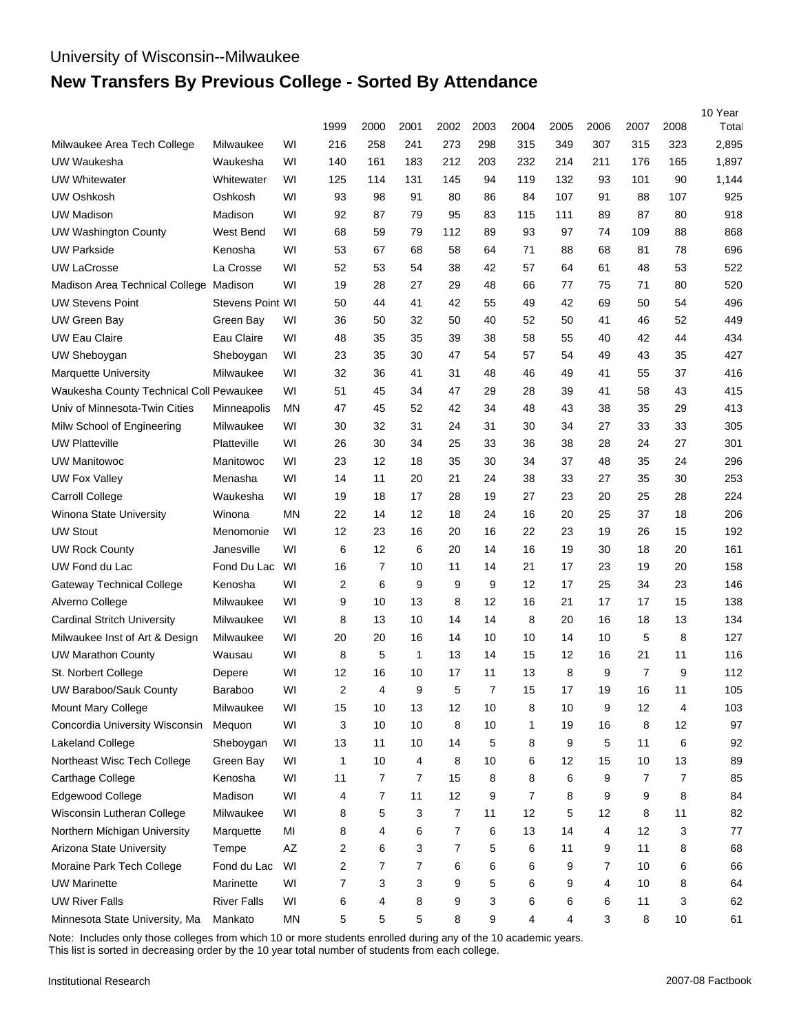University of Wisconsin--Milwaukee

# New Transfers By Previous College - Sorted By Attendance

| | | | 1999 | 2000 | 2001 | 2002 | 2003 | 2004 | 2005 | 2006 | 2007 | 2008 | 10 Year Total |
|---|---|---|---|---|---|---|---|---|---|---|---|---|---|
| Milwaukee Area Tech College | Milwaukee | WI | 216 | 258 | 241 | 273 | 298 | 315 | 349 | 307 | 315 | 323 | 2,895 |
| UW Waukesha | Waukesha | WI | 140 | 161 | 183 | 212 | 203 | 232 | 214 | 211 | 176 | 165 | 1,897 |
| UW Whitewater | Whitewater | WI | 125 | 114 | 131 | 145 | 94 | 119 | 132 | 93 | 101 | 90 | 1,144 |
| UW Oshkosh | Oshkosh | WI | 93 | 98 | 91 | 80 | 86 | 84 | 107 | 91 | 88 | 107 | 925 |
| UW Madison | Madison | WI | 92 | 87 | 79 | 95 | 83 | 115 | 111 | 89 | 87 | 80 | 918 |
| UW Washington County | West Bend | WI | 68 | 59 | 79 | 112 | 89 | 93 | 97 | 74 | 109 | 88 | 868 |
| UW Parkside | Kenosha | WI | 53 | 67 | 68 | 58 | 64 | 71 | 88 | 68 | 81 | 78 | 696 |
| UW LaCrosse | La Crosse | WI | 52 | 53 | 54 | 38 | 42 | 57 | 64 | 61 | 48 | 53 | 522 |
| Madison Area Technical College | Madison | WI | 19 | 28 | 27 | 29 | 48 | 66 | 77 | 75 | 71 | 80 | 520 |
| UW Stevens Point | Stevens Point | WI | 50 | 44 | 41 | 42 | 55 | 49 | 42 | 69 | 50 | 54 | 496 |
| UW Green Bay | Green Bay | WI | 36 | 50 | 32 | 50 | 40 | 52 | 50 | 41 | 46 | 52 | 449 |
| UW Eau Claire | Eau Claire | WI | 48 | 35 | 35 | 39 | 38 | 58 | 55 | 40 | 42 | 44 | 434 |
| UW Sheboygan | Sheboygan | WI | 23 | 35 | 30 | 47 | 54 | 57 | 54 | 49 | 43 | 35 | 427 |
| Marquette University | Milwaukee | WI | 32 | 36 | 41 | 31 | 48 | 46 | 49 | 41 | 55 | 37 | 416 |
| Waukesha County Technical Coll | Pewaukee | WI | 51 | 45 | 34 | 47 | 29 | 28 | 39 | 41 | 58 | 43 | 415 |
| Univ of Minnesota-Twin Cities | Minneapolis | MN | 47 | 45 | 52 | 42 | 34 | 48 | 43 | 38 | 35 | 29 | 413 |
| Milw School of Engineering | Milwaukee | WI | 30 | 32 | 31 | 24 | 31 | 30 | 34 | 27 | 33 | 33 | 305 |
| UW Platteville | Platteville | WI | 26 | 30 | 34 | 25 | 33 | 36 | 38 | 28 | 24 | 27 | 301 |
| UW Manitowoc | Manitowoc | WI | 23 | 12 | 18 | 35 | 30 | 34 | 37 | 48 | 35 | 24 | 296 |
| UW Fox Valley | Menasha | WI | 14 | 11 | 20 | 21 | 24 | 38 | 33 | 27 | 35 | 30 | 253 |
| Carroll College | Waukesha | WI | 19 | 18 | 17 | 28 | 19 | 27 | 23 | 20 | 25 | 28 | 224 |
| Winona State University | Winona | MN | 22 | 14 | 12 | 18 | 24 | 16 | 20 | 25 | 37 | 18 | 206 |
| UW Stout | Menomonie | WI | 12 | 23 | 16 | 20 | 16 | 22 | 23 | 19 | 26 | 15 | 192 |
| UW Rock County | Janesville | WI | 6 | 12 | 6 | 20 | 14 | 16 | 19 | 30 | 18 | 20 | 161 |
| UW Fond du Lac | Fond Du Lac | WI | 16 | 7 | 10 | 11 | 14 | 21 | 17 | 23 | 19 | 20 | 158 |
| Gateway Technical College | Kenosha | WI | 2 | 6 | 9 | 9 | 9 | 12 | 17 | 25 | 34 | 23 | 146 |
| Alverno College | Milwaukee | WI | 9 | 10 | 13 | 8 | 12 | 16 | 21 | 17 | 17 | 15 | 138 |
| Cardinal Stritch University | Milwaukee | WI | 8 | 13 | 10 | 14 | 14 | 8 | 20 | 16 | 18 | 13 | 134 |
| Milwaukee Inst of Art & Design | Milwaukee | WI | 20 | 20 | 16 | 14 | 10 | 10 | 14 | 10 | 5 | 8 | 127 |
| UW Marathon County | Wausau | WI | 8 | 5 | 1 | 13 | 14 | 15 | 12 | 16 | 21 | 11 | 116 |
| St. Norbert College | Depere | WI | 12 | 16 | 10 | 17 | 11 | 13 | 8 | 9 | 7 | 9 | 112 |
| UW Baraboo/Sauk County | Baraboo | WI | 2 | 4 | 9 | 5 | 7 | 15 | 17 | 19 | 16 | 11 | 105 |
| Mount Mary College | Milwaukee | WI | 15 | 10 | 13 | 12 | 10 | 8 | 10 | 9 | 12 | 4 | 103 |
| Concordia University Wisconsin | Mequon | WI | 3 | 10 | 10 | 8 | 10 | 1 | 19 | 16 | 8 | 12 | 97 |
| Lakeland College | Sheboygan | WI | 13 | 11 | 10 | 14 | 5 | 8 | 9 | 5 | 11 | 6 | 92 |
| Northeast Wisc Tech College | Green Bay | WI | 1 | 10 | 4 | 8 | 10 | 6 | 12 | 15 | 10 | 13 | 89 |
| Carthage College | Kenosha | WI | 11 | 7 | 7 | 15 | 8 | 8 | 6 | 9 | 7 | 7 | 85 |
| Edgewood College | Madison | WI | 4 | 7 | 11 | 12 | 9 | 7 | 8 | 9 | 9 | 8 | 84 |
| Wisconsin Lutheran College | Milwaukee | WI | 8 | 5 | 3 | 7 | 11 | 12 | 5 | 12 | 8 | 11 | 82 |
| Northern Michigan University | Marquette | MI | 8 | 4 | 6 | 7 | 6 | 13 | 14 | 4 | 12 | 3 | 77 |
| Arizona State University | Tempe | AZ | 2 | 6 | 3 | 7 | 5 | 6 | 11 | 9 | 11 | 8 | 68 |
| Moraine Park Tech College | Fond du Lac | WI | 2 | 7 | 7 | 6 | 6 | 6 | 9 | 7 | 10 | 6 | 66 |
| UW Marinette | Marinette | WI | 7 | 3 | 3 | 9 | 5 | 6 | 9 | 4 | 10 | 8 | 64 |
| UW River Falls | River Falls | WI | 6 | 4 | 8 | 9 | 3 | 6 | 6 | 6 | 11 | 3 | 62 |
| Minnesota State University, Ma | Mankato | MN | 5 | 5 | 5 | 8 | 9 | 4 | 4 | 3 | 8 | 10 | 61 |

Note: Includes only those colleges from which 10 or more students enrolled during any of the 10 academic years.
This list is sorted in decreasing order by the 10 year total number of students from each college.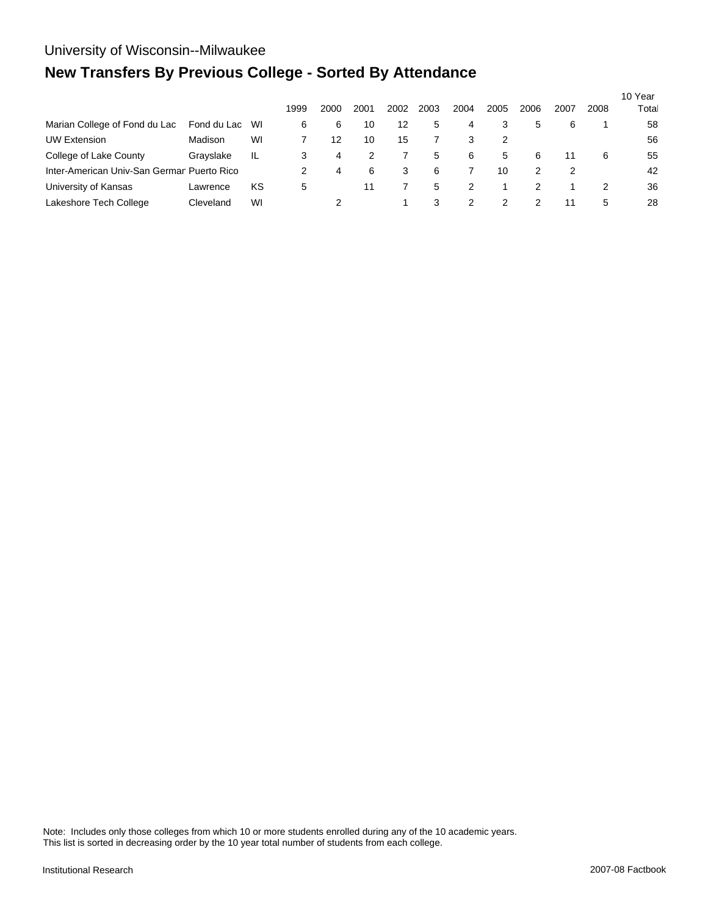University of Wisconsin--Milwaukee

## New Transfers By Previous College - Sorted By Attendance

| | | | 1999 | 2000 | 2001 | 2002 | 2003 | 2004 | 2005 | 2006 | 2007 | 2008 | 10 Year Total |
|---|---|---|---|---|---|---|---|---|---|---|---|---|---|
| Marian College of Fond du Lac | Fond du Lac | WI | 6 | 6 | 10 | 12 | 5 | 4 | 3 | 5 | 6 | 1 | 58 |
| UW Extension | Madison | WI | 7 | 12 | 10 | 15 | 7 | 3 | 2 | | | | 56 |
| College of Lake County | Grayslake | IL | 3 | 4 | 2 | 7 | 5 | 6 | 5 | 6 | 11 | 6 | 55 |
| Inter-American Univ-San Germar | Puerto Rico | | 2 | 4 | 6 | 3 | 6 | 7 | 10 | 2 | 2 | | 42 |
| University of Kansas | Lawrence | KS | 5 | | 11 | 7 | 5 | 2 | 1 | 2 | 1 | 2 | 36 |
| Lakeshore Tech College | Cleveland | WI | | 2 | | 1 | 3 | 2 | 2 | 2 | 11 | 5 | 28 |

Note: Includes only those colleges from which 10 or more students enrolled during any of the 10 academic years.
This list is sorted in decreasing order by the 10 year total number of students from each college.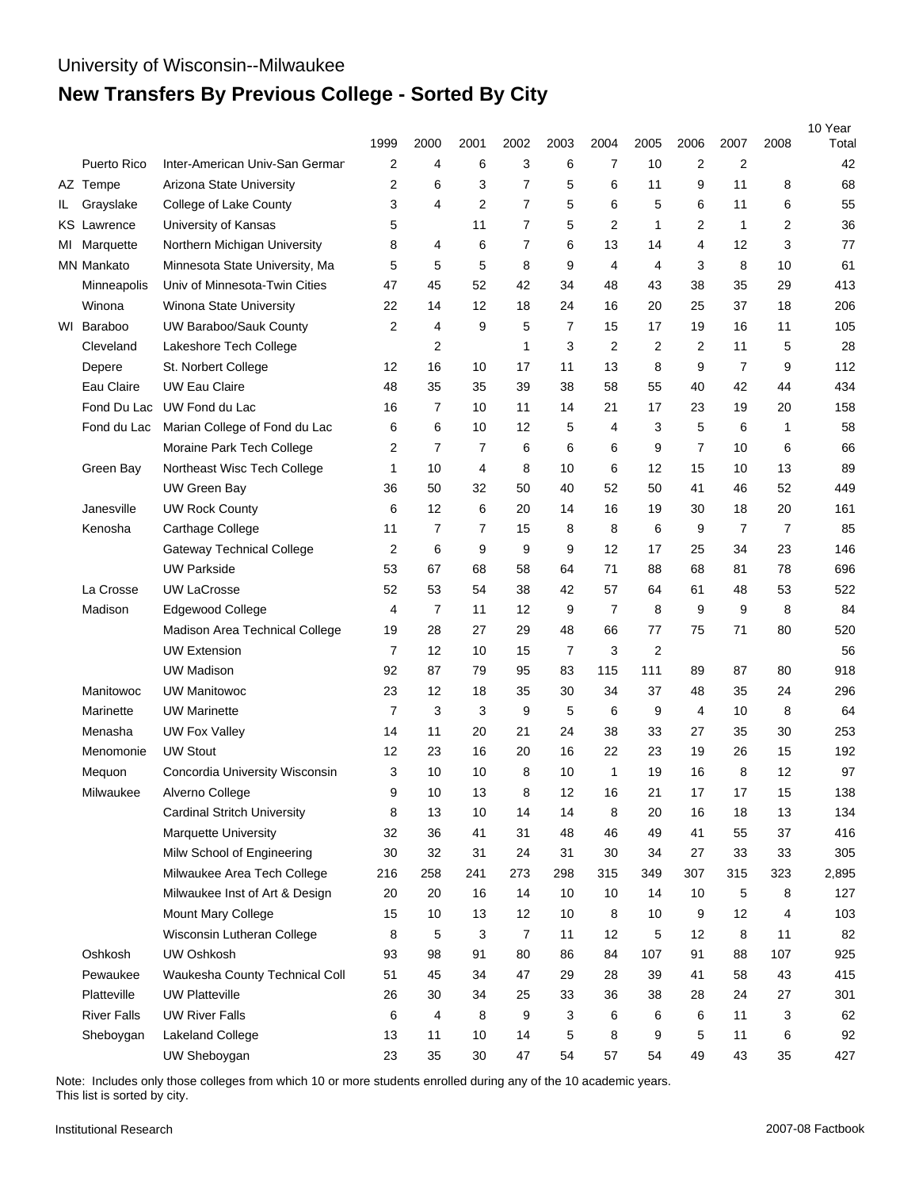University of Wisconsin--Milwaukee

# New Transfers By Previous College - Sorted By City

| | | | 1999 | 2000 | 2001 | 2002 | 2003 | 2004 | 2005 | 2006 | 2007 | 2008 | 10 Year Total |
|---|---|---|---|---|---|---|---|---|---|---|---|---|---|
| | Puerto Rico | Inter-American Univ-San Germar | 2 | 4 | 6 | 3 | 6 | 7 | 10 | 2 | 2 | | 42 |
| AZ | Tempe | Arizona State University | 2 | 6 | 3 | 7 | 5 | 6 | 11 | 9 | 11 | 8 | 68 |
| IL | Grayslake | College of Lake County | 3 | 4 | 2 | 7 | 5 | 6 | 5 | 6 | 11 | 6 | 55 |
| KS | Lawrence | University of Kansas | 5 | | 11 | 7 | 5 | 2 | 1 | 2 | 1 | 2 | 36 |
| MI | Marquette | Northern Michigan University | 8 | 4 | 6 | 7 | 6 | 13 | 14 | 4 | 12 | 3 | 77 |
| MN | Mankato | Minnesota State University, Ma | 5 | 5 | 5 | 8 | 9 | 4 | 4 | 3 | 8 | 10 | 61 |
| | Minneapolis | Univ of Minnesota-Twin Cities | 47 | 45 | 52 | 42 | 34 | 48 | 43 | 38 | 35 | 29 | 413 |
| | Winona | Winona State University | 22 | 14 | 12 | 18 | 24 | 16 | 20 | 25 | 37 | 18 | 206 |
| WI | Baraboo | UW Baraboo/Sauk County | 2 | 4 | 9 | 5 | 7 | 15 | 17 | 19 | 16 | 11 | 105 |
| | Cleveland | Lakeshore Tech College | | 2 | | 1 | 3 | 2 | 2 | 2 | 11 | 5 | 28 |
| | Depere | St. Norbert College | 12 | 16 | 10 | 17 | 11 | 13 | 8 | 9 | 7 | 9 | 112 |
| | Eau Claire | UW Eau Claire | 48 | 35 | 35 | 39 | 38 | 58 | 55 | 40 | 42 | 44 | 434 |
| | Fond Du Lac | UW Fond du Lac | 16 | 7 | 10 | 11 | 14 | 21 | 17 | 23 | 19 | 20 | 158 |
| | Fond du Lac | Marian College of Fond du Lac | 6 | 6 | 10 | 12 | 5 | 4 | 3 | 5 | 6 | 1 | 58 |
| | | Moraine Park Tech College | 2 | 7 | 7 | 6 | 6 | 6 | 9 | 7 | 10 | 6 | 66 |
| | Green Bay | Northeast Wisc Tech College | 1 | 10 | 4 | 8 | 10 | 6 | 12 | 15 | 10 | 13 | 89 |
| | | UW Green Bay | 36 | 50 | 32 | 50 | 40 | 52 | 50 | 41 | 46 | 52 | 449 |
| | Janesville | UW Rock County | 6 | 12 | 6 | 20 | 14 | 16 | 19 | 30 | 18 | 20 | 161 |
| | Kenosha | Carthage College | 11 | 7 | 7 | 15 | 8 | 8 | 6 | 9 | 7 | 7 | 85 |
| | | Gateway Technical College | 2 | 6 | 9 | 9 | 9 | 12 | 17 | 25 | 34 | 23 | 146 |
| | | UW Parkside | 53 | 67 | 68 | 58 | 64 | 71 | 88 | 68 | 81 | 78 | 696 |
| | La Crosse | UW LaCrosse | 52 | 53 | 54 | 38 | 42 | 57 | 64 | 61 | 48 | 53 | 522 |
| | Madison | Edgewood College | 4 | 7 | 11 | 12 | 9 | 7 | 8 | 9 | 9 | 8 | 84 |
| | | Madison Area Technical College | 19 | 28 | 27 | 29 | 48 | 66 | 77 | 75 | 71 | 80 | 520 |
| | | UW Extension | 7 | 12 | 10 | 15 | 7 | 3 | 2 | | | | 56 |
| | | UW Madison | 92 | 87 | 79 | 95 | 83 | 115 | 111 | 89 | 87 | 80 | 918 |
| | Manitowoc | UW Manitowoc | 23 | 12 | 18 | 35 | 30 | 34 | 37 | 48 | 35 | 24 | 296 |
| | Marinette | UW Marinette | 7 | 3 | 3 | 9 | 5 | 6 | 9 | 4 | 10 | 8 | 64 |
| | Menasha | UW Fox Valley | 14 | 11 | 20 | 21 | 24 | 38 | 33 | 27 | 35 | 30 | 253 |
| | Menomonie | UW Stout | 12 | 23 | 16 | 20 | 16 | 22 | 23 | 19 | 26 | 15 | 192 |
| | Mequon | Concordia University Wisconsin | 3 | 10 | 10 | 8 | 10 | 1 | 19 | 16 | 8 | 12 | 97 |
| | Milwaukee | Alverno College | 9 | 10 | 13 | 8 | 12 | 16 | 21 | 17 | 17 | 15 | 138 |
| | | Cardinal Stritch University | 8 | 13 | 10 | 14 | 14 | 8 | 20 | 16 | 18 | 13 | 134 |
| | | Marquette University | 32 | 36 | 41 | 31 | 48 | 46 | 49 | 41 | 55 | 37 | 416 |
| | | Milw School of Engineering | 30 | 32 | 31 | 24 | 31 | 30 | 34 | 27 | 33 | 33 | 305 |
| | | Milwaukee Area Tech College | 216 | 258 | 241 | 273 | 298 | 315 | 349 | 307 | 315 | 323 | 2,895 |
| | | Milwaukee Inst of Art & Design | 20 | 20 | 16 | 14 | 10 | 10 | 14 | 10 | 5 | 8 | 127 |
| | | Mount Mary College | 15 | 10 | 13 | 12 | 10 | 8 | 10 | 9 | 12 | 4 | 103 |
| | | Wisconsin Lutheran College | 8 | 5 | 3 | 7 | 11 | 12 | 5 | 12 | 8 | 11 | 82 |
| | Oshkosh | UW Oshkosh | 93 | 98 | 91 | 80 | 86 | 84 | 107 | 91 | 88 | 107 | 925 |
| | Pewaukee | Waukesha County Technical Coll | 51 | 45 | 34 | 47 | 29 | 28 | 39 | 41 | 58 | 43 | 415 |
| | Platteville | UW Platteville | 26 | 30 | 34 | 25 | 33 | 36 | 38 | 28 | 24 | 27 | 301 |
| | River Falls | UW River Falls | 6 | 4 | 8 | 9 | 3 | 6 | 6 | 6 | 11 | 3 | 62 |
| | Sheboygan | Lakeland College | 13 | 11 | 10 | 14 | 5 | 8 | 9 | 5 | 11 | 6 | 92 |
| | | UW Sheboygan | 23 | 35 | 30 | 47 | 54 | 57 | 54 | 49 | 43 | 35 | 427 |

Note: Includes only those colleges from which 10 or more students enrolled during any of the 10 academic years.
This list is sorted by city.

Institutional Research

2007-08 Factbook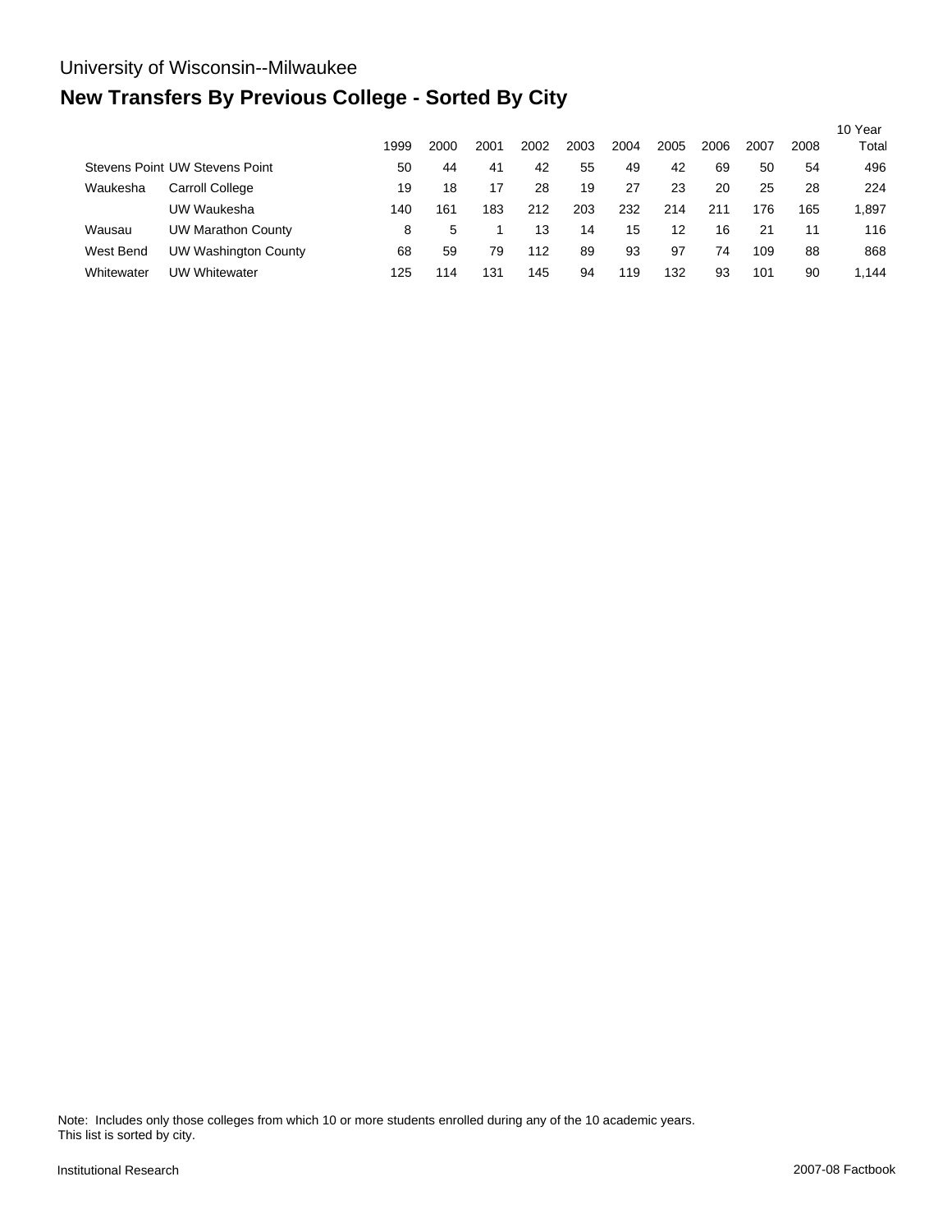University of Wisconsin--Milwaukee

# New Transfers By Previous College - Sorted By City

| | | 1999 | 2000 | 2001 | 2002 | 2003 | 2004 | 2005 | 2006 | 2007 | 2008 | 10 Year Total |
|---|---|---|---|---|---|---|---|---|---|---|---|---|
| Stevens Point | UW Stevens Point | 50 | 44 | 41 | 42 | 55 | 49 | 42 | 69 | 50 | 54 | 496 |
| Waukesha | Carroll College | 19 | 18 | 17 | 28 | 19 | 27 | 23 | 20 | 25 | 28 | 224 |
| | UW Waukesha | 140 | 161 | 183 | 212 | 203 | 232 | 214 | 211 | 176 | 165 | 1,897 |
| Wausau | UW Marathon County | 8 | 5 | 1 | 13 | 14 | 15 | 12 | 16 | 21 | 11 | 116 |
| West Bend | UW Washington County | 68 | 59 | 79 | 112 | 89 | 93 | 97 | 74 | 109 | 88 | 868 |
| Whitewater | UW Whitewater | 125 | 114 | 131 | 145 | 94 | 119 | 132 | 93 | 101 | 90 | 1,144 |

Note: Includes only those colleges from which 10 or more students enrolled during any of the 10 academic years.
This list is sorted by city.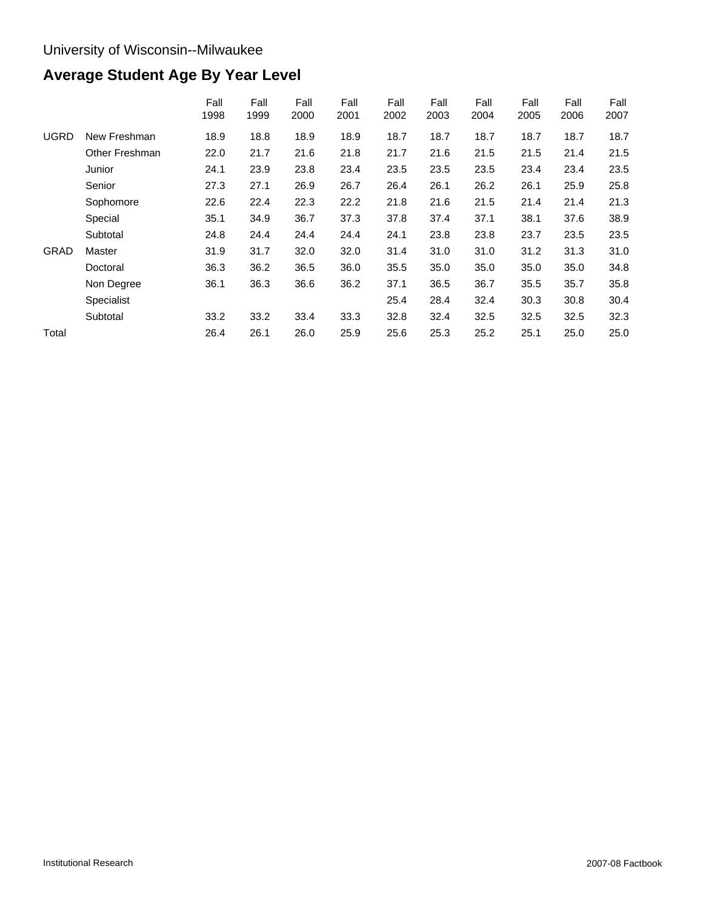University of Wisconsin--Milwaukee

# Average Student Age By Year Level

| | | Fall 1998 | Fall 1999 | Fall 2000 | Fall 2001 | Fall 2002 | Fall 2003 | Fall 2004 | Fall 2005 | Fall 2006 | Fall 2007 |
|---|---|---|---|---|---|---|---|---|---|---|---|
| UGRD | New Freshman | 18.9 | 18.8 | 18.9 | 18.9 | 18.7 | 18.7 | 18.7 | 18.7 | 18.7 | 18.7 |
| | Other Freshman | 22.0 | 21.7 | 21.6 | 21.8 | 21.7 | 21.6 | 21.5 | 21.5 | 21.4 | 21.5 |
| | Junior | 24.1 | 23.9 | 23.8 | 23.4 | 23.5 | 23.5 | 23.5 | 23.4 | 23.4 | 23.5 |
| | Senior | 27.3 | 27.1 | 26.9 | 26.7 | 26.4 | 26.1 | 26.2 | 26.1 | 25.9 | 25.8 |
| | Sophomore | 22.6 | 22.4 | 22.3 | 22.2 | 21.8 | 21.6 | 21.5 | 21.4 | 21.4 | 21.3 |
| | Special | 35.1 | 34.9 | 36.7 | 37.3 | 37.8 | 37.4 | 37.1 | 38.1 | 37.6 | 38.9 |
| | Subtotal | 24.8 | 24.4 | 24.4 | 24.4 | 24.1 | 23.8 | 23.8 | 23.7 | 23.5 | 23.5 |
| GRAD | Master | 31.9 | 31.7 | 32.0 | 32.0 | 31.4 | 31.0 | 31.0 | 31.2 | 31.3 | 31.0 |
| | Doctoral | 36.3 | 36.2 | 36.5 | 36.0 | 35.5 | 35.0 | 35.0 | 35.0 | 35.0 | 34.8 |
| | Non Degree | 36.1 | 36.3 | 36.6 | 36.2 | 37.1 | 36.5 | 36.7 | 35.5 | 35.7 | 35.8 |
| | Specialist | | | | | 25.4 | 28.4 | 32.4 | 30.3 | 30.8 | 30.4 |
| | Subtotal | 33.2 | 33.2 | 33.4 | 33.3 | 32.8 | 32.4 | 32.5 | 32.5 | 32.5 | 32.3 |
| Total | | 26.4 | 26.1 | 26.0 | 25.9 | 25.6 | 25.3 | 25.2 | 25.1 | 25.0 | 25.0 |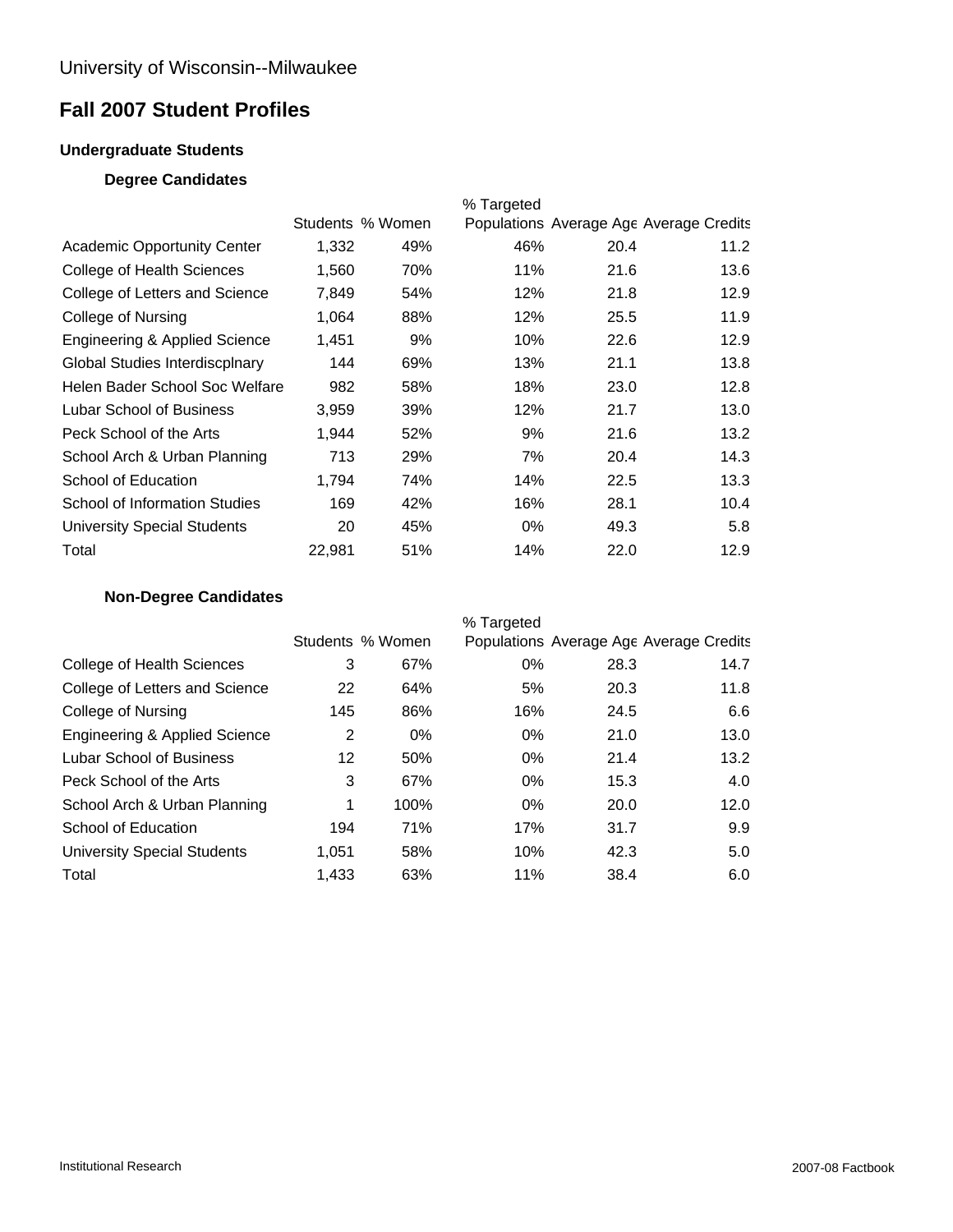University of Wisconsin--Milwaukee

# Fall 2007 Student Profiles

## Undergraduate Students

### Degree Candidates

| | Students | % Women | % Targeted Populations | Average Age | Average Credits |
|---|---|---|---|---|---|
| Academic Opportunity Center | 1,332 | 49% | 46% | 20.4 | 11.2 |
| College of Health Sciences | 1,560 | 70% | 11% | 21.6 | 13.6 |
| College of Letters and Science | 7,849 | 54% | 12% | 21.8 | 12.9 |
| College of Nursing | 1,064 | 88% | 12% | 25.5 | 11.9 |
| Engineering & Applied Science | 1,451 | 9% | 10% | 22.6 | 12.9 |
| Global Studies Interdiscplnary | 144 | 69% | 13% | 21.1 | 13.8 |
| Helen Bader School Soc Welfare | 982 | 58% | 18% | 23.0 | 12.8 |
| Lubar School of Business | 3,959 | 39% | 12% | 21.7 | 13.0 |
| Peck School of the Arts | 1,944 | 52% | 9% | 21.6 | 13.2 |
| School Arch & Urban Planning | 713 | 29% | 7% | 20.4 | 14.3 |
| School of Education | 1,794 | 74% | 14% | 22.5 | 13.3 |
| School of Information Studies | 169 | 42% | 16% | 28.1 | 10.4 |
| University Special Students | 20 | 45% | 0% | 49.3 | 5.8 |
| Total | 22,981 | 51% | 14% | 22.0 | 12.9 |

### Non-Degree Candidates

| | Students | % Women | % Targeted Populations | Average Age | Average Credits |
|---|---|---|---|---|---|
| College of Health Sciences | 3 | 67% | 0% | 28.3 | 14.7 |
| College of Letters and Science | 22 | 64% | 5% | 20.3 | 11.8 |
| College of Nursing | 145 | 86% | 16% | 24.5 | 6.6 |
| Engineering & Applied Science | 2 | 0% | 0% | 21.0 | 13.0 |
| Lubar School of Business | 12 | 50% | 0% | 21.4 | 13.2 |
| Peck School of the Arts | 3 | 67% | 0% | 15.3 | 4.0 |
| School Arch & Urban Planning | 1 | 100% | 0% | 20.0 | 12.0 |
| School of Education | 194 | 71% | 17% | 31.7 | 9.9 |
| University Special Students | 1,051 | 58% | 10% | 42.3 | 5.0 |
| Total | 1,433 | 63% | 11% | 38.4 | 6.0 |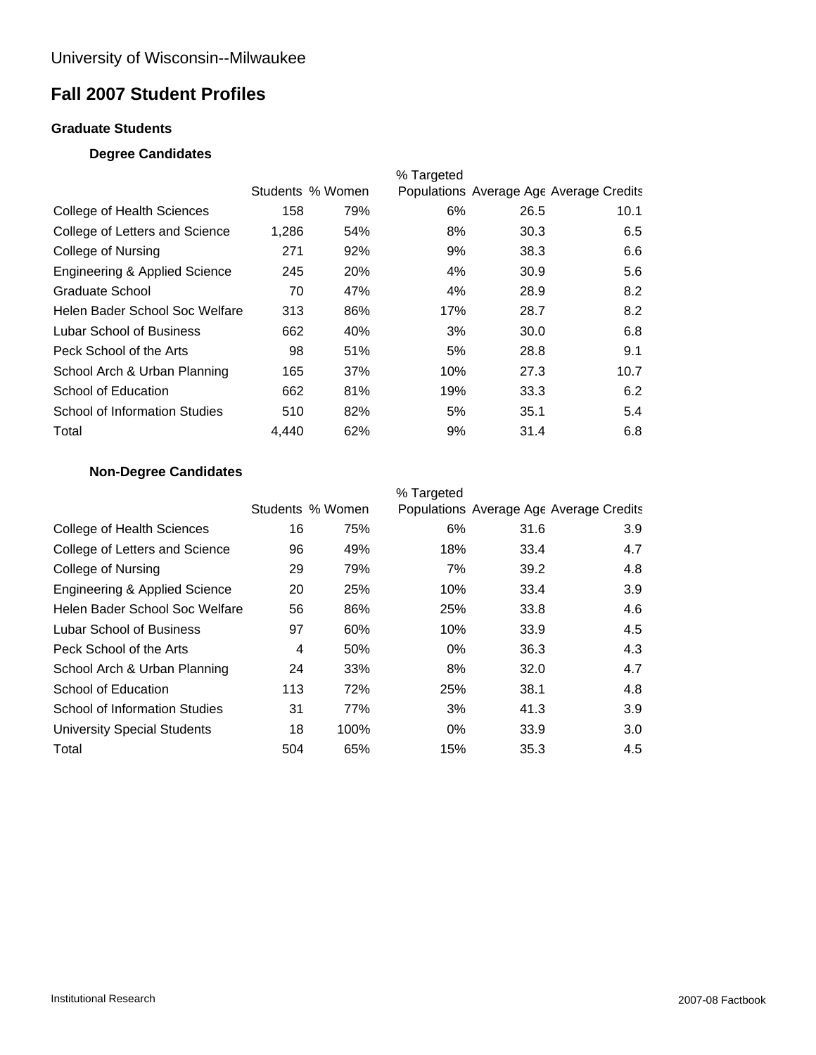University of Wisconsin--Milwaukee

# Fall 2007 Student Profiles

### Graduate Students

#### Degree Candidates

| | Students | % Women | % Targeted Populations | Average Age | Average Credits |
|---|---|---|---|---|---|
| College of Health Sciences | 158 | 79% | 6% | 26.5 | 10.1 |
| College of Letters and Science | 1,286 | 54% | 8% | 30.3 | 6.5 |
| College of Nursing | 271 | 92% | 9% | 38.3 | 6.6 |
| Engineering & Applied Science | 245 | 20% | 4% | 30.9 | 5.6 |
| Graduate School | 70 | 47% | 4% | 28.9 | 8.2 |
| Helen Bader School Soc Welfare | 313 | 86% | 17% | 28.7 | 8.2 |
| Lubar School of Business | 662 | 40% | 3% | 30.0 | 6.8 |
| Peck School of the Arts | 98 | 51% | 5% | 28.8 | 9.1 |
| School Arch & Urban Planning | 165 | 37% | 10% | 27.3 | 10.7 |
| School of Education | 662 | 81% | 19% | 33.3 | 6.2 |
| School of Information Studies | 510 | 82% | 5% | 35.1 | 5.4 |
| Total | 4,440 | 62% | 9% | 31.4 | 6.8 |

#### Non-Degree Candidates

| | Students | % Women | % Targeted Populations | Average Age | Average Credits |
|---|---|---|---|---|---|
| College of Health Sciences | 16 | 75% | 6% | 31.6 | 3.9 |
| College of Letters and Science | 96 | 49% | 18% | 33.4 | 4.7 |
| College of Nursing | 29 | 79% | 7% | 39.2 | 4.8 |
| Engineering & Applied Science | 20 | 25% | 10% | 33.4 | 3.9 |
| Helen Bader School Soc Welfare | 56 | 86% | 25% | 33.8 | 4.6 |
| Lubar School of Business | 97 | 60% | 10% | 33.9 | 4.5 |
| Peck School of the Arts | 4 | 50% | 0% | 36.3 | 4.3 |
| School Arch & Urban Planning | 24 | 33% | 8% | 32.0 | 4.7 |
| School of Education | 113 | 72% | 25% | 38.1 | 4.8 |
| School of Information Studies | 31 | 77% | 3% | 41.3 | 3.9 |
| University Special Students | 18 | 100% | 0% | 33.9 | 3.0 |
| Total | 504 | 65% | 15% | 35.3 | 4.5 |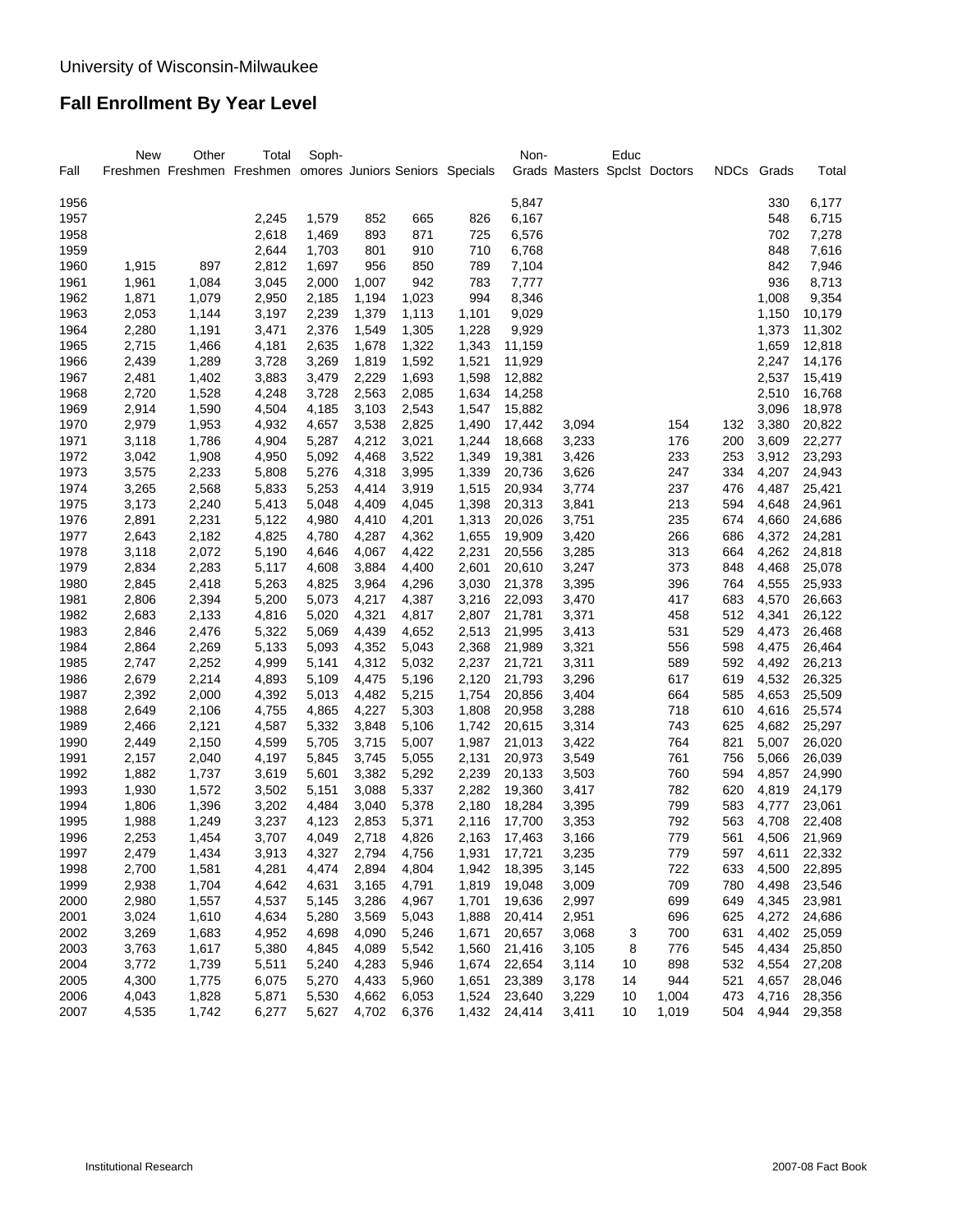University of Wisconsin-Milwaukee

# Fall Enrollment By Year Level

| Fall | New Freshmen | Other Freshmen | Total Freshmen | Sophomores | Juniors | Seniors | Specials | Non-Grads | Masters | Educ Spclst | Doctors | NDCs | Grads | Total |
|---|---|---|---|---|---|---|---|---|---|---|---|---|---|---|
| 1956 | | | | | | | | 5,847 | | | | | 330 | 6,177 |
| 1957 | | | 2,245 | 1,579 | 852 | 665 | 826 | 6,167 | | | | | 548 | 6,715 |
| 1958 | | | 2,618 | 1,469 | 893 | 871 | 725 | 6,576 | | | | | 702 | 7,278 |
| 1959 | | | 2,644 | 1,703 | 801 | 910 | 710 | 6,768 | | | | | 848 | 7,616 |
| 1960 | 1,915 | 897 | 2,812 | 1,697 | 956 | 850 | 789 | 7,104 | | | | | 842 | 7,946 |
| 1961 | 1,961 | 1,084 | 3,045 | 2,000 | 1,007 | 942 | 783 | 7,777 | | | | | 936 | 8,713 |
| 1962 | 1,871 | 1,079 | 2,950 | 2,185 | 1,194 | 1,023 | 994 | 8,346 | | | | | 1,008 | 9,354 |
| 1963 | 2,053 | 1,144 | 3,197 | 2,239 | 1,379 | 1,113 | 1,101 | 9,029 | | | | | 1,150 | 10,179 |
| 1964 | 2,280 | 1,191 | 3,471 | 2,376 | 1,549 | 1,305 | 1,228 | 9,929 | | | | | 1,373 | 11,302 |
| 1965 | 2,715 | 1,466 | 4,181 | 2,635 | 1,678 | 1,322 | 1,343 | 11,159 | | | | | 1,659 | 12,818 |
| 1966 | 2,439 | 1,289 | 3,728 | 3,269 | 1,819 | 1,592 | 1,521 | 11,929 | | | | | 2,247 | 14,176 |
| 1967 | 2,481 | 1,402 | 3,883 | 3,479 | 2,229 | 1,693 | 1,598 | 12,882 | | | | | 2,537 | 15,419 |
| 1968 | 2,720 | 1,528 | 4,248 | 3,728 | 2,563 | 2,085 | 1,634 | 14,258 | | | | | 2,510 | 16,768 |
| 1969 | 2,914 | 1,590 | 4,504 | 4,185 | 3,103 | 2,543 | 1,547 | 15,882 | | | | | 3,096 | 18,978 |
| 1970 | 2,979 | 1,953 | 4,932 | 4,657 | 3,538 | 2,825 | 1,490 | 17,442 | 3,094 | | 154 | 132 | 3,380 | 20,822 |
| 1971 | 3,118 | 1,786 | 4,904 | 5,287 | 4,212 | 3,021 | 1,244 | 18,668 | 3,233 | | 176 | 200 | 3,609 | 22,277 |
| 1972 | 3,042 | 1,908 | 4,950 | 5,092 | 4,468 | 3,522 | 1,349 | 19,381 | 3,426 | | 233 | 253 | 3,912 | 23,293 |
| 1973 | 3,575 | 2,233 | 5,808 | 5,276 | 4,318 | 3,995 | 1,339 | 20,736 | 3,626 | | 247 | 334 | 4,207 | 24,943 |
| 1974 | 3,265 | 2,568 | 5,833 | 5,253 | 4,414 | 3,919 | 1,515 | 20,934 | 3,774 | | 237 | 476 | 4,487 | 25,421 |
| 1975 | 3,173 | 2,240 | 5,413 | 5,048 | 4,409 | 4,045 | 1,398 | 20,313 | 3,841 | | 213 | 594 | 4,648 | 24,961 |
| 1976 | 2,891 | 2,231 | 5,122 | 4,980 | 4,410 | 4,201 | 1,313 | 20,026 | 3,751 | | 235 | 674 | 4,660 | 24,686 |
| 1977 | 2,643 | 2,182 | 4,825 | 4,780 | 4,287 | 4,362 | 1,655 | 19,909 | 3,420 | | 266 | 686 | 4,372 | 24,281 |
| 1978 | 3,118 | 2,072 | 5,190 | 4,646 | 4,067 | 4,422 | 2,231 | 20,556 | 3,285 | | 313 | 664 | 4,262 | 24,818 |
| 1979 | 2,834 | 2,283 | 5,117 | 4,608 | 3,884 | 4,400 | 2,601 | 20,610 | 3,247 | | 373 | 848 | 4,468 | 25,078 |
| 1980 | 2,845 | 2,418 | 5,263 | 4,825 | 3,964 | 4,296 | 3,030 | 21,378 | 3,395 | | 396 | 764 | 4,555 | 25,933 |
| 1981 | 2,806 | 2,394 | 5,200 | 5,073 | 4,217 | 4,387 | 3,216 | 22,093 | 3,470 | | 417 | 683 | 4,570 | 26,663 |
| 1982 | 2,683 | 2,133 | 4,816 | 5,020 | 4,321 | 4,817 | 2,807 | 21,781 | 3,371 | | 458 | 512 | 4,341 | 26,122 |
| 1983 | 2,846 | 2,476 | 5,322 | 5,069 | 4,439 | 4,652 | 2,513 | 21,995 | 3,413 | | 531 | 529 | 4,473 | 26,468 |
| 1984 | 2,864 | 2,269 | 5,133 | 5,093 | 4,352 | 5,043 | 2,368 | 21,989 | 3,321 | | 556 | 598 | 4,475 | 26,464 |
| 1985 | 2,747 | 2,252 | 4,999 | 5,141 | 4,312 | 5,032 | 2,237 | 21,721 | 3,311 | | 589 | 592 | 4,492 | 26,213 |
| 1986 | 2,679 | 2,214 | 4,893 | 5,109 | 4,475 | 5,196 | 2,120 | 21,793 | 3,296 | | 617 | 619 | 4,532 | 26,325 |
| 1987 | 2,392 | 2,000 | 4,392 | 5,013 | 4,482 | 5,215 | 1,754 | 20,856 | 3,404 | | 664 | 585 | 4,653 | 25,509 |
| 1988 | 2,649 | 2,106 | 4,755 | 4,865 | 4,227 | 5,303 | 1,808 | 20,958 | 3,288 | | 718 | 610 | 4,616 | 25,574 |
| 1989 | 2,466 | 2,121 | 4,587 | 5,332 | 3,848 | 5,106 | 1,742 | 20,615 | 3,314 | | 743 | 625 | 4,682 | 25,297 |
| 1990 | 2,449 | 2,150 | 4,599 | 5,705 | 3,715 | 5,007 | 1,987 | 21,013 | 3,422 | | 764 | 821 | 5,007 | 26,020 |
| 1991 | 2,157 | 2,040 | 4,197 | 5,845 | 3,745 | 5,055 | 2,131 | 20,973 | 3,549 | | 761 | 756 | 5,066 | 26,039 |
| 1992 | 1,882 | 1,737 | 3,619 | 5,601 | 3,382 | 5,292 | 2,239 | 20,133 | 3,503 | | 760 | 594 | 4,857 | 24,990 |
| 1993 | 1,930 | 1,572 | 3,502 | 5,151 | 3,088 | 5,337 | 2,282 | 19,360 | 3,417 | | 782 | 620 | 4,819 | 24,179 |
| 1994 | 1,806 | 1,396 | 3,202 | 4,484 | 3,040 | 5,378 | 2,180 | 18,284 | 3,395 | | 799 | 583 | 4,777 | 23,061 |
| 1995 | 1,988 | 1,249 | 3,237 | 4,123 | 2,853 | 5,371 | 2,116 | 17,700 | 3,353 | | 792 | 563 | 4,708 | 22,408 |
| 1996 | 2,253 | 1,454 | 3,707 | 4,049 | 2,718 | 4,826 | 2,163 | 17,463 | 3,166 | | 779 | 561 | 4,506 | 21,969 |
| 1997 | 2,479 | 1,434 | 3,913 | 4,327 | 2,794 | 4,756 | 1,931 | 17,721 | 3,235 | | 779 | 597 | 4,611 | 22,332 |
| 1998 | 2,700 | 1,581 | 4,281 | 4,474 | 2,894 | 4,804 | 1,942 | 18,395 | 3,145 | | 722 | 633 | 4,500 | 22,895 |
| 1999 | 2,938 | 1,704 | 4,642 | 4,631 | 3,165 | 4,791 | 1,819 | 19,048 | 3,009 | | 709 | 780 | 4,498 | 23,546 |
| 2000 | 2,980 | 1,557 | 4,537 | 5,145 | 3,286 | 4,967 | 1,701 | 19,636 | 2,997 | | 699 | 649 | 4,345 | 23,981 |
| 2001 | 3,024 | 1,610 | 4,634 | 5,280 | 3,569 | 5,043 | 1,888 | 20,414 | 2,951 | | 696 | 625 | 4,272 | 24,686 |
| 2002 | 3,269 | 1,683 | 4,952 | 4,698 | 4,090 | 5,246 | 1,671 | 20,657 | 3,068 | 3 | 700 | 631 | 4,402 | 25,059 |
| 2003 | 3,763 | 1,617 | 5,380 | 4,845 | 4,089 | 5,542 | 1,560 | 21,416 | 3,105 | 8 | 776 | 545 | 4,434 | 25,850 |
| 2004 | 3,772 | 1,739 | 5,511 | 5,240 | 4,283 | 5,946 | 1,674 | 22,654 | 3,114 | 10 | 898 | 532 | 4,554 | 27,208 |
| 2005 | 4,300 | 1,775 | 6,075 | 5,270 | 4,433 | 5,960 | 1,651 | 23,389 | 3,178 | 14 | 944 | 521 | 4,657 | 28,046 |
| 2006 | 4,043 | 1,828 | 5,871 | 5,530 | 4,662 | 6,053 | 1,524 | 23,640 | 3,229 | 10 | 1,004 | 473 | 4,716 | 28,356 |
| 2007 | 4,535 | 1,742 | 6,277 | 5,627 | 4,702 | 6,376 | 1,432 | 24,414 | 3,411 | 10 | 1,019 | 504 | 4,944 | 29,358 |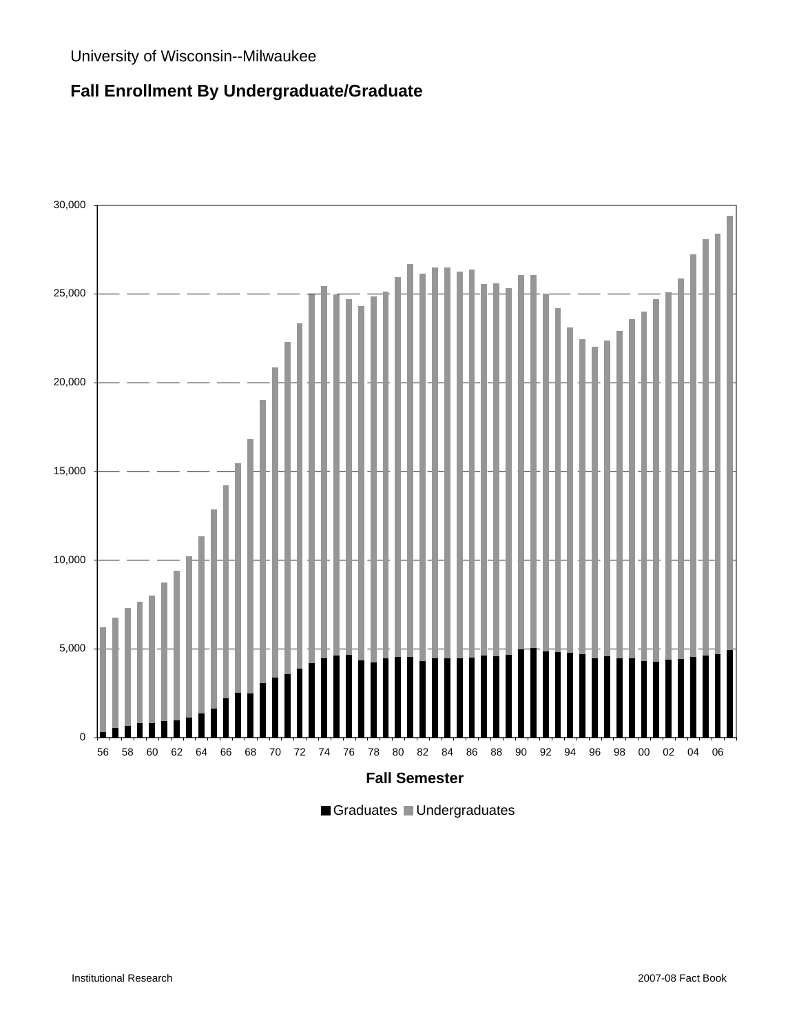University of Wisconsin--Milwaukee

## Fall Enrollment By Undergraduate/Graduate

30,000

25,000

20,000

15,000

10,000

5,000

0

56 58 60 62 64 66 68 70 72 74 76 78 80 82 84 86 88 90 92 94 96 98 00 02 04 06

**Fall Semester**

■ Graduates ■ Undergraduates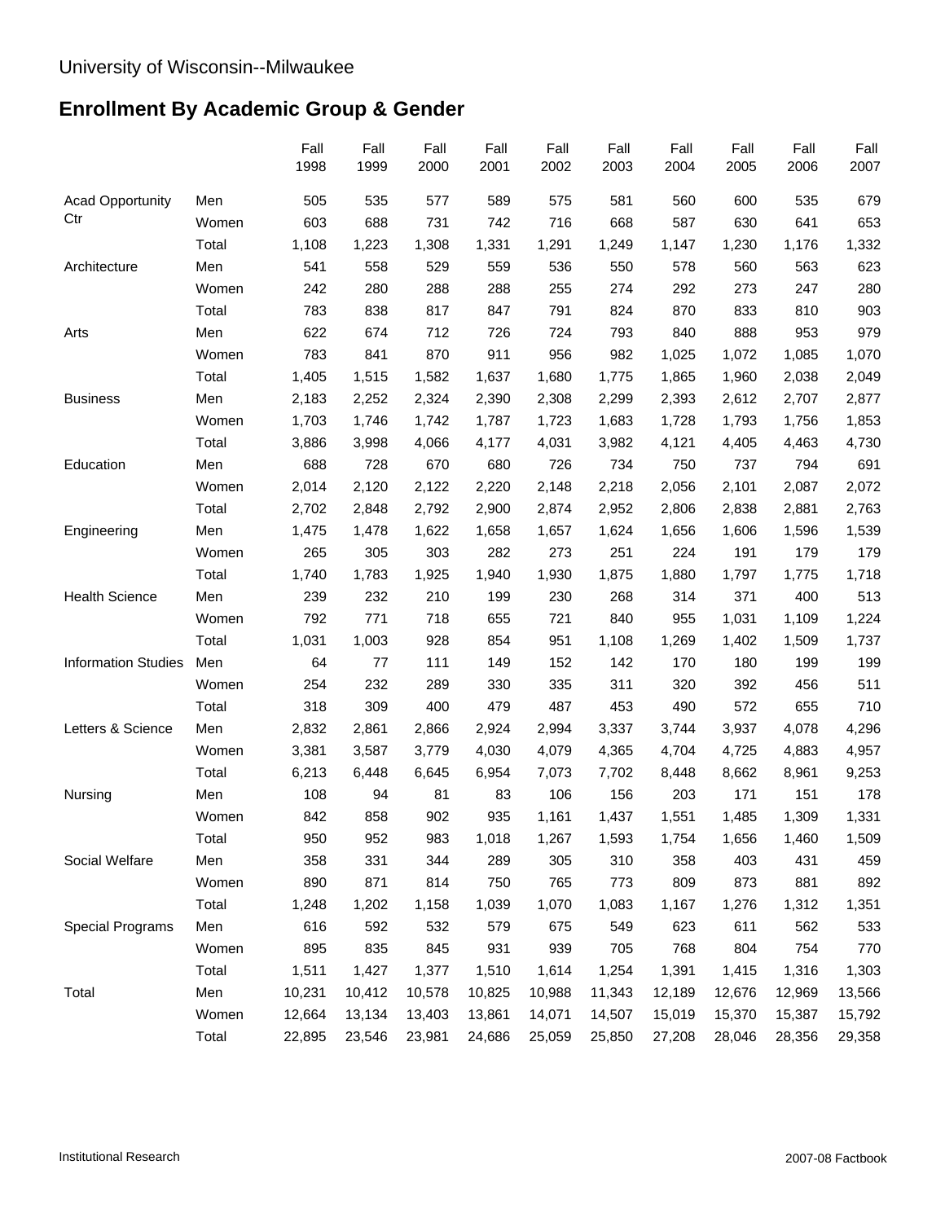University of Wisconsin--Milwaukee

## Enrollment By Academic Group & Gender

| | | Fall 1998 | Fall 1999 | Fall 2000 | Fall 2001 | Fall 2002 | Fall 2003 | Fall 2004 | Fall 2005 | Fall 2006 | Fall 2007 |
|---|---|---|---|---|---|---|---|---|---|---|---|
| Acad Opportunity Ctr | Men | 505 | 535 | 577 | 589 | 575 | 581 | 560 | 600 | 535 | 679 |
| | Women | 603 | 688 | 731 | 742 | 716 | 668 | 587 | 630 | 641 | 653 |
| | Total | 1,108 | 1,223 | 1,308 | 1,331 | 1,291 | 1,249 | 1,147 | 1,230 | 1,176 | 1,332 |
| Architecture | Men | 541 | 558 | 529 | 559 | 536 | 550 | 578 | 560 | 563 | 623 |
| | Women | 242 | 280 | 288 | 288 | 255 | 274 | 292 | 273 | 247 | 280 |
| | Total | 783 | 838 | 817 | 847 | 791 | 824 | 870 | 833 | 810 | 903 |
| Arts | Men | 622 | 674 | 712 | 726 | 724 | 793 | 840 | 888 | 953 | 979 |
| | Women | 783 | 841 | 870 | 911 | 956 | 982 | 1,025 | 1,072 | 1,085 | 1,070 |
| | Total | 1,405 | 1,515 | 1,582 | 1,637 | 1,680 | 1,775 | 1,865 | 1,960 | 2,038 | 2,049 |
| Business | Men | 2,183 | 2,252 | 2,324 | 2,390 | 2,308 | 2,299 | 2,393 | 2,612 | 2,707 | 2,877 |
| | Women | 1,703 | 1,746 | 1,742 | 1,787 | 1,723 | 1,683 | 1,728 | 1,793 | 1,756 | 1,853 |
| | Total | 3,886 | 3,998 | 4,066 | 4,177 | 4,031 | 3,982 | 4,121 | 4,405 | 4,463 | 4,730 |
| Education | Men | 688 | 728 | 670 | 680 | 726 | 734 | 750 | 737 | 794 | 691 |
| | Women | 2,014 | 2,120 | 2,122 | 2,220 | 2,148 | 2,218 | 2,056 | 2,101 | 2,087 | 2,072 |
| | Total | 2,702 | 2,848 | 2,792 | 2,900 | 2,874 | 2,952 | 2,806 | 2,838 | 2,881 | 2,763 |
| Engineering | Men | 1,475 | 1,478 | 1,622 | 1,658 | 1,657 | 1,624 | 1,656 | 1,606 | 1,596 | 1,539 |
| | Women | 265 | 305 | 303 | 282 | 273 | 251 | 224 | 191 | 179 | 179 |
| | Total | 1,740 | 1,783 | 1,925 | 1,940 | 1,930 | 1,875 | 1,880 | 1,797 | 1,775 | 1,718 |
| Health Science | Men | 239 | 232 | 210 | 199 | 230 | 268 | 314 | 371 | 400 | 513 |
| | Women | 792 | 771 | 718 | 655 | 721 | 840 | 955 | 1,031 | 1,109 | 1,224 |
| | Total | 1,031 | 1,003 | 928 | 854 | 951 | 1,108 | 1,269 | 1,402 | 1,509 | 1,737 |
| Information Studies | Men | 64 | 77 | 111 | 149 | 152 | 142 | 170 | 180 | 199 | 199 |
| | Women | 254 | 232 | 289 | 330 | 335 | 311 | 320 | 392 | 456 | 511 |
| | Total | 318 | 309 | 400 | 479 | 487 | 453 | 490 | 572 | 655 | 710 |
| Letters & Science | Men | 2,832 | 2,861 | 2,866 | 2,924 | 2,994 | 3,337 | 3,744 | 3,937 | 4,078 | 4,296 |
| | Women | 3,381 | 3,587 | 3,779 | 4,030 | 4,079 | 4,365 | 4,704 | 4,725 | 4,883 | 4,957 |
| | Total | 6,213 | 6,448 | 6,645 | 6,954 | 7,073 | 7,702 | 8,448 | 8,662 | 8,961 | 9,253 |
| Nursing | Men | 108 | 94 | 81 | 83 | 106 | 156 | 203 | 171 | 151 | 178 |
| | Women | 842 | 858 | 902 | 935 | 1,161 | 1,437 | 1,551 | 1,485 | 1,309 | 1,331 |
| | Total | 950 | 952 | 983 | 1,018 | 1,267 | 1,593 | 1,754 | 1,656 | 1,460 | 1,509 |
| Social Welfare | Men | 358 | 331 | 344 | 289 | 305 | 310 | 358 | 403 | 431 | 459 |
| | Women | 890 | 871 | 814 | 750 | 765 | 773 | 809 | 873 | 881 | 892 |
| | Total | 1,248 | 1,202 | 1,158 | 1,039 | 1,070 | 1,083 | 1,167 | 1,276 | 1,312 | 1,351 |
| Special Programs | Men | 616 | 592 | 532 | 579 | 675 | 549 | 623 | 611 | 562 | 533 |
| | Women | 895 | 835 | 845 | 931 | 939 | 705 | 768 | 804 | 754 | 770 |
| | Total | 1,511 | 1,427 | 1,377 | 1,510 | 1,614 | 1,254 | 1,391 | 1,415 | 1,316 | 1,303 |
| Total | Men | 10,231 | 10,412 | 10,578 | 10,825 | 10,988 | 11,343 | 12,189 | 12,676 | 12,969 | 13,566 |
| | Women | 12,664 | 13,134 | 13,403 | 13,861 | 14,071 | 14,507 | 15,019 | 15,370 | 15,387 | 15,792 |
| | Total | 22,895 | 23,546 | 23,981 | 24,686 | 25,059 | 25,850 | 27,208 | 28,046 | 28,356 | 29,358 |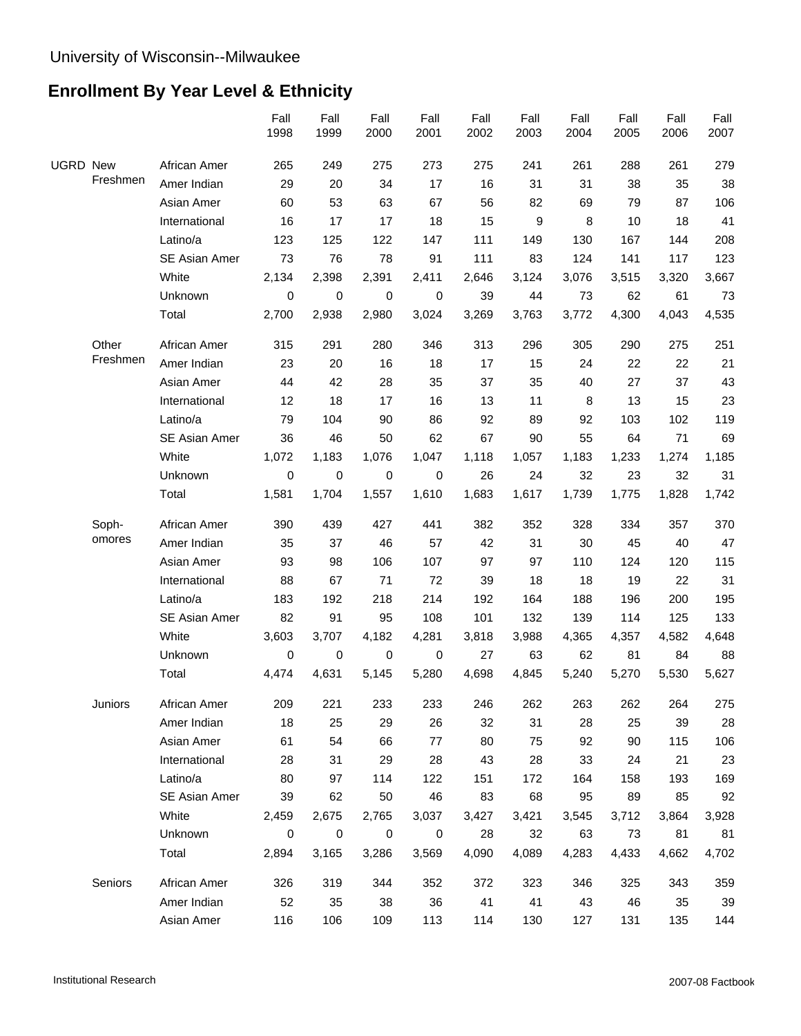University of Wisconsin--Milwaukee

## Enrollment By Year Level & Ethnicity

| | | | Fall 1998 | Fall 1999 | Fall 2000 | Fall 2001 | Fall 2002 | Fall 2003 | Fall 2004 | Fall 2005 | Fall 2006 | Fall 2007 |
|---|---|---|---|---|---|---|---|---|---|---|---|---|
| UGRD | New Freshmen | African Amer | 265 | 249 | 275 | 273 | 275 | 241 | 261 | 288 | 261 | 279 |
| | | Amer Indian | 29 | 20 | 34 | 17 | 16 | 31 | 31 | 38 | 35 | 38 |
| | | Asian Amer | 60 | 53 | 63 | 67 | 56 | 82 | 69 | 79 | 87 | 106 |
| | | International | 16 | 17 | 17 | 18 | 15 | 9 | 8 | 10 | 18 | 41 |
| | | Latino/a | 123 | 125 | 122 | 147 | 111 | 149 | 130 | 167 | 144 | 208 |
| | | SE Asian Amer | 73 | 76 | 78 | 91 | 111 | 83 | 124 | 141 | 117 | 123 |
| | | White | 2,134 | 2,398 | 2,391 | 2,411 | 2,646 | 3,124 | 3,076 | 3,515 | 3,320 | 3,667 |
| | | Unknown | 0 | 0 | 0 | 0 | 39 | 44 | 73 | 62 | 61 | 73 |
| | | Total | 2,700 | 2,938 | 2,980 | 3,024 | 3,269 | 3,763 | 3,772 | 4,300 | 4,043 | 4,535 |
| | Other Freshmen | African Amer | 315 | 291 | 280 | 346 | 313 | 296 | 305 | 290 | 275 | 251 |
| | | Amer Indian | 23 | 20 | 16 | 18 | 17 | 15 | 24 | 22 | 22 | 21 |
| | | Asian Amer | 44 | 42 | 28 | 35 | 37 | 35 | 40 | 27 | 37 | 43 |
| | | International | 12 | 18 | 17 | 16 | 13 | 11 | 8 | 13 | 15 | 23 |
| | | Latino/a | 79 | 104 | 90 | 86 | 92 | 89 | 92 | 103 | 102 | 119 |
| | | SE Asian Amer | 36 | 46 | 50 | 62 | 67 | 90 | 55 | 64 | 71 | 69 |
| | | White | 1,072 | 1,183 | 1,076 | 1,047 | 1,118 | 1,057 | 1,183 | 1,233 | 1,274 | 1,185 |
| | | Unknown | 0 | 0 | 0 | 0 | 26 | 24 | 32 | 23 | 32 | 31 |
| | | Total | 1,581 | 1,704 | 1,557 | 1,610 | 1,683 | 1,617 | 1,739 | 1,775 | 1,828 | 1,742 |
| | Sophomores | African Amer | 390 | 439 | 427 | 441 | 382 | 352 | 328 | 334 | 357 | 370 |
| | | Amer Indian | 35 | 37 | 46 | 57 | 42 | 31 | 30 | 45 | 40 | 47 |
| | | Asian Amer | 93 | 98 | 106 | 107 | 97 | 97 | 110 | 124 | 120 | 115 |
| | | International | 88 | 67 | 71 | 72 | 39 | 18 | 18 | 19 | 22 | 31 |
| | | Latino/a | 183 | 192 | 218 | 214 | 192 | 164 | 188 | 196 | 200 | 195 |
| | | SE Asian Amer | 82 | 91 | 95 | 108 | 101 | 132 | 139 | 114 | 125 | 133 |
| | | White | 3,603 | 3,707 | 4,182 | 4,281 | 3,818 | 3,988 | 4,365 | 4,357 | 4,582 | 4,648 |
| | | Unknown | 0 | 0 | 0 | 0 | 27 | 63 | 62 | 81 | 84 | 88 |
| | | Total | 4,474 | 4,631 | 5,145 | 5,280 | 4,698 | 4,845 | 5,240 | 5,270 | 5,530 | 5,627 |
| | Juniors | African Amer | 209 | 221 | 233 | 233 | 246 | 262 | 263 | 262 | 264 | 275 |
| | | Amer Indian | 18 | 25 | 29 | 26 | 32 | 31 | 28 | 25 | 39 | 28 |
| | | Asian Amer | 61 | 54 | 66 | 77 | 80 | 75 | 92 | 90 | 115 | 106 |
| | | International | 28 | 31 | 29 | 28 | 43 | 28 | 33 | 24 | 21 | 23 |
| | | Latino/a | 80 | 97 | 114 | 122 | 151 | 172 | 164 | 158 | 193 | 169 |
| | | SE Asian Amer | 39 | 62 | 50 | 46 | 83 | 68 | 95 | 89 | 85 | 92 |
| | | White | 2,459 | 2,675 | 2,765 | 3,037 | 3,427 | 3,421 | 3,545 | 3,712 | 3,864 | 3,928 |
| | | Unknown | 0 | 0 | 0 | 0 | 28 | 32 | 63 | 73 | 81 | 81 |
| | | Total | 2,894 | 3,165 | 3,286 | 3,569 | 4,090 | 4,089 | 4,283 | 4,433 | 4,662 | 4,702 |
| | Seniors | African Amer | 326 | 319 | 344 | 352 | 372 | 323 | 346 | 325 | 343 | 359 |
| | | Amer Indian | 52 | 35 | 38 | 36 | 41 | 41 | 43 | 46 | 35 | 39 |
| | | Asian Amer | 116 | 106 | 109 | 113 | 114 | 130 | 127 | 131 | 135 | 144 |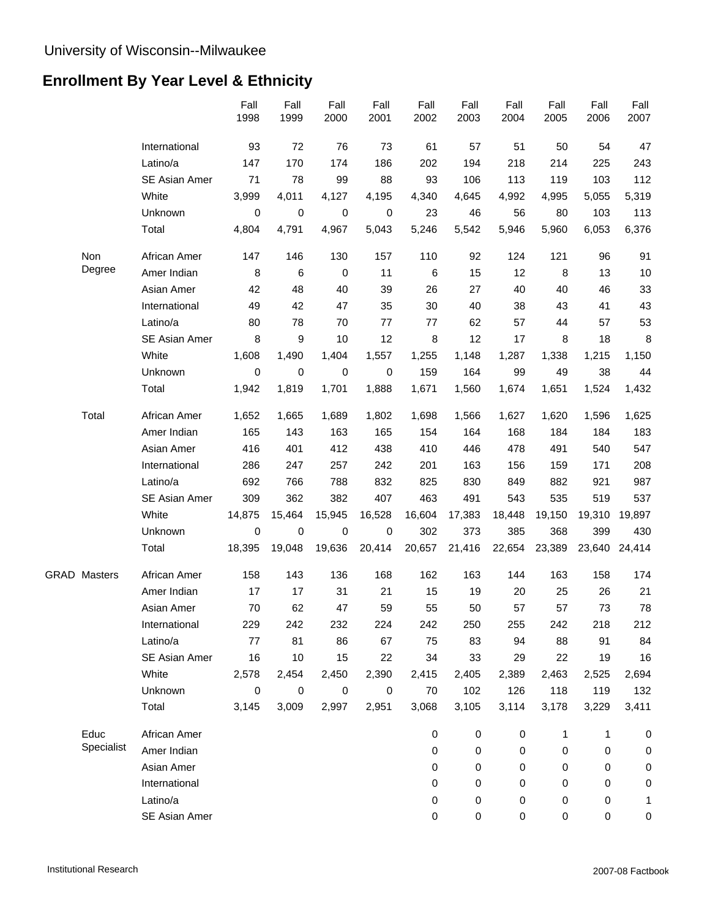University of Wisconsin--Milwaukee

## Enrollment By Year Level & Ethnicity

| | | | Fall 1998 | Fall 1999 | Fall 2000 | Fall 2001 | Fall 2002 | Fall 2003 | Fall 2004 | Fall 2005 | Fall 2006 | Fall 2007 |
|---|---|---|---|---|---|---|---|---|---|---|---|---|
| | | International | 93 | 72 | 76 | 73 | 61 | 57 | 51 | 50 | 54 | 47 |
| | | Latino/a | 147 | 170 | 174 | 186 | 202 | 194 | 218 | 214 | 225 | 243 |
| | | SE Asian Amer | 71 | 78 | 99 | 88 | 93 | 106 | 113 | 119 | 103 | 112 |
| | | White | 3,999 | 4,011 | 4,127 | 4,195 | 4,340 | 4,645 | 4,992 | 4,995 | 5,055 | 5,319 |
| | | Unknown | 0 | 0 | 0 | 0 | 23 | 46 | 56 | 80 | 103 | 113 |
| | | Total | 4,804 | 4,791 | 4,967 | 5,043 | 5,246 | 5,542 | 5,946 | 5,960 | 6,053 | 6,376 |
| | Non Degree | African Amer | 147 | 146 | 130 | 157 | 110 | 92 | 124 | 121 | 96 | 91 |
| | | Amer Indian | 8 | 6 | 0 | 11 | 6 | 15 | 12 | 8 | 13 | 10 |
| | | Asian Amer | 42 | 48 | 40 | 39 | 26 | 27 | 40 | 40 | 46 | 33 |
| | | International | 49 | 42 | 47 | 35 | 30 | 40 | 38 | 43 | 41 | 43 |
| | | Latino/a | 80 | 78 | 70 | 77 | 77 | 62 | 57 | 44 | 57 | 53 |
| | | SE Asian Amer | 8 | 9 | 10 | 12 | 8 | 12 | 17 | 8 | 18 | 8 |
| | | White | 1,608 | 1,490 | 1,404 | 1,557 | 1,255 | 1,148 | 1,287 | 1,338 | 1,215 | 1,150 |
| | | Unknown | 0 | 0 | 0 | 0 | 159 | 164 | 99 | 49 | 38 | 44 |
| | | Total | 1,942 | 1,819 | 1,701 | 1,888 | 1,671 | 1,560 | 1,674 | 1,651 | 1,524 | 1,432 |
| | Total | African Amer | 1,652 | 1,665 | 1,689 | 1,802 | 1,698 | 1,566 | 1,627 | 1,620 | 1,596 | 1,625 |
| | | Amer Indian | 165 | 143 | 163 | 165 | 154 | 164 | 168 | 184 | 184 | 183 |
| | | Asian Amer | 416 | 401 | 412 | 438 | 410 | 446 | 478 | 491 | 540 | 547 |
| | | International | 286 | 247 | 257 | 242 | 201 | 163 | 156 | 159 | 171 | 208 |
| | | Latino/a | 692 | 766 | 788 | 832 | 825 | 830 | 849 | 882 | 921 | 987 |
| | | SE Asian Amer | 309 | 362 | 382 | 407 | 463 | 491 | 543 | 535 | 519 | 537 |
| | | White | 14,875 | 15,464 | 15,945 | 16,528 | 16,604 | 17,383 | 18,448 | 19,150 | 19,310 | 19,897 |
| | | Unknown | 0 | 0 | 0 | 0 | 302 | 373 | 385 | 368 | 399 | 430 |
| | | Total | 18,395 | 19,048 | 19,636 | 20,414 | 20,657 | 21,416 | 22,654 | 23,389 | 23,640 | 24,414 |
| GRAD | Masters | African Amer | 158 | 143 | 136 | 168 | 162 | 163 | 144 | 163 | 158 | 174 |
| | | Amer Indian | 17 | 17 | 31 | 21 | 15 | 19 | 20 | 25 | 26 | 21 |
| | | Asian Amer | 70 | 62 | 47 | 59 | 55 | 50 | 57 | 57 | 73 | 78 |
| | | International | 229 | 242 | 232 | 224 | 242 | 250 | 255 | 242 | 218 | 212 |
| | | Latino/a | 77 | 81 | 86 | 67 | 75 | 83 | 94 | 88 | 91 | 84 |
| | | SE Asian Amer | 16 | 10 | 15 | 22 | 34 | 33 | 29 | 22 | 19 | 16 |
| | | White | 2,578 | 2,454 | 2,450 | 2,390 | 2,415 | 2,405 | 2,389 | 2,463 | 2,525 | 2,694 |
| | | Unknown | 0 | 0 | 0 | 0 | 70 | 102 | 126 | 118 | 119 | 132 |
| | | Total | 3,145 | 3,009 | 2,997 | 2,951 | 3,068 | 3,105 | 3,114 | 3,178 | 3,229 | 3,411 |
| | Educ Specialist | African Amer | | | | | 0 | 0 | 0 | 1 | 1 | 0 |
| | | Amer Indian | | | | | 0 | 0 | 0 | 0 | 0 | 0 |
| | | Asian Amer | | | | | 0 | 0 | 0 | 0 | 0 | 0 |
| | | International | | | | | 0 | 0 | 0 | 0 | 0 | 0 |
| | | Latino/a | | | | | 0 | 0 | 0 | 0 | 0 | 1 |
| | | SE Asian Amer | | | | | 0 | 0 | 0 | 0 | 0 | 0 |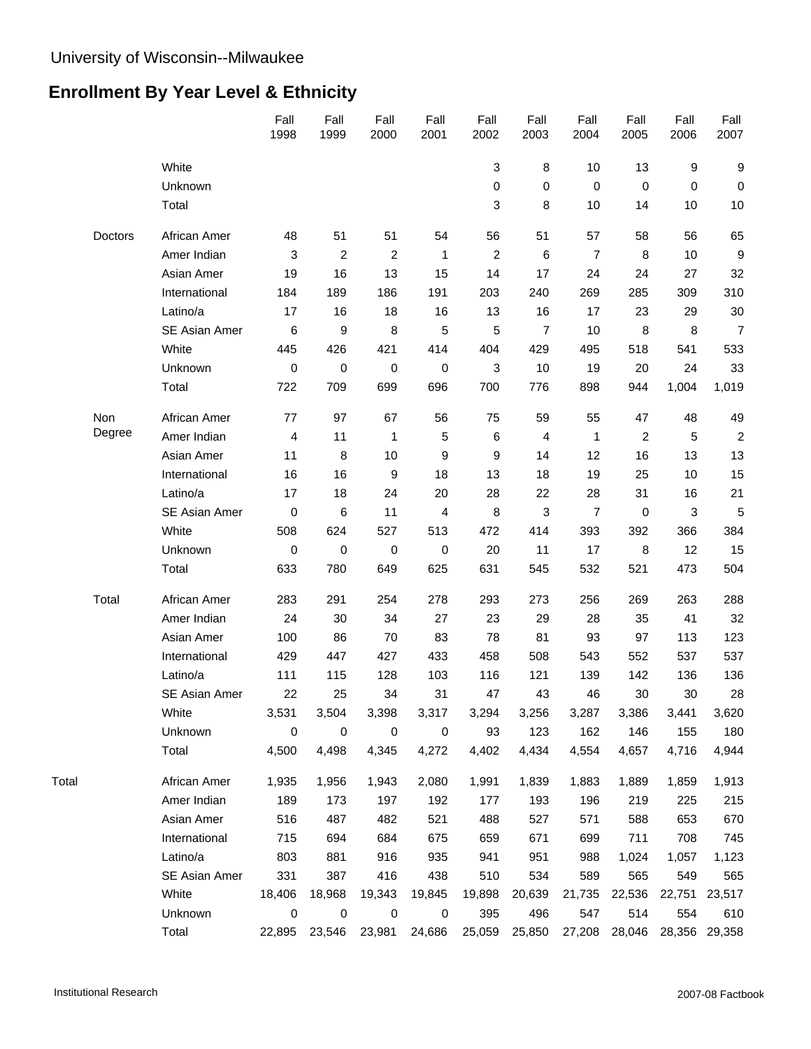University of Wisconsin--Milwaukee

## Enrollment By Year Level & Ethnicity

| | | Fall 1998 | Fall 1999 | Fall 2000 | Fall 2001 | Fall 2002 | Fall 2003 | Fall 2004 | Fall 2005 | Fall 2006 | Fall 2007 |
|---|---|---|---|---|---|---|---|---|---|---|---|
| | White | | | | | 3 | 8 | 10 | 13 | 9 | 9 |
| | Unknown | | | | | 0 | 0 | 0 | 0 | 0 | 0 |
| | Total | | | | | 3 | 8 | 10 | 14 | 10 | 10 |
| Doctors | African Amer | 48 | 51 | 51 | 54 | 56 | 51 | 57 | 58 | 56 | 65 |
| | Amer Indian | 3 | 2 | 2 | 1 | 2 | 6 | 7 | 8 | 10 | 9 |
| | Asian Amer | 19 | 16 | 13 | 15 | 14 | 17 | 24 | 24 | 27 | 32 |
| | International | 184 | 189 | 186 | 191 | 203 | 240 | 269 | 285 | 309 | 310 |
| | Latino/a | 17 | 16 | 18 | 16 | 13 | 16 | 17 | 23 | 29 | 30 |
| | SE Asian Amer | 6 | 9 | 8 | 5 | 5 | 7 | 10 | 8 | 8 | 7 |
| | White | 445 | 426 | 421 | 414 | 404 | 429 | 495 | 518 | 541 | 533 |
| | Unknown | 0 | 0 | 0 | 0 | 3 | 10 | 19 | 20 | 24 | 33 |
| | Total | 722 | 709 | 699 | 696 | 700 | 776 | 898 | 944 | 1,004 | 1,019 |
| Non Degree | African Amer | 77 | 97 | 67 | 56 | 75 | 59 | 55 | 47 | 48 | 49 |
| | Amer Indian | 4 | 11 | 1 | 5 | 6 | 4 | 1 | 2 | 5 | 2 |
| | Asian Amer | 11 | 8 | 10 | 9 | 9 | 14 | 12 | 16 | 13 | 13 |
| | International | 16 | 16 | 9 | 18 | 13 | 18 | 19 | 25 | 10 | 15 |
| | Latino/a | 17 | 18 | 24 | 20 | 28 | 22 | 28 | 31 | 16 | 21 |
| | SE Asian Amer | 0 | 6 | 11 | 4 | 8 | 3 | 7 | 0 | 3 | 5 |
| | White | 508 | 624 | 527 | 513 | 472 | 414 | 393 | 392 | 366 | 384 |
| | Unknown | 0 | 0 | 0 | 0 | 20 | 11 | 17 | 8 | 12 | 15 |
| | Total | 633 | 780 | 649 | 625 | 631 | 545 | 532 | 521 | 473 | 504 |
| Total | African Amer | 283 | 291 | 254 | 278 | 293 | 273 | 256 | 269 | 263 | 288 |
| | Amer Indian | 24 | 30 | 34 | 27 | 23 | 29 | 28 | 35 | 41 | 32 |
| | Asian Amer | 100 | 86 | 70 | 83 | 78 | 81 | 93 | 97 | 113 | 123 |
| | International | 429 | 447 | 427 | 433 | 458 | 508 | 543 | 552 | 537 | 537 |
| | Latino/a | 111 | 115 | 128 | 103 | 116 | 121 | 139 | 142 | 136 | 136 |
| | SE Asian Amer | 22 | 25 | 34 | 31 | 47 | 43 | 46 | 30 | 30 | 28 |
| | White | 3,531 | 3,504 | 3,398 | 3,317 | 3,294 | 3,256 | 3,287 | 3,386 | 3,441 | 3,620 |
| | Unknown | 0 | 0 | 0 | 0 | 93 | 123 | 162 | 146 | 155 | 180 |
| | Total | 4,500 | 4,498 | 4,345 | 4,272 | 4,402 | 4,434 | 4,554 | 4,657 | 4,716 | 4,944 |
| Total | African Amer | 1,935 | 1,956 | 1,943 | 2,080 | 1,991 | 1,839 | 1,883 | 1,889 | 1,859 | 1,913 |
| | Amer Indian | 189 | 173 | 197 | 192 | 177 | 193 | 196 | 219 | 225 | 215 |
| | Asian Amer | 516 | 487 | 482 | 521 | 488 | 527 | 571 | 588 | 653 | 670 |
| | International | 715 | 694 | 684 | 675 | 659 | 671 | 699 | 711 | 708 | 745 |
| | Latino/a | 803 | 881 | 916 | 935 | 941 | 951 | 988 | 1,024 | 1,057 | 1,123 |
| | SE Asian Amer | 331 | 387 | 416 | 438 | 510 | 534 | 589 | 565 | 549 | 565 |
| | White | 18,406 | 18,968 | 19,343 | 19,845 | 19,898 | 20,639 | 21,735 | 22,536 | 22,751 | 23,517 |
| | Unknown | 0 | 0 | 0 | 0 | 395 | 496 | 547 | 514 | 554 | 610 |
| | Total | 22,895 | 23,546 | 23,981 | 24,686 | 25,059 | 25,850 | 27,208 | 28,046 | 28,356 | 29,358 |

Institutional Research

2007-08 Factbook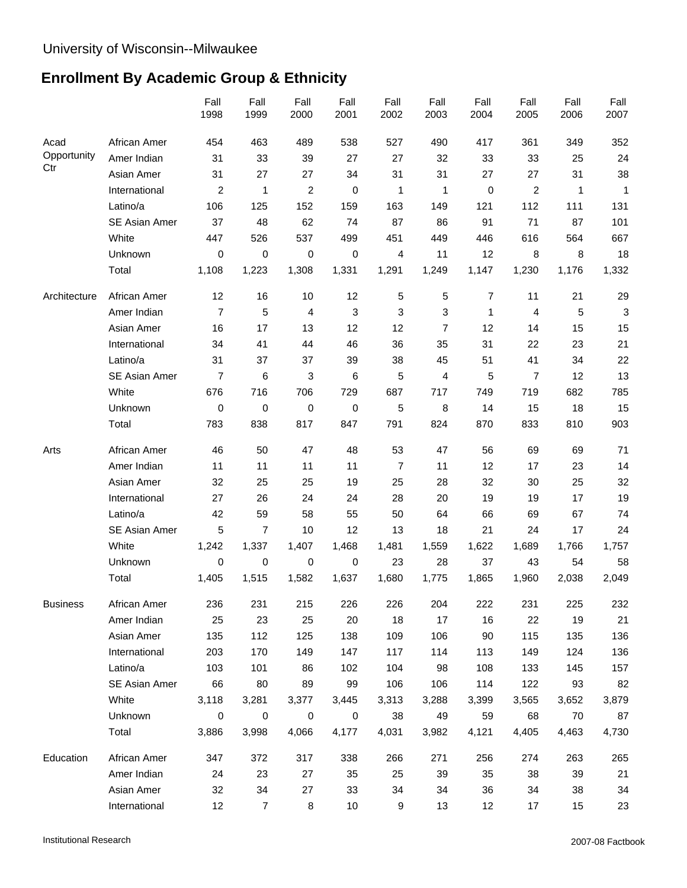University of Wisconsin--Milwaukee

## Enrollment By Academic Group & Ethnicity

| | | Fall 1998 | Fall 1999 | Fall 2000 | Fall 2001 | Fall 2002 | Fall 2003 | Fall 2004 | Fall 2005 | Fall 2006 | Fall 2007 |
|---|---|---|---|---|---|---|---|---|---|---|---|
| Acad Opportunity Ctr | African Amer | 454 | 463 | 489 | 538 | 527 | 490 | 417 | 361 | 349 | 352 |
| | Amer Indian | 31 | 33 | 39 | 27 | 27 | 32 | 33 | 33 | 25 | 24 |
| | Asian Amer | 31 | 27 | 27 | 34 | 31 | 31 | 27 | 27 | 31 | 38 |
| | International | 2 | 1 | 2 | 0 | 1 | 1 | 0 | 2 | 1 | 1 |
| | Latino/a | 106 | 125 | 152 | 159 | 163 | 149 | 121 | 112 | 111 | 131 |
| | SE Asian Amer | 37 | 48 | 62 | 74 | 87 | 86 | 91 | 71 | 87 | 101 |
| | White | 447 | 526 | 537 | 499 | 451 | 449 | 446 | 616 | 564 | 667 |
| | Unknown | 0 | 0 | 0 | 0 | 4 | 11 | 12 | 8 | 8 | 18 |
| | Total | 1,108 | 1,223 | 1,308 | 1,331 | 1,291 | 1,249 | 1,147 | 1,230 | 1,176 | 1,332 |
| Architecture | African Amer | 12 | 16 | 10 | 12 | 5 | 5 | 7 | 11 | 21 | 29 |
| | Amer Indian | 7 | 5 | 4 | 3 | 3 | 3 | 1 | 4 | 5 | 3 |
| | Asian Amer | 16 | 17 | 13 | 12 | 12 | 7 | 12 | 14 | 15 | 15 |
| | International | 34 | 41 | 44 | 46 | 36 | 35 | 31 | 22 | 23 | 21 |
| | Latino/a | 31 | 37 | 37 | 39 | 38 | 45 | 51 | 41 | 34 | 22 |
| | SE Asian Amer | 7 | 6 | 3 | 6 | 5 | 4 | 5 | 7 | 12 | 13 |
| | White | 676 | 716 | 706 | 729 | 687 | 717 | 749 | 719 | 682 | 785 |
| | Unknown | 0 | 0 | 0 | 0 | 5 | 8 | 14 | 15 | 18 | 15 |
| | Total | 783 | 838 | 817 | 847 | 791 | 824 | 870 | 833 | 810 | 903 |
| Arts | African Amer | 46 | 50 | 47 | 48 | 53 | 47 | 56 | 69 | 69 | 71 |
| | Amer Indian | 11 | 11 | 11 | 11 | 7 | 11 | 12 | 17 | 23 | 14 |
| | Asian Amer | 32 | 25 | 25 | 19 | 25 | 28 | 32 | 30 | 25 | 32 |
| | International | 27 | 26 | 24 | 24 | 28 | 20 | 19 | 19 | 17 | 19 |
| | Latino/a | 42 | 59 | 58 | 55 | 50 | 64 | 66 | 69 | 67 | 74 |
| | SE Asian Amer | 5 | 7 | 10 | 12 | 13 | 18 | 21 | 24 | 17 | 24 |
| | White | 1,242 | 1,337 | 1,407 | 1,468 | 1,481 | 1,559 | 1,622 | 1,689 | 1,766 | 1,757 |
| | Unknown | 0 | 0 | 0 | 0 | 23 | 28 | 37 | 43 | 54 | 58 |
| | Total | 1,405 | 1,515 | 1,582 | 1,637 | 1,680 | 1,775 | 1,865 | 1,960 | 2,038 | 2,049 |
| Business | African Amer | 236 | 231 | 215 | 226 | 226 | 204 | 222 | 231 | 225 | 232 |
| | Amer Indian | 25 | 23 | 25 | 20 | 18 | 17 | 16 | 22 | 19 | 21 |
| | Asian Amer | 135 | 112 | 125 | 138 | 109 | 106 | 90 | 115 | 135 | 136 |
| | International | 203 | 170 | 149 | 147 | 117 | 114 | 113 | 149 | 124 | 136 |
| | Latino/a | 103 | 101 | 86 | 102 | 104 | 98 | 108 | 133 | 145 | 157 |
| | SE Asian Amer | 66 | 80 | 89 | 99 | 106 | 106 | 114 | 122 | 93 | 82 |
| | White | 3,118 | 3,281 | 3,377 | 3,445 | 3,313 | 3,288 | 3,399 | 3,565 | 3,652 | 3,879 |
| | Unknown | 0 | 0 | 0 | 0 | 38 | 49 | 59 | 68 | 70 | 87 |
| | Total | 3,886 | 3,998 | 4,066 | 4,177 | 4,031 | 3,982 | 4,121 | 4,405 | 4,463 | 4,730 |
| Education | African Amer | 347 | 372 | 317 | 338 | 266 | 271 | 256 | 274 | 263 | 265 |
| | Amer Indian | 24 | 23 | 27 | 35 | 25 | 39 | 35 | 38 | 39 | 21 |
| | Asian Amer | 32 | 34 | 27 | 33 | 34 | 34 | 36 | 34 | 38 | 34 |
| | International | 12 | 7 | 8 | 10 | 9 | 13 | 12 | 17 | 15 | 23 |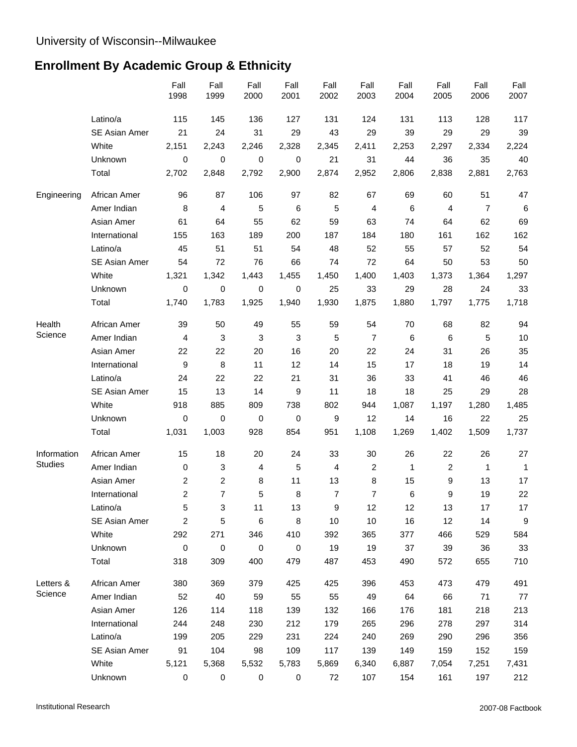University of Wisconsin--Milwaukee

## Enrollment By Academic Group & Ethnicity

| | | Fall 1998 | Fall 1999 | Fall 2000 | Fall 2001 | Fall 2002 | Fall 2003 | Fall 2004 | Fall 2005 | Fall 2006 | Fall 2007 |
|---|---|---|---|---|---|---|---|---|---|---|---|
| | Latino/a | 115 | 145 | 136 | 127 | 131 | 124 | 131 | 113 | 128 | 117 |
| | SE Asian Amer | 21 | 24 | 31 | 29 | 43 | 29 | 39 | 29 | 29 | 39 |
| | White | 2,151 | 2,243 | 2,246 | 2,328 | 2,345 | 2,411 | 2,253 | 2,297 | 2,334 | 2,224 |
| | Unknown | 0 | 0 | 0 | 0 | 21 | 31 | 44 | 36 | 35 | 40 |
| | Total | 2,702 | 2,848 | 2,792 | 2,900 | 2,874 | 2,952 | 2,806 | 2,838 | 2,881 | 2,763 |
| Engineering | African Amer | 96 | 87 | 106 | 97 | 82 | 67 | 69 | 60 | 51 | 47 |
| | Amer Indian | 8 | 4 | 5 | 6 | 5 | 4 | 6 | 4 | 7 | 6 |
| | Asian Amer | 61 | 64 | 55 | 62 | 59 | 63 | 74 | 64 | 62 | 69 |
| | International | 155 | 163 | 189 | 200 | 187 | 184 | 180 | 161 | 162 | 162 |
| | Latino/a | 45 | 51 | 51 | 54 | 48 | 52 | 55 | 57 | 52 | 54 |
| | SE Asian Amer | 54 | 72 | 76 | 66 | 74 | 72 | 64 | 50 | 53 | 50 |
| | White | 1,321 | 1,342 | 1,443 | 1,455 | 1,450 | 1,400 | 1,403 | 1,373 | 1,364 | 1,297 |
| | Unknown | 0 | 0 | 0 | 0 | 25 | 33 | 29 | 28 | 24 | 33 |
| | Total | 1,740 | 1,783 | 1,925 | 1,940 | 1,930 | 1,875 | 1,880 | 1,797 | 1,775 | 1,718 |
| Health Science | African Amer | 39 | 50 | 49 | 55 | 59 | 54 | 70 | 68 | 82 | 94 |
| | Amer Indian | 4 | 3 | 3 | 3 | 5 | 7 | 6 | 6 | 5 | 10 |
| | Asian Amer | 22 | 22 | 20 | 16 | 20 | 22 | 24 | 31 | 26 | 35 |
| | International | 9 | 8 | 11 | 12 | 14 | 15 | 17 | 18 | 19 | 14 |
| | Latino/a | 24 | 22 | 22 | 21 | 31 | 36 | 33 | 41 | 46 | 46 |
| | SE Asian Amer | 15 | 13 | 14 | 9 | 11 | 18 | 18 | 25 | 29 | 28 |
| | White | 918 | 885 | 809 | 738 | 802 | 944 | 1,087 | 1,197 | 1,280 | 1,485 |
| | Unknown | 0 | 0 | 0 | 0 | 9 | 12 | 14 | 16 | 22 | 25 |
| | Total | 1,031 | 1,003 | 928 | 854 | 951 | 1,108 | 1,269 | 1,402 | 1,509 | 1,737 |
| Information Studies | African Amer | 15 | 18 | 20 | 24 | 33 | 30 | 26 | 22 | 26 | 27 |
| | Amer Indian | 0 | 3 | 4 | 5 | 4 | 2 | 1 | 2 | 1 | 1 |
| | Asian Amer | 2 | 2 | 8 | 11 | 13 | 8 | 15 | 9 | 13 | 17 |
| | International | 2 | 7 | 5 | 8 | 7 | 7 | 6 | 9 | 19 | 22 |
| | Latino/a | 5 | 3 | 11 | 13 | 9 | 12 | 12 | 13 | 17 | 17 |
| | SE Asian Amer | 2 | 5 | 6 | 8 | 10 | 10 | 16 | 12 | 14 | 9 |
| | White | 292 | 271 | 346 | 410 | 392 | 365 | 377 | 466 | 529 | 584 |
| | Unknown | 0 | 0 | 0 | 0 | 19 | 19 | 37 | 39 | 36 | 33 |
| | Total | 318 | 309 | 400 | 479 | 487 | 453 | 490 | 572 | 655 | 710 |
| Letters & Science | African Amer | 380 | 369 | 379 | 425 | 425 | 396 | 453 | 473 | 479 | 491 |
| | Amer Indian | 52 | 40 | 59 | 55 | 55 | 49 | 64 | 66 | 71 | 77 |
| | Asian Amer | 126 | 114 | 118 | 139 | 132 | 166 | 176 | 181 | 218 | 213 |
| | International | 244 | 248 | 230 | 212 | 179 | 265 | 296 | 278 | 297 | 314 |
| | Latino/a | 199 | 205 | 229 | 231 | 224 | 240 | 269 | 290 | 296 | 356 |
| | SE Asian Amer | 91 | 104 | 98 | 109 | 117 | 139 | 149 | 159 | 152 | 159 |
| | White | 5,121 | 5,368 | 5,532 | 5,783 | 5,869 | 6,340 | 6,887 | 7,054 | 7,251 | 7,431 |
| | Unknown | 0 | 0 | 0 | 0 | 72 | 107 | 154 | 161 | 197 | 212 |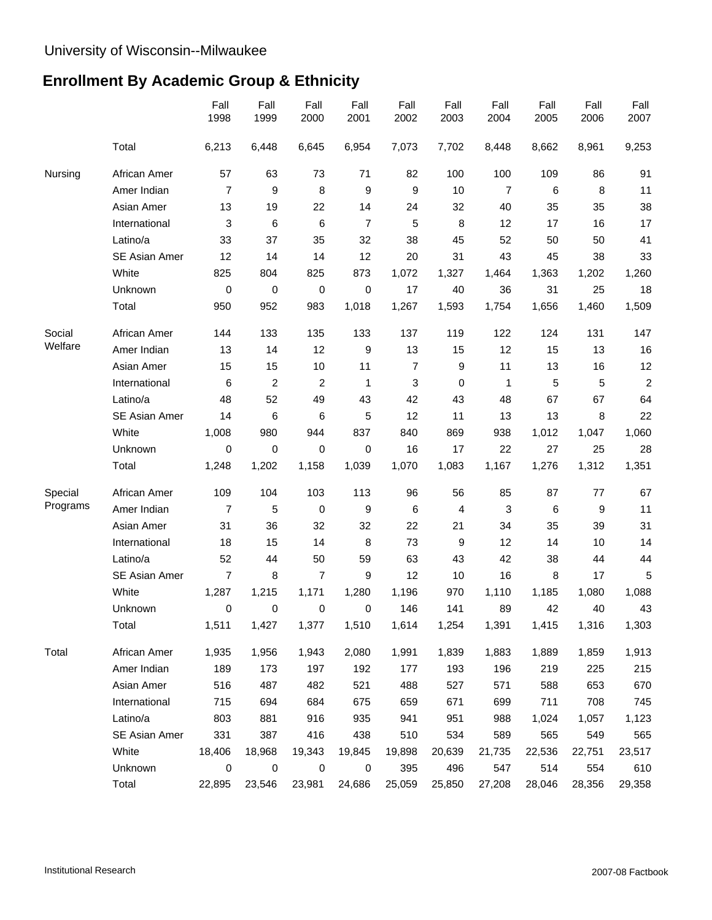University of Wisconsin--Milwaukee

## Enrollment By Academic Group & Ethnicity

| | | Fall 1998 | Fall 1999 | Fall 2000 | Fall 2001 | Fall 2002 | Fall 2003 | Fall 2004 | Fall 2005 | Fall 2006 | Fall 2007 |
|---|---|---|---|---|---|---|---|---|---|---|---|
| | Total | 6,213 | 6,448 | 6,645 | 6,954 | 7,073 | 7,702 | 8,448 | 8,662 | 8,961 | 9,253 |
| Nursing | African Amer | 57 | 63 | 73 | 71 | 82 | 100 | 100 | 109 | 86 | 91 |
| | Amer Indian | 7 | 9 | 8 | 9 | 9 | 10 | 7 | 6 | 8 | 11 |
| | Asian Amer | 13 | 19 | 22 | 14 | 24 | 32 | 40 | 35 | 35 | 38 |
| | International | 3 | 6 | 6 | 7 | 5 | 8 | 12 | 17 | 16 | 17 |
| | Latino/a | 33 | 37 | 35 | 32 | 38 | 45 | 52 | 50 | 50 | 41 |
| | SE Asian Amer | 12 | 14 | 14 | 12 | 20 | 31 | 43 | 45 | 38 | 33 |
| | White | 825 | 804 | 825 | 873 | 1,072 | 1,327 | 1,464 | 1,363 | 1,202 | 1,260 |
| | Unknown | 0 | 0 | 0 | 0 | 17 | 40 | 36 | 31 | 25 | 18 |
| | Total | 950 | 952 | 983 | 1,018 | 1,267 | 1,593 | 1,754 | 1,656 | 1,460 | 1,509 |
| Social Welfare | African Amer | 144 | 133 | 135 | 133 | 137 | 119 | 122 | 124 | 131 | 147 |
| | Amer Indian | 13 | 14 | 12 | 9 | 13 | 15 | 12 | 15 | 13 | 16 |
| | Asian Amer | 15 | 15 | 10 | 11 | 7 | 9 | 11 | 13 | 16 | 12 |
| | International | 6 | 2 | 2 | 1 | 3 | 0 | 1 | 5 | 5 | 2 |
| | Latino/a | 48 | 52 | 49 | 43 | 42 | 43 | 48 | 67 | 67 | 64 |
| | SE Asian Amer | 14 | 6 | 6 | 5 | 12 | 11 | 13 | 13 | 8 | 22 |
| | White | 1,008 | 980 | 944 | 837 | 840 | 869 | 938 | 1,012 | 1,047 | 1,060 |
| | Unknown | 0 | 0 | 0 | 0 | 16 | 17 | 22 | 27 | 25 | 28 |
| | Total | 1,248 | 1,202 | 1,158 | 1,039 | 1,070 | 1,083 | 1,167 | 1,276 | 1,312 | 1,351 |
| Special Programs | African Amer | 109 | 104 | 103 | 113 | 96 | 56 | 85 | 87 | 77 | 67 |
| | Amer Indian | 7 | 5 | 0 | 9 | 6 | 4 | 3 | 6 | 9 | 11 |
| | Asian Amer | 31 | 36 | 32 | 32 | 22 | 21 | 34 | 35 | 39 | 31 |
| | International | 18 | 15 | 14 | 8 | 73 | 9 | 12 | 14 | 10 | 14 |
| | Latino/a | 52 | 44 | 50 | 59 | 63 | 43 | 42 | 38 | 44 | 44 |
| | SE Asian Amer | 7 | 8 | 7 | 9 | 12 | 10 | 16 | 8 | 17 | 5 |
| | White | 1,287 | 1,215 | 1,171 | 1,280 | 1,196 | 970 | 1,110 | 1,185 | 1,080 | 1,088 |
| | Unknown | 0 | 0 | 0 | 0 | 146 | 141 | 89 | 42 | 40 | 43 |
| | Total | 1,511 | 1,427 | 1,377 | 1,510 | 1,614 | 1,254 | 1,391 | 1,415 | 1,316 | 1,303 |
| Total | African Amer | 1,935 | 1,956 | 1,943 | 2,080 | 1,991 | 1,839 | 1,883 | 1,889 | 1,859 | 1,913 |
| | Amer Indian | 189 | 173 | 197 | 192 | 177 | 193 | 196 | 219 | 225 | 215 |
| | Asian Amer | 516 | 487 | 482 | 521 | 488 | 527 | 571 | 588 | 653 | 670 |
| | International | 715 | 694 | 684 | 675 | 659 | 671 | 699 | 711 | 708 | 745 |
| | Latino/a | 803 | 881 | 916 | 935 | 941 | 951 | 988 | 1,024 | 1,057 | 1,123 |
| | SE Asian Amer | 331 | 387 | 416 | 438 | 510 | 534 | 589 | 565 | 549 | 565 |
| | White | 18,406 | 18,968 | 19,343 | 19,845 | 19,898 | 20,639 | 21,735 | 22,536 | 22,751 | 23,517 |
| | Unknown | 0 | 0 | 0 | 0 | 395 | 496 | 547 | 514 | 554 | 610 |
| | Total | 22,895 | 23,546 | 23,981 | 24,686 | 25,059 | 25,850 | 27,208 | 28,046 | 28,356 | 29,358 |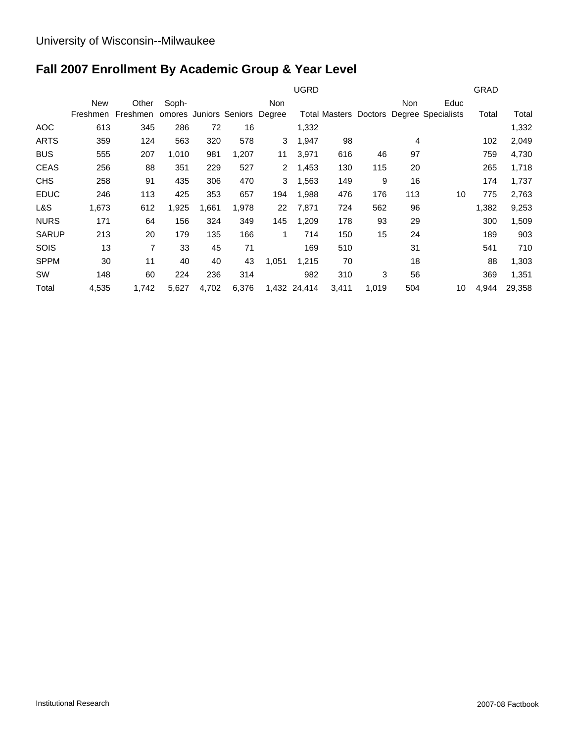University of Wisconsin--Milwaukee

## Fall 2007 Enrollment By Academic Group & Year Level

| | UGRD | | | | | | | GRAD | | | | | | |
|---|---|---|---|---|---|---|---|---|---|---|---|---|---|
| | New Freshmen | Other Freshmen | Soph-omores | Juniors | Seniors | Non Degree | Total | Masters | Doctors | Non Degree | Educ Specialists | Total | Total |
| AOC | 613 | 345 | 286 | 72 | 16 | | 1,332 | | | | | | 1,332 |
| ARTS | 359 | 124 | 563 | 320 | 578 | 3 | 1,947 | 98 | | 4 | | 102 | 2,049 |
| BUS | 555 | 207 | 1,010 | 981 | 1,207 | 11 | 3,971 | 616 | 46 | 97 | | 759 | 4,730 |
| CEAS | 256 | 88 | 351 | 229 | 527 | 2 | 1,453 | 130 | 115 | 20 | | 265 | 1,718 |
| CHS | 258 | 91 | 435 | 306 | 470 | 3 | 1,563 | 149 | 9 | 16 | | 174 | 1,737 |
| EDUC | 246 | 113 | 425 | 353 | 657 | 194 | 1,988 | 476 | 176 | 113 | 10 | 775 | 2,763 |
| L&S | 1,673 | 612 | 1,925 | 1,661 | 1,978 | 22 | 7,871 | 724 | 562 | 96 | | 1,382 | 9,253 |
| NURS | 171 | 64 | 156 | 324 | 349 | 145 | 1,209 | 178 | 93 | 29 | | 300 | 1,509 |
| SARUP | 213 | 20 | 179 | 135 | 166 | 1 | 714 | 150 | 15 | 24 | | 189 | 903 |
| SOIS | 13 | 7 | 33 | 45 | 71 | | 169 | 510 | | 31 | | 541 | 710 |
| SPPM | 30 | 11 | 40 | 40 | 43 | 1,051 | 1,215 | 70 | | 18 | | 88 | 1,303 |
| SW | 148 | 60 | 224 | 236 | 314 | | 982 | 310 | 3 | 56 | | 369 | 1,351 |
| Total | 4,535 | 1,742 | 5,627 | 4,702 | 6,376 | 1,432 | 24,414 | 3,411 | 1,019 | 504 | 10 | 4,944 | 29,358 |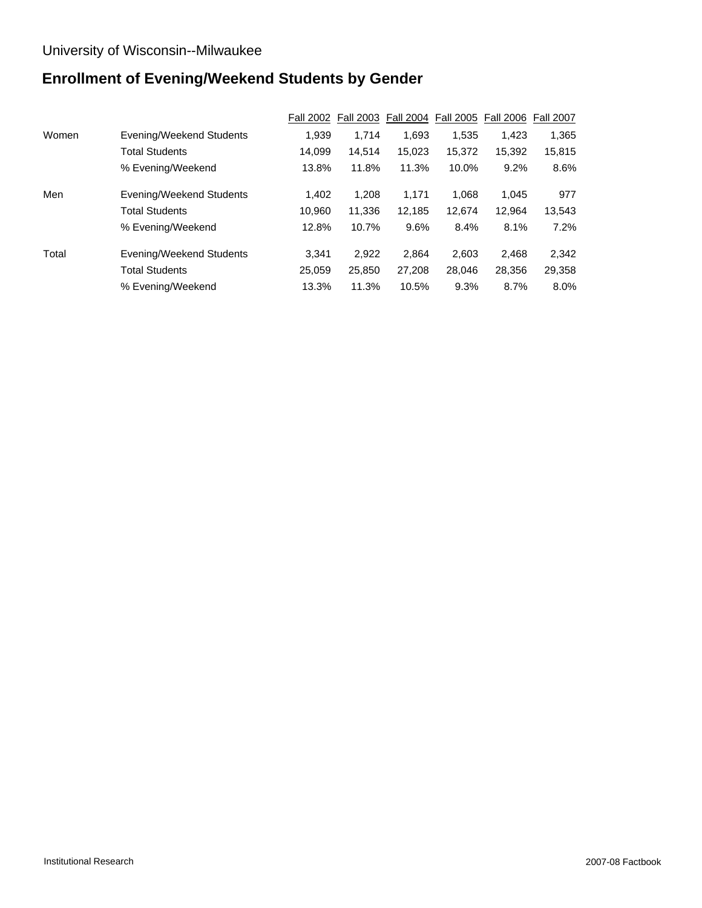University of Wisconsin--Milwaukee

# Enrollment of Evening/Weekend Students by Gender

| | | Fall 2002 | Fall 2003 | Fall 2004 | Fall 2005 | Fall 2006 | Fall 2007 |
|---|---|---|---|---|---|---|---|
| Women | Evening/Weekend Students | 1,939 | 1,714 | 1,693 | 1,535 | 1,423 | 1,365 |
| | Total Students | 14,099 | 14,514 | 15,023 | 15,372 | 15,392 | 15,815 |
| | % Evening/Weekend | 13.8% | 11.8% | 11.3% | 10.0% | 9.2% | 8.6% |
| Men | Evening/Weekend Students | 1,402 | 1,208 | 1,171 | 1,068 | 1,045 | 977 |
| | Total Students | 10,960 | 11,336 | 12,185 | 12,674 | 12,964 | 13,543 |
| | % Evening/Weekend | 12.8% | 10.7% | 9.6% | 8.4% | 8.1% | 7.2% |
| Total | Evening/Weekend Students | 3,341 | 2,922 | 2,864 | 2,603 | 2,468 | 2,342 |
| | Total Students | 25,059 | 25,850 | 27,208 | 28,046 | 28,356 | 29,358 |
| | % Evening/Weekend | 13.3% | 11.3% | 10.5% | 9.3% | 8.7% | 8.0% |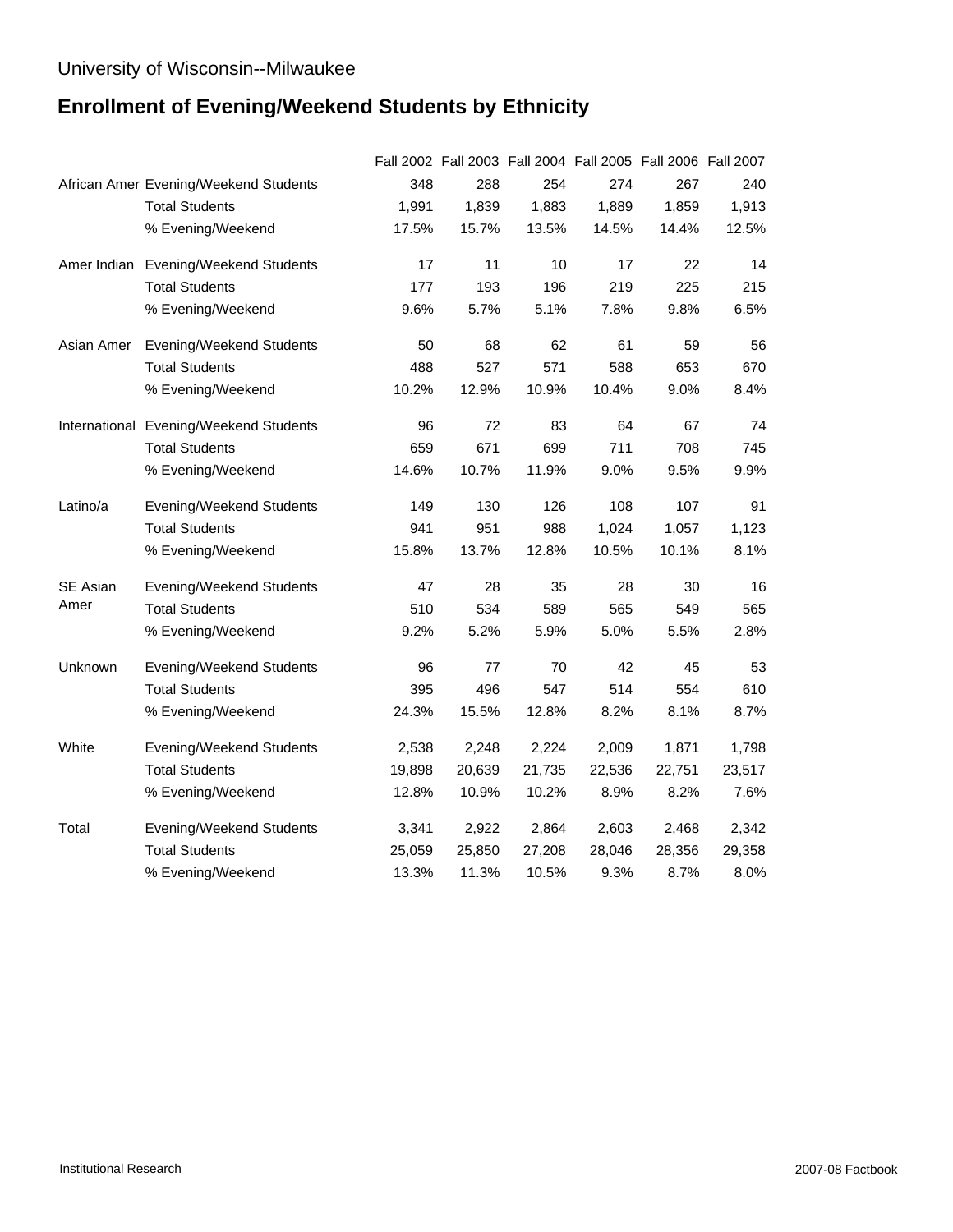University of Wisconsin--Milwaukee

# Enrollment of Evening/Weekend Students by Ethnicity

| | | Fall 2002 | Fall 2003 | Fall 2004 | Fall 2005 | Fall 2006 | Fall 2007 |
|---|---|---|---|---|---|---|---|
| African Amer | Evening/Weekend Students | 348 | 288 | 254 | 274 | 267 | 240 |
| | Total Students | 1,991 | 1,839 | 1,883 | 1,889 | 1,859 | 1,913 |
| | % Evening/Weekend | 17.5% | 15.7% | 13.5% | 14.5% | 14.4% | 12.5% |
| Amer Indian | Evening/Weekend Students | 17 | 11 | 10 | 17 | 22 | 14 |
| | Total Students | 177 | 193 | 196 | 219 | 225 | 215 |
| | % Evening/Weekend | 9.6% | 5.7% | 5.1% | 7.8% | 9.8% | 6.5% |
| Asian Amer | Evening/Weekend Students | 50 | 68 | 62 | 61 | 59 | 56 |
| | Total Students | 488 | 527 | 571 | 588 | 653 | 670 |
| | % Evening/Weekend | 10.2% | 12.9% | 10.9% | 10.4% | 9.0% | 8.4% |
| International | Evening/Weekend Students | 96 | 72 | 83 | 64 | 67 | 74 |
| | Total Students | 659 | 671 | 699 | 711 | 708 | 745 |
| | % Evening/Weekend | 14.6% | 10.7% | 11.9% | 9.0% | 9.5% | 9.9% |
| Latino/a | Evening/Weekend Students | 149 | 130 | 126 | 108 | 107 | 91 |
| | Total Students | 941 | 951 | 988 | 1,024 | 1,057 | 1,123 |
| | % Evening/Weekend | 15.8% | 13.7% | 12.8% | 10.5% | 10.1% | 8.1% |
| SE Asian Amer | Evening/Weekend Students | 47 | 28 | 35 | 28 | 30 | 16 |
| | Total Students | 510 | 534 | 589 | 565 | 549 | 565 |
| | % Evening/Weekend | 9.2% | 5.2% | 5.9% | 5.0% | 5.5% | 2.8% |
| Unknown | Evening/Weekend Students | 96 | 77 | 70 | 42 | 45 | 53 |
| | Total Students | 395 | 496 | 547 | 514 | 554 | 610 |
| | % Evening/Weekend | 24.3% | 15.5% | 12.8% | 8.2% | 8.1% | 8.7% |
| White | Evening/Weekend Students | 2,538 | 2,248 | 2,224 | 2,009 | 1,871 | 1,798 |
| | Total Students | 19,898 | 20,639 | 21,735 | 22,536 | 22,751 | 23,517 |
| | % Evening/Weekend | 12.8% | 10.9% | 10.2% | 8.9% | 8.2% | 7.6% |
| Total | Evening/Weekend Students | 3,341 | 2,922 | 2,864 | 2,603 | 2,468 | 2,342 |
| | Total Students | 25,059 | 25,850 | 27,208 | 28,046 | 28,356 | 29,358 |
| | % Evening/Weekend | 13.3% | 11.3% | 10.5% | 9.3% | 8.7% | 8.0% |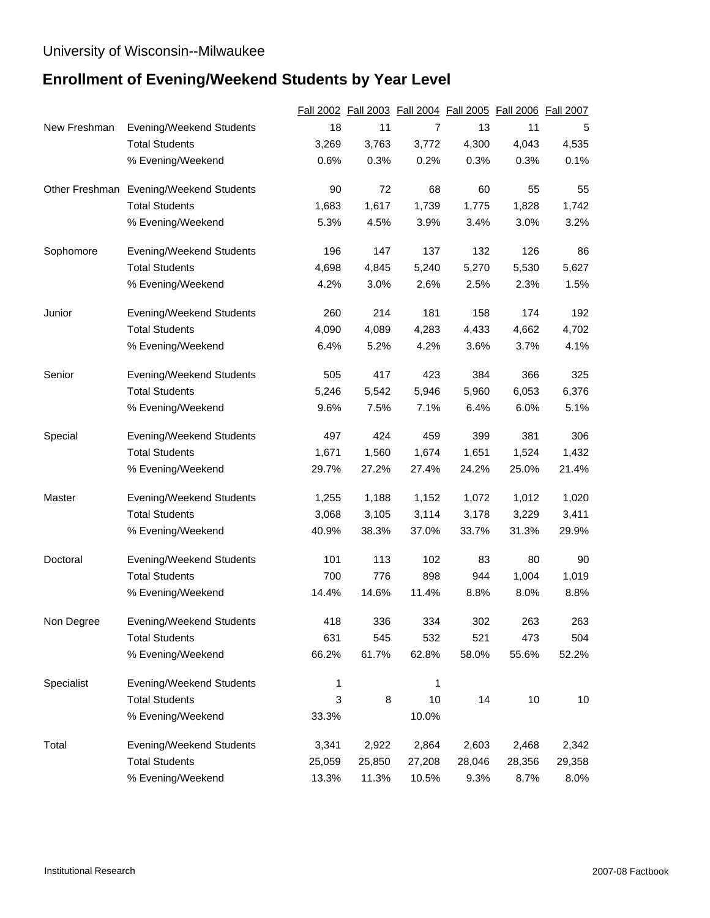University of Wisconsin--Milwaukee

## Enrollment of Evening/Weekend Students by Year Level

| | | Fall 2002 | Fall 2003 | Fall 2004 | Fall 2005 | Fall 2006 | Fall 2007 |
|---|---|---|---|---|---|---|---|
| New Freshman | Evening/Weekend Students | 18 | 11 | 7 | 13 | 11 | 5 |
| | Total Students | 3,269 | 3,763 | 3,772 | 4,300 | 4,043 | 4,535 |
| | % Evening/Weekend | 0.6% | 0.3% | 0.2% | 0.3% | 0.3% | 0.1% |
| Other Freshman | Evening/Weekend Students | 90 | 72 | 68 | 60 | 55 | 55 |
| | Total Students | 1,683 | 1,617 | 1,739 | 1,775 | 1,828 | 1,742 |
| | % Evening/Weekend | 5.3% | 4.5% | 3.9% | 3.4% | 3.0% | 3.2% |
| Sophomore | Evening/Weekend Students | 196 | 147 | 137 | 132 | 126 | 86 |
| | Total Students | 4,698 | 4,845 | 5,240 | 5,270 | 5,530 | 5,627 |
| | % Evening/Weekend | 4.2% | 3.0% | 2.6% | 2.5% | 2.3% | 1.5% |
| Junior | Evening/Weekend Students | 260 | 214 | 181 | 158 | 174 | 192 |
| | Total Students | 4,090 | 4,089 | 4,283 | 4,433 | 4,662 | 4,702 |
| | % Evening/Weekend | 6.4% | 5.2% | 4.2% | 3.6% | 3.7% | 4.1% |
| Senior | Evening/Weekend Students | 505 | 417 | 423 | 384 | 366 | 325 |
| | Total Students | 5,246 | 5,542 | 5,946 | 5,960 | 6,053 | 6,376 |
| | % Evening/Weekend | 9.6% | 7.5% | 7.1% | 6.4% | 6.0% | 5.1% |
| Special | Evening/Weekend Students | 497 | 424 | 459 | 399 | 381 | 306 |
| | Total Students | 1,671 | 1,560 | 1,674 | 1,651 | 1,524 | 1,432 |
| | % Evening/Weekend | 29.7% | 27.2% | 27.4% | 24.2% | 25.0% | 21.4% |
| Master | Evening/Weekend Students | 1,255 | 1,188 | 1,152 | 1,072 | 1,012 | 1,020 |
| | Total Students | 3,068 | 3,105 | 3,114 | 3,178 | 3,229 | 3,411 |
| | % Evening/Weekend | 40.9% | 38.3% | 37.0% | 33.7% | 31.3% | 29.9% |
| Doctoral | Evening/Weekend Students | 101 | 113 | 102 | 83 | 80 | 90 |
| | Total Students | 700 | 776 | 898 | 944 | 1,004 | 1,019 |
| | % Evening/Weekend | 14.4% | 14.6% | 11.4% | 8.8% | 8.0% | 8.8% |
| Non Degree | Evening/Weekend Students | 418 | 336 | 334 | 302 | 263 | 263 |
| | Total Students | 631 | 545 | 532 | 521 | 473 | 504 |
| | % Evening/Weekend | 66.2% | 61.7% | 62.8% | 58.0% | 55.6% | 52.2% |
| Specialist | Evening/Weekend Students | 1 | | 1 | | | |
| | Total Students | 3 | 8 | 10 | 14 | 10 | 10 |
| | % Evening/Weekend | 33.3% | | 10.0% | | | |
| Total | Evening/Weekend Students | 3,341 | 2,922 | 2,864 | 2,603 | 2,468 | 2,342 |
| | Total Students | 25,059 | 25,850 | 27,208 | 28,046 | 28,356 | 29,358 |
| | % Evening/Weekend | 13.3% | 11.3% | 10.5% | 9.3% | 8.7% | 8.0% |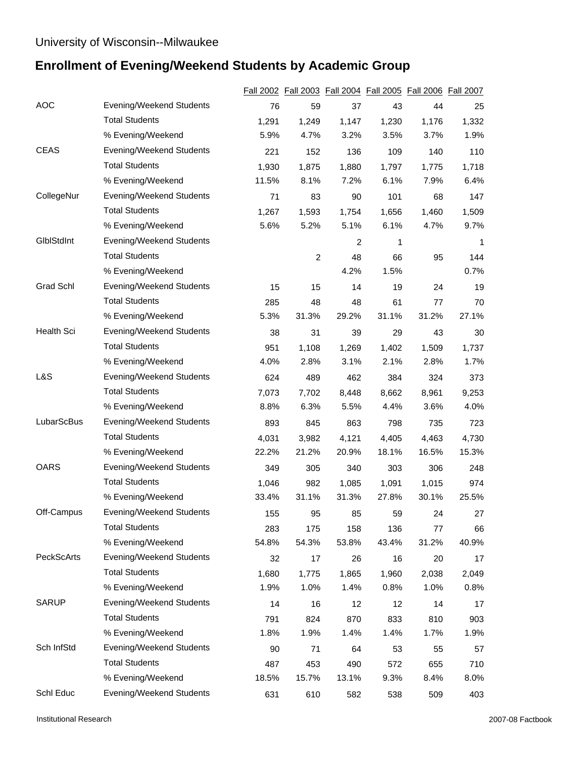University of Wisconsin--Milwaukee

## Enrollment of Evening/Weekend Students by Academic Group

| | | Fall 2002 | Fall 2003 | Fall 2004 | Fall 2005 | Fall 2006 | Fall 2007 |
|---|---|---|---|---|---|---|---|
| AOC | Evening/Weekend Students | 76 | 59 | 37 | 43 | 44 | 25 |
| | Total Students | 1,291 | 1,249 | 1,147 | 1,230 | 1,176 | 1,332 |
| | % Evening/Weekend | 5.9% | 4.7% | 3.2% | 3.5% | 3.7% | 1.9% |
| CEAS | Evening/Weekend Students | 221 | 152 | 136 | 109 | 140 | 110 |
| | Total Students | 1,930 | 1,875 | 1,880 | 1,797 | 1,775 | 1,718 |
| | % Evening/Weekend | 11.5% | 8.1% | 7.2% | 6.1% | 7.9% | 6.4% |
| CollegeNur | Evening/Weekend Students | 71 | 83 | 90 | 101 | 68 | 147 |
| | Total Students | 1,267 | 1,593 | 1,754 | 1,656 | 1,460 | 1,509 |
| | % Evening/Weekend | 5.6% | 5.2% | 5.1% | 6.1% | 4.7% | 9.7% |
| GlblStdInt | Evening/Weekend Students | | | 2 | 1 | | 1 |
| | Total Students | | 2 | 48 | 66 | 95 | 144 |
| | % Evening/Weekend | | | 4.2% | 1.5% | | 0.7% |
| Grad Schl | Evening/Weekend Students | 15 | 15 | 14 | 19 | 24 | 19 |
| | Total Students | 285 | 48 | 48 | 61 | 77 | 70 |
| | % Evening/Weekend | 5.3% | 31.3% | 29.2% | 31.1% | 31.2% | 27.1% |
| Health Sci | Evening/Weekend Students | 38 | 31 | 39 | 29 | 43 | 30 |
| | Total Students | 951 | 1,108 | 1,269 | 1,402 | 1,509 | 1,737 |
| | % Evening/Weekend | 4.0% | 2.8% | 3.1% | 2.1% | 2.8% | 1.7% |
| L&S | Evening/Weekend Students | 624 | 489 | 462 | 384 | 324 | 373 |
| | Total Students | 7,073 | 7,702 | 8,448 | 8,662 | 8,961 | 9,253 |
| | % Evening/Weekend | 8.8% | 6.3% | 5.5% | 4.4% | 3.6% | 4.0% |
| LubarScBus | Evening/Weekend Students | 893 | 845 | 863 | 798 | 735 | 723 |
| | Total Students | 4,031 | 3,982 | 4,121 | 4,405 | 4,463 | 4,730 |
| | % Evening/Weekend | 22.2% | 21.2% | 20.9% | 18.1% | 16.5% | 15.3% |
| OARS | Evening/Weekend Students | 349 | 305 | 340 | 303 | 306 | 248 |
| | Total Students | 1,046 | 982 | 1,085 | 1,091 | 1,015 | 974 |
| | % Evening/Weekend | 33.4% | 31.1% | 31.3% | 27.8% | 30.1% | 25.5% |
| Off-Campus | Evening/Weekend Students | 155 | 95 | 85 | 59 | 24 | 27 |
| | Total Students | 283 | 175 | 158 | 136 | 77 | 66 |
| | % Evening/Weekend | 54.8% | 54.3% | 53.8% | 43.4% | 31.2% | 40.9% |
| PeckScArts | Evening/Weekend Students | 32 | 17 | 26 | 16 | 20 | 17 |
| | Total Students | 1,680 | 1,775 | 1,865 | 1,960 | 2,038 | 2,049 |
| | % Evening/Weekend | 1.9% | 1.0% | 1.4% | 0.8% | 1.0% | 0.8% |
| SARUP | Evening/Weekend Students | 14 | 16 | 12 | 12 | 14 | 17 |
| | Total Students | 791 | 824 | 870 | 833 | 810 | 903 |
| | % Evening/Weekend | 1.8% | 1.9% | 1.4% | 1.4% | 1.7% | 1.9% |
| Sch InfStd | Evening/Weekend Students | 90 | 71 | 64 | 53 | 55 | 57 |
| | Total Students | 487 | 453 | 490 | 572 | 655 | 710 |
| | % Evening/Weekend | 18.5% | 15.7% | 13.1% | 9.3% | 8.4% | 8.0% |
| Schl Educ | Evening/Weekend Students | 631 | 610 | 582 | 538 | 509 | 403 |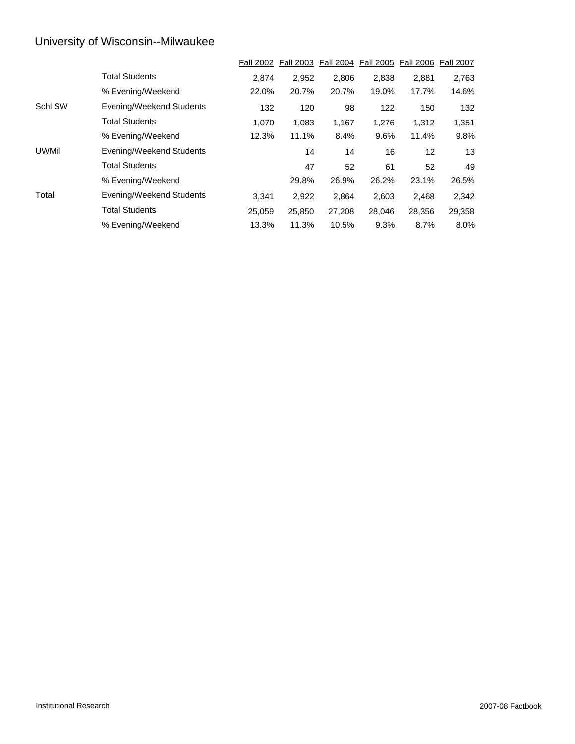# University of Wisconsin--Milwaukee

| | | Fall 2002 | Fall 2003 | Fall 2004 | Fall 2005 | Fall 2006 | Fall 2007 |
|---|---|---|---|---|---|---|---|
| | Total Students | 2,874 | 2,952 | 2,806 | 2,838 | 2,881 | 2,763 |
| | % Evening/Weekend | 22.0% | 20.7% | 20.7% | 19.0% | 17.7% | 14.6% |
| Schl SW | Evening/Weekend Students | 132 | 120 | 98 | 122 | 150 | 132 |
| | Total Students | 1,070 | 1,083 | 1,167 | 1,276 | 1,312 | 1,351 |
| | % Evening/Weekend | 12.3% | 11.1% | 8.4% | 9.6% | 11.4% | 9.8% |
| UWMil | Evening/Weekend Students | | 14 | 14 | 16 | 12 | 13 |
| | Total Students | | 47 | 52 | 61 | 52 | 49 |
| | % Evening/Weekend | | 29.8% | 26.9% | 26.2% | 23.1% | 26.5% |
| Total | Evening/Weekend Students | 3,341 | 2,922 | 2,864 | 2,603 | 2,468 | 2,342 |
| | Total Students | 25,059 | 25,850 | 27,208 | 28,046 | 28,356 | 29,358 |
| | % Evening/Weekend | 13.3% | 11.3% | 10.5% | 9.3% | 8.7% | 8.0% |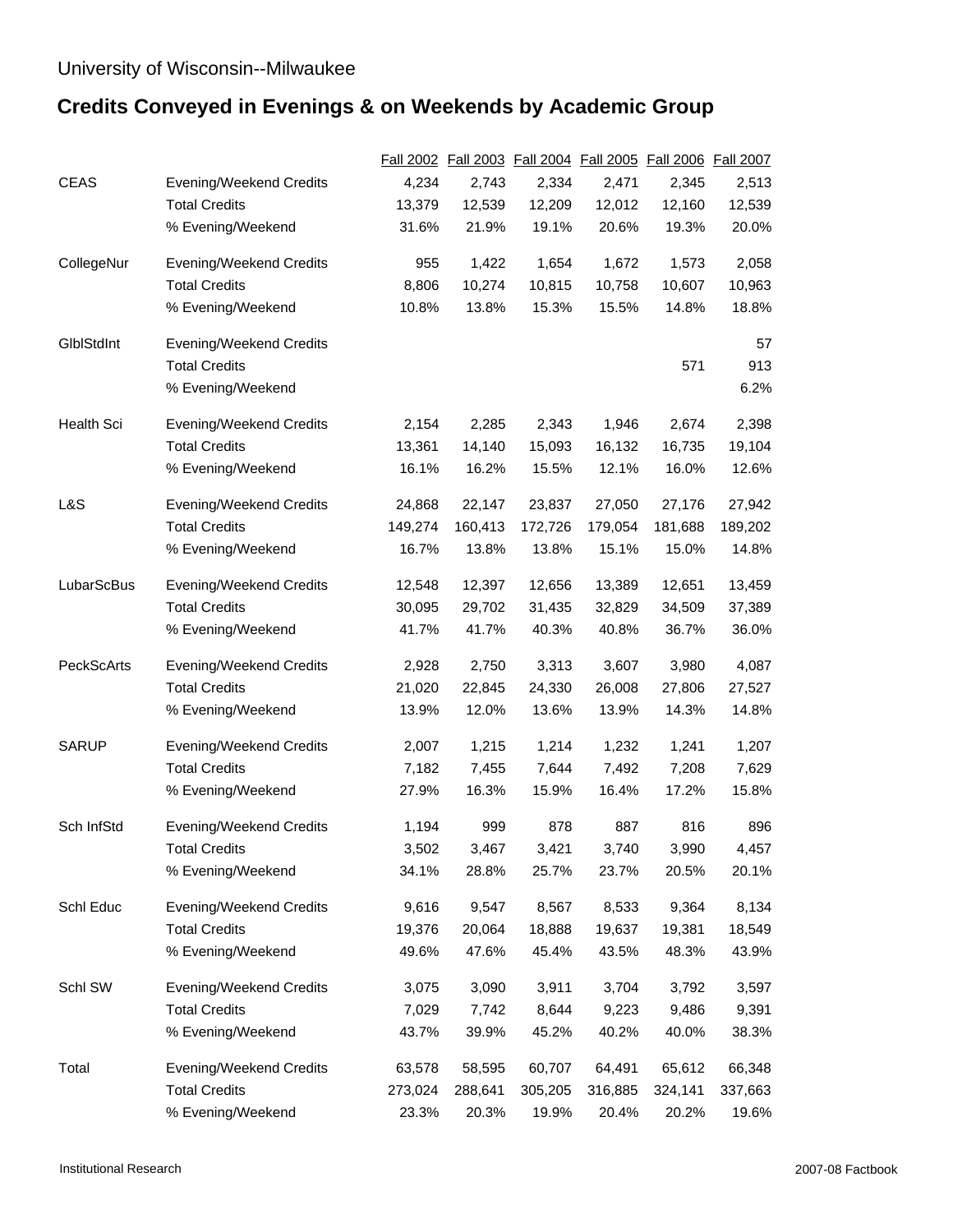University of Wisconsin--Milwaukee

# Credits Conveyed in Evenings & on Weekends by Academic Group

| | | Fall 2002 | Fall 2003 | Fall 2004 | Fall 2005 | Fall 2006 | Fall 2007 |
|---|---|---|---|---|---|---|---|
| CEAS | Evening/Weekend Credits | 4,234 | 2,743 | 2,334 | 2,471 | 2,345 | 2,513 |
| | Total Credits | 13,379 | 12,539 | 12,209 | 12,012 | 12,160 | 12,539 |
| | % Evening/Weekend | 31.6% | 21.9% | 19.1% | 20.6% | 19.3% | 20.0% |
| CollegeNur | Evening/Weekend Credits | 955 | 1,422 | 1,654 | 1,672 | 1,573 | 2,058 |
| | Total Credits | 8,806 | 10,274 | 10,815 | 10,758 | 10,607 | 10,963 |
| | % Evening/Weekend | 10.8% | 13.8% | 15.3% | 15.5% | 14.8% | 18.8% |
| GlblStdInt | Evening/Weekend Credits | | | | | | 57 |
| | Total Credits | | | | | 571 | 913 |
| | % Evening/Weekend | | | | | | 6.2% |
| Health Sci | Evening/Weekend Credits | 2,154 | 2,285 | 2,343 | 1,946 | 2,674 | 2,398 |
| | Total Credits | 13,361 | 14,140 | 15,093 | 16,132 | 16,735 | 19,104 |
| | % Evening/Weekend | 16.1% | 16.2% | 15.5% | 12.1% | 16.0% | 12.6% |
| L&S | Evening/Weekend Credits | 24,868 | 22,147 | 23,837 | 27,050 | 27,176 | 27,942 |
| | Total Credits | 149,274 | 160,413 | 172,726 | 179,054 | 181,688 | 189,202 |
| | % Evening/Weekend | 16.7% | 13.8% | 13.8% | 15.1% | 15.0% | 14.8% |
| LubarScBus | Evening/Weekend Credits | 12,548 | 12,397 | 12,656 | 13,389 | 12,651 | 13,459 |
| | Total Credits | 30,095 | 29,702 | 31,435 | 32,829 | 34,509 | 37,389 |
| | % Evening/Weekend | 41.7% | 41.7% | 40.3% | 40.8% | 36.7% | 36.0% |
| PeckScArts | Evening/Weekend Credits | 2,928 | 2,750 | 3,313 | 3,607 | 3,980 | 4,087 |
| | Total Credits | 21,020 | 22,845 | 24,330 | 26,008 | 27,806 | 27,527 |
| | % Evening/Weekend | 13.9% | 12.0% | 13.6% | 13.9% | 14.3% | 14.8% |
| SARUP | Evening/Weekend Credits | 2,007 | 1,215 | 1,214 | 1,232 | 1,241 | 1,207 |
| | Total Credits | 7,182 | 7,455 | 7,644 | 7,492 | 7,208 | 7,629 |
| | % Evening/Weekend | 27.9% | 16.3% | 15.9% | 16.4% | 17.2% | 15.8% |
| Sch InfStd | Evening/Weekend Credits | 1,194 | 999 | 878 | 887 | 816 | 896 |
| | Total Credits | 3,502 | 3,467 | 3,421 | 3,740 | 3,990 | 4,457 |
| | % Evening/Weekend | 34.1% | 28.8% | 25.7% | 23.7% | 20.5% | 20.1% |
| Schl Educ | Evening/Weekend Credits | 9,616 | 9,547 | 8,567 | 8,533 | 9,364 | 8,134 |
| | Total Credits | 19,376 | 20,064 | 18,888 | 19,637 | 19,381 | 18,549 |
| | % Evening/Weekend | 49.6% | 47.6% | 45.4% | 43.5% | 48.3% | 43.9% |
| Schl SW | Evening/Weekend Credits | 3,075 | 3,090 | 3,911 | 3,704 | 3,792 | 3,597 |
| | Total Credits | 7,029 | 7,742 | 8,644 | 9,223 | 9,486 | 9,391 |
| | % Evening/Weekend | 43.7% | 39.9% | 45.2% | 40.2% | 40.0% | 38.3% |
| Total | Evening/Weekend Credits | 63,578 | 58,595 | 60,707 | 64,491 | 65,612 | 66,348 |
| | Total Credits | 273,024 | 288,641 | 305,205 | 316,885 | 324,141 | 337,663 |
| | % Evening/Weekend | 23.3% | 20.3% | 19.9% | 20.4% | 20.2% | 19.6% |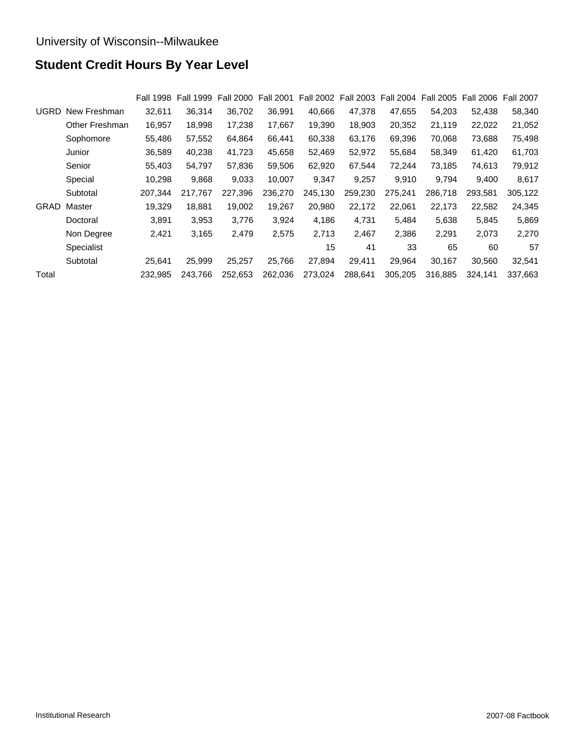University of Wisconsin--Milwaukee

# Student Credit Hours By Year Level

| | | Fall 1998 | Fall 1999 | Fall 2000 | Fall 2001 | Fall 2002 | Fall 2003 | Fall 2004 | Fall 2005 | Fall 2006 | Fall 2007 |
|---|---|---|---|---|---|---|---|---|---|---|---|
| UGRD | New Freshman | 32,611 | 36,314 | 36,702 | 36,991 | 40,666 | 47,378 | 47,655 | 54,203 | 52,438 | 58,340 |
| | Other Freshman | 16,957 | 18,998 | 17,238 | 17,667 | 19,390 | 18,903 | 20,352 | 21,119 | 22,022 | 21,052 |
| | Sophomore | 55,486 | 57,552 | 64,864 | 66,441 | 60,338 | 63,176 | 69,396 | 70,068 | 73,688 | 75,498 |
| | Junior | 36,589 | 40,238 | 41,723 | 45,658 | 52,469 | 52,972 | 55,684 | 58,349 | 61,420 | 61,703 |
| | Senior | 55,403 | 54,797 | 57,836 | 59,506 | 62,920 | 67,544 | 72,244 | 73,185 | 74,613 | 79,912 |
| | Special | 10,298 | 9,868 | 9,033 | 10,007 | 9,347 | 9,257 | 9,910 | 9,794 | 9,400 | 8,617 |
| | Subtotal | 207,344 | 217,767 | 227,396 | 236,270 | 245,130 | 259,230 | 275,241 | 286,718 | 293,581 | 305,122 |
| GRAD | Master | 19,329 | 18,881 | 19,002 | 19,267 | 20,980 | 22,172 | 22,061 | 22,173 | 22,582 | 24,345 |
| | Doctoral | 3,891 | 3,953 | 3,776 | 3,924 | 4,186 | 4,731 | 5,484 | 5,638 | 5,845 | 5,869 |
| | Non Degree | 2,421 | 3,165 | 2,479 | 2,575 | 2,713 | 2,467 | 2,386 | 2,291 | 2,073 | 2,270 |
| | Specialist | | | | | 15 | 41 | 33 | 65 | 60 | 57 |
| | Subtotal | 25,641 | 25,999 | 25,257 | 25,766 | 27,894 | 29,411 | 29,964 | 30,167 | 30,560 | 32,541 |
| Total | | 232,985 | 243,766 | 252,653 | 262,036 | 273,024 | 288,641 | 305,205 | 316,885 | 324,141 | 337,663 |

Institutional Research

2007-08 Factbook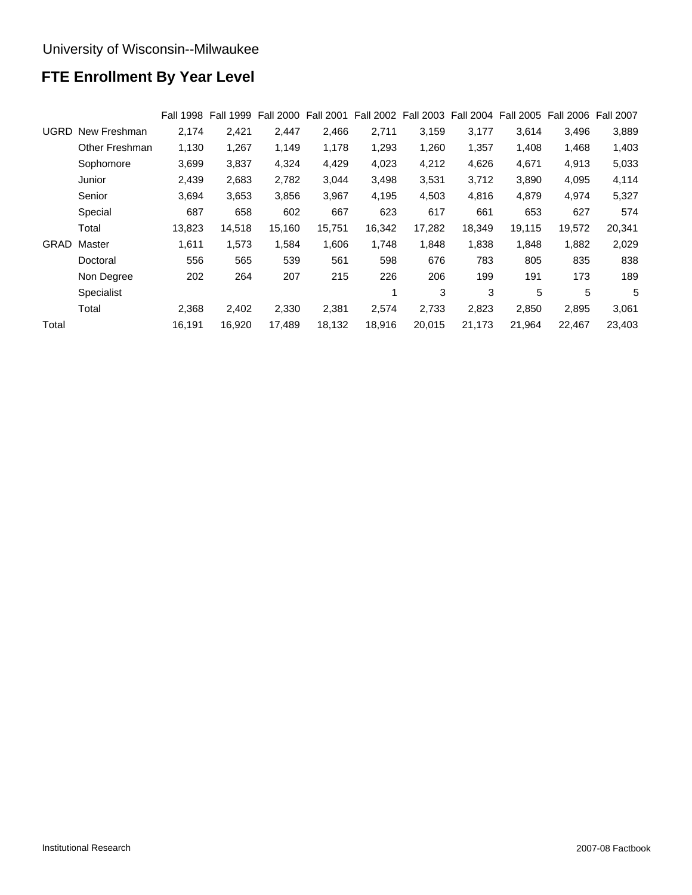University of Wisconsin--Milwaukee

# FTE Enrollment By Year Level

| | | Fall 1998 | Fall 1999 | Fall 2000 | Fall 2001 | Fall 2002 | Fall 2003 | Fall 2004 | Fall 2005 | Fall 2006 | Fall 2007 |
|---|---|---|---|---|---|---|---|---|---|---|---|
| UGRD | New Freshman | 2,174 | 2,421 | 2,447 | 2,466 | 2,711 | 3,159 | 3,177 | 3,614 | 3,496 | 3,889 |
| | Other Freshman | 1,130 | 1,267 | 1,149 | 1,178 | 1,293 | 1,260 | 1,357 | 1,408 | 1,468 | 1,403 |
| | Sophomore | 3,699 | 3,837 | 4,324 | 4,429 | 4,023 | 4,212 | 4,626 | 4,671 | 4,913 | 5,033 |
| | Junior | 2,439 | 2,683 | 2,782 | 3,044 | 3,498 | 3,531 | 3,712 | 3,890 | 4,095 | 4,114 |
| | Senior | 3,694 | 3,653 | 3,856 | 3,967 | 4,195 | 4,503 | 4,816 | 4,879 | 4,974 | 5,327 |
| | Special | 687 | 658 | 602 | 667 | 623 | 617 | 661 | 653 | 627 | 574 |
| | Total | 13,823 | 14,518 | 15,160 | 15,751 | 16,342 | 17,282 | 18,349 | 19,115 | 19,572 | 20,341 |
| GRAD | Master | 1,611 | 1,573 | 1,584 | 1,606 | 1,748 | 1,848 | 1,838 | 1,848 | 1,882 | 2,029 |
| | Doctoral | 556 | 565 | 539 | 561 | 598 | 676 | 783 | 805 | 835 | 838 |
| | Non Degree | 202 | 264 | 207 | 215 | 226 | 206 | 199 | 191 | 173 | 189 |
| | Specialist | | | | | 1 | 3 | 3 | 5 | 5 | 5 |
| | Total | 2,368 | 2,402 | 2,330 | 2,381 | 2,574 | 2,733 | 2,823 | 2,850 | 2,895 | 3,061 |
| Total | | 16,191 | 16,920 | 17,489 | 18,132 | 18,916 | 20,015 | 21,173 | 21,964 | 22,467 | 23,403 |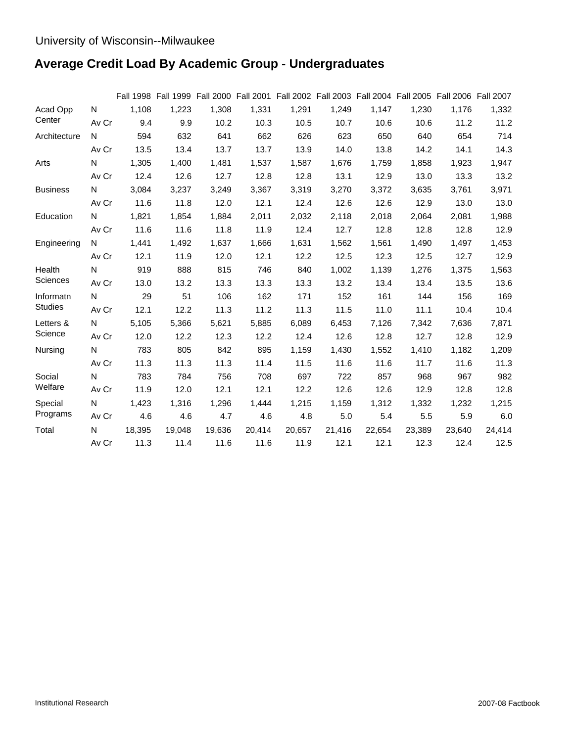University of Wisconsin--Milwaukee

# Average Credit Load By Academic Group - Undergraduates

| | | Fall 1998 | Fall 1999 | Fall 2000 | Fall 2001 | Fall 2002 | Fall 2003 | Fall 2004 | Fall 2005 | Fall 2006 | Fall 2007 |
|---|---|---|---|---|---|---|---|---|---|---|---|
| Acad Opp Center | N | 1,108 | 1,223 | 1,308 | 1,331 | 1,291 | 1,249 | 1,147 | 1,230 | 1,176 | 1,332 |
| | Av Cr | 9.4 | 9.9 | 10.2 | 10.3 | 10.5 | 10.7 | 10.6 | 10.6 | 11.2 | 11.2 |
| Architecture | N | 594 | 632 | 641 | 662 | 626 | 623 | 650 | 640 | 654 | 714 |
| | Av Cr | 13.5 | 13.4 | 13.7 | 13.7 | 13.9 | 14.0 | 13.8 | 14.2 | 14.1 | 14.3 |
| Arts | N | 1,305 | 1,400 | 1,481 | 1,537 | 1,587 | 1,676 | 1,759 | 1,858 | 1,923 | 1,947 |
| | Av Cr | 12.4 | 12.6 | 12.7 | 12.8 | 12.8 | 13.1 | 12.9 | 13.0 | 13.3 | 13.2 |
| Business | N | 3,084 | 3,237 | 3,249 | 3,367 | 3,319 | 3,270 | 3,372 | 3,635 | 3,761 | 3,971 |
| | Av Cr | 11.6 | 11.8 | 12.0 | 12.1 | 12.4 | 12.6 | 12.6 | 12.9 | 13.0 | 13.0 |
| Education | N | 1,821 | 1,854 | 1,884 | 2,011 | 2,032 | 2,118 | 2,018 | 2,064 | 2,081 | 1,988 |
| | Av Cr | 11.6 | 11.6 | 11.8 | 11.9 | 12.4 | 12.7 | 12.8 | 12.8 | 12.8 | 12.9 |
| Engineering | N | 1,441 | 1,492 | 1,637 | 1,666 | 1,631 | 1,562 | 1,561 | 1,490 | 1,497 | 1,453 |
| | Av Cr | 12.1 | 11.9 | 12.0 | 12.1 | 12.2 | 12.5 | 12.3 | 12.5 | 12.7 | 12.9 |
| Health Sciences | N | 919 | 888 | 815 | 746 | 840 | 1,002 | 1,139 | 1,276 | 1,375 | 1,563 |
| | Av Cr | 13.0 | 13.2 | 13.3 | 13.3 | 13.3 | 13.2 | 13.4 | 13.4 | 13.5 | 13.6 |
| Informatn Studies | N | 29 | 51 | 106 | 162 | 171 | 152 | 161 | 144 | 156 | 169 |
| | Av Cr | 12.1 | 12.2 | 11.3 | 11.2 | 11.3 | 11.5 | 11.0 | 11.1 | 10.4 | 10.4 |
| Letters & Science | N | 5,105 | 5,366 | 5,621 | 5,885 | 6,089 | 6,453 | 7,126 | 7,342 | 7,636 | 7,871 |
| | Av Cr | 12.0 | 12.2 | 12.3 | 12.2 | 12.4 | 12.6 | 12.8 | 12.7 | 12.8 | 12.9 |
| Nursing | N | 783 | 805 | 842 | 895 | 1,159 | 1,430 | 1,552 | 1,410 | 1,182 | 1,209 |
| | Av Cr | 11.3 | 11.3 | 11.3 | 11.4 | 11.5 | 11.6 | 11.6 | 11.7 | 11.6 | 11.3 |
| Social Welfare | N | 783 | 784 | 756 | 708 | 697 | 722 | 857 | 968 | 967 | 982 |
| | Av Cr | 11.9 | 12.0 | 12.1 | 12.1 | 12.2 | 12.6 | 12.6 | 12.9 | 12.8 | 12.8 |
| Special Programs | N | 1,423 | 1,316 | 1,296 | 1,444 | 1,215 | 1,159 | 1,312 | 1,332 | 1,232 | 1,215 |
| | Av Cr | 4.6 | 4.6 | 4.7 | 4.6 | 4.8 | 5.0 | 5.4 | 5.5 | 5.9 | 6.0 |
| Total | N | 18,395 | 19,048 | 19,636 | 20,414 | 20,657 | 21,416 | 22,654 | 23,389 | 23,640 | 24,414 |
| | Av Cr | 11.3 | 11.4 | 11.6 | 11.6 | 11.9 | 12.1 | 12.1 | 12.3 | 12.4 | 12.5 |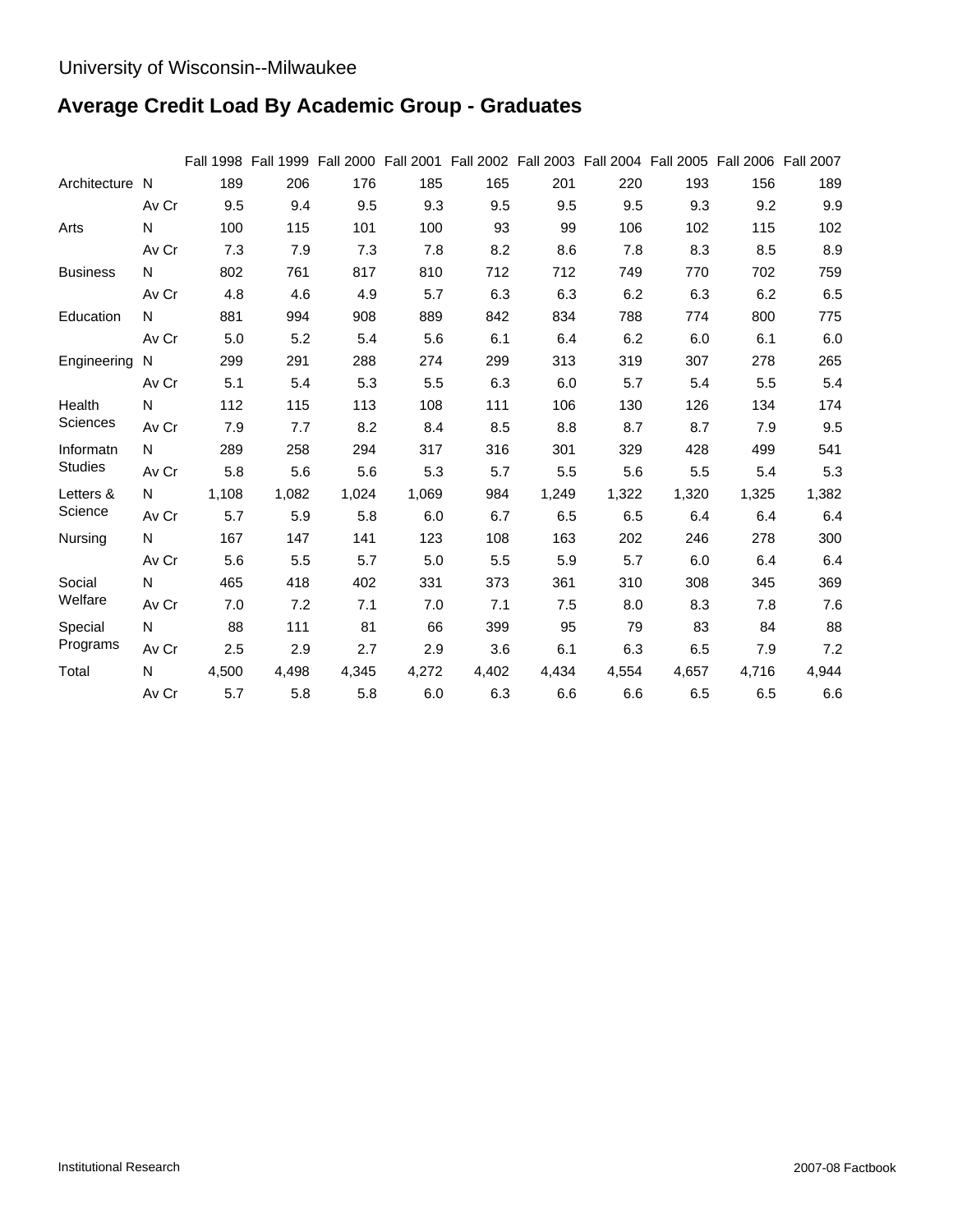University of Wisconsin--Milwaukee

# Average Credit Load By Academic Group - Graduates

| | | Fall 1998 | Fall 1999 | Fall 2000 | Fall 2001 | Fall 2002 | Fall 2003 | Fall 2004 | Fall 2005 | Fall 2006 | Fall 2007 |
|---|---|---|---|---|---|---|---|---|---|---|---|
| Architecture | N | 189 | 206 | 176 | 185 | 165 | 201 | 220 | 193 | 156 | 189 |
| | Av Cr | 9.5 | 9.4 | 9.5 | 9.3 | 9.5 | 9.5 | 9.5 | 9.3 | 9.2 | 9.9 |
| Arts | N | 100 | 115 | 101 | 100 | 93 | 99 | 106 | 102 | 115 | 102 |
| | Av Cr | 7.3 | 7.9 | 7.3 | 7.8 | 8.2 | 8.6 | 7.8 | 8.3 | 8.5 | 8.9 |
| Business | N | 802 | 761 | 817 | 810 | 712 | 712 | 749 | 770 | 702 | 759 |
| | Av Cr | 4.8 | 4.6 | 4.9 | 5.7 | 6.3 | 6.3 | 6.2 | 6.3 | 6.2 | 6.5 |
| Education | N | 881 | 994 | 908 | 889 | 842 | 834 | 788 | 774 | 800 | 775 |
| | Av Cr | 5.0 | 5.2 | 5.4 | 5.6 | 6.1 | 6.4 | 6.2 | 6.0 | 6.1 | 6.0 |
| Engineering | N | 299 | 291 | 288 | 274 | 299 | 313 | 319 | 307 | 278 | 265 |
| | Av Cr | 5.1 | 5.4 | 5.3 | 5.5 | 6.3 | 6.0 | 5.7 | 5.4 | 5.5 | 5.4 |
| Health Sciences | N | 112 | 115 | 113 | 108 | 111 | 106 | 130 | 126 | 134 | 174 |
| | Av Cr | 7.9 | 7.7 | 8.2 | 8.4 | 8.5 | 8.8 | 8.7 | 8.7 | 7.9 | 9.5 |
| Informatn Studies | N | 289 | 258 | 294 | 317 | 316 | 301 | 329 | 428 | 499 | 541 |
| | Av Cr | 5.8 | 5.6 | 5.6 | 5.3 | 5.7 | 5.5 | 5.6 | 5.5 | 5.4 | 5.3 |
| Letters & Science | N | 1,108 | 1,082 | 1,024 | 1,069 | 984 | 1,249 | 1,322 | 1,320 | 1,325 | 1,382 |
| | Av Cr | 5.7 | 5.9 | 5.8 | 6.0 | 6.7 | 6.5 | 6.5 | 6.4 | 6.4 | 6.4 |
| Nursing | N | 167 | 147 | 141 | 123 | 108 | 163 | 202 | 246 | 278 | 300 |
| | Av Cr | 5.6 | 5.5 | 5.7 | 5.0 | 5.5 | 5.9 | 5.7 | 6.0 | 6.4 | 6.4 |
| Social Welfare | N | 465 | 418 | 402 | 331 | 373 | 361 | 310 | 308 | 345 | 369 |
| | Av Cr | 7.0 | 7.2 | 7.1 | 7.0 | 7.1 | 7.5 | 8.0 | 8.3 | 7.8 | 7.6 |
| Special Programs | N | 88 | 111 | 81 | 66 | 399 | 95 | 79 | 83 | 84 | 88 |
| | Av Cr | 2.5 | 2.9 | 2.7 | 2.9 | 3.6 | 6.1 | 6.3 | 6.5 | 7.9 | 7.2 |
| Total | N | 4,500 | 4,498 | 4,345 | 4,272 | 4,402 | 4,434 | 4,554 | 4,657 | 4,716 | 4,944 |
| | Av Cr | 5.7 | 5.8 | 5.8 | 6.0 | 6.3 | 6.6 | 6.6 | 6.5 | 6.5 | 6.6 |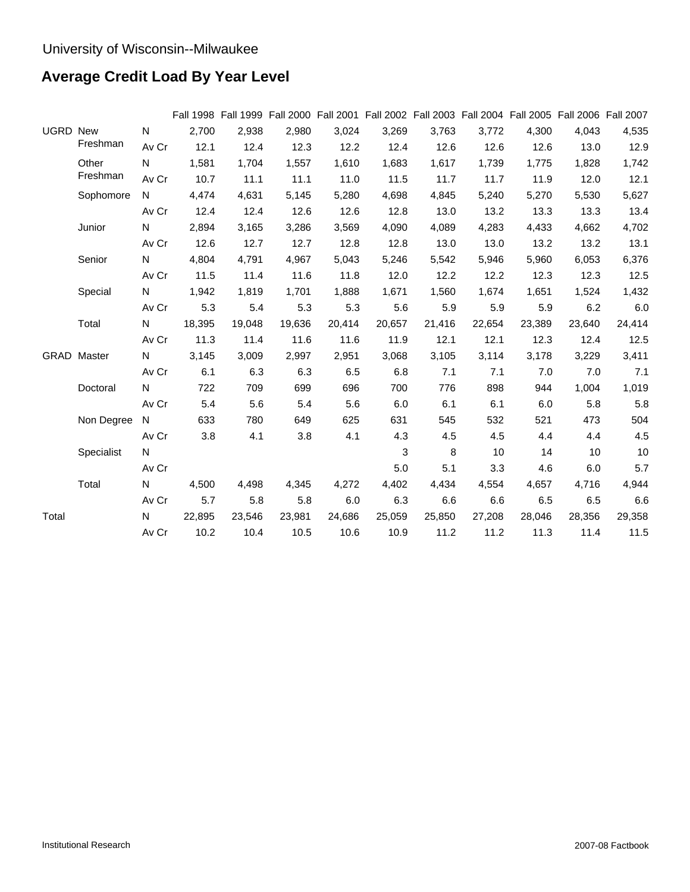University of Wisconsin--Milwaukee

# Average Credit Load By Year Level

| | | | Fall 1998 | Fall 1999 | Fall 2000 | Fall 2001 | Fall 2002 | Fall 2003 | Fall 2004 | Fall 2005 | Fall 2006 | Fall 2007 |
|---|---|---|---|---|---|---|---|---|---|---|---|---|
| UGRD | New Freshman | N | 2,700 | 2,938 | 2,980 | 3,024 | 3,269 | 3,763 | 3,772 | 4,300 | 4,043 | 4,535 |
| | | Av Cr | 12.1 | 12.4 | 12.3 | 12.2 | 12.4 | 12.6 | 12.6 | 12.6 | 13.0 | 12.9 |
| | Other Freshman | N | 1,581 | 1,704 | 1,557 | 1,610 | 1,683 | 1,617 | 1,739 | 1,775 | 1,828 | 1,742 |
| | | Av Cr | 10.7 | 11.1 | 11.1 | 11.0 | 11.5 | 11.7 | 11.7 | 11.9 | 12.0 | 12.1 |
| | Sophomore | N | 4,474 | 4,631 | 5,145 | 5,280 | 4,698 | 4,845 | 5,240 | 5,270 | 5,530 | 5,627 |
| | | Av Cr | 12.4 | 12.4 | 12.6 | 12.6 | 12.8 | 13.0 | 13.2 | 13.3 | 13.3 | 13.4 |
| | Junior | N | 2,894 | 3,165 | 3,286 | 3,569 | 4,090 | 4,089 | 4,283 | 4,433 | 4,662 | 4,702 |
| | | Av Cr | 12.6 | 12.7 | 12.7 | 12.8 | 12.8 | 13.0 | 13.0 | 13.2 | 13.2 | 13.1 |
| | Senior | N | 4,804 | 4,791 | 4,967 | 5,043 | 5,246 | 5,542 | 5,946 | 5,960 | 6,053 | 6,376 |
| | | Av Cr | 11.5 | 11.4 | 11.6 | 11.8 | 12.0 | 12.2 | 12.2 | 12.3 | 12.3 | 12.5 |
| | Special | N | 1,942 | 1,819 | 1,701 | 1,888 | 1,671 | 1,560 | 1,674 | 1,651 | 1,524 | 1,432 |
| | | Av Cr | 5.3 | 5.4 | 5.3 | 5.3 | 5.6 | 5.9 | 5.9 | 5.9 | 6.2 | 6.0 |
| | Total | N | 18,395 | 19,048 | 19,636 | 20,414 | 20,657 | 21,416 | 22,654 | 23,389 | 23,640 | 24,414 |
| | | Av Cr | 11.3 | 11.4 | 11.6 | 11.6 | 11.9 | 12.1 | 12.1 | 12.3 | 12.4 | 12.5 |
| GRAD | Master | N | 3,145 | 3,009 | 2,997 | 2,951 | 3,068 | 3,105 | 3,114 | 3,178 | 3,229 | 3,411 |
| | | Av Cr | 6.1 | 6.3 | 6.3 | 6.5 | 6.8 | 7.1 | 7.1 | 7.0 | 7.0 | 7.1 |
| | Doctoral | N | 722 | 709 | 699 | 696 | 700 | 776 | 898 | 944 | 1,004 | 1,019 |
| | | Av Cr | 5.4 | 5.6 | 5.4 | 5.6 | 6.0 | 6.1 | 6.1 | 6.0 | 5.8 | 5.8 |
| | Non Degree | N | 633 | 780 | 649 | 625 | 631 | 545 | 532 | 521 | 473 | 504 |
| | | Av Cr | 3.8 | 4.1 | 3.8 | 4.1 | 4.3 | 4.5 | 4.5 | 4.4 | 4.4 | 4.5 |
| | Specialist | N | | | | | 3 | 8 | 10 | 14 | 10 | 10 |
| | | Av Cr | | | | | 5.0 | 5.1 | 3.3 | 4.6 | 6.0 | 5.7 |
| | Total | N | 4,500 | 4,498 | 4,345 | 4,272 | 4,402 | 4,434 | 4,554 | 4,657 | 4,716 | 4,944 |
| | | Av Cr | 5.7 | 5.8 | 5.8 | 6.0 | 6.3 | 6.6 | 6.6 | 6.5 | 6.5 | 6.6 |
| Total | | N | 22,895 | 23,546 | 23,981 | 24,686 | 25,059 | 25,850 | 27,208 | 28,046 | 28,356 | 29,358 |
| | | Av Cr | 10.2 | 10.4 | 10.5 | 10.6 | 10.9 | 11.2 | 11.2 | 11.3 | 11.4 | 11.5 |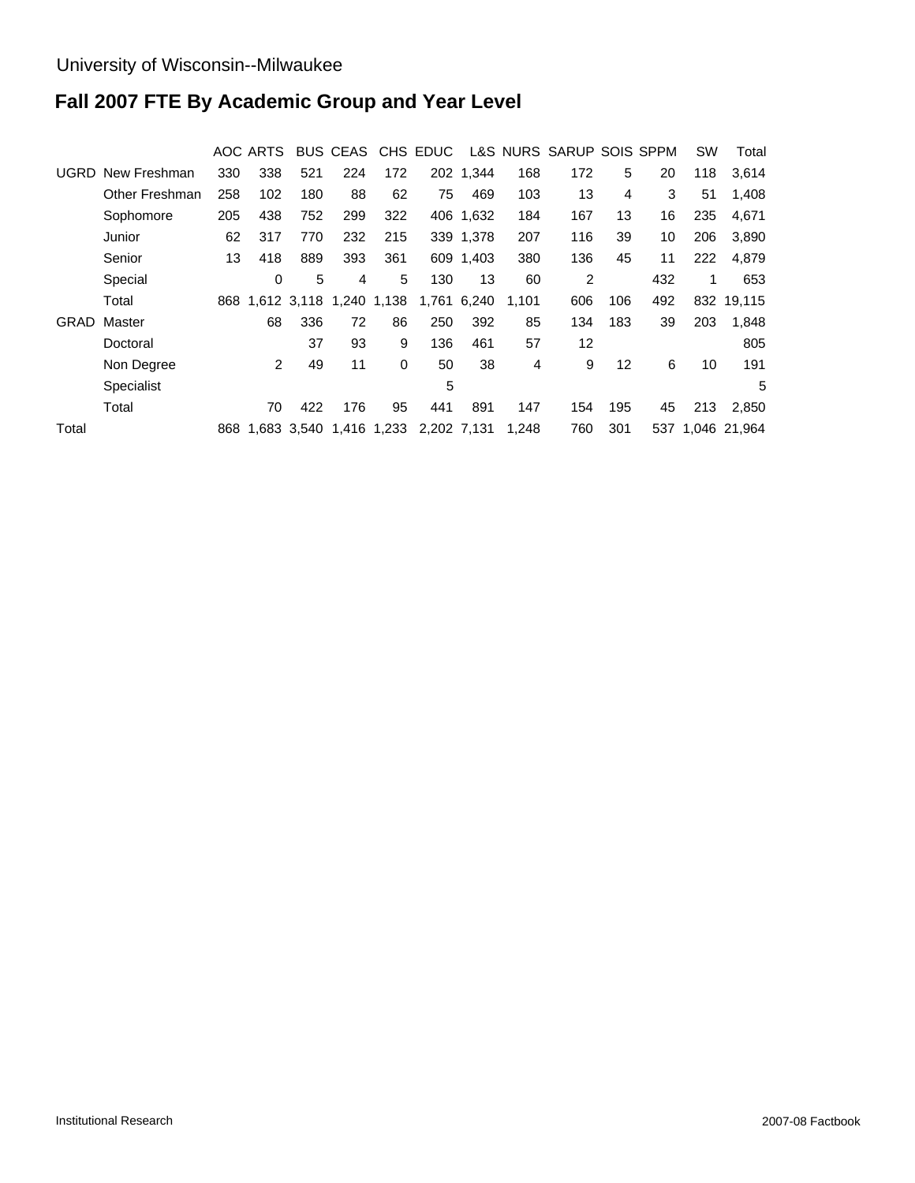University of Wisconsin--Milwaukee

# Fall 2007 FTE By Academic Group and Year Level

| | | AOC | ARTS | BUS | CEAS | CHS | EDUC | L&S | NURS | SARUP | SOIS | SPPM | SW | Total |
|---|---|---|---|---|---|---|---|---|---|---|---|---|---|---|
| UGRD | New Freshman | 330 | 338 | 521 | 224 | 172 | 202 | 1,344 | 168 | 172 | 5 | 20 | 118 | 3,614 |
| | Other Freshman | 258 | 102 | 180 | 88 | 62 | 75 | 469 | 103 | 13 | 4 | 3 | 51 | 1,408 |
| | Sophomore | 205 | 438 | 752 | 299 | 322 | 406 | 1,632 | 184 | 167 | 13 | 16 | 235 | 4,671 |
| | Junior | 62 | 317 | 770 | 232 | 215 | 339 | 1,378 | 207 | 116 | 39 | 10 | 206 | 3,890 |
| | Senior | 13 | 418 | 889 | 393 | 361 | 609 | 1,403 | 380 | 136 | 45 | 11 | 222 | 4,879 |
| | Special | | 0 | 5 | 4 | 5 | 130 | 13 | 60 | 2 | | 432 | 1 | 653 |
| | Total | 868 | 1,612 | 3,118 | 1,240 | 1,138 | 1,761 | 6,240 | 1,101 | 606 | 106 | 492 | 832 | 19,115 |
| GRAD | Master | | 68 | 336 | 72 | 86 | 250 | 392 | 85 | 134 | 183 | 39 | 203 | 1,848 |
| | Doctoral | | | 37 | 93 | 9 | 136 | 461 | 57 | 12 | | | | 805 |
| | Non Degree | | 2 | 49 | 11 | 0 | 50 | 38 | 4 | 9 | 12 | 6 | 10 | 191 |
| | Specialist | | | | | | 5 | | | | | | | 5 |
| | Total | | 70 | 422 | 176 | 95 | 441 | 891 | 147 | 154 | 195 | 45 | 213 | 2,850 |
| Total | | 868 | 1,683 | 3,540 | 1,416 | 1,233 | 2,202 | 7,131 | 1,248 | 760 | 301 | 537 | 1,046 | 21,964 |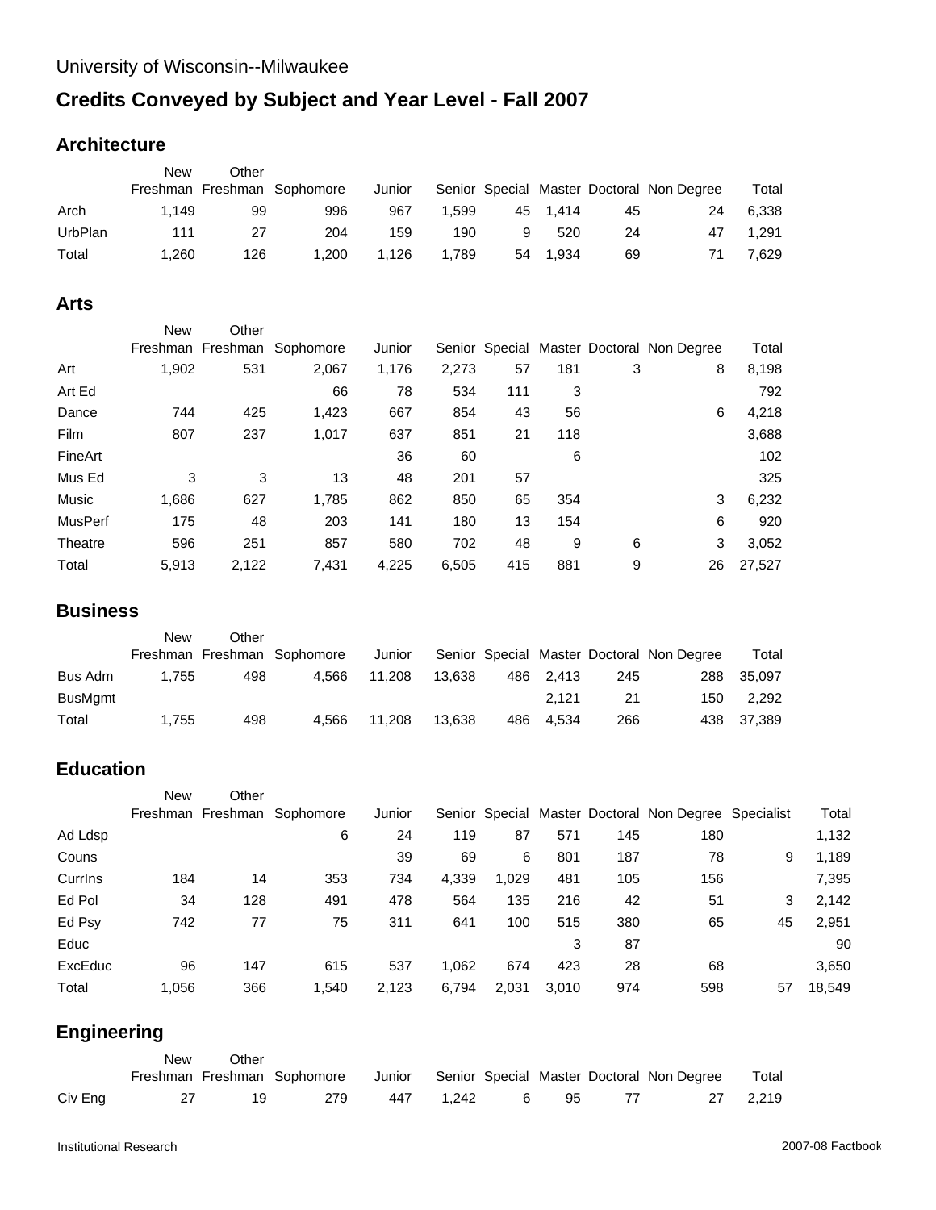University of Wisconsin--Milwaukee

# Credits Conveyed by Subject and Year Level - Fall 2007

## Architecture

| | New Freshman | Other Freshman | Sophomore | Junior | Senior | Special | Master | Doctoral | Non Degree | Total |
|---|---|---|---|---|---|---|---|---|---|---|
| Arch | 1,149 | 99 | 996 | 967 | 1,599 | 45 | 1,414 | 45 | 24 | 6,338 |
| UrbPlan | 111 | 27 | 204 | 159 | 190 | 9 | 520 | 24 | 47 | 1,291 |
| Total | 1,260 | 126 | 1,200 | 1,126 | 1,789 | 54 | 1,934 | 69 | 71 | 7,629 |

## Arts

| | New Freshman | Other Freshman | Sophomore | Junior | Senior | Special | Master | Doctoral | Non Degree | Total |
|---|---|---|---|---|---|---|---|---|---|---|
| Art | 1,902 | 531 | 2,067 | 1,176 | 2,273 | 57 | 181 | 3 | 8 | 8,198 |
| Art Ed | | | 66 | 78 | 534 | 111 | 3 | | | 792 |
| Dance | 744 | 425 | 1,423 | 667 | 854 | 43 | 56 | | 6 | 4,218 |
| Film | 807 | 237 | 1,017 | 637 | 851 | 21 | 118 | | | 3,688 |
| FineArt | | | | 36 | 60 | | 6 | | | 102 |
| Mus Ed | 3 | 3 | 13 | 48 | 201 | 57 | | | | 325 |
| Music | 1,686 | 627 | 1,785 | 862 | 850 | 65 | 354 | | 3 | 6,232 |
| MusPerf | 175 | 48 | 203 | 141 | 180 | 13 | 154 | | 6 | 920 |
| Theatre | 596 | 251 | 857 | 580 | 702 | 48 | 9 | 6 | 3 | 3,052 |
| Total | 5,913 | 2,122 | 7,431 | 4,225 | 6,505 | 415 | 881 | 9 | 26 | 27,527 |

## Business

| | New Freshman | Other Freshman | Sophomore | Junior | Senior | Special | Master | Doctoral | Non Degree | Total |
|---|---|---|---|---|---|---|---|---|---|---|
| Bus Adm | 1,755 | 498 | 4,566 | 11,208 | 13,638 | 486 | 2,413 | 245 | 288 | 35,097 |
| BusMgmt | | | | | | | 2,121 | 21 | 150 | 2,292 |
| Total | 1,755 | 498 | 4,566 | 11,208 | 13,638 | 486 | 4,534 | 266 | 438 | 37,389 |

## Education

| | New Freshman | Other Freshman | Sophomore | Junior | Senior | Special | Master | Doctoral | Non Degree | Specialist | Total |
|---|---|---|---|---|---|---|---|---|---|---|---|
| Ad Ldsp | | | 6 | 24 | 119 | 87 | 571 | 145 | 180 | | 1,132 |
| Couns | | | | 39 | 69 | 6 | 801 | 187 | 78 | 9 | 1,189 |
| CurrIns | 184 | 14 | 353 | 734 | 4,339 | 1,029 | 481 | 105 | 156 | | 7,395 |
| Ed Pol | 34 | 128 | 491 | 478 | 564 | 135 | 216 | 42 | 51 | 3 | 2,142 |
| Ed Psy | 742 | 77 | 75 | 311 | 641 | 100 | 515 | 380 | 65 | 45 | 2,951 |
| Educ | | | | | | | 3 | 87 | | | 90 |
| ExcEduc | 96 | 147 | 615 | 537 | 1,062 | 674 | 423 | 28 | 68 | | 3,650 |
| Total | 1,056 | 366 | 1,540 | 2,123 | 6,794 | 2,031 | 3,010 | 974 | 598 | 57 | 18,549 |

## Engineering

| | New Freshman | Other Freshman | Sophomore | Junior | Senior | Special | Master | Doctoral | Non Degree | Total |
|---|---|---|---|---|---|---|---|---|---|---|
| Civ Eng | 27 | 19 | 279 | 447 | 1,242 | 6 | 95 | 77 | 27 | 2,219 |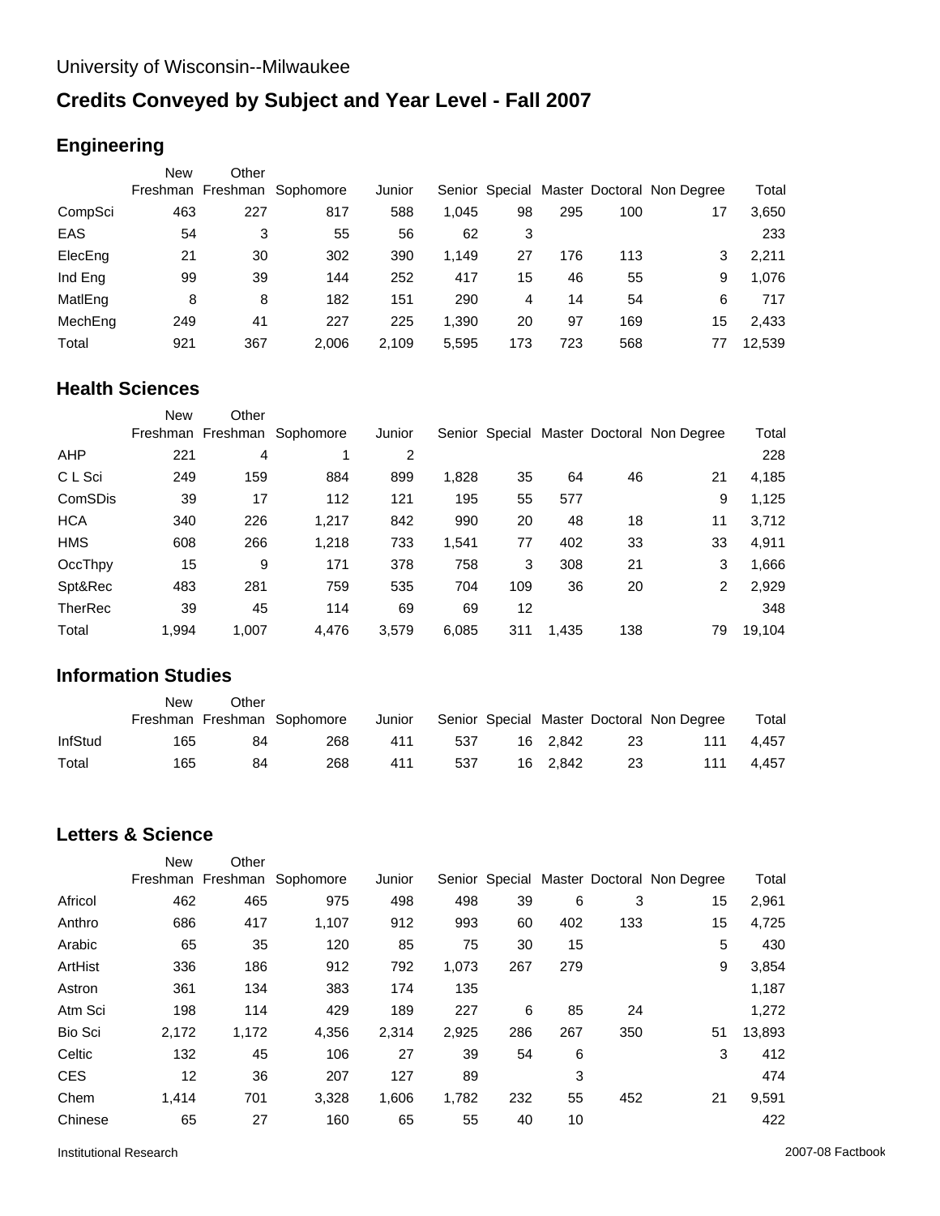University of Wisconsin--Milwaukee

# Credits Conveyed by Subject and Year Level - Fall 2007

## Engineering

| | New Freshman | Other Freshman | Sophomore | Junior | Senior | Special | Master | Doctoral | Non Degree | Total |
|---|---|---|---|---|---|---|---|---|---|---|
| CompSci | 463 | 227 | 817 | 588 | 1,045 | 98 | 295 | 100 | 17 | 3,650 |
| EAS | 54 | 3 | 55 | 56 | 62 | 3 | | | | 233 |
| ElecEng | 21 | 30 | 302 | 390 | 1,149 | 27 | 176 | 113 | 3 | 2,211 |
| Ind Eng | 99 | 39 | 144 | 252 | 417 | 15 | 46 | 55 | 9 | 1,076 |
| MatlEng | 8 | 8 | 182 | 151 | 290 | 4 | 14 | 54 | 6 | 717 |
| MechEng | 249 | 41 | 227 | 225 | 1,390 | 20 | 97 | 169 | 15 | 2,433 |
| Total | 921 | 367 | 2,006 | 2,109 | 5,595 | 173 | 723 | 568 | 77 | 12,539 |

## Health Sciences

| | New Freshman | Other Freshman | Sophomore | Junior | Senior | Special | Master | Doctoral | Non Degree | Total |
|---|---|---|---|---|---|---|---|---|---|---|
| AHP | 221 | 4 | 1 | 2 | | | | | | 228 |
| C L Sci | 249 | 159 | 884 | 899 | 1,828 | 35 | 64 | 46 | 21 | 4,185 |
| ComSDis | 39 | 17 | 112 | 121 | 195 | 55 | 577 | | 9 | 1,125 |
| HCA | 340 | 226 | 1,217 | 842 | 990 | 20 | 48 | 18 | 11 | 3,712 |
| HMS | 608 | 266 | 1,218 | 733 | 1,541 | 77 | 402 | 33 | 33 | 4,911 |
| OccThpy | 15 | 9 | 171 | 378 | 758 | 3 | 308 | 21 | 3 | 1,666 |
| Spt&Rec | 483 | 281 | 759 | 535 | 704 | 109 | 36 | 20 | 2 | 2,929 |
| TherRec | 39 | 45 | 114 | 69 | 69 | 12 | | | | 348 |
| Total | 1,994 | 1,007 | 4,476 | 3,579 | 6,085 | 311 | 1,435 | 138 | 79 | 19,104 |

## Information Studies

| | New Freshman | Other Freshman | Sophomore | Junior | Senior | Special | Master | Doctoral | Non Degree | Total |
|---|---|---|---|---|---|---|---|---|---|---|
| InfStud | 165 | 84 | 268 | 411 | 537 | 16 | 2,842 | 23 | 111 | 4,457 |
| Total | 165 | 84 | 268 | 411 | 537 | 16 | 2,842 | 23 | 111 | 4,457 |

## Letters & Science

| | New Freshman | Other Freshman | Sophomore | Junior | Senior | Special | Master | Doctoral | Non Degree | Total |
|---|---|---|---|---|---|---|---|---|---|---|
| Africol | 462 | 465 | 975 | 498 | 498 | 39 | 6 | 3 | 15 | 2,961 |
| Anthro | 686 | 417 | 1,107 | 912 | 993 | 60 | 402 | 133 | 15 | 4,725 |
| Arabic | 65 | 35 | 120 | 85 | 75 | 30 | 15 | | 5 | 430 |
| ArtHist | 336 | 186 | 912 | 792 | 1,073 | 267 | 279 | | 9 | 3,854 |
| Astron | 361 | 134 | 383 | 174 | 135 | | | | | 1,187 |
| Atm Sci | 198 | 114 | 429 | 189 | 227 | 6 | 85 | 24 | | 1,272 |
| Bio Sci | 2,172 | 1,172 | 4,356 | 2,314 | 2,925 | 286 | 267 | 350 | 51 | 13,893 |
| Celtic | 132 | 45 | 106 | 27 | 39 | 54 | 6 | | 3 | 412 |
| CES | 12 | 36 | 207 | 127 | 89 | | 3 | | | 474 |
| Chem | 1,414 | 701 | 3,328 | 1,606 | 1,782 | 232 | 55 | 452 | 21 | 9,591 |
| Chinese | 65 | 27 | 160 | 65 | 55 | 40 | 10 | | | 422 |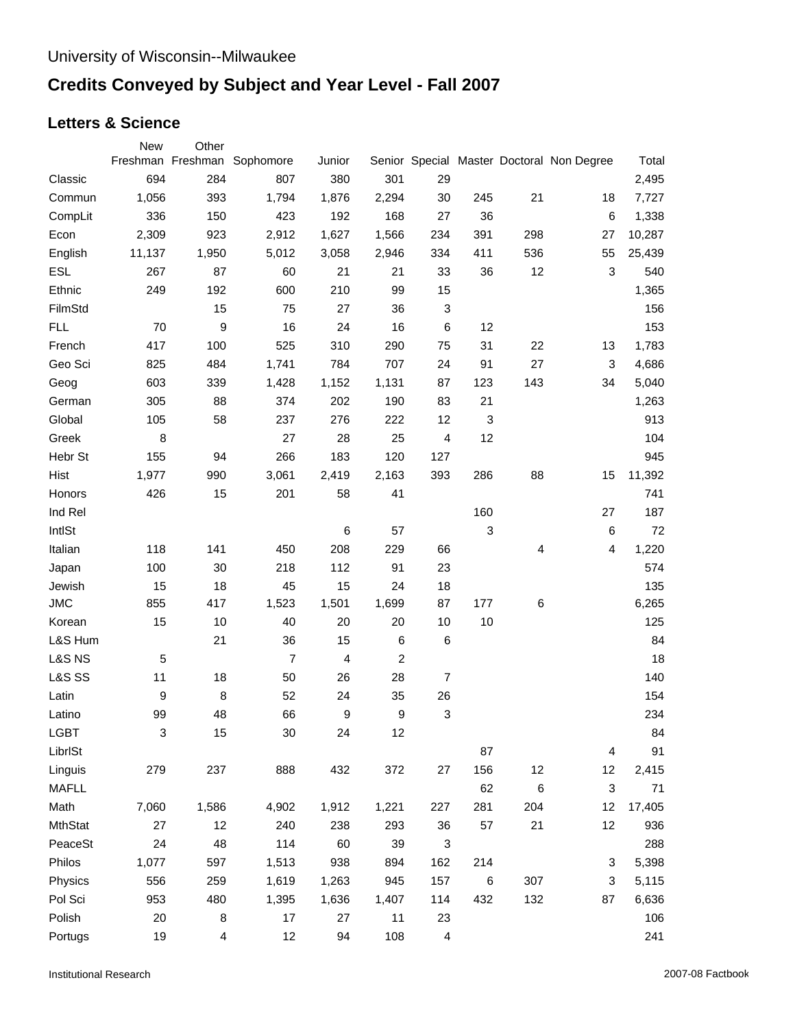University of Wisconsin--Milwaukee

# Credits Conveyed by Subject and Year Level - Fall 2007

## Letters & Science

| | New Freshman | Other Freshman | Sophomore | Junior | Senior | Special | Master | Doctoral | Non Degree | Total |
|---|---|---|---|---|---|---|---|---|---|---|
| Classic | 694 | 284 | 807 | 380 | 301 | 29 | | | | 2,495 |
| Commun | 1,056 | 393 | 1,794 | 1,876 | 2,294 | 30 | 245 | 21 | 18 | 7,727 |
| CompLit | 336 | 150 | 423 | 192 | 168 | 27 | 36 | | 6 | 1,338 |
| Econ | 2,309 | 923 | 2,912 | 1,627 | 1,566 | 234 | 391 | 298 | 27 | 10,287 |
| English | 11,137 | 1,950 | 5,012 | 3,058 | 2,946 | 334 | 411 | 536 | 55 | 25,439 |
| ESL | 267 | 87 | 60 | 21 | 21 | 33 | 36 | 12 | 3 | 540 |
| Ethnic | 249 | 192 | 600 | 210 | 99 | 15 | | | | 1,365 |
| FilmStd | | 15 | 75 | 27 | 36 | 3 | | | | 156 |
| FLL | 70 | 9 | 16 | 24 | 16 | 6 | 12 | | | 153 |
| French | 417 | 100 | 525 | 310 | 290 | 75 | 31 | 22 | 13 | 1,783 |
| Geo Sci | 825 | 484 | 1,741 | 784 | 707 | 24 | 91 | 27 | 3 | 4,686 |
| Geog | 603 | 339 | 1,428 | 1,152 | 1,131 | 87 | 123 | 143 | 34 | 5,040 |
| German | 305 | 88 | 374 | 202 | 190 | 83 | 21 | | | 1,263 |
| Global | 105 | 58 | 237 | 276 | 222 | 12 | 3 | | | 913 |
| Greek | 8 | | 27 | 28 | 25 | 4 | 12 | | | 104 |
| Hebr St | 155 | 94 | 266 | 183 | 120 | 127 | | | | 945 |
| Hist | 1,977 | 990 | 3,061 | 2,419 | 2,163 | 393 | 286 | 88 | 15 | 11,392 |
| Honors | 426 | 15 | 201 | 58 | 41 | | | | | 741 |
| Ind Rel | | | | | | | 160 | | 27 | 187 |
| IntlSt | | | | 6 | 57 | | 3 | | 6 | 72 |
| Italian | 118 | 141 | 450 | 208 | 229 | 66 | | 4 | 4 | 1,220 |
| Japan | 100 | 30 | 218 | 112 | 91 | 23 | | | | 574 |
| Jewish | 15 | 18 | 45 | 15 | 24 | 18 | | | | 135 |
| JMC | 855 | 417 | 1,523 | 1,501 | 1,699 | 87 | 177 | 6 | | 6,265 |
| Korean | 15 | 10 | 40 | 20 | 20 | 10 | 10 | | | 125 |
| L&S Hum | | 21 | 36 | 15 | 6 | 6 | | | | 84 |
| L&S NS | 5 | | 7 | 4 | 2 | | | | | 18 |
| L&S SS | 11 | 18 | 50 | 26 | 28 | 7 | | | | 140 |
| Latin | 9 | 8 | 52 | 24 | 35 | 26 | | | | 154 |
| Latino | 99 | 48 | 66 | 9 | 9 | 3 | | | | 234 |
| LGBT | 3 | 15 | 30 | 24 | 12 | | | | | 84 |
| LibrlSt | | | | | | | 87 | | 4 | 91 |
| Linguis | 279 | 237 | 888 | 432 | 372 | 27 | 156 | 12 | 12 | 2,415 |
| MAFLL | | | | | | | 62 | 6 | 3 | 71 |
| Math | 7,060 | 1,586 | 4,902 | 1,912 | 1,221 | 227 | 281 | 204 | 12 | 17,405 |
| MthStat | 27 | 12 | 240 | 238 | 293 | 36 | 57 | 21 | 12 | 936 |
| PeaceSt | 24 | 48 | 114 | 60 | 39 | 3 | | | | 288 |
| Philos | 1,077 | 597 | 1,513 | 938 | 894 | 162 | 214 | | 3 | 5,398 |
| Physics | 556 | 259 | 1,619 | 1,263 | 945 | 157 | 6 | 307 | 3 | 5,115 |
| Pol Sci | 953 | 480 | 1,395 | 1,636 | 1,407 | 114 | 432 | 132 | 87 | 6,636 |
| Polish | 20 | 8 | 17 | 27 | 11 | 23 | | | | 106 |
| Portugs | 19 | 4 | 12 | 94 | 108 | 4 | | | | 241 |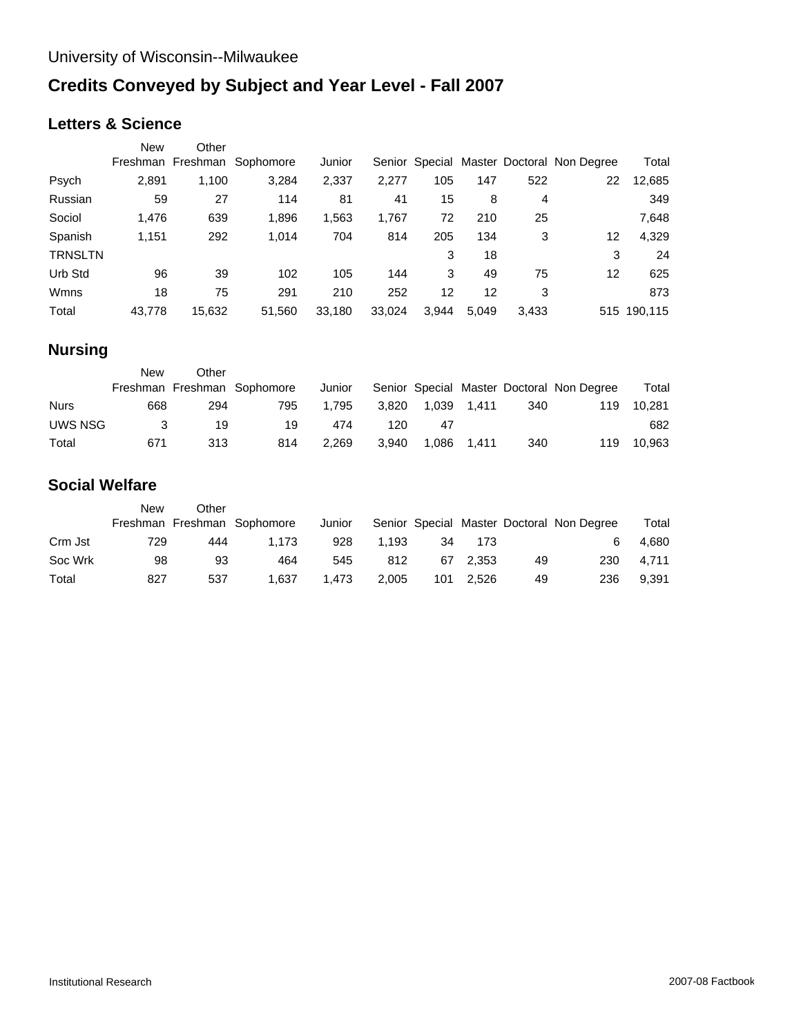University of Wisconsin--Milwaukee

# Credits Conveyed by Subject and Year Level - Fall 2007

## Letters & Science

| | New Freshman | Other Freshman | Sophomore | Junior | Senior | Special | Master | Doctoral | Non Degree | Total |
|---|---|---|---|---|---|---|---|---|---|---|
| Psych | 2,891 | 1,100 | 3,284 | 2,337 | 2,277 | 105 | 147 | 522 | 22 | 12,685 |
| Russian | 59 | 27 | 114 | 81 | 41 | 15 | 8 | 4 | | 349 |
| Sociol | 1,476 | 639 | 1,896 | 1,563 | 1,767 | 72 | 210 | 25 | | 7,648 |
| Spanish | 1,151 | 292 | 1,014 | 704 | 814 | 205 | 134 | 3 | 12 | 4,329 |
| TRNSLTN | | | | | | 3 | 18 | | 3 | 24 |
| Urb Std | 96 | 39 | 102 | 105 | 144 | 3 | 49 | 75 | 12 | 625 |
| Wmns | 18 | 75 | 291 | 210 | 252 | 12 | 12 | 3 | | 873 |
| Total | 43,778 | 15,632 | 51,560 | 33,180 | 33,024 | 3,944 | 5,049 | 3,433 | 515 | 190,115 |

## Nursing

| | New Freshman | Other Freshman | Sophomore | Junior | Senior | Special | Master | Doctoral | Non Degree | Total |
|---|---|---|---|---|---|---|---|---|---|---|
| Nurs | 668 | 294 | 795 | 1,795 | 3,820 | 1,039 | 1,411 | 340 | 119 | 10,281 |
| UWS NSG | 3 | 19 | 19 | 474 | 120 | 47 | | | | 682 |
| Total | 671 | 313 | 814 | 2,269 | 3,940 | 1,086 | 1,411 | 340 | 119 | 10,963 |

## Social Welfare

| | New Freshman | Other Freshman | Sophomore | Junior | Senior | Special | Master | Doctoral | Non Degree | Total |
|---|---|---|---|---|---|---|---|---|---|---|
| Crm Jst | 729 | 444 | 1,173 | 928 | 1,193 | 34 | 173 | | 6 | 4,680 |
| Soc Wrk | 98 | 93 | 464 | 545 | 812 | 67 | 2,353 | 49 | 230 | 4,711 |
| Total | 827 | 537 | 1,637 | 1,473 | 2,005 | 101 | 2,526 | 49 | 236 | 9,391 |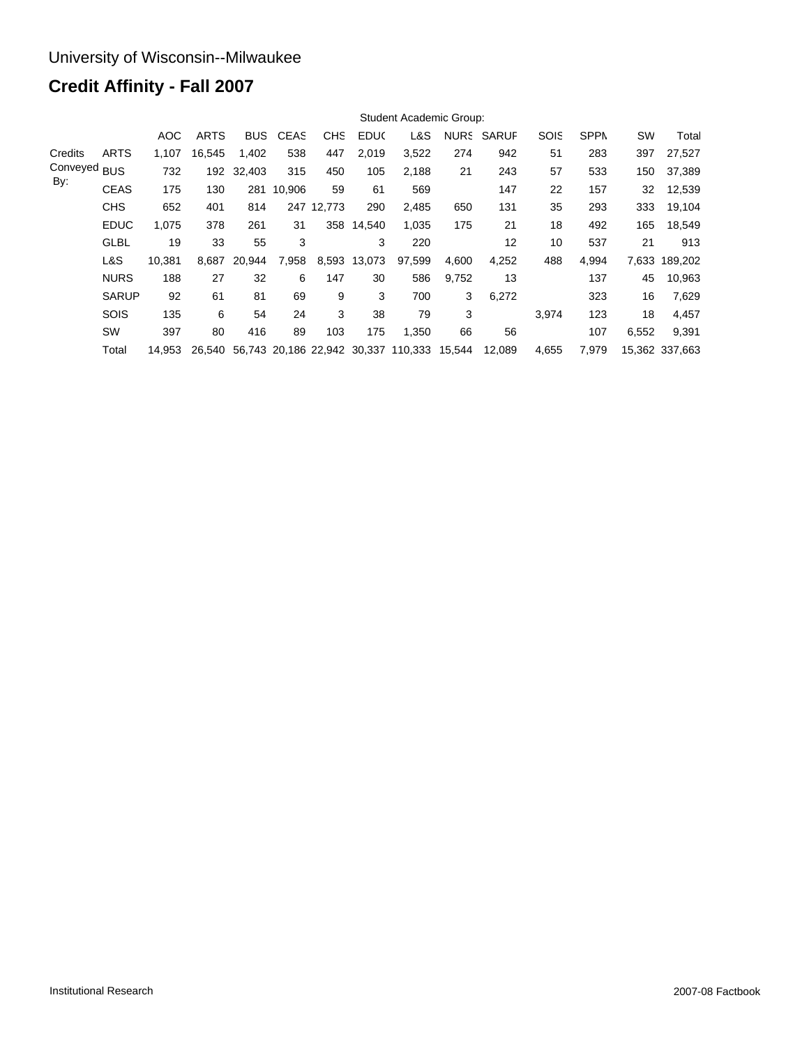University of Wisconsin--Milwaukee

# Credit Affinity - Fall 2007

| | | Student Academic Group: | | | | | | | | | | | | |
|---|---|---|---|---|---|---|---|---|---|---|---|---|---|---|
| | | AOC | ARTS | BUS | CEAS | CHS | EDUC | L&S | NURS | SARUP | SOIS | SPPM | SW | Total |
| Credits Conveyed By: | ARTS | 1,107 | 16,545 | 1,402 | 538 | 447 | 2,019 | 3,522 | 274 | 942 | 51 | 283 | 397 | 27,527 |
| | BUS | 732 | 192 | 32,403 | 315 | 450 | 105 | 2,188 | 21 | 243 | 57 | 533 | 150 | 37,389 |
| | CEAS | 175 | 130 | 281 | 10,906 | 59 | 61 | 569 | | 147 | 22 | 157 | 32 | 12,539 |
| | CHS | 652 | 401 | 814 | 247 | 12,773 | 290 | 2,485 | 650 | 131 | 35 | 293 | 333 | 19,104 |
| | EDUC | 1,075 | 378 | 261 | 31 | 358 | 14,540 | 1,035 | 175 | 21 | 18 | 492 | 165 | 18,549 |
| | GLBL | 19 | 33 | 55 | 3 | | 3 | 220 | | 12 | 10 | 537 | 21 | 913 |
| | L&S | 10,381 | 8,687 | 20,944 | 7,958 | 8,593 | 13,073 | 97,599 | 4,600 | 4,252 | 488 | 4,994 | 7,633 | 189,202 |
| | NURS | 188 | 27 | 32 | 6 | 147 | 30 | 586 | 9,752 | 13 | | 137 | 45 | 10,963 |
| | SARUP | 92 | 61 | 81 | 69 | 9 | 3 | 700 | 3 | 6,272 | | 323 | 16 | 7,629 |
| | SOIS | 135 | 6 | 54 | 24 | 3 | 38 | 79 | 3 | | 3,974 | 123 | 18 | 4,457 |
| | SW | 397 | 80 | 416 | 89 | 103 | 175 | 1,350 | 66 | 56 | | 107 | 6,552 | 9,391 |
| | Total | 14,953 | 26,540 | 56,743 | 20,186 | 22,942 | 30,337 | 110,333 | 15,544 | 12,089 | 4,655 | 7,979 | 15,362 | 337,663 |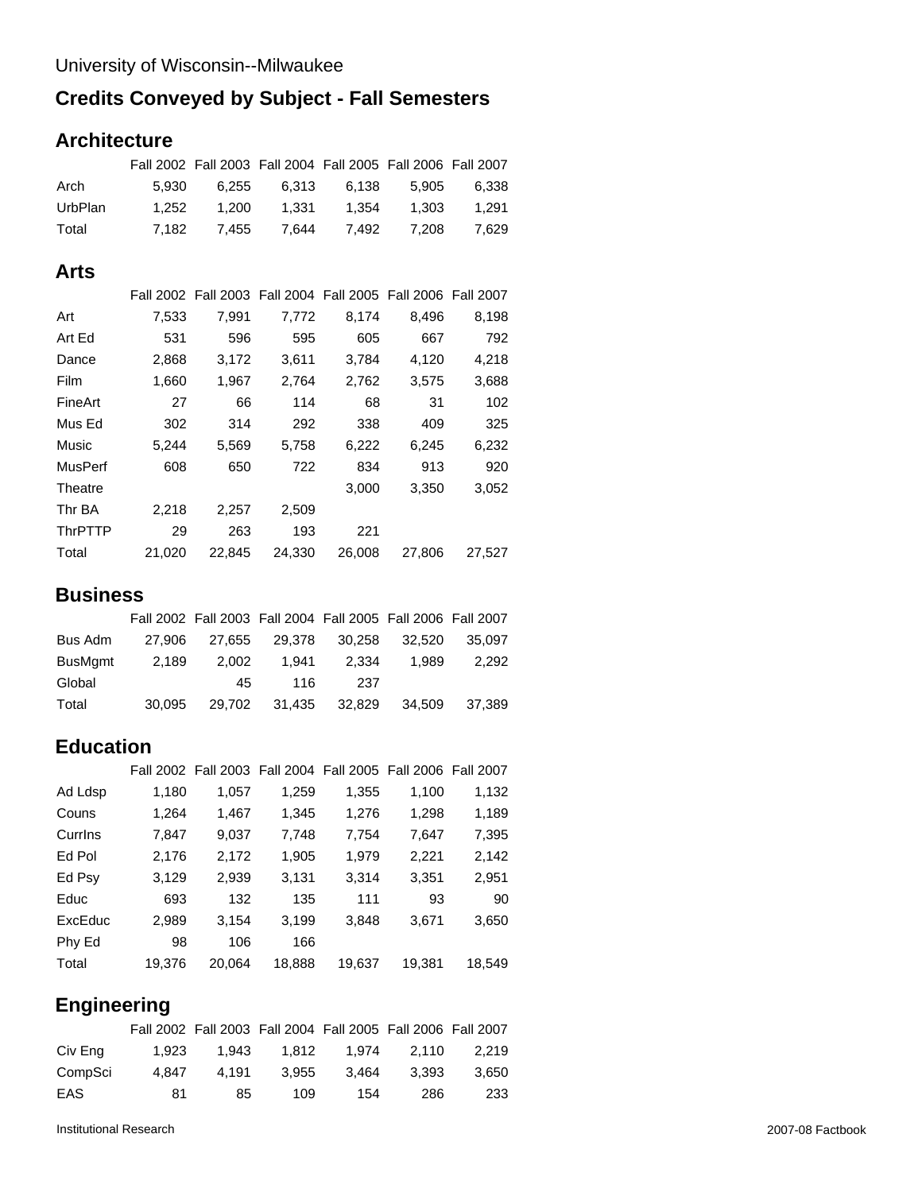University of Wisconsin--Milwaukee

# Credits Conveyed by Subject - Fall Semesters

## Architecture

| | Fall 2002 | Fall 2003 | Fall 2004 | Fall 2005 | Fall 2006 | Fall 2007 |
|---|---|---|---|---|---|---|
| Arch | 5,930 | 6,255 | 6,313 | 6,138 | 5,905 | 6,338 |
| UrbPlan | 1,252 | 1,200 | 1,331 | 1,354 | 1,303 | 1,291 |
| Total | 7,182 | 7,455 | 7,644 | 7,492 | 7,208 | 7,629 |

## Arts

| | Fall 2002 | Fall 2003 | Fall 2004 | Fall 2005 | Fall 2006 | Fall 2007 |
|---|---|---|---|---|---|---|
| Art | 7,533 | 7,991 | 7,772 | 8,174 | 8,496 | 8,198 |
| Art Ed | 531 | 596 | 595 | 605 | 667 | 792 |
| Dance | 2,868 | 3,172 | 3,611 | 3,784 | 4,120 | 4,218 |
| Film | 1,660 | 1,967 | 2,764 | 2,762 | 3,575 | 3,688 |
| FineArt | 27 | 66 | 114 | 68 | 31 | 102 |
| Mus Ed | 302 | 314 | 292 | 338 | 409 | 325 |
| Music | 5,244 | 5,569 | 5,758 | 6,222 | 6,245 | 6,232 |
| MusPerf | 608 | 650 | 722 | 834 | 913 | 920 |
| Theatre | | | | 3,000 | 3,350 | 3,052 |
| Thr BA | 2,218 | 2,257 | 2,509 | | | |
| ThrPTTP | 29 | 263 | 193 | 221 | | |
| Total | 21,020 | 22,845 | 24,330 | 26,008 | 27,806 | 27,527 |

## Business

| | Fall 2002 | Fall 2003 | Fall 2004 | Fall 2005 | Fall 2006 | Fall 2007 |
|---|---|---|---|---|---|---|
| Bus Adm | 27,906 | 27,655 | 29,378 | 30,258 | 32,520 | 35,097 |
| BusMgmt | 2,189 | 2,002 | 1,941 | 2,334 | 1,989 | 2,292 |
| Global | | 45 | 116 | 237 | | |
| Total | 30,095 | 29,702 | 31,435 | 32,829 | 34,509 | 37,389 |

## Education

| | Fall 2002 | Fall 2003 | Fall 2004 | Fall 2005 | Fall 2006 | Fall 2007 |
|---|---|---|---|---|---|---|
| Ad Ldsp | 1,180 | 1,057 | 1,259 | 1,355 | 1,100 | 1,132 |
| Couns | 1,264 | 1,467 | 1,345 | 1,276 | 1,298 | 1,189 |
| CurrIns | 7,847 | 9,037 | 7,748 | 7,754 | 7,647 | 7,395 |
| Ed Pol | 2,176 | 2,172 | 1,905 | 1,979 | 2,221 | 2,142 |
| Ed Psy | 3,129 | 2,939 | 3,131 | 3,314 | 3,351 | 2,951 |
| Educ | 693 | 132 | 135 | 111 | 93 | 90 |
| ExcEduc | 2,989 | 3,154 | 3,199 | 3,848 | 3,671 | 3,650 |
| Phy Ed | 98 | 106 | 166 | | | |
| Total | 19,376 | 20,064 | 18,888 | 19,637 | 19,381 | 18,549 |

## Engineering

| | Fall 2002 | Fall 2003 | Fall 2004 | Fall 2005 | Fall 2006 | Fall 2007 |
|---|---|---|---|---|---|---|
| Civ Eng | 1,923 | 1,943 | 1,812 | 1,974 | 2,110 | 2,219 |
| CompSci | 4,847 | 4,191 | 3,955 | 3,464 | 3,393 | 3,650 |
| EAS | 81 | 85 | 109 | 154 | 286 | 233 |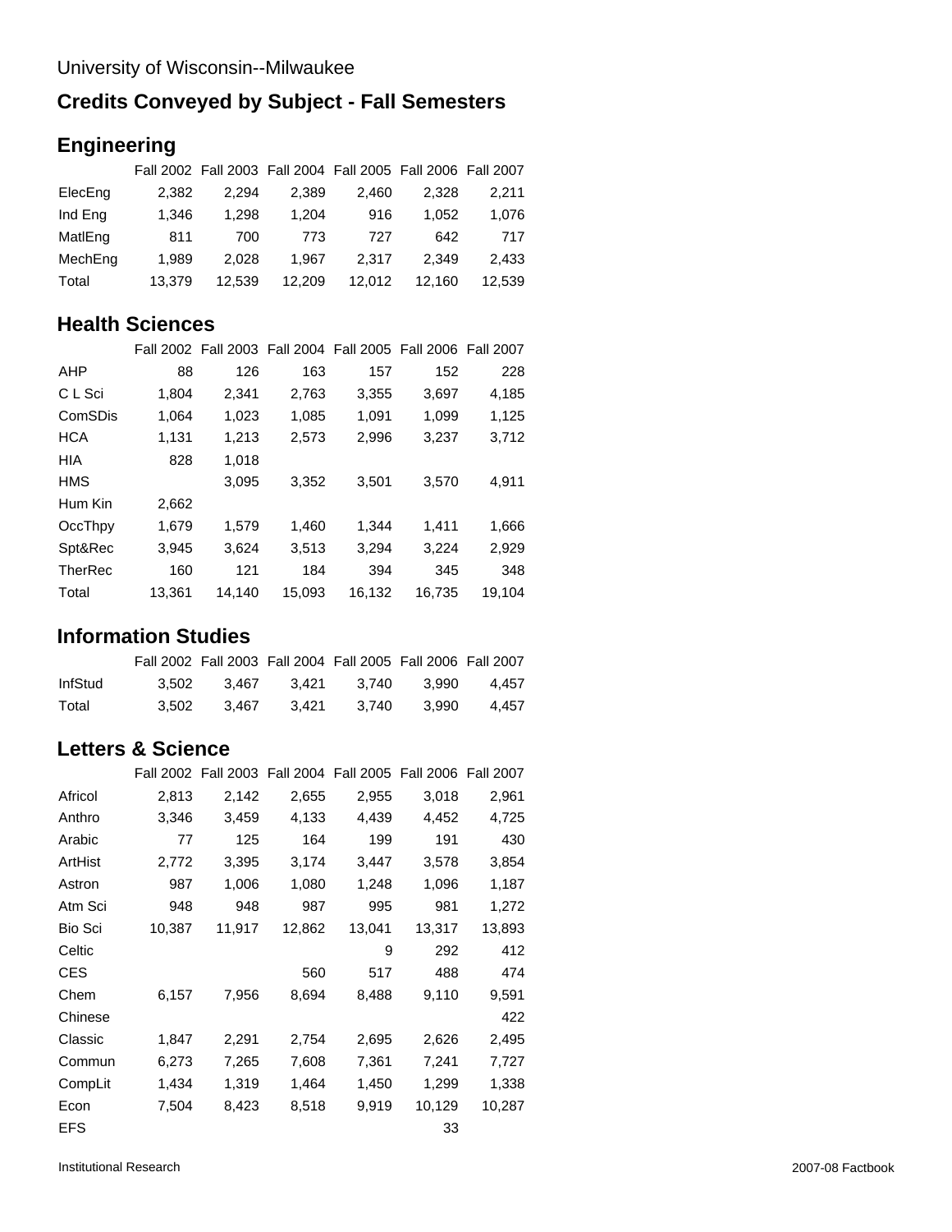University of Wisconsin--Milwaukee

# Credits Conveyed by Subject - Fall Semesters

## Engineering

| | Fall 2002 | Fall 2003 | Fall 2004 | Fall 2005 | Fall 2006 | Fall 2007 |
|---|---|---|---|---|---|---|
| ElecEng | 2,382 | 2,294 | 2,389 | 2,460 | 2,328 | 2,211 |
| Ind Eng | 1,346 | 1,298 | 1,204 | 916 | 1,052 | 1,076 |
| MatlEng | 811 | 700 | 773 | 727 | 642 | 717 |
| MechEng | 1,989 | 2,028 | 1,967 | 2,317 | 2,349 | 2,433 |
| Total | 13,379 | 12,539 | 12,209 | 12,012 | 12,160 | 12,539 |

## Health Sciences

| | Fall 2002 | Fall 2003 | Fall 2004 | Fall 2005 | Fall 2006 | Fall 2007 |
|---|---|---|---|---|---|---|
| AHP | 88 | 126 | 163 | 157 | 152 | 228 |
| C L Sci | 1,804 | 2,341 | 2,763 | 3,355 | 3,697 | 4,185 |
| ComSDis | 1,064 | 1,023 | 1,085 | 1,091 | 1,099 | 1,125 |
| HCA | 1,131 | 1,213 | 2,573 | 2,996 | 3,237 | 3,712 |
| HIA | 828 | 1,018 | | | | |
| HMS | | 3,095 | 3,352 | 3,501 | 3,570 | 4,911 |
| Hum Kin | 2,662 | | | | | |
| OccThpy | 1,679 | 1,579 | 1,460 | 1,344 | 1,411 | 1,666 |
| Spt&Rec | 3,945 | 3,624 | 3,513 | 3,294 | 3,224 | 2,929 |
| TherRec | 160 | 121 | 184 | 394 | 345 | 348 |
| Total | 13,361 | 14,140 | 15,093 | 16,132 | 16,735 | 19,104 |

## Information Studies

| | Fall 2002 | Fall 2003 | Fall 2004 | Fall 2005 | Fall 2006 | Fall 2007 |
|---|---|---|---|---|---|---|
| InfStud | 3,502 | 3,467 | 3,421 | 3,740 | 3,990 | 4,457 |
| Total | 3,502 | 3,467 | 3,421 | 3,740 | 3,990 | 4,457 |

## Letters & Science

| | Fall 2002 | Fall 2003 | Fall 2004 | Fall 2005 | Fall 2006 | Fall 2007 |
|---|---|---|---|---|---|---|
| Africol | 2,813 | 2,142 | 2,655 | 2,955 | 3,018 | 2,961 |
| Anthro | 3,346 | 3,459 | 4,133 | 4,439 | 4,452 | 4,725 |
| Arabic | 77 | 125 | 164 | 199 | 191 | 430 |
| ArtHist | 2,772 | 3,395 | 3,174 | 3,447 | 3,578 | 3,854 |
| Astron | 987 | 1,006 | 1,080 | 1,248 | 1,096 | 1,187 |
| Atm Sci | 948 | 948 | 987 | 995 | 981 | 1,272 |
| Bio Sci | 10,387 | 11,917 | 12,862 | 13,041 | 13,317 | 13,893 |
| Celtic | | | | 9 | 292 | 412 |
| CES | | | 560 | 517 | 488 | 474 |
| Chem | 6,157 | 7,956 | 8,694 | 8,488 | 9,110 | 9,591 |
| Chinese | | | | | | 422 |
| Classic | 1,847 | 2,291 | 2,754 | 2,695 | 2,626 | 2,495 |
| Commun | 6,273 | 7,265 | 7,608 | 7,361 | 7,241 | 7,727 |
| CompLit | 1,434 | 1,319 | 1,464 | 1,450 | 1,299 | 1,338 |
| Econ | 7,504 | 8,423 | 8,518 | 9,919 | 10,129 | 10,287 |
| EFS | | | | | 33 | |

Institutional Research 2007-08 Factbook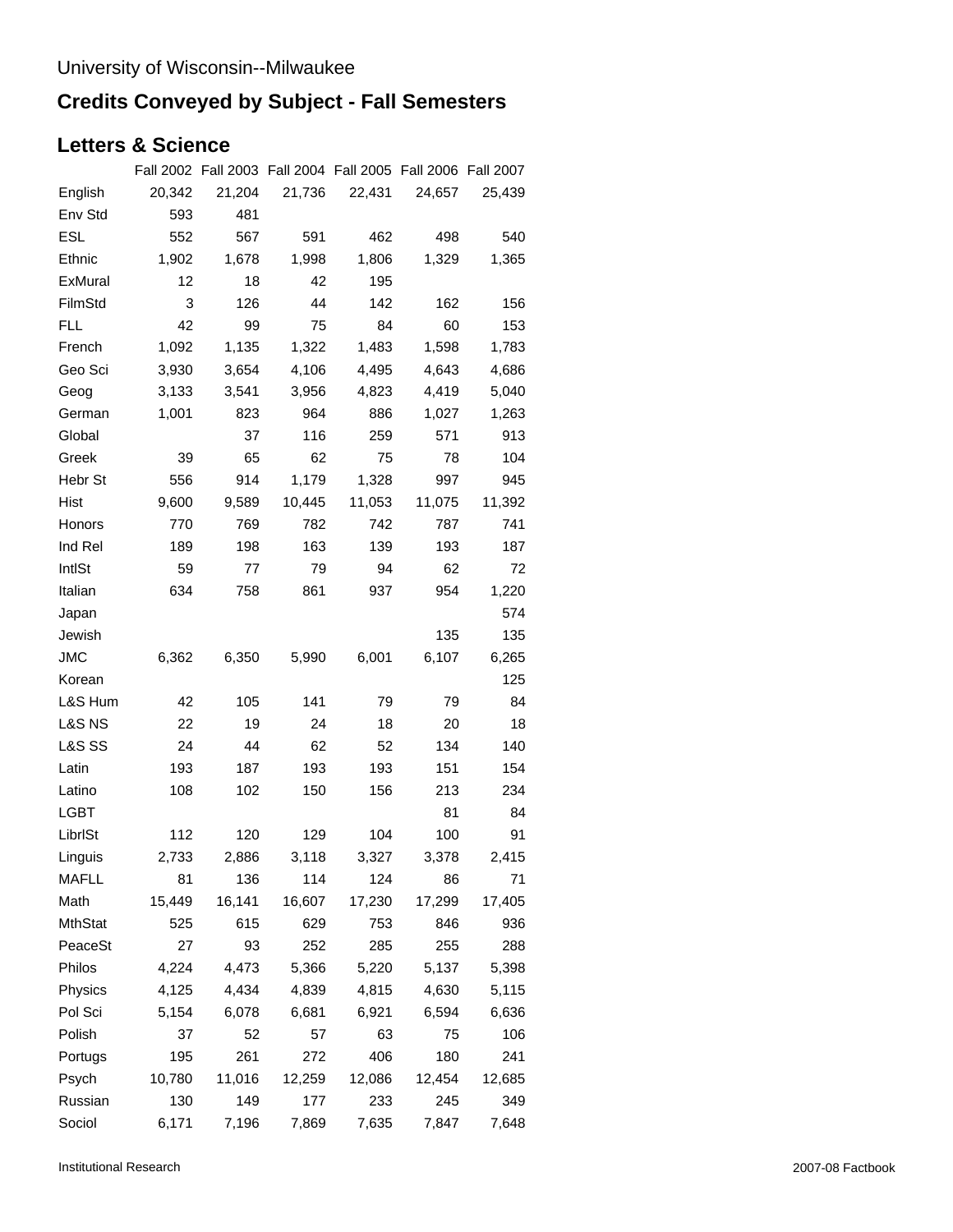University of Wisconsin--Milwaukee

# Credits Conveyed by Subject - Fall Semesters

## Letters & Science

| | Fall 2002 | Fall 2003 | Fall 2004 | Fall 2005 | Fall 2006 | Fall 2007 |
|---|---|---|---|---|---|---|
| English | 20,342 | 21,204 | 21,736 | 22,431 | 24,657 | 25,439 |
| Env Std | 593 | 481 | | | | |
| ESL | 552 | 567 | 591 | 462 | 498 | 540 |
| Ethnic | 1,902 | 1,678 | 1,998 | 1,806 | 1,329 | 1,365 |
| ExMural | 12 | 18 | 42 | 195 | | |
| FilmStd | 3 | 126 | 44 | 142 | 162 | 156 |
| FLL | 42 | 99 | 75 | 84 | 60 | 153 |
| French | 1,092 | 1,135 | 1,322 | 1,483 | 1,598 | 1,783 |
| Geo Sci | 3,930 | 3,654 | 4,106 | 4,495 | 4,643 | 4,686 |
| Geog | 3,133 | 3,541 | 3,956 | 4,823 | 4,419 | 5,040 |
| German | 1,001 | 823 | 964 | 886 | 1,027 | 1,263 |
| Global | | 37 | 116 | 259 | 571 | 913 |
| Greek | 39 | 65 | 62 | 75 | 78 | 104 |
| Hebr St | 556 | 914 | 1,179 | 1,328 | 997 | 945 |
| Hist | 9,600 | 9,589 | 10,445 | 11,053 | 11,075 | 11,392 |
| Honors | 770 | 769 | 782 | 742 | 787 | 741 |
| Ind Rel | 189 | 198 | 163 | 139 | 193 | 187 |
| IntlSt | 59 | 77 | 79 | 94 | 62 | 72 |
| Italian | 634 | 758 | 861 | 937 | 954 | 1,220 |
| Japan | | | | | | 574 |
| Jewish | | | | | 135 | 135 |
| JMC | 6,362 | 6,350 | 5,990 | 6,001 | 6,107 | 6,265 |
| Korean | | | | | | 125 |
| L&S Hum | 42 | 105 | 141 | 79 | 79 | 84 |
| L&S NS | 22 | 19 | 24 | 18 | 20 | 18 |
| L&S SS | 24 | 44 | 62 | 52 | 134 | 140 |
| Latin | 193 | 187 | 193 | 193 | 151 | 154 |
| Latino | 108 | 102 | 150 | 156 | 213 | 234 |
| LGBT | | | | | 81 | 84 |
| LibrlSt | 112 | 120 | 129 | 104 | 100 | 91 |
| Linguis | 2,733 | 2,886 | 3,118 | 3,327 | 3,378 | 2,415 |
| MAFLL | 81 | 136 | 114 | 124 | 86 | 71 |
| Math | 15,449 | 16,141 | 16,607 | 17,230 | 17,299 | 17,405 |
| MthStat | 525 | 615 | 629 | 753 | 846 | 936 |
| PeaceSt | 27 | 93 | 252 | 285 | 255 | 288 |
| Philos | 4,224 | 4,473 | 5,366 | 5,220 | 5,137 | 5,398 |
| Physics | 4,125 | 4,434 | 4,839 | 4,815 | 4,630 | 5,115 |
| Pol Sci | 5,154 | 6,078 | 6,681 | 6,921 | 6,594 | 6,636 |
| Polish | 37 | 52 | 57 | 63 | 75 | 106 |
| Portugs | 195 | 261 | 272 | 406 | 180 | 241 |
| Psych | 10,780 | 11,016 | 12,259 | 12,086 | 12,454 | 12,685 |
| Russian | 130 | 149 | 177 | 233 | 245 | 349 |
| Sociol | 6,171 | 7,196 | 7,869 | 7,635 | 7,847 | 7,648 |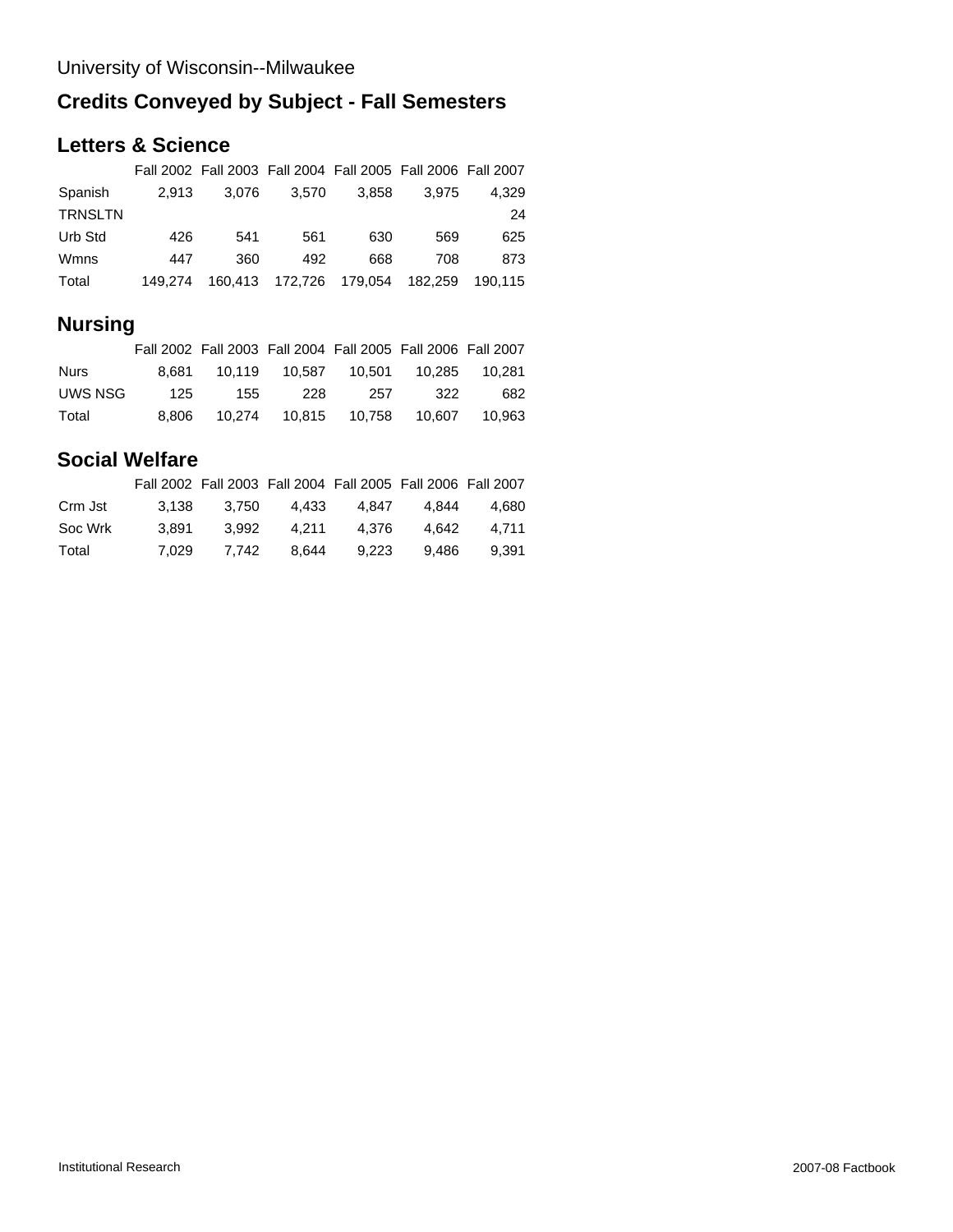University of Wisconsin--Milwaukee

# Credits Conveyed by Subject - Fall Semesters

## Letters & Science

| | Fall 2002 | Fall 2003 | Fall 2004 | Fall 2005 | Fall 2006 | Fall 2007 |
|---|---|---|---|---|---|---|
| Spanish | 2,913 | 3,076 | 3,570 | 3,858 | 3,975 | 4,329 |
| TRNSLTN | | | | | | 24 |
| Urb Std | 426 | 541 | 561 | 630 | 569 | 625 |
| Wmns | 447 | 360 | 492 | 668 | 708 | 873 |
| Total | 149,274 | 160,413 | 172,726 | 179,054 | 182,259 | 190,115 |

## Nursing

| | Fall 2002 | Fall 2003 | Fall 2004 | Fall 2005 | Fall 2006 | Fall 2007 |
|---|---|---|---|---|---|---|
| Nurs | 8,681 | 10,119 | 10,587 | 10,501 | 10,285 | 10,281 |
| UWS NSG | 125 | 155 | 228 | 257 | 322 | 682 |
| Total | 8,806 | 10,274 | 10,815 | 10,758 | 10,607 | 10,963 |

## Social Welfare

| | Fall 2002 | Fall 2003 | Fall 2004 | Fall 2005 | Fall 2006 | Fall 2007 |
|---|---|---|---|---|---|---|
| Crm Jst | 3,138 | 3,750 | 4,433 | 4,847 | 4,844 | 4,680 |
| Soc Wrk | 3,891 | 3,992 | 4,211 | 4,376 | 4,642 | 4,711 |
| Total | 7,029 | 7,742 | 8,644 | 9,223 | 9,486 | 9,391 |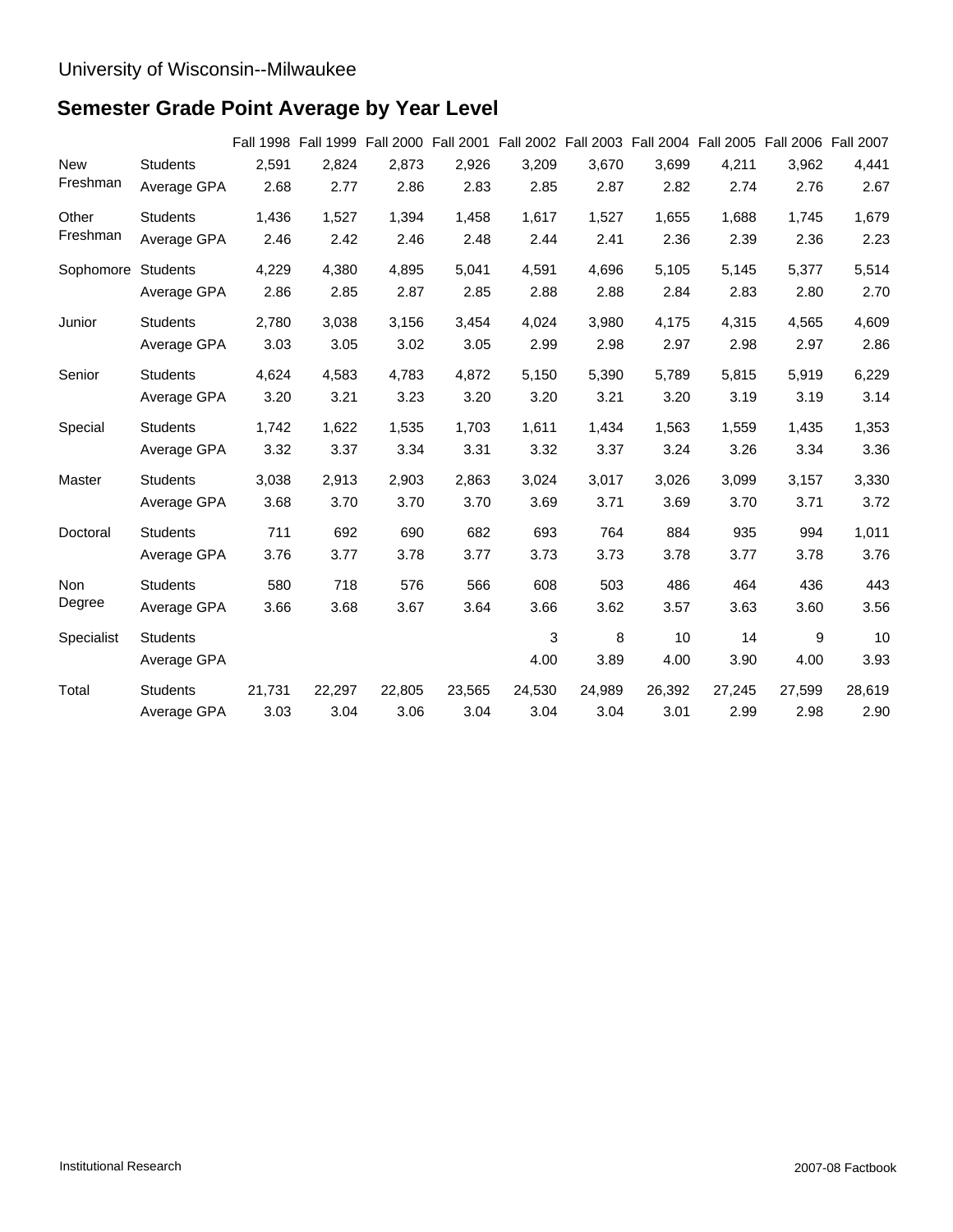University of Wisconsin--Milwaukee

## Semester Grade Point Average by Year Level

| | | Fall 1998 | Fall 1999 | Fall 2000 | Fall 2001 | Fall 2002 | Fall 2003 | Fall 2004 | Fall 2005 | Fall 2006 | Fall 2007 |
|---|---|---|---|---|---|---|---|---|---|---|---|
| New Freshman | Students | 2,591 | 2,824 | 2,873 | 2,926 | 3,209 | 3,670 | 3,699 | 4,211 | 3,962 | 4,441 |
| | Average GPA | 2.68 | 2.77 | 2.86 | 2.83 | 2.85 | 2.87 | 2.82 | 2.74 | 2.76 | 2.67 |
| Other Freshman | Students | 1,436 | 1,527 | 1,394 | 1,458 | 1,617 | 1,527 | 1,655 | 1,688 | 1,745 | 1,679 |
| | Average GPA | 2.46 | 2.42 | 2.46 | 2.48 | 2.44 | 2.41 | 2.36 | 2.39 | 2.36 | 2.23 |
| Sophomore | Students | 4,229 | 4,380 | 4,895 | 5,041 | 4,591 | 4,696 | 5,105 | 5,145 | 5,377 | 5,514 |
| | Average GPA | 2.86 | 2.85 | 2.87 | 2.85 | 2.88 | 2.88 | 2.84 | 2.83 | 2.80 | 2.70 |
| Junior | Students | 2,780 | 3,038 | 3,156 | 3,454 | 4,024 | 3,980 | 4,175 | 4,315 | 4,565 | 4,609 |
| | Average GPA | 3.03 | 3.05 | 3.02 | 3.05 | 2.99 | 2.98 | 2.97 | 2.98 | 2.97 | 2.86 |
| Senior | Students | 4,624 | 4,583 | 4,783 | 4,872 | 5,150 | 5,390 | 5,789 | 5,815 | 5,919 | 6,229 |
| | Average GPA | 3.20 | 3.21 | 3.23 | 3.20 | 3.20 | 3.21 | 3.20 | 3.19 | 3.19 | 3.14 |
| Special | Students | 1,742 | 1,622 | 1,535 | 1,703 | 1,611 | 1,434 | 1,563 | 1,559 | 1,435 | 1,353 |
| | Average GPA | 3.32 | 3.37 | 3.34 | 3.31 | 3.32 | 3.37 | 3.24 | 3.26 | 3.34 | 3.36 |
| Master | Students | 3,038 | 2,913 | 2,903 | 2,863 | 3,024 | 3,017 | 3,026 | 3,099 | 3,157 | 3,330 |
| | Average GPA | 3.68 | 3.70 | 3.70 | 3.70 | 3.69 | 3.71 | 3.69 | 3.70 | 3.71 | 3.72 |
| Doctoral | Students | 711 | 692 | 690 | 682 | 693 | 764 | 884 | 935 | 994 | 1,011 |
| | Average GPA | 3.76 | 3.77 | 3.78 | 3.77 | 3.73 | 3.73 | 3.78 | 3.77 | 3.78 | 3.76 |
| Non Degree | Students | 580 | 718 | 576 | 566 | 608 | 503 | 486 | 464 | 436 | 443 |
| | Average GPA | 3.66 | 3.68 | 3.67 | 3.64 | 3.66 | 3.62 | 3.57 | 3.63 | 3.60 | 3.56 |
| Specialist | Students | | | | | 3 | 8 | 10 | 14 | 9 | 10 |
| | Average GPA | | | | | 4.00 | 3.89 | 4.00 | 3.90 | 4.00 | 3.93 |
| Total | Students | 21,731 | 22,297 | 22,805 | 23,565 | 24,530 | 24,989 | 26,392 | 27,245 | 27,599 | 28,619 |
| | Average GPA | 3.03 | 3.04 | 3.06 | 3.04 | 3.04 | 3.04 | 3.01 | 2.99 | 2.98 | 2.90 |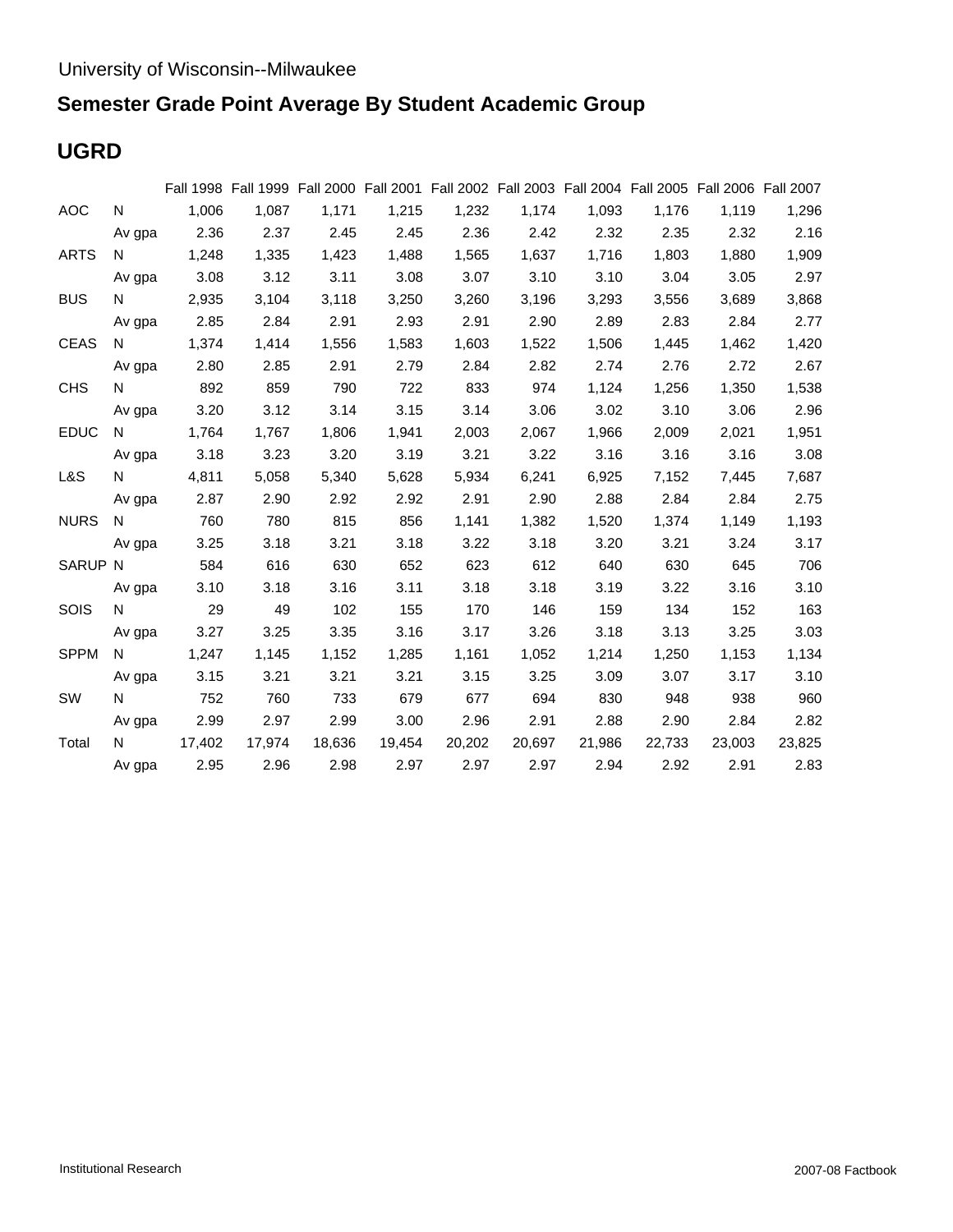University of Wisconsin--Milwaukee

# Semester Grade Point Average By Student Academic Group

## UGRD

| | | Fall 1998 | Fall 1999 | Fall 2000 | Fall 2001 | Fall 2002 | Fall 2003 | Fall 2004 | Fall 2005 | Fall 2006 | Fall 2007 |
|---|---|---|---|---|---|---|---|---|---|---|---|
| AOC | N | 1,006 | 1,087 | 1,171 | 1,215 | 1,232 | 1,174 | 1,093 | 1,176 | 1,119 | 1,296 |
| | Av gpa | 2.36 | 2.37 | 2.45 | 2.45 | 2.36 | 2.42 | 2.32 | 2.35 | 2.32 | 2.16 |
| ARTS | N | 1,248 | 1,335 | 1,423 | 1,488 | 1,565 | 1,637 | 1,716 | 1,803 | 1,880 | 1,909 |
| | Av gpa | 3.08 | 3.12 | 3.11 | 3.08 | 3.07 | 3.10 | 3.10 | 3.04 | 3.05 | 2.97 |
| BUS | N | 2,935 | 3,104 | 3,118 | 3,250 | 3,260 | 3,196 | 3,293 | 3,556 | 3,689 | 3,868 |
| | Av gpa | 2.85 | 2.84 | 2.91 | 2.93 | 2.91 | 2.90 | 2.89 | 2.83 | 2.84 | 2.77 |
| CEAS | N | 1,374 | 1,414 | 1,556 | 1,583 | 1,603 | 1,522 | 1,506 | 1,445 | 1,462 | 1,420 |
| | Av gpa | 2.80 | 2.85 | 2.91 | 2.79 | 2.84 | 2.82 | 2.74 | 2.76 | 2.72 | 2.67 |
| CHS | N | 892 | 859 | 790 | 722 | 833 | 974 | 1,124 | 1,256 | 1,350 | 1,538 |
| | Av gpa | 3.20 | 3.12 | 3.14 | 3.15 | 3.14 | 3.06 | 3.02 | 3.10 | 3.06 | 2.96 |
| EDUC | N | 1,764 | 1,767 | 1,806 | 1,941 | 2,003 | 2,067 | 1,966 | 2,009 | 2,021 | 1,951 |
| | Av gpa | 3.18 | 3.23 | 3.20 | 3.19 | 3.21 | 3.22 | 3.16 | 3.16 | 3.16 | 3.08 |
| L&S | N | 4,811 | 5,058 | 5,340 | 5,628 | 5,934 | 6,241 | 6,925 | 7,152 | 7,445 | 7,687 |
| | Av gpa | 2.87 | 2.90 | 2.92 | 2.92 | 2.91 | 2.90 | 2.88 | 2.84 | 2.84 | 2.75 |
| NURS | N | 760 | 780 | 815 | 856 | 1,141 | 1,382 | 1,520 | 1,374 | 1,149 | 1,193 |
| | Av gpa | 3.25 | 3.18 | 3.21 | 3.18 | 3.22 | 3.18 | 3.20 | 3.21 | 3.24 | 3.17 |
| SARUP | N | 584 | 616 | 630 | 652 | 623 | 612 | 640 | 630 | 645 | 706 |
| | Av gpa | 3.10 | 3.18 | 3.16 | 3.11 | 3.18 | 3.18 | 3.19 | 3.22 | 3.16 | 3.10 |
| SOIS | N | 29 | 49 | 102 | 155 | 170 | 146 | 159 | 134 | 152 | 163 |
| | Av gpa | 3.27 | 3.25 | 3.35 | 3.16 | 3.17 | 3.26 | 3.18 | 3.13 | 3.25 | 3.03 |
| SPPM | N | 1,247 | 1,145 | 1,152 | 1,285 | 1,161 | 1,052 | 1,214 | 1,250 | 1,153 | 1,134 |
| | Av gpa | 3.15 | 3.21 | 3.21 | 3.21 | 3.15 | 3.25 | 3.09 | 3.07 | 3.17 | 3.10 |
| SW | N | 752 | 760 | 733 | 679 | 677 | 694 | 830 | 948 | 938 | 960 |
| | Av gpa | 2.99 | 2.97 | 2.99 | 3.00 | 2.96 | 2.91 | 2.88 | 2.90 | 2.84 | 2.82 |
| Total | N | 17,402 | 17,974 | 18,636 | 19,454 | 20,202 | 20,697 | 21,986 | 22,733 | 23,003 | 23,825 |
| | Av gpa | 2.95 | 2.96 | 2.98 | 2.97 | 2.97 | 2.97 | 2.94 | 2.92 | 2.91 | 2.83 |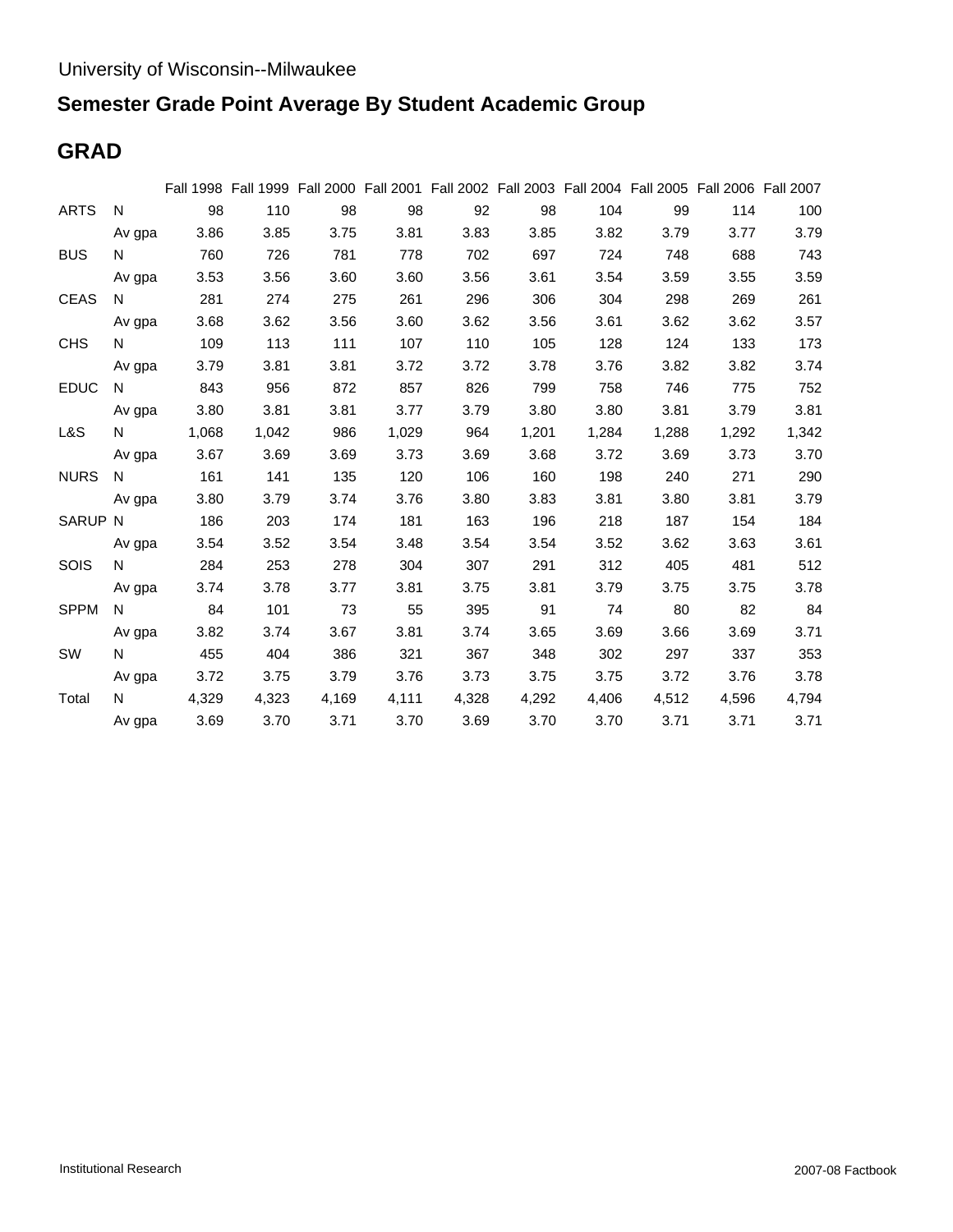University of Wisconsin--Milwaukee

# Semester Grade Point Average By Student Academic Group

## GRAD

| | | Fall 1998 | Fall 1999 | Fall 2000 | Fall 2001 | Fall 2002 | Fall 2003 | Fall 2004 | Fall 2005 | Fall 2006 | Fall 2007 |
|---|---|---|---|---|---|---|---|---|---|---|---|
| ARTS | N | 98 | 110 | 98 | 98 | 92 | 98 | 104 | 99 | 114 | 100 |
| | Av gpa | 3.86 | 3.85 | 3.75 | 3.81 | 3.83 | 3.85 | 3.82 | 3.79 | 3.77 | 3.79 |
| BUS | N | 760 | 726 | 781 | 778 | 702 | 697 | 724 | 748 | 688 | 743 |
| | Av gpa | 3.53 | 3.56 | 3.60 | 3.60 | 3.56 | 3.61 | 3.54 | 3.59 | 3.55 | 3.59 |
| CEAS | N | 281 | 274 | 275 | 261 | 296 | 306 | 304 | 298 | 269 | 261 |
| | Av gpa | 3.68 | 3.62 | 3.56 | 3.60 | 3.62 | 3.56 | 3.61 | 3.62 | 3.62 | 3.57 |
| CHS | N | 109 | 113 | 111 | 107 | 110 | 105 | 128 | 124 | 133 | 173 |
| | Av gpa | 3.79 | 3.81 | 3.81 | 3.72 | 3.72 | 3.78 | 3.76 | 3.82 | 3.82 | 3.74 |
| EDUC | N | 843 | 956 | 872 | 857 | 826 | 799 | 758 | 746 | 775 | 752 |
| | Av gpa | 3.80 | 3.81 | 3.81 | 3.77 | 3.79 | 3.80 | 3.80 | 3.81 | 3.79 | 3.81 |
| L&S | N | 1,068 | 1,042 | 986 | 1,029 | 964 | 1,201 | 1,284 | 1,288 | 1,292 | 1,342 |
| | Av gpa | 3.67 | 3.69 | 3.69 | 3.73 | 3.69 | 3.68 | 3.72 | 3.69 | 3.73 | 3.70 |
| NURS | N | 161 | 141 | 135 | 120 | 106 | 160 | 198 | 240 | 271 | 290 |
| | Av gpa | 3.80 | 3.79 | 3.74 | 3.76 | 3.80 | 3.83 | 3.81 | 3.80 | 3.81 | 3.79 |
| SARUP | N | 186 | 203 | 174 | 181 | 163 | 196 | 218 | 187 | 154 | 184 |
| | Av gpa | 3.54 | 3.52 | 3.54 | 3.48 | 3.54 | 3.54 | 3.52 | 3.62 | 3.63 | 3.61 |
| SOIS | N | 284 | 253 | 278 | 304 | 307 | 291 | 312 | 405 | 481 | 512 |
| | Av gpa | 3.74 | 3.78 | 3.77 | 3.81 | 3.75 | 3.81 | 3.79 | 3.75 | 3.75 | 3.78 |
| SPPM | N | 84 | 101 | 73 | 55 | 395 | 91 | 74 | 80 | 82 | 84 |
| | Av gpa | 3.82 | 3.74 | 3.67 | 3.81 | 3.74 | 3.65 | 3.69 | 3.66 | 3.69 | 3.71 |
| SW | N | 455 | 404 | 386 | 321 | 367 | 348 | 302 | 297 | 337 | 353 |
| | Av gpa | 3.72 | 3.75 | 3.79 | 3.76 | 3.73 | 3.75 | 3.75 | 3.72 | 3.76 | 3.78 |
| Total | N | 4,329 | 4,323 | 4,169 | 4,111 | 4,328 | 4,292 | 4,406 | 4,512 | 4,596 | 4,794 |
| | Av gpa | 3.69 | 3.70 | 3.71 | 3.70 | 3.69 | 3.70 | 3.70 | 3.71 | 3.71 | 3.71 |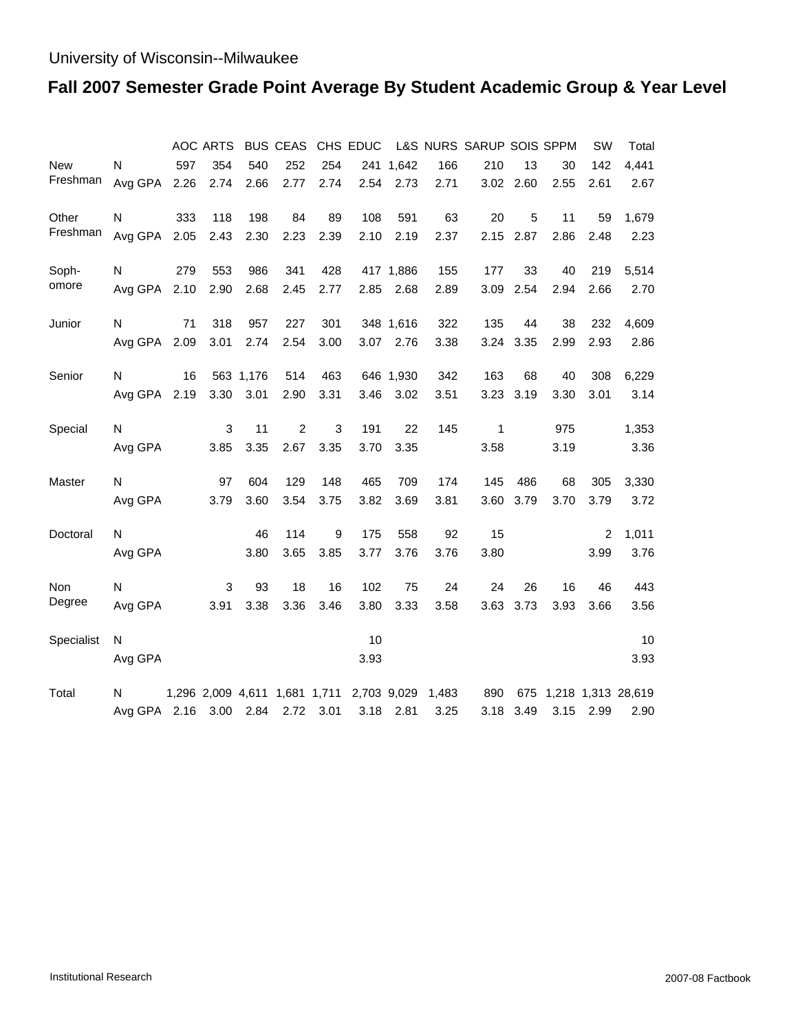University of Wisconsin--Milwaukee

## Fall 2007 Semester Grade Point Average By Student Academic Group & Year Level

| | | AOC | ARTS | BUS | CEAS | CHS | EDUC | L&S | NURS | SARUP | SOIS | SPPM | SW | Total |
|---|---|---|---|---|---|---|---|---|---|---|---|---|---|---|
| New Freshman | N | 597 | 354 | 540 | 252 | 254 | 241 | 1,642 | 166 | 210 | 13 | 30 | 142 | 4,441 |
| | Avg GPA | 2.26 | 2.74 | 2.66 | 2.77 | 2.74 | 2.54 | 2.73 | 2.71 | 3.02 | 2.60 | 2.55 | 2.61 | 2.67 |
| Other Freshman | N | 333 | 118 | 198 | 84 | 89 | 108 | 591 | 63 | 20 | 5 | 11 | 59 | 1,679 |
| | Avg GPA | 2.05 | 2.43 | 2.30 | 2.23 | 2.39 | 2.10 | 2.19 | 2.37 | 2.15 | 2.87 | 2.86 | 2.48 | 2.23 |
| Soph-omore | N | 279 | 553 | 986 | 341 | 428 | 417 | 1,886 | 155 | 177 | 33 | 40 | 219 | 5,514 |
| | Avg GPA | 2.10 | 2.90 | 2.68 | 2.45 | 2.77 | 2.85 | 2.68 | 2.89 | 3.09 | 2.54 | 2.94 | 2.66 | 2.70 |
| Junior | N | 71 | 318 | 957 | 227 | 301 | 348 | 1,616 | 322 | 135 | 44 | 38 | 232 | 4,609 |
| | Avg GPA | 2.09 | 3.01 | 2.74 | 2.54 | 3.00 | 3.07 | 2.76 | 3.38 | 3.24 | 3.35 | 2.99 | 2.93 | 2.86 |
| Senior | N | 16 | 563 | 1,176 | 514 | 463 | 646 | 1,930 | 342 | 163 | 68 | 40 | 308 | 6,229 |
| | Avg GPA | 2.19 | 3.30 | 3.01 | 2.90 | 3.31 | 3.46 | 3.02 | 3.51 | 3.23 | 3.19 | 3.30 | 3.01 | 3.14 |
| Special | N | | 3 | 11 | 2 | 3 | 191 | 22 | 145 | 1 | | 975 | | 1,353 |
| | Avg GPA | | 3.85 | 3.35 | 2.67 | 3.35 | 3.70 | 3.35 | | 3.58 | | 3.19 | | 3.36 |
| Master | N | | 97 | 604 | 129 | 148 | 465 | 709 | 174 | 145 | 486 | 68 | 305 | 3,330 |
| | Avg GPA | | 3.79 | 3.60 | 3.54 | 3.75 | 3.82 | 3.69 | 3.81 | 3.60 | 3.79 | 3.70 | 3.79 | 3.72 |
| Doctoral | N | | | 46 | 114 | 9 | 175 | 558 | 92 | 15 | | | 2 | 1,011 |
| | Avg GPA | | | 3.80 | 3.65 | 3.85 | 3.77 | 3.76 | 3.76 | 3.80 | | | 3.99 | 3.76 |
| Non Degree | N | | 3 | 93 | 18 | 16 | 102 | 75 | 24 | 24 | 26 | 16 | 46 | 443 |
| | Avg GPA | | 3.91 | 3.38 | 3.36 | 3.46 | 3.80 | 3.33 | 3.58 | 3.63 | 3.73 | 3.93 | 3.66 | 3.56 |
| Specialist | N | | | | | | 10 | | | | | | | 10 |
| | Avg GPA | | | | | | 3.93 | | | | | | | 3.93 |
| Total | N | 1,296 | 2,009 | 4,611 | 1,681 | 1,711 | 2,703 | 9,029 | 1,483 | 890 | 675 | 1,218 | 1,313 | 28,619 |
| | Avg GPA | 2.16 | 3.00 | 2.84 | 2.72 | 3.01 | 3.18 | 2.81 | 3.25 | 3.18 | 3.49 | 3.15 | 2.99 | 2.90 |

Institutional Research

2007-08 Factbook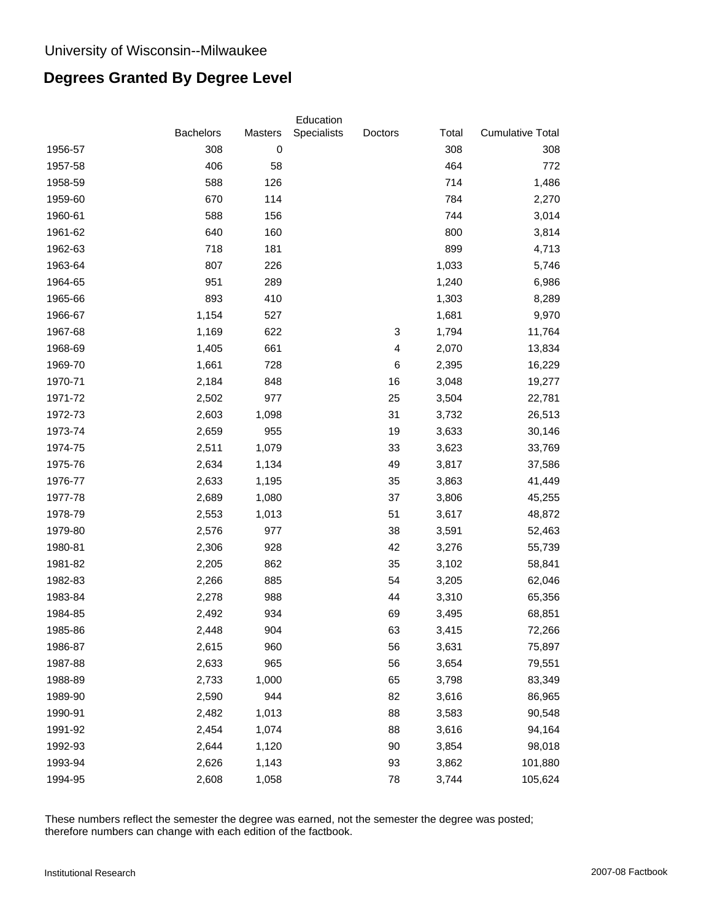University of Wisconsin--Milwaukee

## Degrees Granted By Degree Level

| | Bachelors | Masters | Education Specialists | Doctors | Total | Cumulative Total |
|---|---|---|---|---|---|---|
| 1956-57 | 308 | 0 | | | 308 | 308 |
| 1957-58 | 406 | 58 | | | 464 | 772 |
| 1958-59 | 588 | 126 | | | 714 | 1,486 |
| 1959-60 | 670 | 114 | | | 784 | 2,270 |
| 1960-61 | 588 | 156 | | | 744 | 3,014 |
| 1961-62 | 640 | 160 | | | 800 | 3,814 |
| 1962-63 | 718 | 181 | | | 899 | 4,713 |
| 1963-64 | 807 | 226 | | | 1,033 | 5,746 |
| 1964-65 | 951 | 289 | | | 1,240 | 6,986 |
| 1965-66 | 893 | 410 | | | 1,303 | 8,289 |
| 1966-67 | 1,154 | 527 | | | 1,681 | 9,970 |
| 1967-68 | 1,169 | 622 | | 3 | 1,794 | 11,764 |
| 1968-69 | 1,405 | 661 | | 4 | 2,070 | 13,834 |
| 1969-70 | 1,661 | 728 | | 6 | 2,395 | 16,229 |
| 1970-71 | 2,184 | 848 | | 16 | 3,048 | 19,277 |
| 1971-72 | 2,502 | 977 | | 25 | 3,504 | 22,781 |
| 1972-73 | 2,603 | 1,098 | | 31 | 3,732 | 26,513 |
| 1973-74 | 2,659 | 955 | | 19 | 3,633 | 30,146 |
| 1974-75 | 2,511 | 1,079 | | 33 | 3,623 | 33,769 |
| 1975-76 | 2,634 | 1,134 | | 49 | 3,817 | 37,586 |
| 1976-77 | 2,633 | 1,195 | | 35 | 3,863 | 41,449 |
| 1977-78 | 2,689 | 1,080 | | 37 | 3,806 | 45,255 |
| 1978-79 | 2,553 | 1,013 | | 51 | 3,617 | 48,872 |
| 1979-80 | 2,576 | 977 | | 38 | 3,591 | 52,463 |
| 1980-81 | 2,306 | 928 | | 42 | 3,276 | 55,739 |
| 1981-82 | 2,205 | 862 | | 35 | 3,102 | 58,841 |
| 1982-83 | 2,266 | 885 | | 54 | 3,205 | 62,046 |
| 1983-84 | 2,278 | 988 | | 44 | 3,310 | 65,356 |
| 1984-85 | 2,492 | 934 | | 69 | 3,495 | 68,851 |
| 1985-86 | 2,448 | 904 | | 63 | 3,415 | 72,266 |
| 1986-87 | 2,615 | 960 | | 56 | 3,631 | 75,897 |
| 1987-88 | 2,633 | 965 | | 56 | 3,654 | 79,551 |
| 1988-89 | 2,733 | 1,000 | | 65 | 3,798 | 83,349 |
| 1989-90 | 2,590 | 944 | | 82 | 3,616 | 86,965 |
| 1990-91 | 2,482 | 1,013 | | 88 | 3,583 | 90,548 |
| 1991-92 | 2,454 | 1,074 | | 88 | 3,616 | 94,164 |
| 1992-93 | 2,644 | 1,120 | | 90 | 3,854 | 98,018 |
| 1993-94 | 2,626 | 1,143 | | 93 | 3,862 | 101,880 |
| 1994-95 | 2,608 | 1,058 | | 78 | 3,744 | 105,624 |

These numbers reflect the semester the degree was earned, not the semester the degree was posted; therefore numbers can change with each edition of the factbook.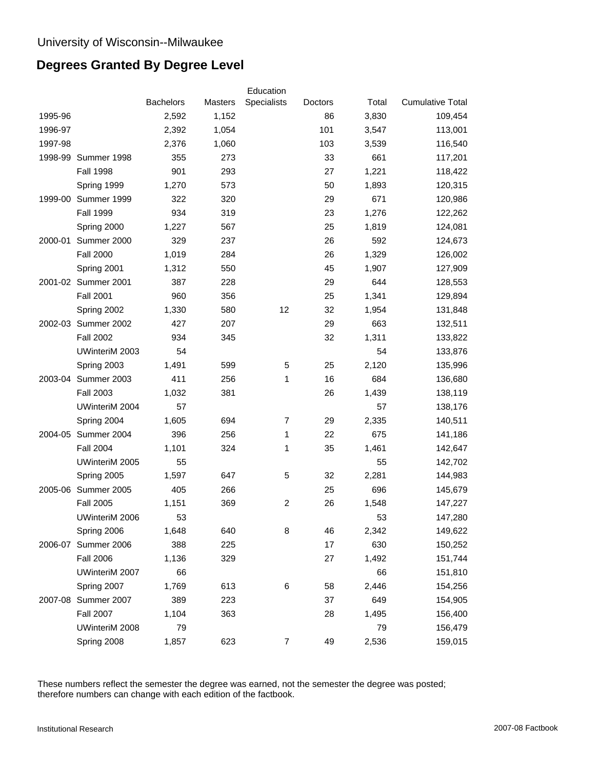University of Wisconsin--Milwaukee

# Degrees Granted By Degree Level

| | | Bachelors | Masters | Education Specialists | Doctors | Total | Cumulative Total |
|---|---|---|---|---|---|---|---|
| 1995-96 | | 2,592 | 1,152 | | 86 | 3,830 | 109,454 |
| 1996-97 | | 2,392 | 1,054 | | 101 | 3,547 | 113,001 |
| 1997-98 | | 2,376 | 1,060 | | 103 | 3,539 | 116,540 |
| 1998-99 | Summer 1998 | 355 | 273 | | 33 | 661 | 117,201 |
| | Fall 1998 | 901 | 293 | | 27 | 1,221 | 118,422 |
| | Spring 1999 | 1,270 | 573 | | 50 | 1,893 | 120,315 |
| 1999-00 | Summer 1999 | 322 | 320 | | 29 | 671 | 120,986 |
| | Fall 1999 | 934 | 319 | | 23 | 1,276 | 122,262 |
| | Spring 2000 | 1,227 | 567 | | 25 | 1,819 | 124,081 |
| 2000-01 | Summer 2000 | 329 | 237 | | 26 | 592 | 124,673 |
| | Fall 2000 | 1,019 | 284 | | 26 | 1,329 | 126,002 |
| | Spring 2001 | 1,312 | 550 | | 45 | 1,907 | 127,909 |
| 2001-02 | Summer 2001 | 387 | 228 | | 29 | 644 | 128,553 |
| | Fall 2001 | 960 | 356 | | 25 | 1,341 | 129,894 |
| | Spring 2002 | 1,330 | 580 | 12 | 32 | 1,954 | 131,848 |
| 2002-03 | Summer 2002 | 427 | 207 | | 29 | 663 | 132,511 |
| | Fall 2002 | 934 | 345 | | 32 | 1,311 | 133,822 |
| | UWinteriM 2003 | 54 | | | | 54 | 133,876 |
| | Spring 2003 | 1,491 | 599 | 5 | 25 | 2,120 | 135,996 |
| 2003-04 | Summer 2003 | 411 | 256 | 1 | 16 | 684 | 136,680 |
| | Fall 2003 | 1,032 | 381 | | 26 | 1,439 | 138,119 |
| | UWinteriM 2004 | 57 | | | | 57 | 138,176 |
| | Spring 2004 | 1,605 | 694 | 7 | 29 | 2,335 | 140,511 |
| 2004-05 | Summer 2004 | 396 | 256 | 1 | 22 | 675 | 141,186 |
| | Fall 2004 | 1,101 | 324 | 1 | 35 | 1,461 | 142,647 |
| | UWinteriM 2005 | 55 | | | | 55 | 142,702 |
| | Spring 2005 | 1,597 | 647 | 5 | 32 | 2,281 | 144,983 |
| 2005-06 | Summer 2005 | 405 | 266 | | 25 | 696 | 145,679 |
| | Fall 2005 | 1,151 | 369 | 2 | 26 | 1,548 | 147,227 |
| | UWinteriM 2006 | 53 | | | | 53 | 147,280 |
| | Spring 2006 | 1,648 | 640 | 8 | 46 | 2,342 | 149,622 |
| 2006-07 | Summer 2006 | 388 | 225 | | 17 | 630 | 150,252 |
| | Fall 2006 | 1,136 | 329 | | 27 | 1,492 | 151,744 |
| | UWinteriM 2007 | 66 | | | | 66 | 151,810 |
| | Spring 2007 | 1,769 | 613 | 6 | 58 | 2,446 | 154,256 |
| 2007-08 | Summer 2007 | 389 | 223 | | 37 | 649 | 154,905 |
| | Fall 2007 | 1,104 | 363 | | 28 | 1,495 | 156,400 |
| | UWinteriM 2008 | 79 | | | | 79 | 156,479 |
| | Spring 2008 | 1,857 | 623 | 7 | 49 | 2,536 | 159,015 |

These numbers reflect the semester the degree was earned, not the semester the degree was posted; therefore numbers can change with each edition of the factbook.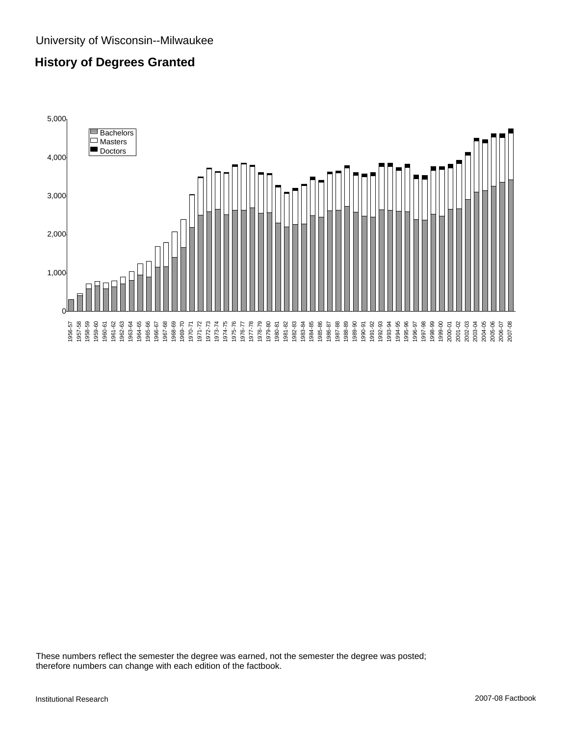University of Wisconsin--Milwaukee

## History of Degrees Granted

These numbers reflect the semester the degree was earned, not the semester the degree was posted; therefore numbers can change with each edition of the factbook.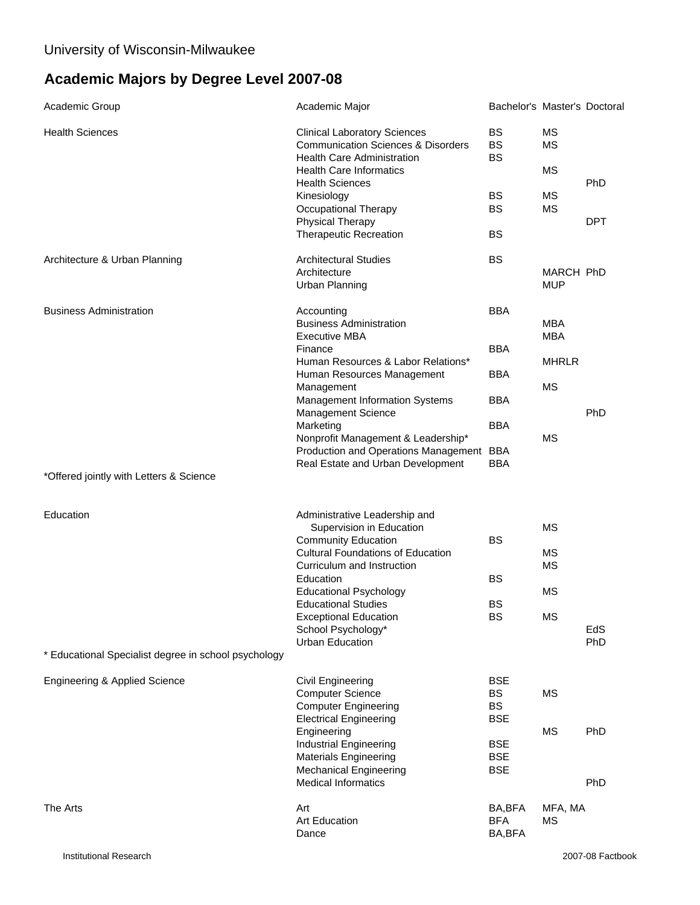University of Wisconsin-Milwaukee

# Academic Majors by Degree Level 2007-08

| Academic Group | Academic Major | Bachelor's | Master's | Doctoral |
|---|---|---|---|---|
| Health Sciences | Clinical Laboratory Sciences | BS | MS | |
| | Communication Sciences & Disorders | BS | MS | |
| | Health Care Administration | BS | | |
| | Health Care Informatics | | MS | |
| | Health Sciences | | | PhD |
| | Kinesiology | BS | MS | |
| | Occupational Therapy | BS | MS | |
| | Physical Therapy | | | DPT |
| | Therapeutic Recreation | BS | | |
| Architecture & Urban Planning | Architectural Studies | BS | | |
| | Architecture | | MARCH | PhD |
| | Urban Planning | | MUP | |
| Business Administration | Accounting | BBA | | |
| | Business Administration | | MBA | |
| | Executive MBA | | MBA | |
| | Finance | BBA | | |
| | Human Resources & Labor Relations* | | MHRLR | |
| | Human Resources Management | BBA | | |
| | Management | | MS | |
| | Management Information Systems | BBA | | |
| | Management Science | | | PhD |
| | Marketing | BBA | | |
| | Nonprofit Management & Leadership* | | MS | |
| | Production and Operations Management | BBA | | |
| | Real Estate and Urban Development | BBA | | |

*Offered jointly with Letters & Science

| Academic Group | Academic Major | Bachelor's | Master's | Doctoral |
|---|---|---|---|---|
| Education | Administrative Leadership and Supervision in Education | | MS | |
| | Community Education | BS | | |
| | Cultural Foundations of Education | | MS | |
| | Curriculum and Instruction | | MS | |
| | Education | BS | | |
| | Educational Psychology | | MS | |
| | Educational Studies | BS | | |
| | Exceptional Education | BS | MS | |
| | School Psychology* | | | EdS |
| | Urban Education | | | PhD |

* Educational Specialist degree in school psychology

| Academic Group | Academic Major | Bachelor's | Master's | Doctoral |
|---|---|---|---|---|
| Engineering & Applied Science | Civil Engineering | BSE | | |
| | Computer Science | BS | MS | |
| | Computer Engineering | BS | | |
| | Electrical Engineering | BSE | | |
| | Engineering | | MS | PhD |
| | Industrial Engineering | BSE | | |
| | Materials Engineering | BSE | | |
| | Mechanical Engineering | BSE | | |
| | Medical Informatics | | | PhD |
| The Arts | Art | BA,BFA | MFA, MA | |
| | Art Education | BFA | MS | |
| | Dance | BA,BFA | | |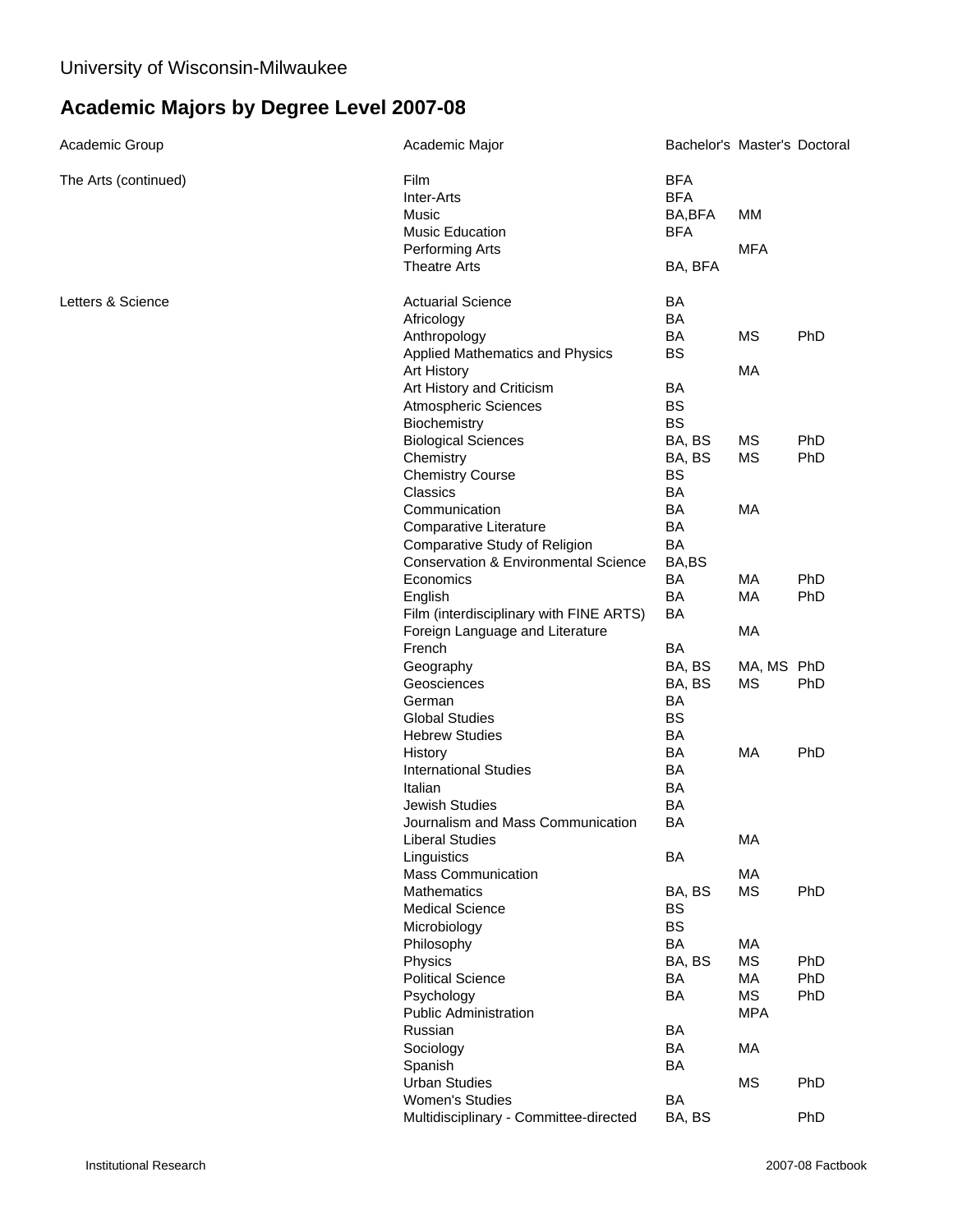University of Wisconsin-Milwaukee

## Academic Majors by Degree Level 2007-08

| Academic Group | Academic Major | Bachelor's | Master's | Doctoral |
|---|---|---|---|---|
| The Arts (continued) | Film | BFA | | |
| | Inter-Arts | BFA | | |
| | Music | BA,BFA | MM | |
| | Music Education | BFA | | |
| | Performing Arts | | MFA | |
| | Theatre Arts | BA, BFA | | |
| Letters & Science | Actuarial Science | BA | | |
| | Africology | BA | | |
| | Anthropology | BA | MS | PhD |
| | Applied Mathematics and Physics | BS | | |
| | Art History | | MA | |
| | Art History and Criticism | BA | | |
| | Atmospheric Sciences | BS | | |
| | Biochemistry | BS | | |
| | Biological Sciences | BA, BS | MS | PhD |
| | Chemistry | BA, BS | MS | PhD |
| | Chemistry Course | BS | | |
| | Classics | BA | | |
| | Communication | BA | MA | |
| | Comparative Literature | BA | | |
| | Comparative Study of Religion | BA | | |
| | Conservation & Environmental Science | BA,BS | | |
| | Economics | BA | MA | PhD |
| | English | BA | MA | PhD |
| | Film (interdisciplinary with FINE ARTS) | BA | | |
| | Foreign Language and Literature | | MA | |
| | French | BA | | |
| | Geography | BA, BS | MA, MS | PhD |
| | Geosciences | BA, BS | MS | PhD |
| | German | BA | | |
| | Global Studies | BS | | |
| | Hebrew Studies | BA | | |
| | History | BA | MA | PhD |
| | International Studies | BA | | |
| | Italian | BA | | |
| | Jewish Studies | BA | | |
| | Journalism and Mass Communication | BA | | |
| | Liberal Studies | | MA | |
| | Linguistics | BA | | |
| | Mass Communication | | MA | |
| | Mathematics | BA, BS | MS | PhD |
| | Medical Science | BS | | |
| | Microbiology | BS | | |
| | Philosophy | BA | MA | |
| | Physics | BA, BS | MS | PhD |
| | Political Science | BA | MA | PhD |
| | Psychology | BA | MS | PhD |
| | Public Administration | | MPA | |
| | Russian | BA | | |
| | Sociology | BA | MA | |
| | Spanish | BA | | |
| | Urban Studies | | MS | PhD |
| | Women's Studies | BA | | |
| | Multidisciplinary - Committee-directed | BA, BS | | PhD |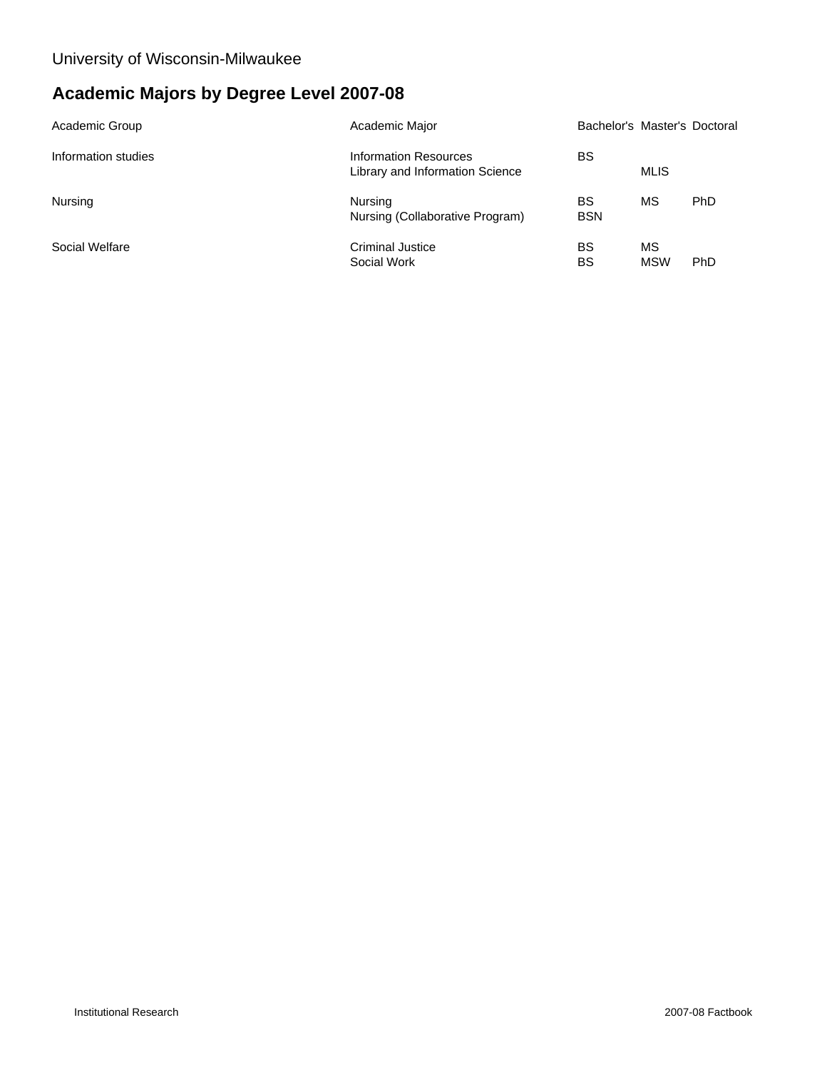University of Wisconsin-Milwaukee

# Academic Majors by Degree Level 2007-08

| Academic Group | Academic Major | Bachelor's | Master's | Doctoral |
|---|---|---|---|---|
| Information studies | Information Resources | BS | | |
| | Library and Information Science | | MLIS | |
| Nursing | Nursing | BS | MS | PhD |
| | Nursing (Collaborative Program) | BSN | | |
| Social Welfare | Criminal Justice | BS | MS | |
| | Social Work | BS | MSW | PhD |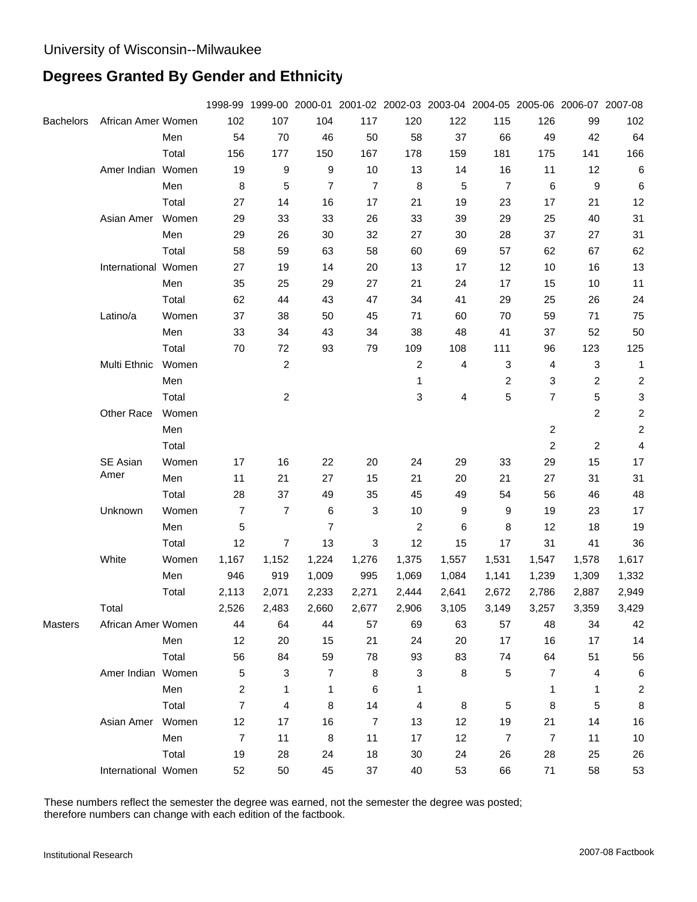University of Wisconsin--Milwaukee

# Degrees Granted By Gender and Ethnicity

| | | | 1998-99 | 1999-00 | 2000-01 | 2001-02 | 2002-03 | 2003-04 | 2004-05 | 2005-06 | 2006-07 | 2007-08 |
|---|---|---|---|---|---|---|---|---|---|---|---|---|
| Bachelors | African Amer | Women | 102 | 107 | 104 | 117 | 120 | 122 | 115 | 126 | 99 | 102 |
| | | Men | 54 | 70 | 46 | 50 | 58 | 37 | 66 | 49 | 42 | 64 |
| | | Total | 156 | 177 | 150 | 167 | 178 | 159 | 181 | 175 | 141 | 166 |
| | Amer Indian | Women | 19 | 9 | 9 | 10 | 13 | 14 | 16 | 11 | 12 | 6 |
| | | Men | 8 | 5 | 7 | 7 | 8 | 5 | 7 | 6 | 9 | 6 |
| | | Total | 27 | 14 | 16 | 17 | 21 | 19 | 23 | 17 | 21 | 12 |
| | Asian Amer | Women | 29 | 33 | 33 | 26 | 33 | 39 | 29 | 25 | 40 | 31 |
| | | Men | 29 | 26 | 30 | 32 | 27 | 30 | 28 | 37 | 27 | 31 |
| | | Total | 58 | 59 | 63 | 58 | 60 | 69 | 57 | 62 | 67 | 62 |
| | International | Women | 27 | 19 | 14 | 20 | 13 | 17 | 12 | 10 | 16 | 13 |
| | | Men | 35 | 25 | 29 | 27 | 21 | 24 | 17 | 15 | 10 | 11 |
| | | Total | 62 | 44 | 43 | 47 | 34 | 41 | 29 | 25 | 26 | 24 |
| | Latino/a | Women | 37 | 38 | 50 | 45 | 71 | 60 | 70 | 59 | 71 | 75 |
| | | Men | 33 | 34 | 43 | 34 | 38 | 48 | 41 | 37 | 52 | 50 |
| | | Total | 70 | 72 | 93 | 79 | 109 | 108 | 111 | 96 | 123 | 125 |
| | Multi Ethnic | Women | | 2 | | | 2 | 4 | 3 | 4 | 3 | 1 |
| | | Men | | | | | 1 | | 2 | 3 | 2 | 2 |
| | | Total | | 2 | | | 3 | 4 | 5 | 7 | 5 | 3 |
| | Other Race | Women | | | | | | | | | 2 | 2 |
| | | Men | | | | | | | | 2 | | 2 |
| | | Total | | | | | | | | 2 | 2 | 4 |
| | SE Asian Amer | Women | 17 | 16 | 22 | 20 | 24 | 29 | 33 | 29 | 15 | 17 |
| | | Men | 11 | 21 | 27 | 15 | 21 | 20 | 21 | 27 | 31 | 31 |
| | | Total | 28 | 37 | 49 | 35 | 45 | 49 | 54 | 56 | 46 | 48 |
| | Unknown | Women | 7 | 7 | 6 | 3 | 10 | 9 | 9 | 19 | 23 | 17 |
| | | Men | 5 | | 7 | | 2 | 6 | 8 | 12 | 18 | 19 |
| | | Total | 12 | 7 | 13 | 3 | 12 | 15 | 17 | 31 | 41 | 36 |
| | White | Women | 1,167 | 1,152 | 1,224 | 1,276 | 1,375 | 1,557 | 1,531 | 1,547 | 1,578 | 1,617 |
| | | Men | 946 | 919 | 1,009 | 995 | 1,069 | 1,084 | 1,141 | 1,239 | 1,309 | 1,332 |
| | | Total | 2,113 | 2,071 | 2,233 | 2,271 | 2,444 | 2,641 | 2,672 | 2,786 | 2,887 | 2,949 |
| | Total | | 2,526 | 2,483 | 2,660 | 2,677 | 2,906 | 3,105 | 3,149 | 3,257 | 3,359 | 3,429 |
| Masters | African Amer | Women | 44 | 64 | 44 | 57 | 69 | 63 | 57 | 48 | 34 | 42 |
| | | Men | 12 | 20 | 15 | 21 | 24 | 20 | 17 | 16 | 17 | 14 |
| | | Total | 56 | 84 | 59 | 78 | 93 | 83 | 74 | 64 | 51 | 56 |
| | Amer Indian | Women | 5 | 3 | 7 | 8 | 3 | 8 | 5 | 7 | 4 | 6 |
| | | Men | 2 | 1 | 1 | 6 | 1 | | | 1 | 1 | 2 |
| | | Total | 7 | 4 | 8 | 14 | 4 | 8 | 5 | 8 | 5 | 8 |
| | Asian Amer | Women | 12 | 17 | 16 | 7 | 13 | 12 | 19 | 21 | 14 | 16 |
| | | Men | 7 | 11 | 8 | 11 | 17 | 12 | 7 | 7 | 11 | 10 |
| | | Total | 19 | 28 | 24 | 18 | 30 | 24 | 26 | 28 | 25 | 26 |
| | International | Women | 52 | 50 | 45 | 37 | 40 | 53 | 66 | 71 | 58 | 53 |

These numbers reflect the semester the degree was earned, not the semester the degree was posted; therefore numbers can change with each edition of the factbook.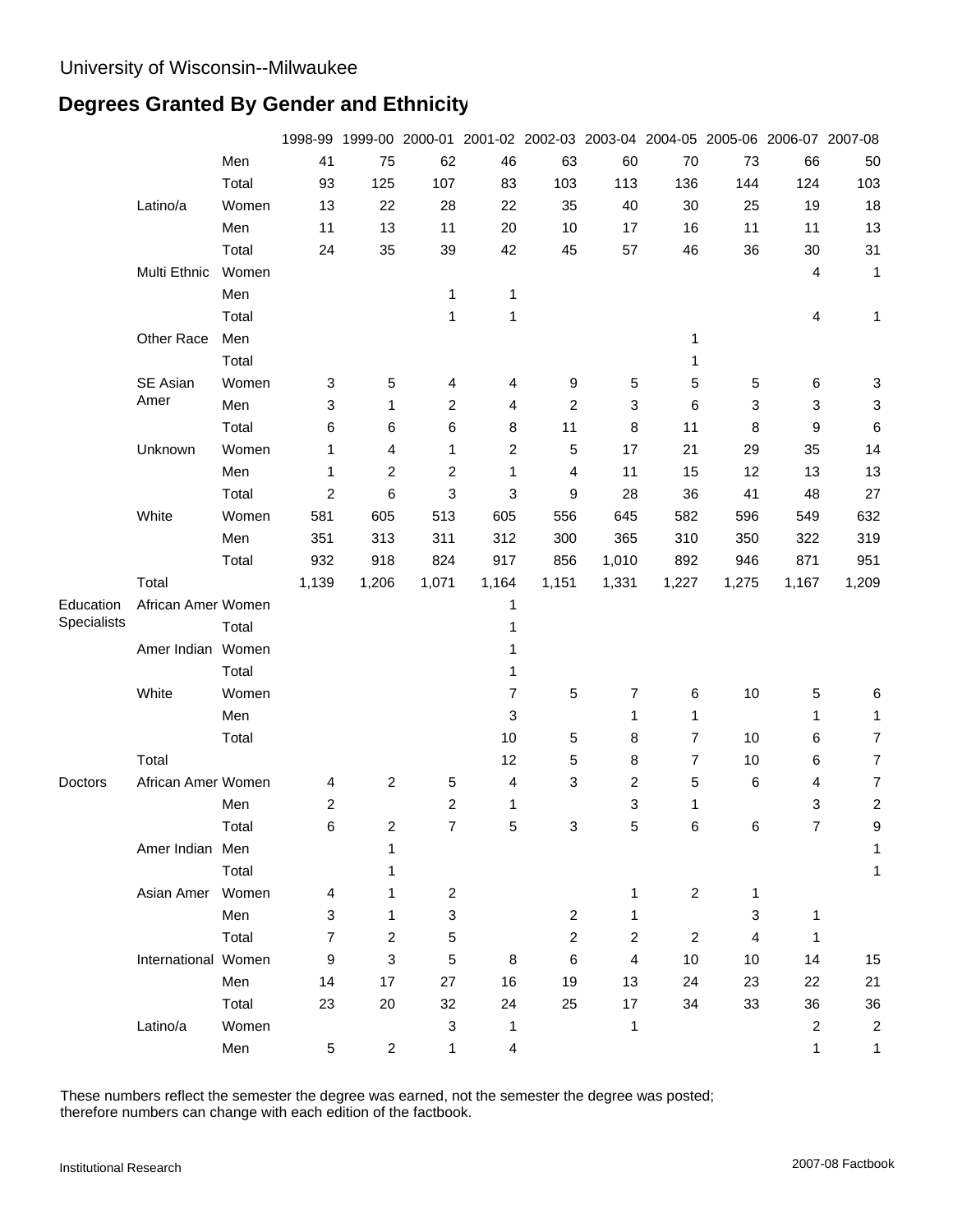University of Wisconsin--Milwaukee

## Degrees Granted By Gender and Ethnicity

| | | | 1998-99 | 1999-00 | 2000-01 | 2001-02 | 2002-03 | 2003-04 | 2004-05 | 2005-06 | 2006-07 | 2007-08 |
|---|---|---|---|---|---|---|---|---|---|---|---|---|
| | | Men | 41 | 75 | 62 | 46 | 63 | 60 | 70 | 73 | 66 | 50 |
| | | Total | 93 | 125 | 107 | 83 | 103 | 113 | 136 | 144 | 124 | 103 |
| | Latino/a | Women | 13 | 22 | 28 | 22 | 35 | 40 | 30 | 25 | 19 | 18 |
| | | Men | 11 | 13 | 11 | 20 | 10 | 17 | 16 | 11 | 11 | 13 |
| | | Total | 24 | 35 | 39 | 42 | 45 | 57 | 46 | 36 | 30 | 31 |
| | Multi Ethnic | Women | | | | | | | | | 4 | 1 |
| | | Men | | | 1 | 1 | | | | | | |
| | | Total | | | 1 | 1 | | | | | 4 | 1 |
| | Other Race | Men | | | | | | | 1 | | | |
| | | Total | | | | | | | 1 | | | |
| | SE Asian Amer | Women | 3 | 5 | 4 | 4 | 9 | 5 | 5 | 5 | 6 | 3 |
| | | Men | 3 | 1 | 2 | 4 | 2 | 3 | 6 | 3 | 3 | 3 |
| | | Total | 6 | 6 | 6 | 8 | 11 | 8 | 11 | 8 | 9 | 6 |
| | Unknown | Women | 1 | 4 | 1 | 2 | 5 | 17 | 21 | 29 | 35 | 14 |
| | | Men | 1 | 2 | 2 | 1 | 4 | 11 | 15 | 12 | 13 | 13 |
| | | Total | 2 | 6 | 3 | 3 | 9 | 28 | 36 | 41 | 48 | 27 |
| | White | Women | 581 | 605 | 513 | 605 | 556 | 645 | 582 | 596 | 549 | 632 |
| | | Men | 351 | 313 | 311 | 312 | 300 | 365 | 310 | 350 | 322 | 319 |
| | | Total | 932 | 918 | 824 | 917 | 856 | 1,010 | 892 | 946 | 871 | 951 |
| | Total | | 1,139 | 1,206 | 1,071 | 1,164 | 1,151 | 1,331 | 1,227 | 1,275 | 1,167 | 1,209 |
| Education Specialists | African Amer | Women | | | | 1 | | | | | | |
| | | Total | | | | 1 | | | | | | |
| | Amer Indian | Women | | | | 1 | | | | | | |
| | | Total | | | | 1 | | | | | | |
| | White | Women | | | | 7 | 5 | 7 | 6 | 10 | 5 | 6 |
| | | Men | | | | 3 | | 1 | 1 | | 1 | 1 |
| | | Total | | | | 10 | 5 | 8 | 7 | 10 | 6 | 7 |
| | Total | | | | | 12 | 5 | 8 | 7 | 10 | 6 | 7 |
| Doctors | African Amer | Women | 4 | 2 | 5 | 4 | 3 | 2 | 5 | 6 | 4 | 7 |
| | | Men | 2 | | 2 | 1 | | 3 | 1 | | 3 | 2 |
| | | Total | 6 | 2 | 7 | 5 | 3 | 5 | 6 | 6 | 7 | 9 |
| | Amer Indian | Men | | 1 | | | | | | | | 1 |
| | | Total | | 1 | | | | | | | | 1 |
| | Asian Amer | Women | 4 | 1 | 2 | | | 1 | 2 | 1 | | |
| | | Men | 3 | 1 | 3 | | 2 | 1 | | 3 | 1 | |
| | | Total | 7 | 2 | 5 | | 2 | 2 | 2 | 4 | 1 | |
| | International | Women | 9 | 3 | 5 | 8 | 6 | 4 | 10 | 10 | 14 | 15 |
| | | Men | 14 | 17 | 27 | 16 | 19 | 13 | 24 | 23 | 22 | 21 |
| | | Total | 23 | 20 | 32 | 24 | 25 | 17 | 34 | 33 | 36 | 36 |
| | Latino/a | Women | | | 3 | 1 | | 1 | | | 2 | 2 |
| | | Men | 5 | 2 | 1 | 4 | | | | | 1 | 1 |

These numbers reflect the semester the degree was earned, not the semester the degree was posted; therefore numbers can change with each edition of the factbook.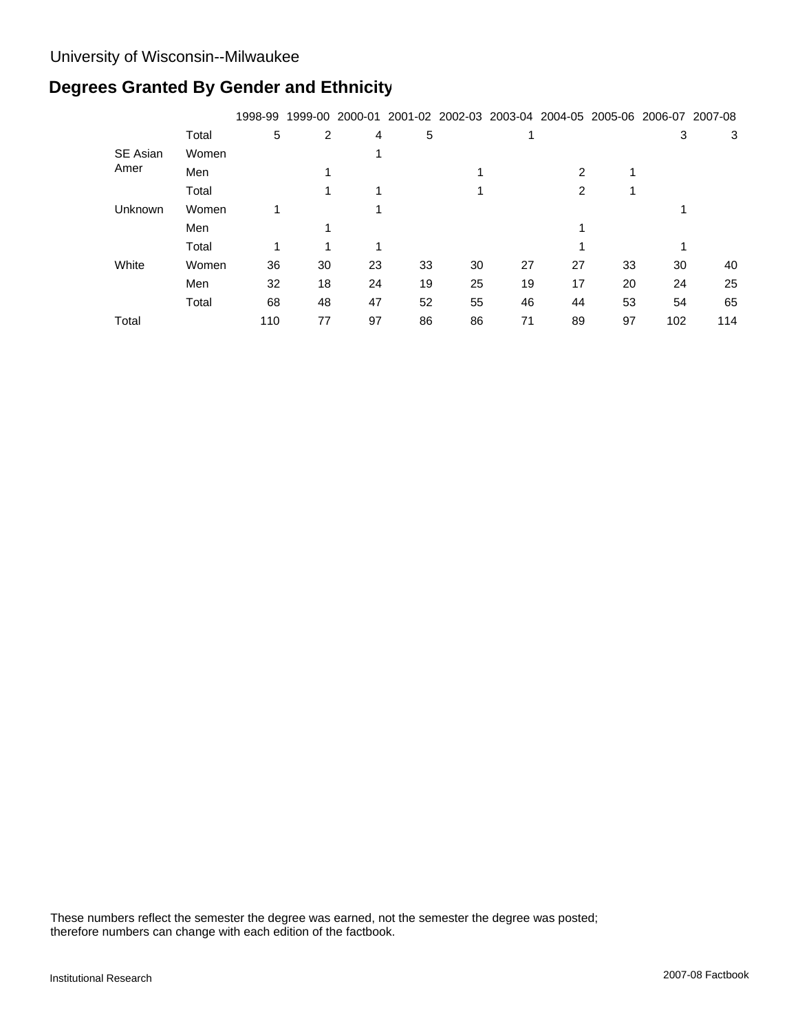University of Wisconsin--Milwaukee

## Degrees Granted By Gender and Ethnicity

| | | 1998-99 | 1999-00 | 2000-01 | 2001-02 | 2002-03 | 2003-04 | 2004-05 | 2005-06 | 2006-07 | 2007-08 |
|---|---|---|---|---|---|---|---|---|---|---|---|
| | Total | 5 | 2 | 4 | 5 | | 1 | | | 3 | 3 |
| SE Asian Amer | Women | | | 1 | | | | | | | |
| | Men | | 1 | | | 1 | | 2 | 1 | | |
| | Total | | 1 | 1 | | 1 | | 2 | 1 | | |
| Unknown | Women | 1 | | 1 | | | | | | 1 | |
| | Men | | 1 | | | | | 1 | | | |
| | Total | 1 | 1 | 1 | | | | 1 | | 1 | |
| White | Women | 36 | 30 | 23 | 33 | 30 | 27 | 27 | 33 | 30 | 40 |
| | Men | 32 | 18 | 24 | 19 | 25 | 19 | 17 | 20 | 24 | 25 |
| | Total | 68 | 48 | 47 | 52 | 55 | 46 | 44 | 53 | 54 | 65 |
| Total | | 110 | 77 | 97 | 86 | 86 | 71 | 89 | 97 | 102 | 114 |

These numbers reflect the semester the degree was earned, not the semester the degree was posted; therefore numbers can change with each edition of the factbook.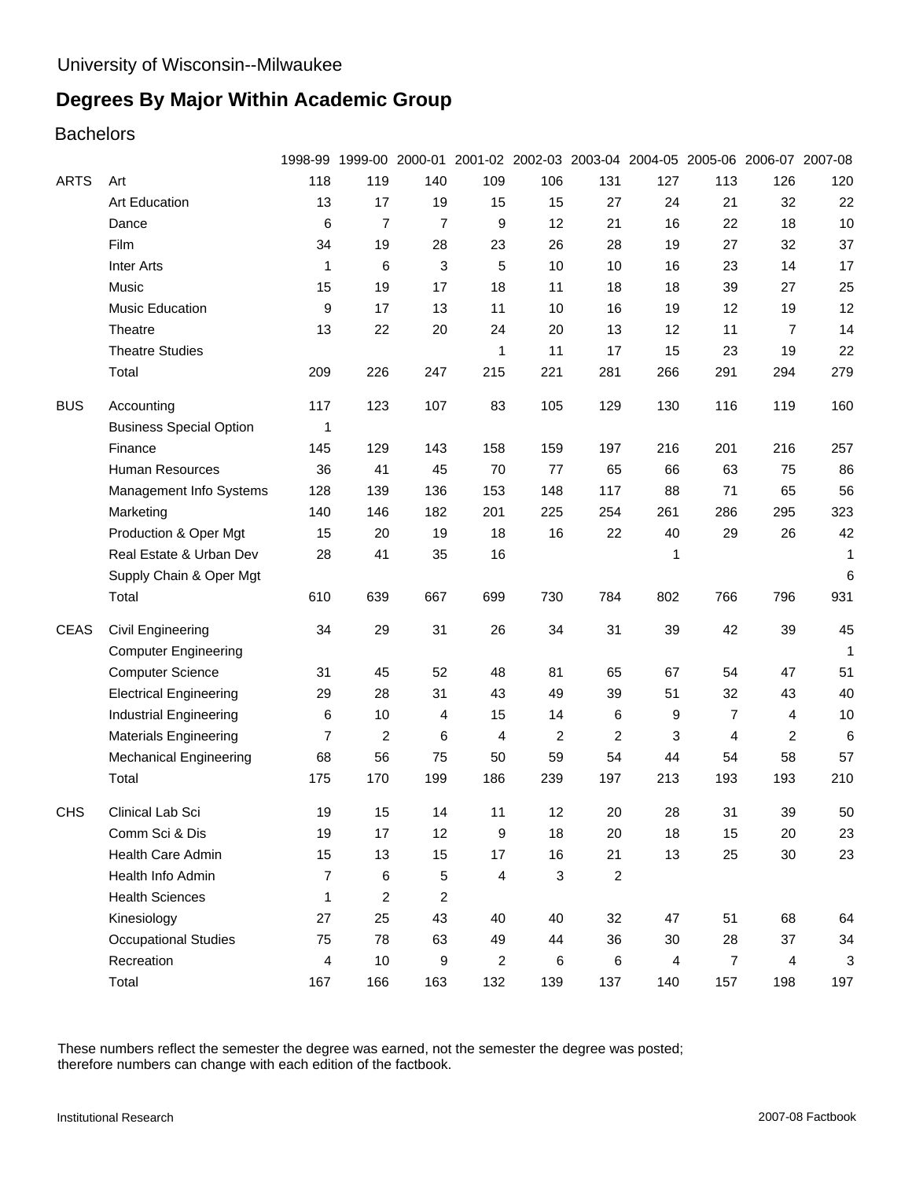University of Wisconsin--Milwaukee

# Degrees By Major Within Academic Group

## Bachelors

| | | 1998-99 | 1999-00 | 2000-01 | 2001-02 | 2002-03 | 2003-04 | 2004-05 | 2005-06 | 2006-07 | 2007-08 |
|---|---|---|---|---|---|---|---|---|---|---|---|
| ARTS | Art | 118 | 119 | 140 | 109 | 106 | 131 | 127 | 113 | 126 | 120 |
| | Art Education | 13 | 17 | 19 | 15 | 15 | 27 | 24 | 21 | 32 | 22 |
| | Dance | 6 | 7 | 7 | 9 | 12 | 21 | 16 | 22 | 18 | 10 |
| | Film | 34 | 19 | 28 | 23 | 26 | 28 | 19 | 27 | 32 | 37 |
| | Inter Arts | 1 | 6 | 3 | 5 | 10 | 10 | 16 | 23 | 14 | 17 |
| | Music | 15 | 19 | 17 | 18 | 11 | 18 | 18 | 39 | 27 | 25 |
| | Music Education | 9 | 17 | 13 | 11 | 10 | 16 | 19 | 12 | 19 | 12 |
| | Theatre | 13 | 22 | 20 | 24 | 20 | 13 | 12 | 11 | 7 | 14 |
| | Theatre Studies | | | | 1 | 11 | 17 | 15 | 23 | 19 | 22 |
| | Total | 209 | 226 | 247 | 215 | 221 | 281 | 266 | 291 | 294 | 279 |
| BUS | Accounting | 117 | 123 | 107 | 83 | 105 | 129 | 130 | 116 | 119 | 160 |
| | Business Special Option | 1 | | | | | | | | | |
| | Finance | 145 | 129 | 143 | 158 | 159 | 197 | 216 | 201 | 216 | 257 |
| | Human Resources | 36 | 41 | 45 | 70 | 77 | 65 | 66 | 63 | 75 | 86 |
| | Management Info Systems | 128 | 139 | 136 | 153 | 148 | 117 | 88 | 71 | 65 | 56 |
| | Marketing | 140 | 146 | 182 | 201 | 225 | 254 | 261 | 286 | 295 | 323 |
| | Production & Oper Mgt | 15 | 20 | 19 | 18 | 16 | 22 | 40 | 29 | 26 | 42 |
| | Real Estate & Urban Dev | 28 | 41 | 35 | 16 | | | 1 | | | 1 |
| | Supply Chain & Oper Mgt | | | | | | | | | | 6 |
| | Total | 610 | 639 | 667 | 699 | 730 | 784 | 802 | 766 | 796 | 931 |
| CEAS | Civil Engineering | 34 | 29 | 31 | 26 | 34 | 31 | 39 | 42 | 39 | 45 |
| | Computer Engineering | | | | | | | | | | 1 |
| | Computer Science | 31 | 45 | 52 | 48 | 81 | 65 | 67 | 54 | 47 | 51 |
| | Electrical Engineering | 29 | 28 | 31 | 43 | 49 | 39 | 51 | 32 | 43 | 40 |
| | Industrial Engineering | 6 | 10 | 4 | 15 | 14 | 6 | 9 | 7 | 4 | 10 |
| | Materials Engineering | 7 | 2 | 6 | 4 | 2 | 2 | 3 | 4 | 2 | 6 |
| | Mechanical Engineering | 68 | 56 | 75 | 50 | 59 | 54 | 44 | 54 | 58 | 57 |
| | Total | 175 | 170 | 199 | 186 | 239 | 197 | 213 | 193 | 193 | 210 |
| CHS | Clinical Lab Sci | 19 | 15 | 14 | 11 | 12 | 20 | 28 | 31 | 39 | 50 |
| | Comm Sci & Dis | 19 | 17 | 12 | 9 | 18 | 20 | 18 | 15 | 20 | 23 |
| | Health Care Admin | 15 | 13 | 15 | 17 | 16 | 21 | 13 | 25 | 30 | 23 |
| | Health Info Admin | 7 | 6 | 5 | 4 | 3 | 2 | | | | |
| | Health Sciences | 1 | 2 | 2 | | | | | | | |
| | Kinesiology | 27 | 25 | 43 | 40 | 40 | 32 | 47 | 51 | 68 | 64 |
| | Occupational Studies | 75 | 78 | 63 | 49 | 44 | 36 | 30 | 28 | 37 | 34 |
| | Recreation | 4 | 10 | 9 | 2 | 6 | 6 | 4 | 7 | 4 | 3 |
| | Total | 167 | 166 | 163 | 132 | 139 | 137 | 140 | 157 | 198 | 197 |

These numbers reflect the semester the degree was earned, not the semester the degree was posted; therefore numbers can change with each edition of the factbook.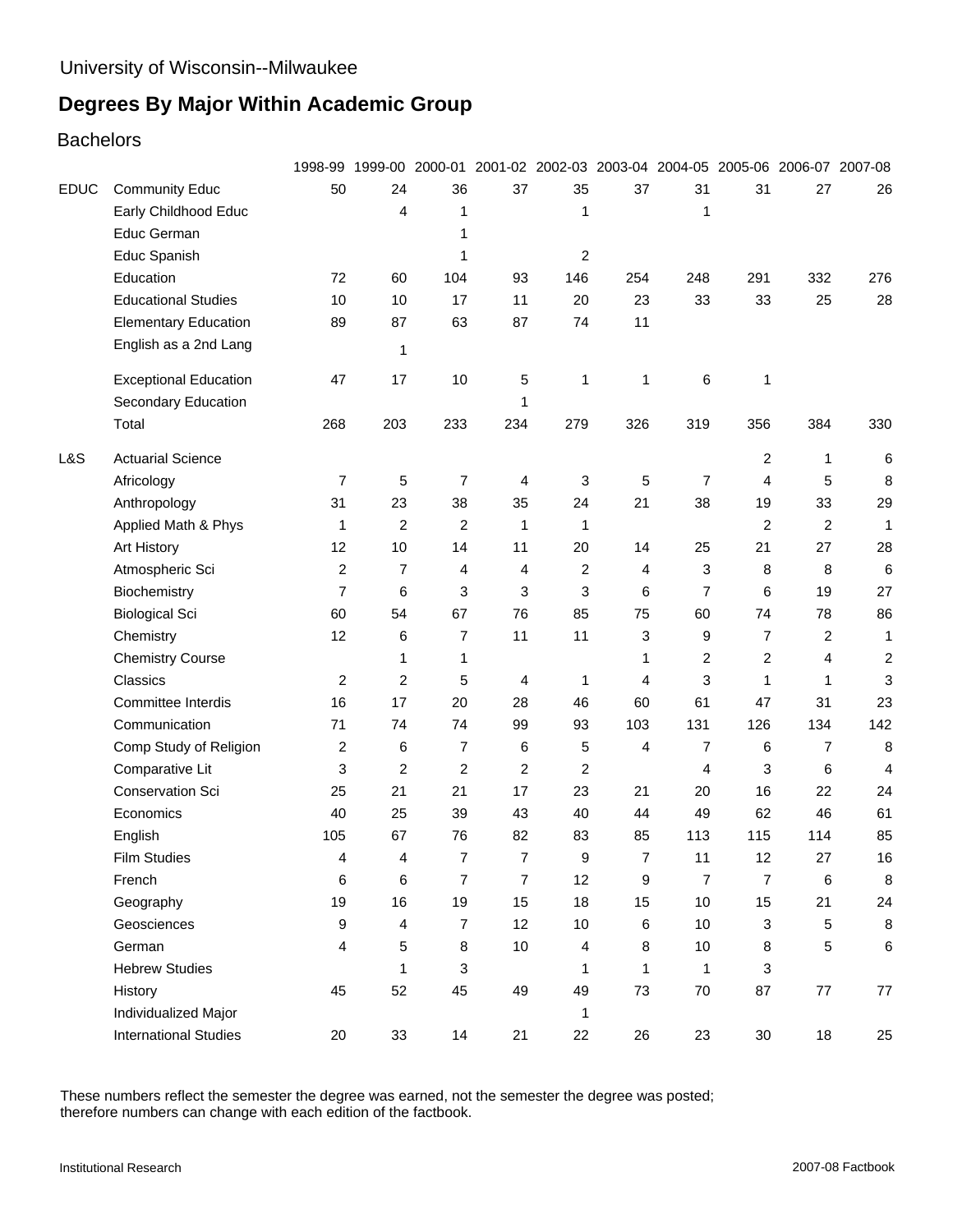University of Wisconsin--Milwaukee

# Degrees By Major Within Academic Group

## Bachelors

| | | 1998-99 | 1999-00 | 2000-01 | 2001-02 | 2002-03 | 2003-04 | 2004-05 | 2005-06 | 2006-07 | 2007-08 |
|---|---|---|---|---|---|---|---|---|---|---|---|
| EDUC | Community Educ | 50 | 24 | 36 | 37 | 35 | 37 | 31 | 31 | 27 | 26 |
| | Early Childhood Educ | | 4 | 1 | | 1 | | 1 | | | |
| | Educ German | | | 1 | | | | | | | |
| | Educ Spanish | | | 1 | | 2 | | | | | |
| | Education | 72 | 60 | 104 | 93 | 146 | 254 | 248 | 291 | 332 | 276 |
| | Educational Studies | 10 | 10 | 17 | 11 | 20 | 23 | 33 | 33 | 25 | 28 |
| | Elementary Education | 89 | 87 | 63 | 87 | 74 | 11 | | | | |
| | English as a 2nd Lang | | 1 | | | | | | | | |
| | Exceptional Education | 47 | 17 | 10 | 5 | 1 | 1 | 6 | 1 | | |
| | Secondary Education | | | | 1 | | | | | | |
| | Total | 268 | 203 | 233 | 234 | 279 | 326 | 319 | 356 | 384 | 330 |
| L&S | Actuarial Science | | | | | | | | 2 | 1 | 6 |
| | Africology | 7 | 5 | 7 | 4 | 3 | 5 | 7 | 4 | 5 | 8 |
| | Anthropology | 31 | 23 | 38 | 35 | 24 | 21 | 38 | 19 | 33 | 29 |
| | Applied Math & Phys | 1 | 2 | 2 | 1 | 1 | | | 2 | 2 | 1 |
| | Art History | 12 | 10 | 14 | 11 | 20 | 14 | 25 | 21 | 27 | 28 |
| | Atmospheric Sci | 2 | 7 | 4 | 4 | 2 | 4 | 3 | 8 | 8 | 6 |
| | Biochemistry | 7 | 6 | 3 | 3 | 3 | 6 | 7 | 6 | 19 | 27 |
| | Biological Sci | 60 | 54 | 67 | 76 | 85 | 75 | 60 | 74 | 78 | 86 |
| | Chemistry | 12 | 6 | 7 | 11 | 11 | 3 | 9 | 7 | 2 | 1 |
| | Chemistry Course | | 1 | 1 | | | 1 | 2 | 2 | 4 | 2 |
| | Classics | 2 | 2 | 5 | 4 | 1 | 4 | 3 | 1 | 1 | 3 |
| | Committee Interdis | 16 | 17 | 20 | 28 | 46 | 60 | 61 | 47 | 31 | 23 |
| | Communication | 71 | 74 | 74 | 99 | 93 | 103 | 131 | 126 | 134 | 142 |
| | Comp Study of Religion | 2 | 6 | 7 | 6 | 5 | 4 | 7 | 6 | 7 | 8 |
| | Comparative Lit | 3 | 2 | 2 | 2 | 2 | | 4 | 3 | 6 | 4 |
| | Conservation Sci | 25 | 21 | 21 | 17 | 23 | 21 | 20 | 16 | 22 | 24 |
| | Economics | 40 | 25 | 39 | 43 | 40 | 44 | 49 | 62 | 46 | 61 |
| | English | 105 | 67 | 76 | 82 | 83 | 85 | 113 | 115 | 114 | 85 |
| | Film Studies | 4 | 4 | 7 | 7 | 9 | 7 | 11 | 12 | 27 | 16 |
| | French | 6 | 6 | 7 | 7 | 12 | 9 | 7 | 7 | 6 | 8 |
| | Geography | 19 | 16 | 19 | 15 | 18 | 15 | 10 | 15 | 21 | 24 |
| | Geosciences | 9 | 4 | 7 | 12 | 10 | 6 | 10 | 3 | 5 | 8 |
| | German | 4 | 5 | 8 | 10 | 4 | 8 | 10 | 8 | 5 | 6 |
| | Hebrew Studies | | 1 | 3 | | 1 | 1 | 1 | 3 | | |
| | History | 45 | 52 | 45 | 49 | 49 | 73 | 70 | 87 | 77 | 77 |
| | Individualized Major | | | | | 1 | | | | | |
| | International Studies | 20 | 33 | 14 | 21 | 22 | 26 | 23 | 30 | 18 | 25 |

These numbers reflect the semester the degree was earned, not the semester the degree was posted; therefore numbers can change with each edition of the factbook.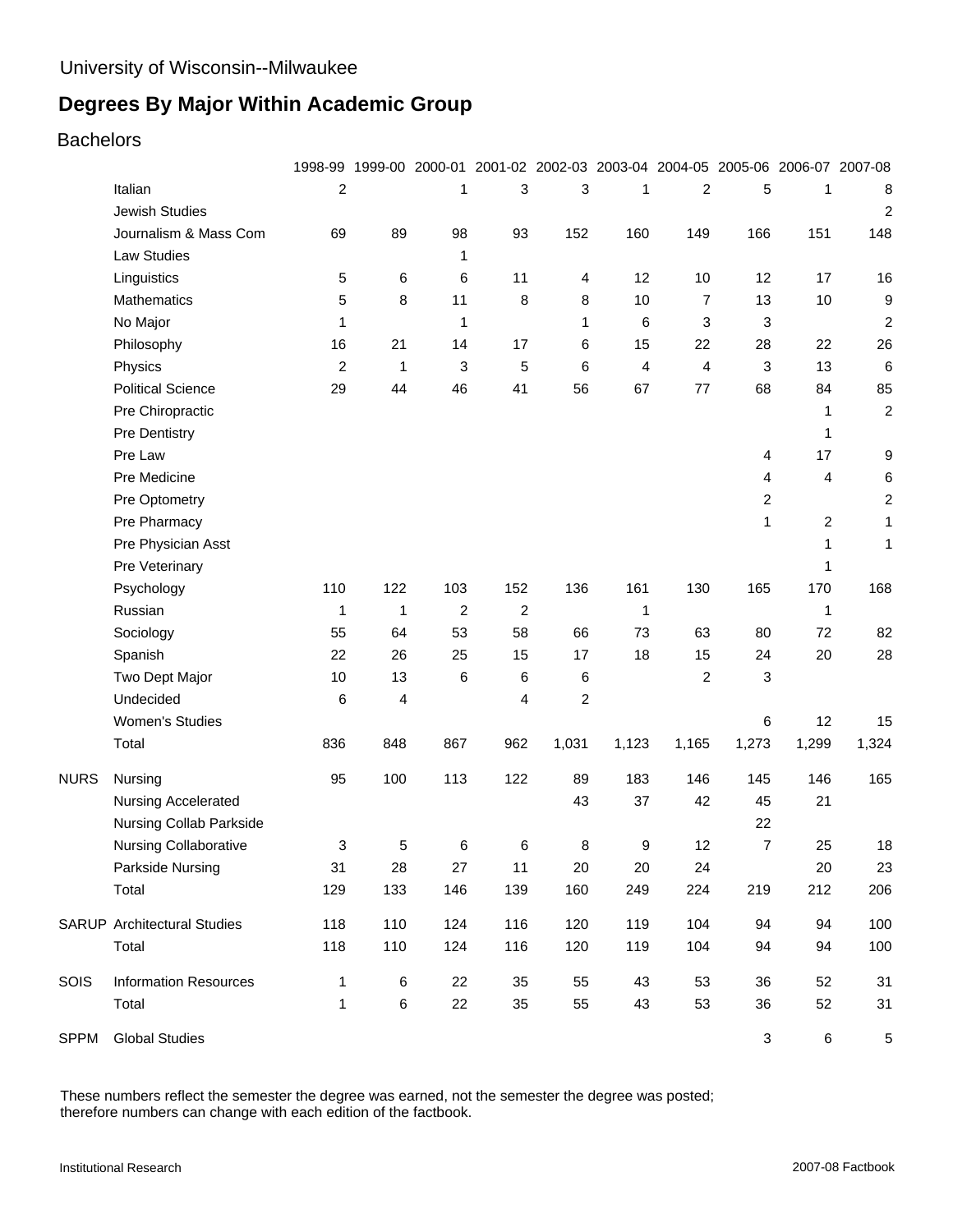University of Wisconsin--Milwaukee

# Degrees By Major Within Academic Group

## Bachelors

| | | 1998-99 | 1999-00 | 2000-01 | 2001-02 | 2002-03 | 2003-04 | 2004-05 | 2005-06 | 2006-07 | 2007-08 |
|---|---|---|---|---|---|---|---|---|---|---|---|
| | Italian | 2 | | 1 | 3 | 3 | 1 | 2 | 5 | 1 | 8 |
| | Jewish Studies | | | | | | | | | | 2 |
| | Journalism & Mass Com | 69 | 89 | 98 | 93 | 152 | 160 | 149 | 166 | 151 | 148 |
| | Law Studies | | | 1 | | | | | | | |
| | Linguistics | 5 | 6 | 6 | 11 | 4 | 12 | 10 | 12 | 17 | 16 |
| | Mathematics | 5 | 8 | 11 | 8 | 8 | 10 | 7 | 13 | 10 | 9 |
| | No Major | 1 | | 1 | | 1 | 6 | 3 | 3 | | 2 |
| | Philosophy | 16 | 21 | 14 | 17 | 6 | 15 | 22 | 28 | 22 | 26 |
| | Physics | 2 | 1 | 3 | 5 | 6 | 4 | 4 | 3 | 13 | 6 |
| | Political Science | 29 | 44 | 46 | 41 | 56 | 67 | 77 | 68 | 84 | 85 |
| | Pre Chiropractic | | | | | | | | | 1 | 2 |
| | Pre Dentistry | | | | | | | | | 1 | |
| | Pre Law | | | | | | | | 4 | 17 | 9 |
| | Pre Medicine | | | | | | | | 4 | 4 | 6 |
| | Pre Optometry | | | | | | | | 2 | | 2 |
| | Pre Pharmacy | | | | | | | | 1 | 2 | 1 |
| | Pre Physician Asst | | | | | | | | | 1 | 1 |
| | Pre Veterinary | | | | | | | | | 1 | |
| | Psychology | 110 | 122 | 103 | 152 | 136 | 161 | 130 | 165 | 170 | 168 |
| | Russian | 1 | 1 | 2 | 2 | | 1 | | | 1 | |
| | Sociology | 55 | 64 | 53 | 58 | 66 | 73 | 63 | 80 | 72 | 82 |
| | Spanish | 22 | 26 | 25 | 15 | 17 | 18 | 15 | 24 | 20 | 28 |
| | Two Dept Major | 10 | 13 | 6 | 6 | 6 | | 2 | 3 | | |
| | Undecided | 6 | 4 | | 4 | 2 | | | | | |
| | Women's Studies | | | | | | | | 6 | 12 | 15 |
| | Total | 836 | 848 | 867 | 962 | 1,031 | 1,123 | 1,165 | 1,273 | 1,299 | 1,324 |
| NURS | Nursing | 95 | 100 | 113 | 122 | 89 | 183 | 146 | 145 | 146 | 165 |
| | Nursing Accelerated | | | | | 43 | 37 | 42 | 45 | 21 | |
| | Nursing Collab Parkside | | | | | | | | 22 | | |
| | Nursing Collaborative | 3 | 5 | 6 | 6 | 8 | 9 | 12 | 7 | 25 | 18 |
| | Parkside Nursing | 31 | 28 | 27 | 11 | 20 | 20 | 24 | | 20 | 23 |
| | Total | 129 | 133 | 146 | 139 | 160 | 249 | 224 | 219 | 212 | 206 |
| SARUP | Architectural Studies | 118 | 110 | 124 | 116 | 120 | 119 | 104 | 94 | 94 | 100 |
| | Total | 118 | 110 | 124 | 116 | 120 | 119 | 104 | 94 | 94 | 100 |
| SOIS | Information Resources | 1 | 6 | 22 | 35 | 55 | 43 | 53 | 36 | 52 | 31 |
| | Total | 1 | 6 | 22 | 35 | 55 | 43 | 53 | 36 | 52 | 31 |
| SPPM | Global Studies | | | | | | | | 3 | 6 | 5 |

These numbers reflect the semester the degree was earned, not the semester the degree was posted; therefore numbers can change with each edition of the factbook.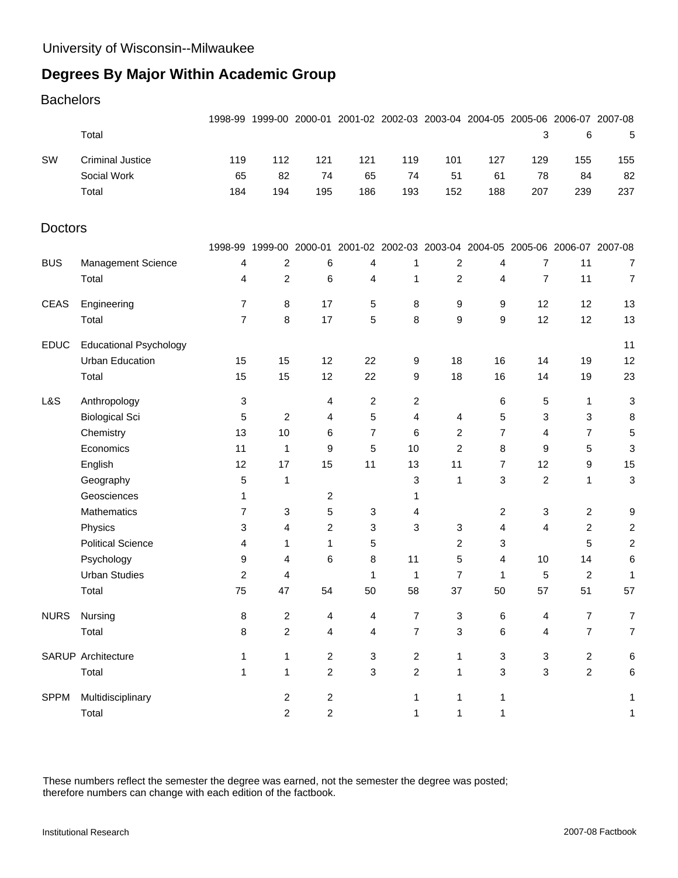University of Wisconsin--Milwaukee

# Degrees By Major Within Academic Group

## Bachelors

| | | 1998-99 | 1999-00 | 2000-01 | 2001-02 | 2002-03 | 2003-04 | 2004-05 | 2005-06 | 2006-07 | 2007-08 |
|---|---|---|---|---|---|---|---|---|---|---|---|
| | Total | | | | | | | | 3 | 6 | 5 |
| SW | Criminal Justice | 119 | 112 | 121 | 121 | 119 | 101 | 127 | 129 | 155 | 155 |
| | Social Work | 65 | 82 | 74 | 65 | 74 | 51 | 61 | 78 | 84 | 82 |
| | Total | 184 | 194 | 195 | 186 | 193 | 152 | 188 | 207 | 239 | 237 |

## Doctors

| | | 1998-99 | 1999-00 | 2000-01 | 2001-02 | 2002-03 | 2003-04 | 2004-05 | 2005-06 | 2006-07 | 2007-08 |
|---|---|---|---|---|---|---|---|---|---|---|---|
| BUS | Management Science | 4 | 2 | 6 | 4 | 1 | 2 | 4 | 7 | 11 | 7 |
| | Total | 4 | 2 | 6 | 4 | 1 | 2 | 4 | 7 | 11 | 7 |
| CEAS | Engineering | 7 | 8 | 17 | 5 | 8 | 9 | 9 | 12 | 12 | 13 |
| | Total | 7 | 8 | 17 | 5 | 8 | 9 | 9 | 12 | 12 | 13 |
| EDUC | Educational Psychology | | | | | | | | | | 11 |
| | Urban Education | 15 | 15 | 12 | 22 | 9 | 18 | 16 | 14 | 19 | 12 |
| | Total | 15 | 15 | 12 | 22 | 9 | 18 | 16 | 14 | 19 | 23 |
| L&S | Anthropology | 3 | | 4 | 2 | 2 | | 6 | 5 | 1 | 3 |
| | Biological Sci | 5 | 2 | 4 | 5 | 4 | 4 | 5 | 3 | 3 | 8 |
| | Chemistry | 13 | 10 | 6 | 7 | 6 | 2 | 7 | 4 | 7 | 5 |
| | Economics | 11 | 1 | 9 | 5 | 10 | 2 | 8 | 9 | 5 | 3 |
| | English | 12 | 17 | 15 | 11 | 13 | 11 | 7 | 12 | 9 | 15 |
| | Geography | 5 | 1 | | | 3 | 1 | 3 | 2 | 1 | 3 |
| | Geosciences | 1 | | 2 | | 1 | | | | | |
| | Mathematics | 7 | 3 | 5 | 3 | 4 | | 2 | 3 | 2 | 9 |
| | Physics | 3 | 4 | 2 | 3 | 3 | 3 | 4 | 4 | 2 | 2 |
| | Political Science | 4 | 1 | 1 | 5 | | 2 | 3 | | 5 | 2 |
| | Psychology | 9 | 4 | 6 | 8 | 11 | 5 | 4 | 10 | 14 | 6 |
| | Urban Studies | 2 | 4 | | 1 | 1 | 7 | 1 | 5 | 2 | 1 |
| | Total | 75 | 47 | 54 | 50 | 58 | 37 | 50 | 57 | 51 | 57 |
| NURS | Nursing | 8 | 2 | 4 | 4 | 7 | 3 | 6 | 4 | 7 | 7 |
| | Total | 8 | 2 | 4 | 4 | 7 | 3 | 6 | 4 | 7 | 7 |
| SARUP | Architecture | 1 | 1 | 2 | 3 | 2 | 1 | 3 | 3 | 2 | 6 |
| | Total | 1 | 1 | 2 | 3 | 2 | 1 | 3 | 3 | 2 | 6 |
| SPPM | Multidisciplinary | | 2 | 2 | | 1 | 1 | 1 | | | 1 |
| | Total | | 2 | 2 | | 1 | 1 | 1 | | | 1 |

These numbers reflect the semester the degree was earned, not the semester the degree was posted; therefore numbers can change with each edition of the factbook.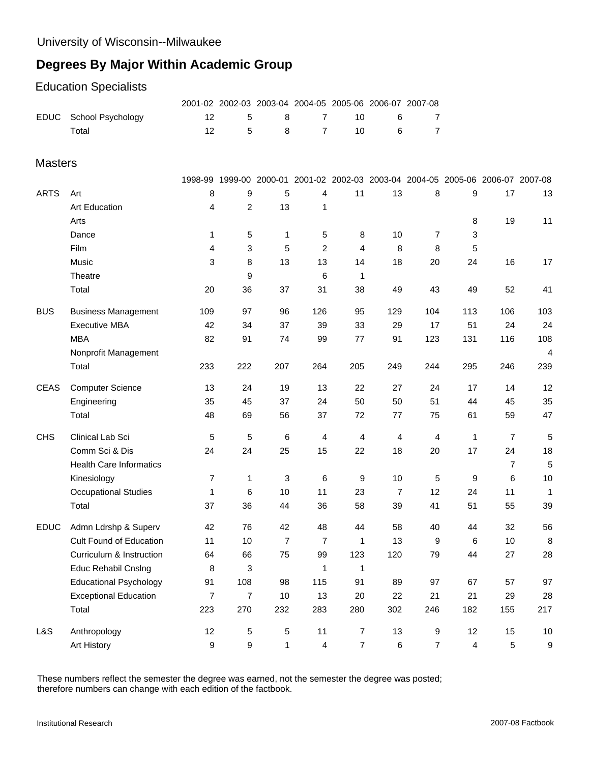University of Wisconsin--Milwaukee

# Degrees By Major Within Academic Group

## Education Specialists

| | | 2001-02 | 2002-03 | 2003-04 | 2004-05 | 2005-06 | 2006-07 | 2007-08 |
|---|---|---|---|---|---|---|---|---|
| EDUC | School Psychology | 12 | 5 | 8 | 7 | 10 | 6 | 7 |
| | Total | 12 | 5 | 8 | 7 | 10 | 6 | 7 |

## Masters

| | | 1998-99 | 1999-00 | 2000-01 | 2001-02 | 2002-03 | 2003-04 | 2004-05 | 2005-06 | 2006-07 | 2007-08 |
|---|---|---|---|---|---|---|---|---|---|---|---|
| ARTS | Art | 8 | 9 | 5 | 4 | 11 | 13 | 8 | 9 | 17 | 13 |
| | Art Education | 4 | 2 | 13 | 1 | | | | | | |
| | Arts | | | | | | | | 8 | 19 | 11 |
| | Dance | 1 | 5 | 1 | 5 | 8 | 10 | 7 | 3 | | |
| | Film | 4 | 3 | 5 | 2 | 4 | 8 | 8 | 5 | | |
| | Music | 3 | 8 | 13 | 13 | 14 | 18 | 20 | 24 | 16 | 17 |
| | Theatre | | 9 | | 6 | 1 | | | | | |
| | Total | 20 | 36 | 37 | 31 | 38 | 49 | 43 | 49 | 52 | 41 |
| BUS | Business Management | 109 | 97 | 96 | 126 | 95 | 129 | 104 | 113 | 106 | 103 |
| | Executive MBA | 42 | 34 | 37 | 39 | 33 | 29 | 17 | 51 | 24 | 24 |
| | MBA | 82 | 91 | 74 | 99 | 77 | 91 | 123 | 131 | 116 | 108 |
| | Nonprofit Management | | | | | | | | | | 4 |
| | Total | 233 | 222 | 207 | 264 | 205 | 249 | 244 | 295 | 246 | 239 |
| CEAS | Computer Science | 13 | 24 | 19 | 13 | 22 | 27 | 24 | 17 | 14 | 12 |
| | Engineering | 35 | 45 | 37 | 24 | 50 | 50 | 51 | 44 | 45 | 35 |
| | Total | 48 | 69 | 56 | 37 | 72 | 77 | 75 | 61 | 59 | 47 |
| CHS | Clinical Lab Sci | 5 | 5 | 6 | 4 | 4 | 4 | 4 | 1 | 7 | 5 |
| | Comm Sci & Dis | 24 | 24 | 25 | 15 | 22 | 18 | 20 | 17 | 24 | 18 |
| | Health Care Informatics | | | | | | | | | 7 | 5 |
| | Kinesiology | 7 | 1 | 3 | 6 | 9 | 10 | 5 | 9 | 6 | 10 |
| | Occupational Studies | 1 | 6 | 10 | 11 | 23 | 7 | 12 | 24 | 11 | 1 |
| | Total | 37 | 36 | 44 | 36 | 58 | 39 | 41 | 51 | 55 | 39 |
| EDUC | Admn Ldrshp & Superv | 42 | 76 | 42 | 48 | 44 | 58 | 40 | 44 | 32 | 56 |
| | Cult Found of Education | 11 | 10 | 7 | 7 | 1 | 13 | 9 | 6 | 10 | 8 |
| | Curriculum & Instruction | 64 | 66 | 75 | 99 | 123 | 120 | 79 | 44 | 27 | 28 |
| | Educ Rehabil Cnslng | 8 | 3 | | 1 | 1 | | | | | |
| | Educational Psychology | 91 | 108 | 98 | 115 | 91 | 89 | 97 | 67 | 57 | 97 |
| | Exceptional Education | 7 | 7 | 10 | 13 | 20 | 22 | 21 | 21 | 29 | 28 |
| | Total | 223 | 270 | 232 | 283 | 280 | 302 | 246 | 182 | 155 | 217 |
| L&S | Anthropology | 12 | 5 | 5 | 11 | 7 | 13 | 9 | 12 | 15 | 10 |
| | Art History | 9 | 9 | 1 | 4 | 7 | 6 | 7 | 4 | 5 | 9 |

These numbers reflect the semester the degree was earned, not the semester the degree was posted; therefore numbers can change with each edition of the factbook.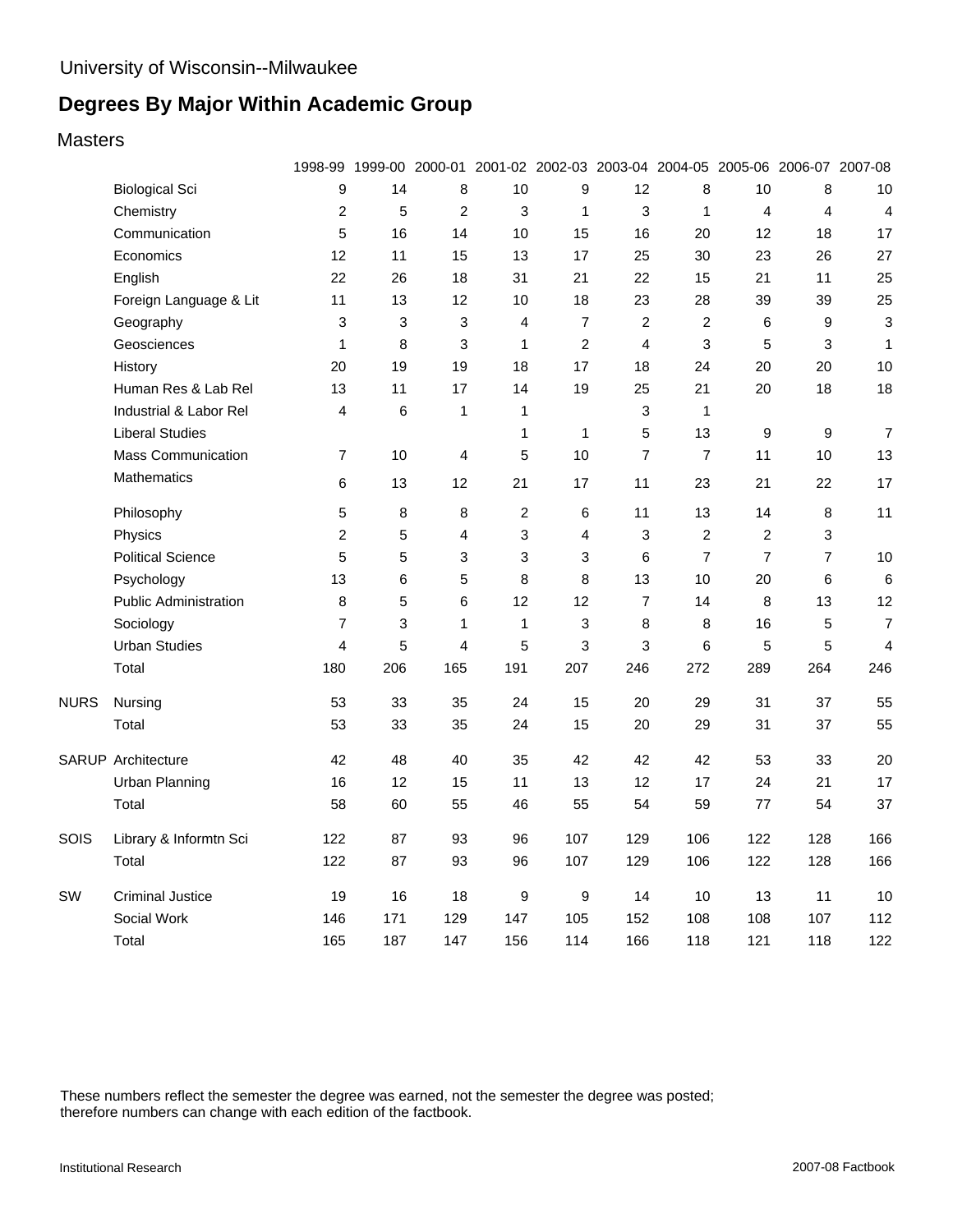University of Wisconsin--Milwaukee

# Degrees By Major Within Academic Group

## Masters

| | | 1998-99 | 1999-00 | 2000-01 | 2001-02 | 2002-03 | 2003-04 | 2004-05 | 2005-06 | 2006-07 | 2007-08 |
|---|---|---|---|---|---|---|---|---|---|---|---|
| | Biological Sci | 9 | 14 | 8 | 10 | 9 | 12 | 8 | 10 | 8 | 10 |
| | Chemistry | 2 | 5 | 2 | 3 | 1 | 3 | 1 | 4 | 4 | 4 |
| | Communication | 5 | 16 | 14 | 10 | 15 | 16 | 20 | 12 | 18 | 17 |
| | Economics | 12 | 11 | 15 | 13 | 17 | 25 | 30 | 23 | 26 | 27 |
| | English | 22 | 26 | 18 | 31 | 21 | 22 | 15 | 21 | 11 | 25 |
| | Foreign Language & Lit | 11 | 13 | 12 | 10 | 18 | 23 | 28 | 39 | 39 | 25 |
| | Geography | 3 | 3 | 3 | 4 | 7 | 2 | 2 | 6 | 9 | 3 |
| | Geosciences | 1 | 8 | 3 | 1 | 2 | 4 | 3 | 5 | 3 | 1 |
| | History | 20 | 19 | 19 | 18 | 17 | 18 | 24 | 20 | 20 | 10 |
| | Human Res & Lab Rel | 13 | 11 | 17 | 14 | 19 | 25 | 21 | 20 | 18 | 18 |
| | Industrial & Labor Rel | 4 | 6 | 1 | 1 | | 3 | 1 | | | |
| | Liberal Studies | | | | 1 | 1 | 5 | 13 | 9 | 9 | 7 |
| | Mass Communication | 7 | 10 | 4 | 5 | 10 | 7 | 7 | 11 | 10 | 13 |
| | Mathematics | 6 | 13 | 12 | 21 | 17 | 11 | 23 | 21 | 22 | 17 |
| | Philosophy | 5 | 8 | 8 | 2 | 6 | 11 | 13 | 14 | 8 | 11 |
| | Physics | 2 | 5 | 4 | 3 | 4 | 3 | 2 | 2 | 3 | |
| | Political Science | 5 | 5 | 3 | 3 | 3 | 6 | 7 | 7 | 7 | 10 |
| | Psychology | 13 | 6 | 5 | 8 | 8 | 13 | 10 | 20 | 6 | 6 |
| | Public Administration | 8 | 5 | 6 | 12 | 12 | 7 | 14 | 8 | 13 | 12 |
| | Sociology | 7 | 3 | 1 | 1 | 3 | 8 | 8 | 16 | 5 | 7 |
| | Urban Studies | 4 | 5 | 4 | 5 | 3 | 3 | 6 | 5 | 5 | 4 |
| | Total | 180 | 206 | 165 | 191 | 207 | 246 | 272 | 289 | 264 | 246 |
| NURS | Nursing | 53 | 33 | 35 | 24 | 15 | 20 | 29 | 31 | 37 | 55 |
| | Total | 53 | 33 | 35 | 24 | 15 | 20 | 29 | 31 | 37 | 55 |
| SARUP | Architecture | 42 | 48 | 40 | 35 | 42 | 42 | 42 | 53 | 33 | 20 |
| | Urban Planning | 16 | 12 | 15 | 11 | 13 | 12 | 17 | 24 | 21 | 17 |
| | Total | 58 | 60 | 55 | 46 | 55 | 54 | 59 | 77 | 54 | 37 |
| SOIS | Library & Informtn Sci | 122 | 87 | 93 | 96 | 107 | 129 | 106 | 122 | 128 | 166 |
| | Total | 122 | 87 | 93 | 96 | 107 | 129 | 106 | 122 | 128 | 166 |
| SW | Criminal Justice | 19 | 16 | 18 | 9 | 9 | 14 | 10 | 13 | 11 | 10 |
| | Social Work | 146 | 171 | 129 | 147 | 105 | 152 | 108 | 108 | 107 | 112 |
| | Total | 165 | 187 | 147 | 156 | 114 | 166 | 118 | 121 | 118 | 122 |

These numbers reflect the semester the degree was earned, not the semester the degree was posted; therefore numbers can change with each edition of the factbook.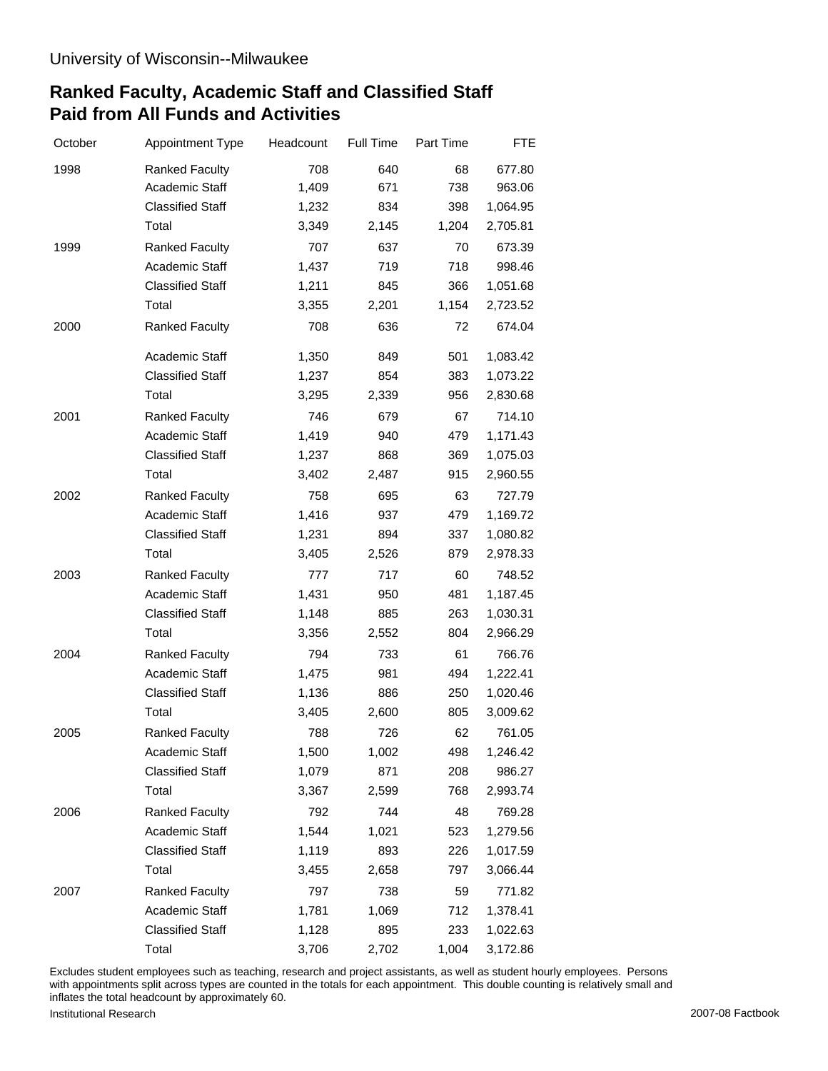University of Wisconsin--Milwaukee

# Ranked Faculty, Academic Staff and Classified Staff Paid from All Funds and Activities

| October | Appointment Type | Headcount | Full Time | Part Time | FTE |
|---|---|---|---|---|---|
| 1998 | Ranked Faculty | 708 | 640 | 68 | 677.80 |
| | Academic Staff | 1,409 | 671 | 738 | 963.06 |
| | Classified Staff | 1,232 | 834 | 398 | 1,064.95 |
| | Total | 3,349 | 2,145 | 1,204 | 2,705.81 |
| 1999 | Ranked Faculty | 707 | 637 | 70 | 673.39 |
| | Academic Staff | 1,437 | 719 | 718 | 998.46 |
| | Classified Staff | 1,211 | 845 | 366 | 1,051.68 |
| | Total | 3,355 | 2,201 | 1,154 | 2,723.52 |
| 2000 | Ranked Faculty | 708 | 636 | 72 | 674.04 |
| | Academic Staff | 1,350 | 849 | 501 | 1,083.42 |
| | Classified Staff | 1,237 | 854 | 383 | 1,073.22 |
| | Total | 3,295 | 2,339 | 956 | 2,830.68 |
| 2001 | Ranked Faculty | 746 | 679 | 67 | 714.10 |
| | Academic Staff | 1,419 | 940 | 479 | 1,171.43 |
| | Classified Staff | 1,237 | 868 | 369 | 1,075.03 |
| | Total | 3,402 | 2,487 | 915 | 2,960.55 |
| 2002 | Ranked Faculty | 758 | 695 | 63 | 727.79 |
| | Academic Staff | 1,416 | 937 | 479 | 1,169.72 |
| | Classified Staff | 1,231 | 894 | 337 | 1,080.82 |
| | Total | 3,405 | 2,526 | 879 | 2,978.33 |
| 2003 | Ranked Faculty | 777 | 717 | 60 | 748.52 |
| | Academic Staff | 1,431 | 950 | 481 | 1,187.45 |
| | Classified Staff | 1,148 | 885 | 263 | 1,030.31 |
| | Total | 3,356 | 2,552 | 804 | 2,966.29 |
| 2004 | Ranked Faculty | 794 | 733 | 61 | 766.76 |
| | Academic Staff | 1,475 | 981 | 494 | 1,222.41 |
| | Classified Staff | 1,136 | 886 | 250 | 1,020.46 |
| | Total | 3,405 | 2,600 | 805 | 3,009.62 |
| 2005 | Ranked Faculty | 788 | 726 | 62 | 761.05 |
| | Academic Staff | 1,500 | 1,002 | 498 | 1,246.42 |
| | Classified Staff | 1,079 | 871 | 208 | 986.27 |
| | Total | 3,367 | 2,599 | 768 | 2,993.74 |
| 2006 | Ranked Faculty | 792 | 744 | 48 | 769.28 |
| | Academic Staff | 1,544 | 1,021 | 523 | 1,279.56 |
| | Classified Staff | 1,119 | 893 | 226 | 1,017.59 |
| | Total | 3,455 | 2,658 | 797 | 3,066.44 |
| 2007 | Ranked Faculty | 797 | 738 | 59 | 771.82 |
| | Academic Staff | 1,781 | 1,069 | 712 | 1,378.41 |
| | Classified Staff | 1,128 | 895 | 233 | 1,022.63 |
| | Total | 3,706 | 2,702 | 1,004 | 3,172.86 |

Excludes student employees such as teaching, research and project assistants, as well as student hourly employees. Persons with appointments split across types are counted in the totals for each appointment. This double counting is relatively small and inflates the total headcount by approximately 60.

Institutional Research

2007-08 Factbook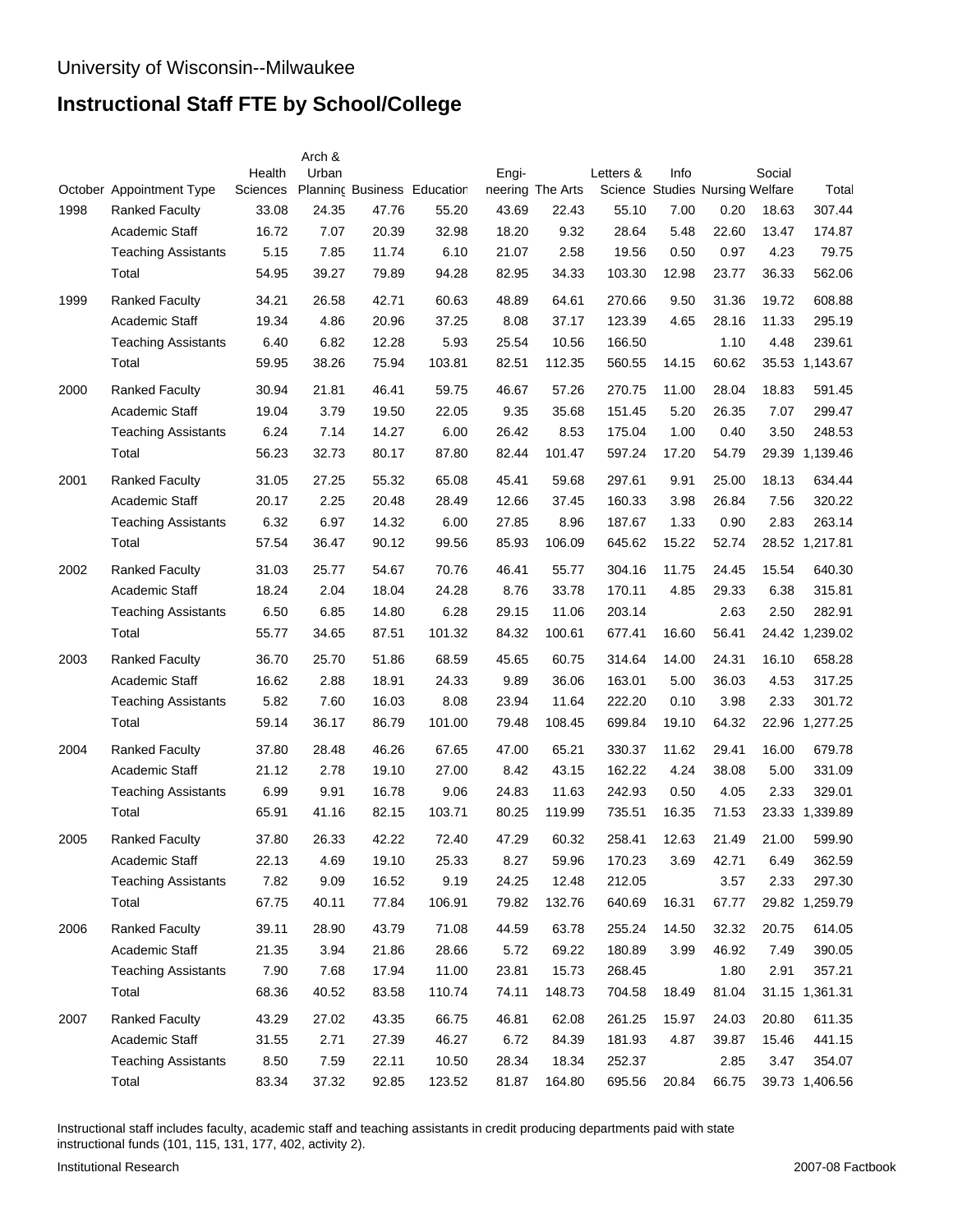University of Wisconsin--Milwaukee

# Instructional Staff FTE by School/College

| October | Appointment Type | Health Sciences | Arch & Urban Planning | Business | Education | Engineering | The Arts | Letters & Science | Info Studies | Nursing | Social Welfare | Total |
|---|---|---|---|---|---|---|---|---|---|---|---|---|
| 1998 | Ranked Faculty | 33.08 | 24.35 | 47.76 | 55.20 | 43.69 | 22.43 | 55.10 | 7.00 | 0.20 | 18.63 | 307.44 |
| | Academic Staff | 16.72 | 7.07 | 20.39 | 32.98 | 18.20 | 9.32 | 28.64 | 5.48 | 22.60 | 13.47 | 174.87 |
| | Teaching Assistants | 5.15 | 7.85 | 11.74 | 6.10 | 21.07 | 2.58 | 19.56 | 0.50 | 0.97 | 4.23 | 79.75 |
| | Total | 54.95 | 39.27 | 79.89 | 94.28 | 82.95 | 34.33 | 103.30 | 12.98 | 23.77 | 36.33 | 562.06 |
| 1999 | Ranked Faculty | 34.21 | 26.58 | 42.71 | 60.63 | 48.89 | 64.61 | 270.66 | 9.50 | 31.36 | 19.72 | 608.88 |
| | Academic Staff | 19.34 | 4.86 | 20.96 | 37.25 | 8.08 | 37.17 | 123.39 | 4.65 | 28.16 | 11.33 | 295.19 |
| | Teaching Assistants | 6.40 | 6.82 | 12.28 | 5.93 | 25.54 | 10.56 | 166.50 | | 1.10 | 4.48 | 239.61 |
| | Total | 59.95 | 38.26 | 75.94 | 103.81 | 82.51 | 112.35 | 560.55 | 14.15 | 60.62 | 35.53 | 1,143.67 |
| 2000 | Ranked Faculty | 30.94 | 21.81 | 46.41 | 59.75 | 46.67 | 57.26 | 270.75 | 11.00 | 28.04 | 18.83 | 591.45 |
| | Academic Staff | 19.04 | 3.79 | 19.50 | 22.05 | 9.35 | 35.68 | 151.45 | 5.20 | 26.35 | 7.07 | 299.47 |
| | Teaching Assistants | 6.24 | 7.14 | 14.27 | 6.00 | 26.42 | 8.53 | 175.04 | 1.00 | 0.40 | 3.50 | 248.53 |
| | Total | 56.23 | 32.73 | 80.17 | 87.80 | 82.44 | 101.47 | 597.24 | 17.20 | 54.79 | 29.39 | 1,139.46 |
| 2001 | Ranked Faculty | 31.05 | 27.25 | 55.32 | 65.08 | 45.41 | 59.68 | 297.61 | 9.91 | 25.00 | 18.13 | 634.44 |
| | Academic Staff | 20.17 | 2.25 | 20.48 | 28.49 | 12.66 | 37.45 | 160.33 | 3.98 | 26.84 | 7.56 | 320.22 |
| | Teaching Assistants | 6.32 | 6.97 | 14.32 | 6.00 | 27.85 | 8.96 | 187.67 | 1.33 | 0.90 | 2.83 | 263.14 |
| | Total | 57.54 | 36.47 | 90.12 | 99.56 | 85.93 | 106.09 | 645.62 | 15.22 | 52.74 | 28.52 | 1,217.81 |
| 2002 | Ranked Faculty | 31.03 | 25.77 | 54.67 | 70.76 | 46.41 | 55.77 | 304.16 | 11.75 | 24.45 | 15.54 | 640.30 |
| | Academic Staff | 18.24 | 2.04 | 18.04 | 24.28 | 8.76 | 33.78 | 170.11 | 4.85 | 29.33 | 6.38 | 315.81 |
| | Teaching Assistants | 6.50 | 6.85 | 14.80 | 6.28 | 29.15 | 11.06 | 203.14 | | 2.63 | 2.50 | 282.91 |
| | Total | 55.77 | 34.65 | 87.51 | 101.32 | 84.32 | 100.61 | 677.41 | 16.60 | 56.41 | 24.42 | 1,239.02 |
| 2003 | Ranked Faculty | 36.70 | 25.70 | 51.86 | 68.59 | 45.65 | 60.75 | 314.64 | 14.00 | 24.31 | 16.10 | 658.28 |
| | Academic Staff | 16.62 | 2.88 | 18.91 | 24.33 | 9.89 | 36.06 | 163.01 | 5.00 | 36.03 | 4.53 | 317.25 |
| | Teaching Assistants | 5.82 | 7.60 | 16.03 | 8.08 | 23.94 | 11.64 | 222.20 | 0.10 | 3.98 | 2.33 | 301.72 |
| | Total | 59.14 | 36.17 | 86.79 | 101.00 | 79.48 | 108.45 | 699.84 | 19.10 | 64.32 | 22.96 | 1,277.25 |
| 2004 | Ranked Faculty | 37.80 | 28.48 | 46.26 | 67.65 | 47.00 | 65.21 | 330.37 | 11.62 | 29.41 | 16.00 | 679.78 |
| | Academic Staff | 21.12 | 2.78 | 19.10 | 27.00 | 8.42 | 43.15 | 162.22 | 4.24 | 38.08 | 5.00 | 331.09 |
| | Teaching Assistants | 6.99 | 9.91 | 16.78 | 9.06 | 24.83 | 11.63 | 242.93 | 0.50 | 4.05 | 2.33 | 329.01 |
| | Total | 65.91 | 41.16 | 82.15 | 103.71 | 80.25 | 119.99 | 735.51 | 16.35 | 71.53 | 23.33 | 1,339.89 |
| 2005 | Ranked Faculty | 37.80 | 26.33 | 42.22 | 72.40 | 47.29 | 60.32 | 258.41 | 12.63 | 21.49 | 21.00 | 599.90 |
| | Academic Staff | 22.13 | 4.69 | 19.10 | 25.33 | 8.27 | 59.96 | 170.23 | 3.69 | 42.71 | 6.49 | 362.59 |
| | Teaching Assistants | 7.82 | 9.09 | 16.52 | 9.19 | 24.25 | 12.48 | 212.05 | | 3.57 | 2.33 | 297.30 |
| | Total | 67.75 | 40.11 | 77.84 | 106.91 | 79.82 | 132.76 | 640.69 | 16.31 | 67.77 | 29.82 | 1,259.79 |
| 2006 | Ranked Faculty | 39.11 | 28.90 | 43.79 | 71.08 | 44.59 | 63.78 | 255.24 | 14.50 | 32.32 | 20.75 | 614.05 |
| | Academic Staff | 21.35 | 3.94 | 21.86 | 28.66 | 5.72 | 69.22 | 180.89 | 3.99 | 46.92 | 7.49 | 390.05 |
| | Teaching Assistants | 7.90 | 7.68 | 17.94 | 11.00 | 23.81 | 15.73 | 268.45 | | 1.80 | 2.91 | 357.21 |
| | Total | 68.36 | 40.52 | 83.58 | 110.74 | 74.11 | 148.73 | 704.58 | 18.49 | 81.04 | 31.15 | 1,361.31 |
| 2007 | Ranked Faculty | 43.29 | 27.02 | 43.35 | 66.75 | 46.81 | 62.08 | 261.25 | 15.97 | 24.03 | 20.80 | 611.35 |
| | Academic Staff | 31.55 | 2.71 | 27.39 | 46.27 | 6.72 | 84.39 | 181.93 | 4.87 | 39.87 | 15.46 | 441.15 |
| | Teaching Assistants | 8.50 | 7.59 | 22.11 | 10.50 | 28.34 | 18.34 | 252.37 | | 2.85 | 3.47 | 354.07 |
| | Total | 83.34 | 37.32 | 92.85 | 123.52 | 81.87 | 164.80 | 695.56 | 20.84 | 66.75 | 39.73 | 1,406.56 |

Instructional staff includes faculty, academic staff and teaching assistants in credit producing departments paid with state instructional funds (101, 115, 131, 177, 402, activity 2).

Institutional Research

2007-08 Factbook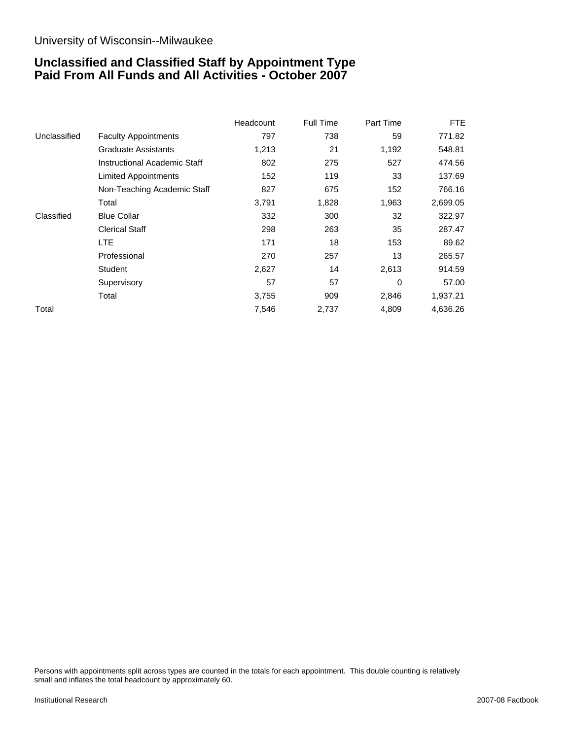University of Wisconsin--Milwaukee

## Unclassified and Classified Staff by Appointment Type
## Paid From All Funds and All Activities - October 2007

| | | Headcount | Full Time | Part Time | FTE |
|---|---|---|---|---|---|
| Unclassified | Faculty Appointments | 797 | 738 | 59 | 771.82 |
| | Graduate Assistants | 1,213 | 21 | 1,192 | 548.81 |
| | Instructional Academic Staff | 802 | 275 | 527 | 474.56 |
| | Limited Appointments | 152 | 119 | 33 | 137.69 |
| | Non-Teaching Academic Staff | 827 | 675 | 152 | 766.16 |
| | Total | 3,791 | 1,828 | 1,963 | 2,699.05 |
| Classified | Blue Collar | 332 | 300 | 32 | 322.97 |
| | Clerical Staff | 298 | 263 | 35 | 287.47 |
| | LTE | 171 | 18 | 153 | 89.62 |
| | Professional | 270 | 257 | 13 | 265.57 |
| | Student | 2,627 | 14 | 2,613 | 914.59 |
| | Supervisory | 57 | 57 | 0 | 57.00 |
| | Total | 3,755 | 909 | 2,846 | 1,937.21 |
| Total | | 7,546 | 2,737 | 4,809 | 4,636.26 |

Persons with appointments split across types are counted in the totals for each appointment. This double counting is relatively small and inflates the total headcount by approximately 60.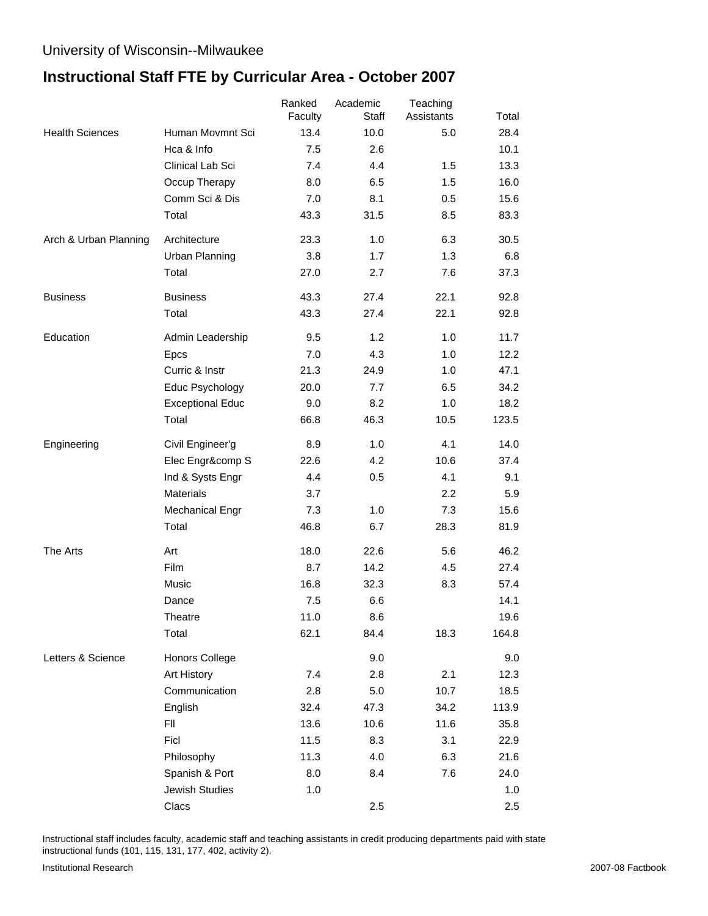University of Wisconsin--Milwaukee

# Instructional Staff FTE by Curricular Area - October 2007

| | | Ranked Faculty | Academic Staff | Teaching Assistants | Total |
|---|---|---|---|---|---|
| Health Sciences | Human Movmnt Sci | 13.4 | 10.0 | 5.0 | 28.4 |
| | Hca & Info | 7.5 | 2.6 | | 10.1 |
| | Clinical Lab Sci | 7.4 | 4.4 | 1.5 | 13.3 |
| | Occup Therapy | 8.0 | 6.5 | 1.5 | 16.0 |
| | Comm Sci & Dis | 7.0 | 8.1 | 0.5 | 15.6 |
| | Total | 43.3 | 31.5 | 8.5 | 83.3 |
| Arch & Urban Planning | Architecture | 23.3 | 1.0 | 6.3 | 30.5 |
| | Urban Planning | 3.8 | 1.7 | 1.3 | 6.8 |
| | Total | 27.0 | 2.7 | 7.6 | 37.3 |
| Business | Business | 43.3 | 27.4 | 22.1 | 92.8 |
| | Total | 43.3 | 27.4 | 22.1 | 92.8 |
| Education | Admin Leadership | 9.5 | 1.2 | 1.0 | 11.7 |
| | Epcs | 7.0 | 4.3 | 1.0 | 12.2 |
| | Curric & Instr | 21.3 | 24.9 | 1.0 | 47.1 |
| | Educ Psychology | 20.0 | 7.7 | 6.5 | 34.2 |
| | Exceptional Educ | 9.0 | 8.2 | 1.0 | 18.2 |
| | Total | 66.8 | 46.3 | 10.5 | 123.5 |
| Engineering | Civil Engineer'g | 8.9 | 1.0 | 4.1 | 14.0 |
| | Elec Engr&comp S | 22.6 | 4.2 | 10.6 | 37.4 |
| | Ind & Systs Engr | 4.4 | 0.5 | 4.1 | 9.1 |
| | Materials | 3.7 | | 2.2 | 5.9 |
| | Mechanical Engr | 7.3 | 1.0 | 7.3 | 15.6 |
| | Total | 46.8 | 6.7 | 28.3 | 81.9 |
| The Arts | Art | 18.0 | 22.6 | 5.6 | 46.2 |
| | Film | 8.7 | 14.2 | 4.5 | 27.4 |
| | Music | 16.8 | 32.3 | 8.3 | 57.4 |
| | Dance | 7.5 | 6.6 | | 14.1 |
| | Theatre | 11.0 | 8.6 | | 19.6 |
| | Total | 62.1 | 84.4 | 18.3 | 164.8 |
| Letters & Science | Honors College | | 9.0 | | 9.0 |
| | Art History | 7.4 | 2.8 | 2.1 | 12.3 |
| | Communication | 2.8 | 5.0 | 10.7 | 18.5 |
| | English | 32.4 | 47.3 | 34.2 | 113.9 |
| | Fll | 13.6 | 10.6 | 11.6 | 35.8 |
| | Ficl | 11.5 | 8.3 | 3.1 | 22.9 |
| | Philosophy | 11.3 | 4.0 | 6.3 | 21.6 |
| | Spanish & Port | 8.0 | 8.4 | 7.6 | 24.0 |
| | Jewish Studies | 1.0 | | | 1.0 |
| | Clacs | | 2.5 | | 2.5 |

Instructional staff includes faculty, academic staff and teaching assistants in credit producing departments paid with state instructional funds (101, 115, 131, 177, 402, activity 2).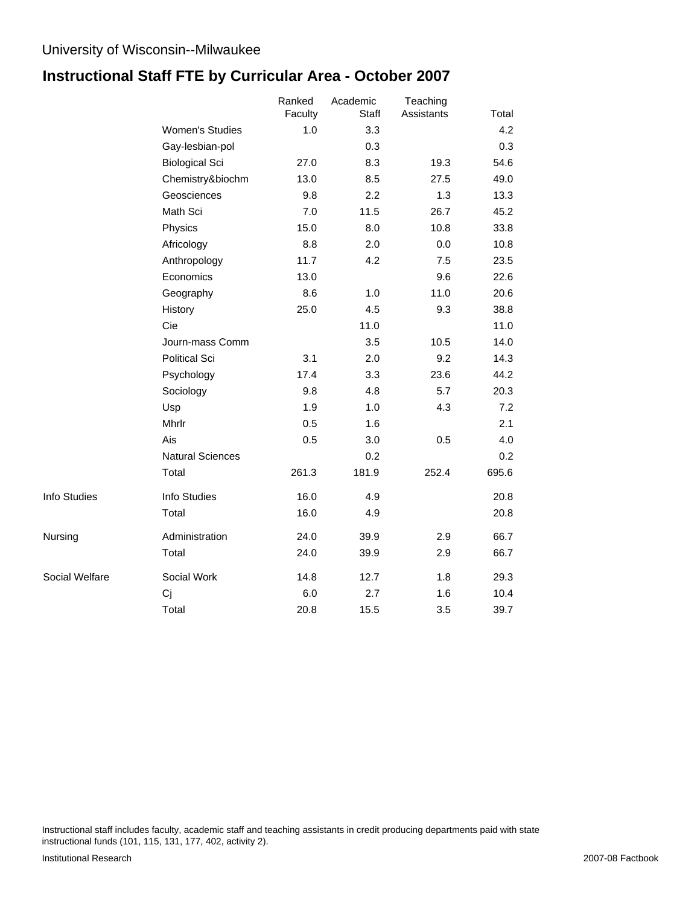University of Wisconsin--Milwaukee

# Instructional Staff FTE by Curricular Area - October 2007

| | | Ranked Faculty | Academic Staff | Teaching Assistants | Total |
|---|---|---|---|---|---|
| | Women's Studies | 1.0 | 3.3 | | 4.2 |
| | Gay-lesbian-pol | | 0.3 | | 0.3 |
| | Biological Sci | 27.0 | 8.3 | 19.3 | 54.6 |
| | Chemistry&biochm | 13.0 | 8.5 | 27.5 | 49.0 |
| | Geosciences | 9.8 | 2.2 | 1.3 | 13.3 |
| | Math Sci | 7.0 | 11.5 | 26.7 | 45.2 |
| | Physics | 15.0 | 8.0 | 10.8 | 33.8 |
| | Africology | 8.8 | 2.0 | 0.0 | 10.8 |
| | Anthropology | 11.7 | 4.2 | 7.5 | 23.5 |
| | Economics | 13.0 | | 9.6 | 22.6 |
| | Geography | 8.6 | 1.0 | 11.0 | 20.6 |
| | History | 25.0 | 4.5 | 9.3 | 38.8 |
| | Cie | | 11.0 | | 11.0 |
| | Journ-mass Comm | | 3.5 | 10.5 | 14.0 |
| | Political Sci | 3.1 | 2.0 | 9.2 | 14.3 |
| | Psychology | 17.4 | 3.3 | 23.6 | 44.2 |
| | Sociology | 9.8 | 4.8 | 5.7 | 20.3 |
| | Usp | 1.9 | 1.0 | 4.3 | 7.2 |
| | Mhrlr | 0.5 | 1.6 | | 2.1 |
| | Ais | 0.5 | 3.0 | 0.5 | 4.0 |
| | Natural Sciences | | 0.2 | | 0.2 |
| | Total | 261.3 | 181.9 | 252.4 | 695.6 |
| Info Studies | Info Studies | 16.0 | 4.9 | | 20.8 |
| | Total | 16.0 | 4.9 | | 20.8 |
| Nursing | Administration | 24.0 | 39.9 | 2.9 | 66.7 |
| | Total | 24.0 | 39.9 | 2.9 | 66.7 |
| Social Welfare | Social Work | 14.8 | 12.7 | 1.8 | 29.3 |
| | Cj | 6.0 | 2.7 | 1.6 | 10.4 |
| | Total | 20.8 | 15.5 | 3.5 | 39.7 |

Instructional staff includes faculty, academic staff and teaching assistants in credit producing departments paid with state instructional funds (101, 115, 131, 177, 402, activity 2).

Institutional Research　　2007-08 Factbook